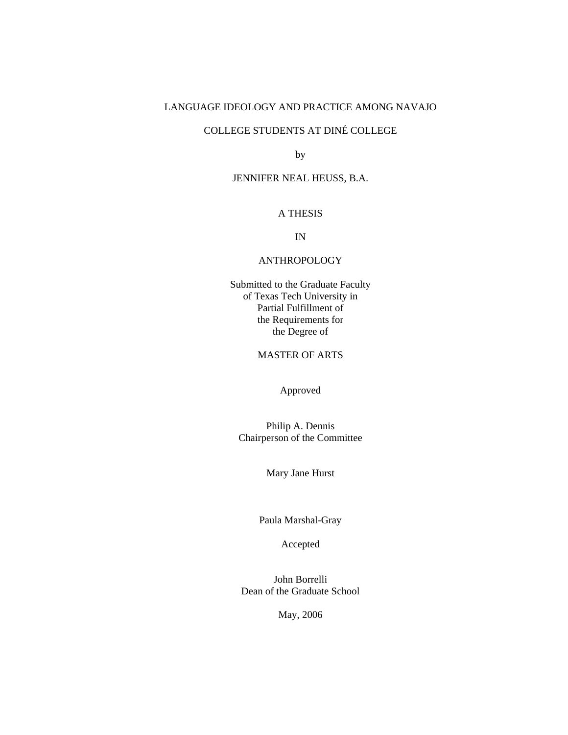# LANGUAGE IDEOLOGY AND PRACTICE AMONG NAVAJO COLLEGE STUDENTS AT DINÉ COLLEGE

by

JENNIFER NEAL HEUSS, B.A.

A THESIS

IN

ANTHROPOLOGY

Submitted to the Graduate Faculty
of Texas Tech University in
Partial Fulfillment of
the Requirements for
the Degree of

MASTER OF ARTS

Approved

Philip A. Dennis
Chairperson of the Committee

Mary Jane Hurst

Paula Marshal-Gray

Accepted

John Borrelli
Dean of the Graduate School

May, 2006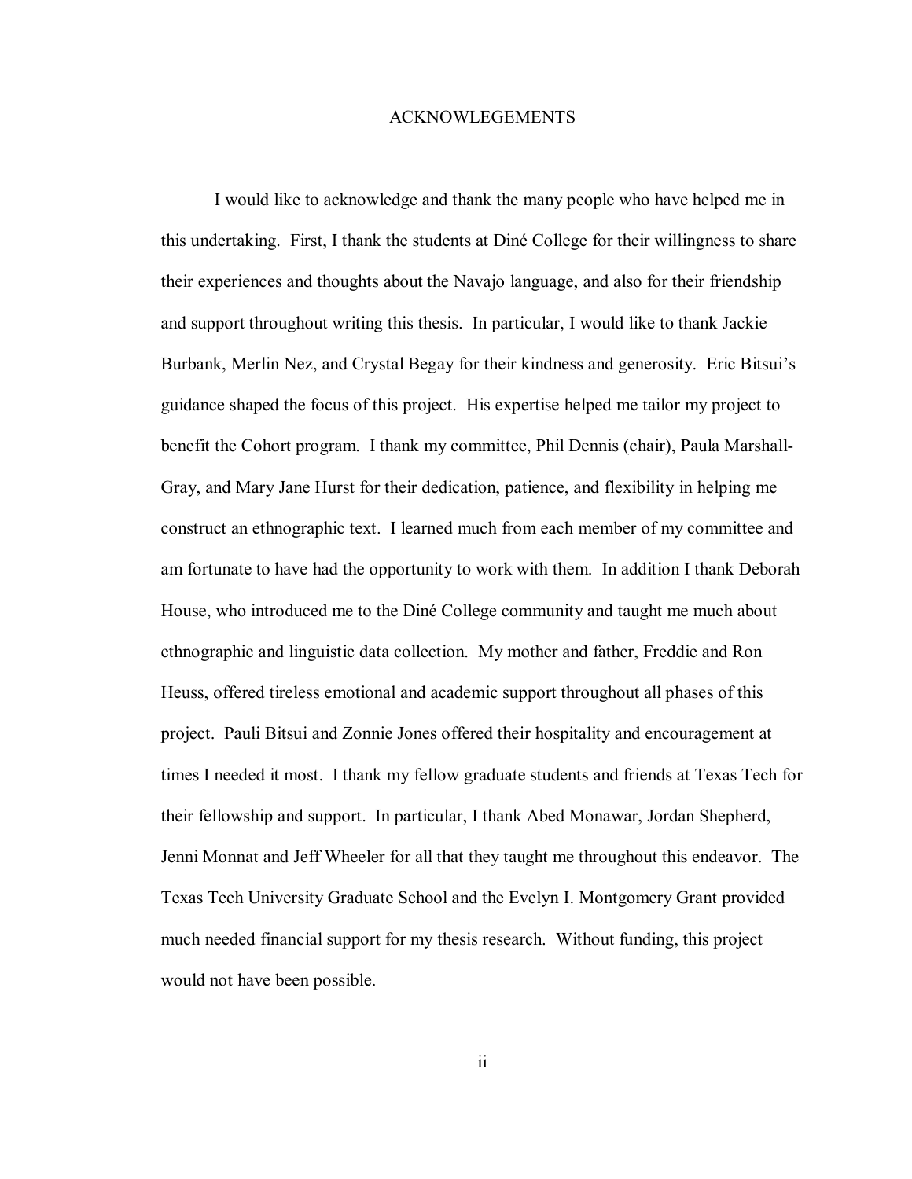# ACKNOWLEGEMENTS

I would like to acknowledge and thank the many people who have helped me in this undertaking. First, I thank the students at Diné College for their willingness to share their experiences and thoughts about the Navajo language, and also for their friendship and support throughout writing this thesis. In particular, I would like to thank Jackie Burbank, Merlin Nez, and Crystal Begay for their kindness and generosity. Eric Bitsui's guidance shaped the focus of this project. His expertise helped me tailor my project to benefit the Cohort program. I thank my committee, Phil Dennis (chair), Paula Marshall-Gray, and Mary Jane Hurst for their dedication, patience, and flexibility in helping me construct an ethnographic text. I learned much from each member of my committee and am fortunate to have had the opportunity to work with them. In addition I thank Deborah House, who introduced me to the Diné College community and taught me much about ethnographic and linguistic data collection. My mother and father, Freddie and Ron Heuss, offered tireless emotional and academic support throughout all phases of this project. Pauli Bitsui and Zonnie Jones offered their hospitality and encouragement at times I needed it most. I thank my fellow graduate students and friends at Texas Tech for their fellowship and support. In particular, I thank Abed Monawar, Jordan Shepherd, Jenni Monnat and Jeff Wheeler for all that they taught me throughout this endeavor. The Texas Tech University Graduate School and the Evelyn I. Montgomery Grant provided much needed financial support for my thesis research. Without funding, this project would not have been possible.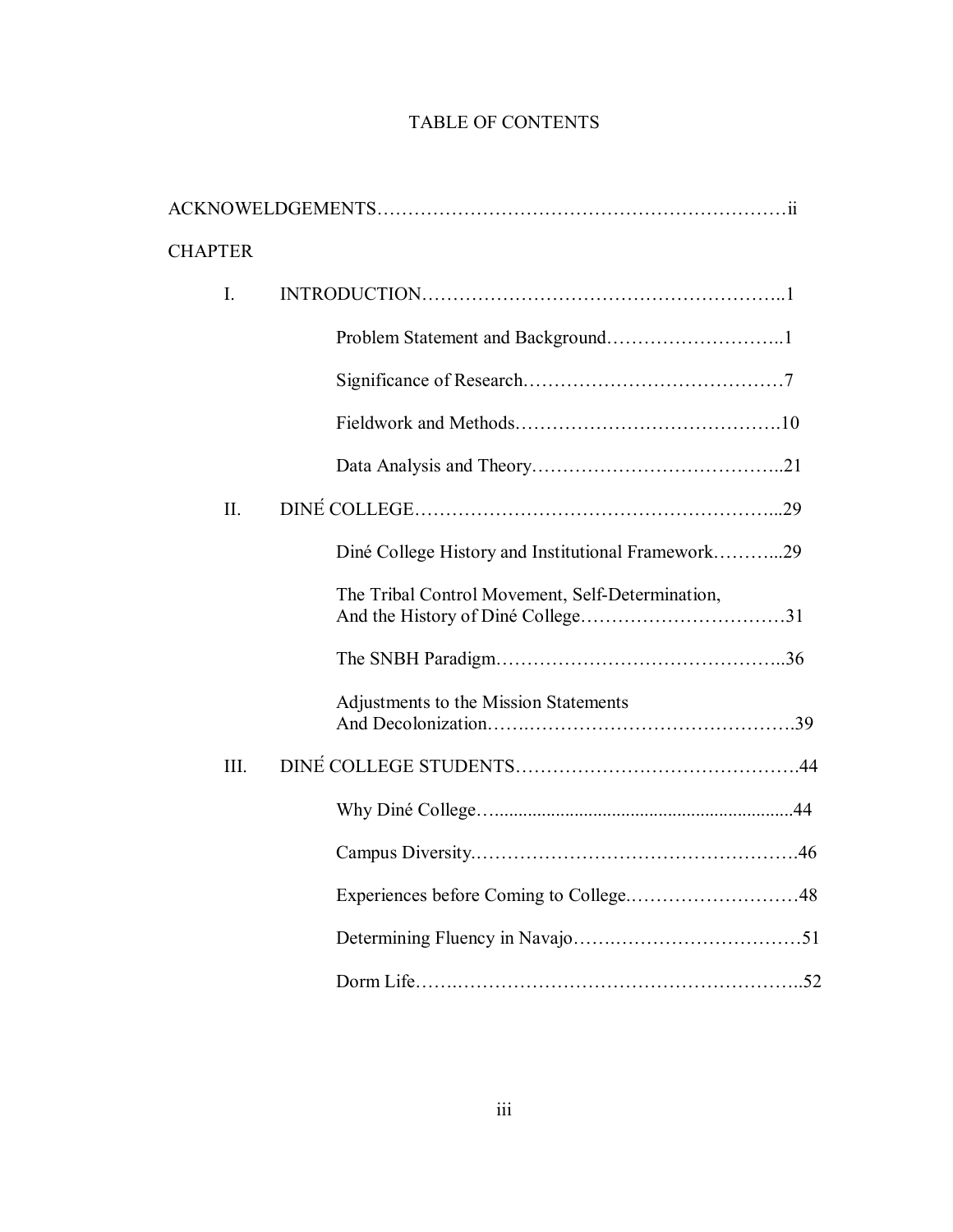# TABLE OF CONTENTS

ACKNOWELDGEMENTS……………………………………………………………ii

CHAPTER

I. INTRODUCTION…………………………………………………..1

- Problem Statement and Background………………………..1
- Significance of Research…………………………………7
- Fieldwork and Methods…………………………………….10
- Data Analysis and Theory…………………………………..21

II. DINÉ COLLEGE……………………………………………………...29

- Diné College History and Institutional Framework………...29
- The Tribal Control Movement, Self-Determination, And the History of Diné College……………………………31
- The SNBH Paradigm………………………………………..36
- Adjustments to the Mission Statements And Decolonization…….…………………………………….39

III. DINÉ COLLEGE STUDENTS……………………………………….44

- Why Diné College…..............................................................44
- Campus Diversity.…………………………………………….46
- Experiences before Coming to College.………………………48
- Determining Fluency in Navajo…….…………………………51
- Dorm Life…….………………………………………………..52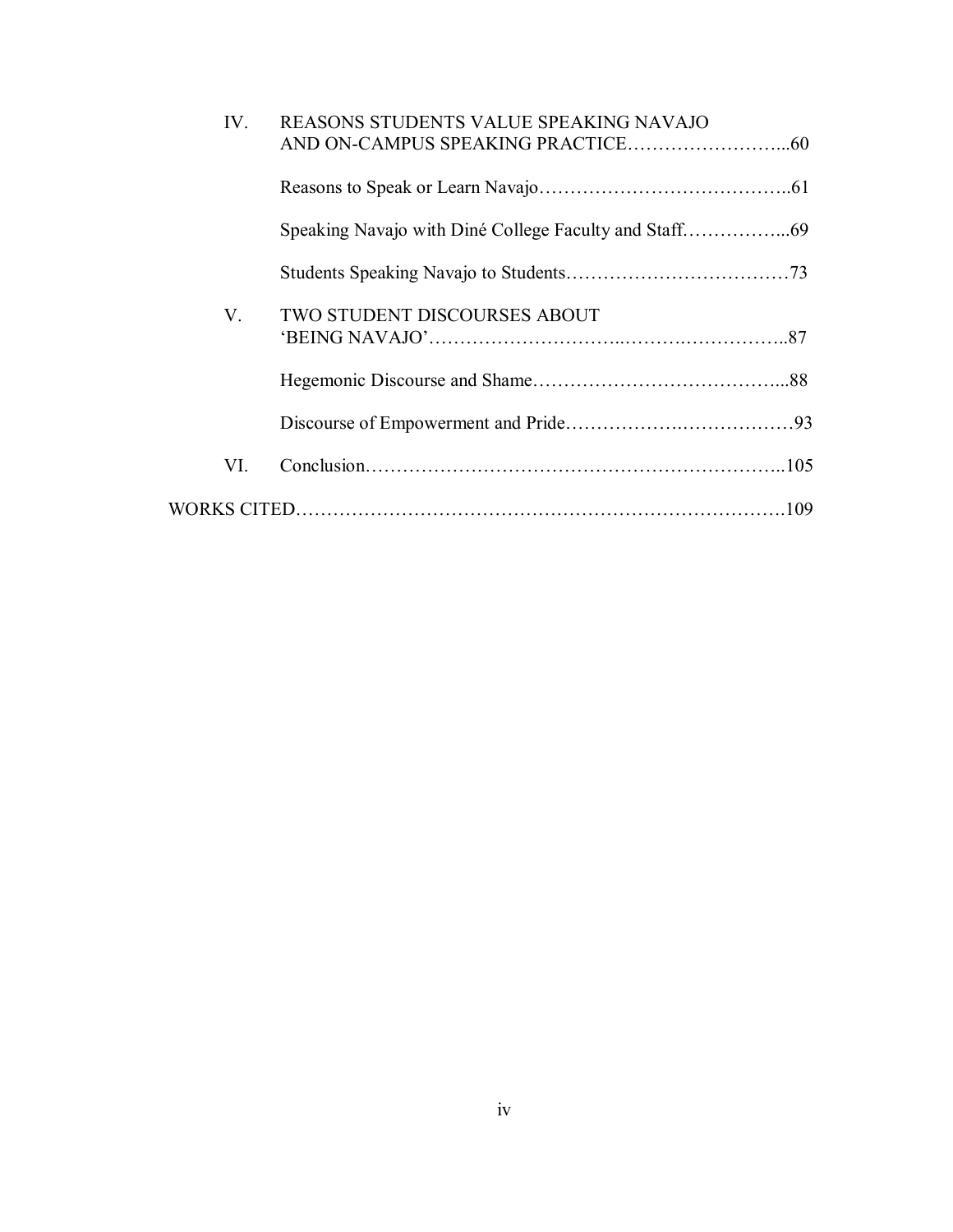IV. REASONS STUDENTS VALUE SPEAKING NAVAJO AND ON-CAMPUS SPEAKING PRACTICE……………………...60

Reasons to Speak or Learn Navajo…………………………………..61

Speaking Navajo with Diné College Faculty and Staff……………...69

Students Speaking Navajo to Students………………………………73

V. TWO STUDENT DISCOURSES ABOUT 'BEING NAVAJO'………………………..……….……………..87

Hegemonic Discourse and Shame…………………………………...88

Discourse of Empowerment and Pride……………….………………93

VI. Conclusion……………………………………………………………..105

WORKS CITED…………………………………………………………………….109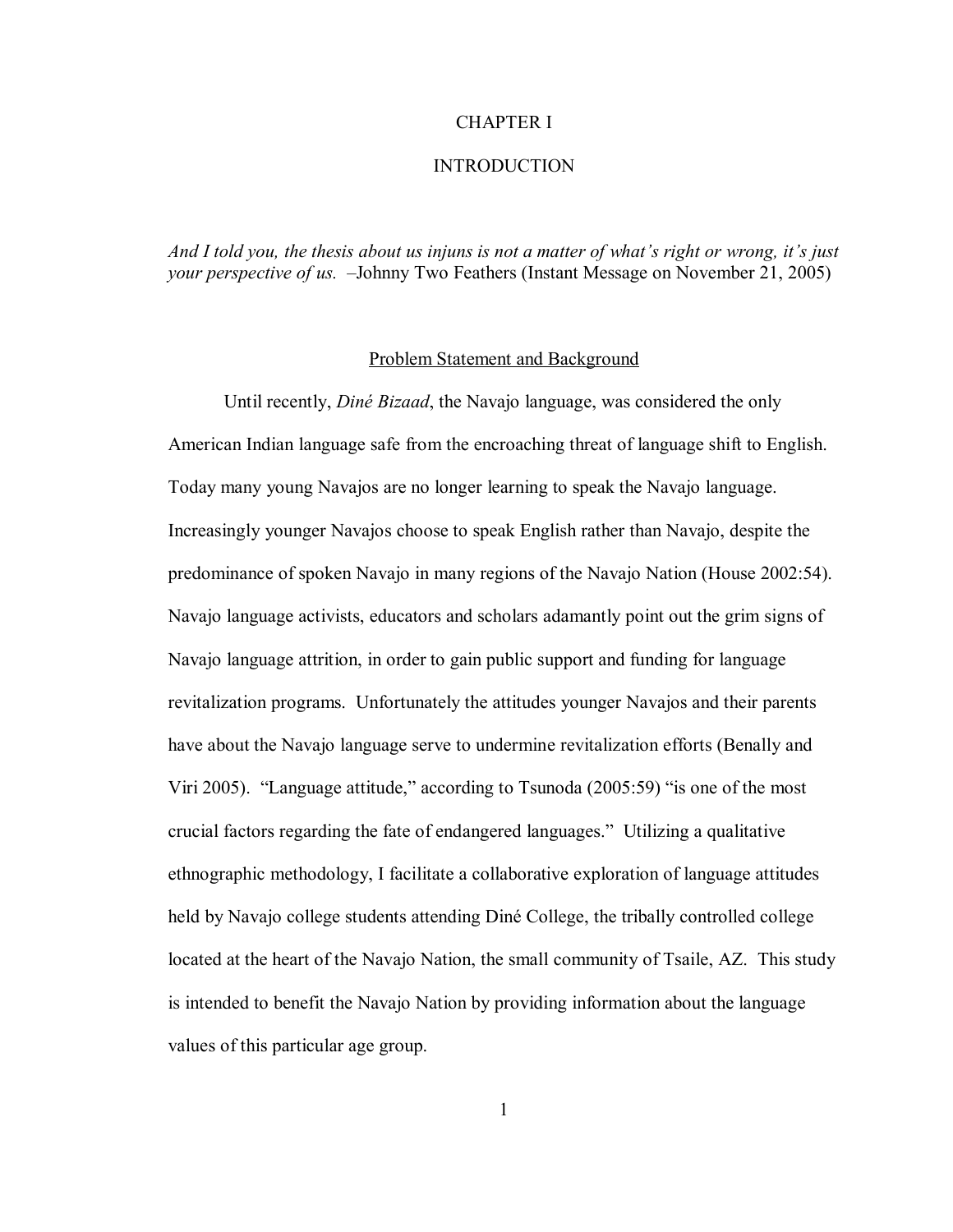# CHAPTER I

# INTRODUCTION

*And I told you, the thesis about us injuns is not a matter of what's right or wrong, it's just your perspective of us.* –Johnny Two Feathers (Instant Message on November 21, 2005)

## Problem Statement and Background

Until recently, *Diné Bizaad*, the Navajo language, was considered the only American Indian language safe from the encroaching threat of language shift to English. Today many young Navajos are no longer learning to speak the Navajo language. Increasingly younger Navajos choose to speak English rather than Navajo, despite the predominance of spoken Navajo in many regions of the Navajo Nation (House 2002:54). Navajo language activists, educators and scholars adamantly point out the grim signs of Navajo language attrition, in order to gain public support and funding for language revitalization programs. Unfortunately the attitudes younger Navajos and their parents have about the Navajo language serve to undermine revitalization efforts (Benally and Viri 2005). "Language attitude," according to Tsunoda (2005:59) "is one of the most crucial factors regarding the fate of endangered languages." Utilizing a qualitative ethnographic methodology, I facilitate a collaborative exploration of language attitudes held by Navajo college students attending Diné College, the tribally controlled college located at the heart of the Navajo Nation, the small community of Tsaile, AZ. This study is intended to benefit the Navajo Nation by providing information about the language values of this particular age group.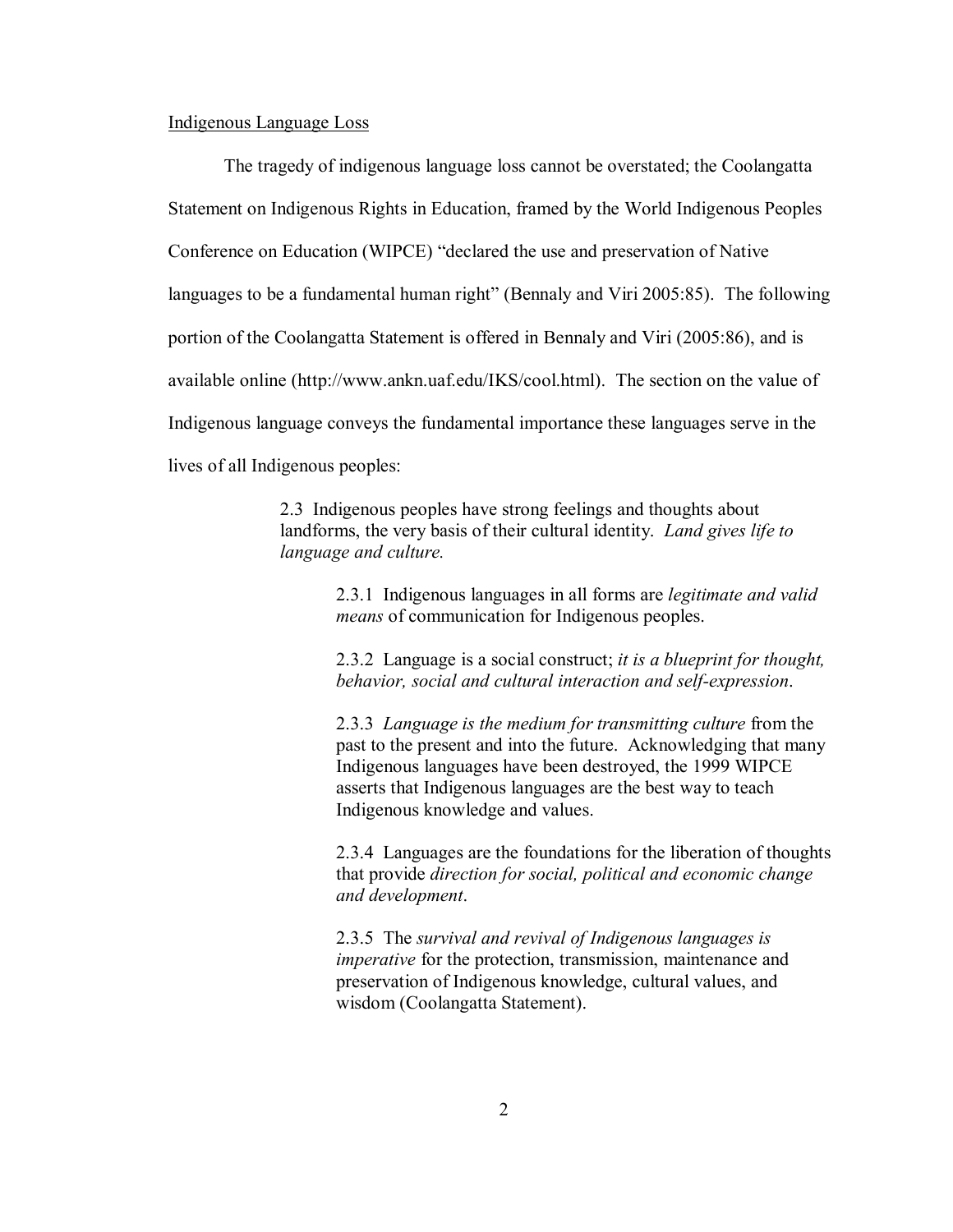Indigenous Language Loss

The tragedy of indigenous language loss cannot be overstated; the Coolangatta Statement on Indigenous Rights in Education, framed by the World Indigenous Peoples Conference on Education (WIPCE) "declared the use and preservation of Native languages to be a fundamental human right" (Bennaly and Viri 2005:85). The following portion of the Coolangatta Statement is offered in Bennaly and Viri (2005:86), and is available online (http://www.ankn.uaf.edu/IKS/cool.html). The section on the value of Indigenous language conveys the fundamental importance these languages serve in the lives of all Indigenous peoples:

> 2.3 Indigenous peoples have strong feelings and thoughts about landforms, the very basis of their cultural identity. *Land gives life to language and culture.*
>
> > 2.3.1 Indigenous languages in all forms are *legitimate and valid means* of communication for Indigenous peoples.
> >
> > 2.3.2 Language is a social construct; *it is a blueprint for thought, behavior, social and cultural interaction and self-expression*.
> >
> > 2.3.3 *Language is the medium for transmitting culture* from the past to the present and into the future. Acknowledging that many Indigenous languages have been destroyed, the 1999 WIPCE asserts that Indigenous languages are the best way to teach Indigenous knowledge and values.
> >
> > 2.3.4 Languages are the foundations for the liberation of thoughts that provide *direction for social, political and economic change and development*.
> >
> > 2.3.5 The *survival and revival of Indigenous languages is imperative* for the protection, transmission, maintenance and preservation of Indigenous knowledge, cultural values, and wisdom (Coolangatta Statement).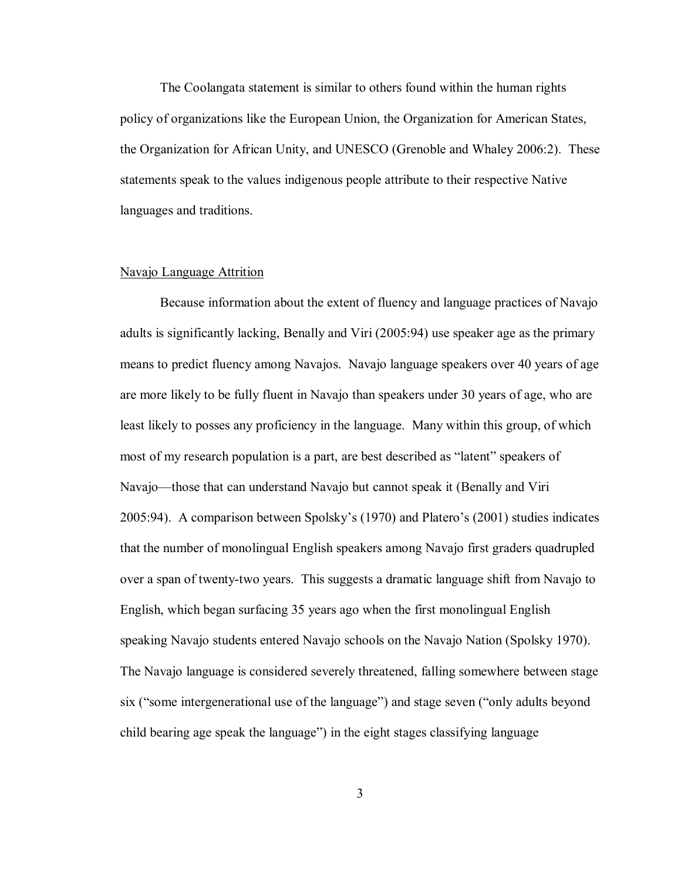The Coolangata statement is similar to others found within the human rights policy of organizations like the European Union, the Organization for American States, the Organization for African Unity, and UNESCO (Grenoble and Whaley 2006:2). These statements speak to the values indigenous people attribute to their respective Native languages and traditions.

## Navajo Language Attrition

Because information about the extent of fluency and language practices of Navajo adults is significantly lacking, Benally and Viri (2005:94) use speaker age as the primary means to predict fluency among Navajos. Navajo language speakers over 40 years of age are more likely to be fully fluent in Navajo than speakers under 30 years of age, who are least likely to posses any proficiency in the language. Many within this group, of which most of my research population is a part, are best described as "latent" speakers of Navajo—those that can understand Navajo but cannot speak it (Benally and Viri 2005:94). A comparison between Spolsky's (1970) and Platero's (2001) studies indicates that the number of monolingual English speakers among Navajo first graders quadrupled over a span of twenty-two years. This suggests a dramatic language shift from Navajo to English, which began surfacing 35 years ago when the first monolingual English speaking Navajo students entered Navajo schools on the Navajo Nation (Spolsky 1970). The Navajo language is considered severely threatened, falling somewhere between stage six ("some intergenerational use of the language") and stage seven ("only adults beyond child bearing age speak the language") in the eight stages classifying language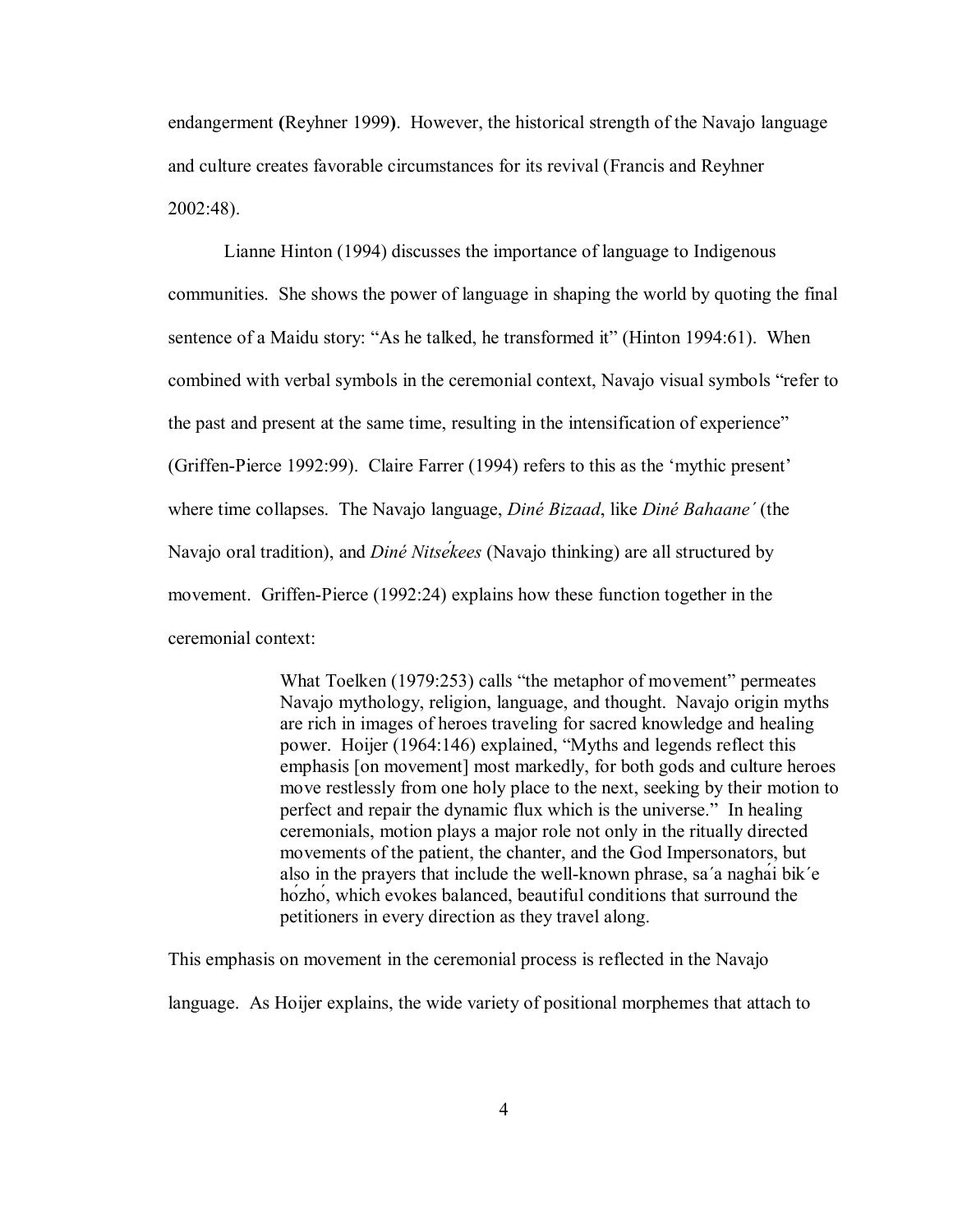endangerment (Reyhner 1999). However, the historical strength of the Navajo language and culture creates favorable circumstances for its revival (Francis and Reyhner 2002:48).

Lianne Hinton (1994) discusses the importance of language to Indigenous communities. She shows the power of language in shaping the world by quoting the final sentence of a Maidu story: "As he talked, he transformed it" (Hinton 1994:61). When combined with verbal symbols in the ceremonial context, Navajo visual symbols "refer to the past and present at the same time, resulting in the intensification of experience" (Griffen-Pierce 1992:99). Claire Farrer (1994) refers to this as the 'mythic present' where time collapses. The Navajo language, *Diné Bizaad*, like *Diné Bahaane´* (the Navajo oral tradition), and *Diné Nitsékees* (Navajo thinking) are all structured by movement. Griffen-Pierce (1992:24) explains how these function together in the ceremonial context:

> What Toelken (1979:253) calls "the metaphor of movement" permeates Navajo mythology, religion, language, and thought. Navajo origin myths are rich in images of heroes traveling for sacred knowledge and healing power. Hoijer (1964:146) explained, "Myths and legends reflect this emphasis [on movement] most markedly, for both gods and culture heroes move restlessly from one holy place to the next, seeking by their motion to perfect and repair the dynamic flux which is the universe." In healing ceremonials, motion plays a major role not only in the ritually directed movements of the patient, the chanter, and the God Impersonators, but also in the prayers that include the well-known phrase, sa´a naghái bik´e hózhó, which evokes balanced, beautiful conditions that surround the petitioners in every direction as they travel along.

This emphasis on movement in the ceremonial process is reflected in the Navajo language. As Hoijer explains, the wide variety of positional morphemes that attach to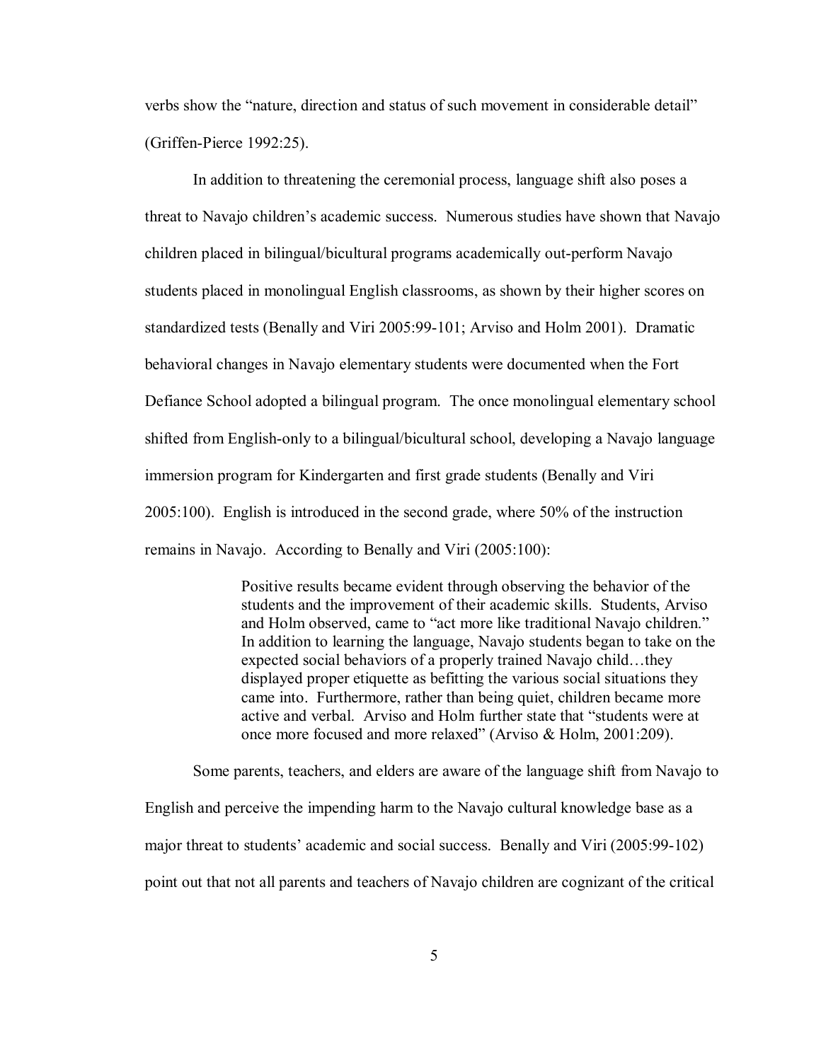verbs show the "nature, direction and status of such movement in considerable detail" (Griffen-Pierce 1992:25).

In addition to threatening the ceremonial process, language shift also poses a threat to Navajo children's academic success. Numerous studies have shown that Navajo children placed in bilingual/bicultural programs academically out-perform Navajo students placed in monolingual English classrooms, as shown by their higher scores on standardized tests (Benally and Viri 2005:99-101; Arviso and Holm 2001). Dramatic behavioral changes in Navajo elementary students were documented when the Fort Defiance School adopted a bilingual program. The once monolingual elementary school shifted from English-only to a bilingual/bicultural school, developing a Navajo language immersion program for Kindergarten and first grade students (Benally and Viri 2005:100). English is introduced in the second grade, where 50% of the instruction remains in Navajo. According to Benally and Viri (2005:100):

> Positive results became evident through observing the behavior of the students and the improvement of their academic skills. Students, Arviso and Holm observed, came to "act more like traditional Navajo children." In addition to learning the language, Navajo students began to take on the expected social behaviors of a properly trained Navajo child…they displayed proper etiquette as befitting the various social situations they came into. Furthermore, rather than being quiet, children became more active and verbal. Arviso and Holm further state that "students were at once more focused and more relaxed" (Arviso & Holm, 2001:209).

Some parents, teachers, and elders are aware of the language shift from Navajo to English and perceive the impending harm to the Navajo cultural knowledge base as a major threat to students' academic and social success. Benally and Viri (2005:99-102) point out that not all parents and teachers of Navajo children are cognizant of the critical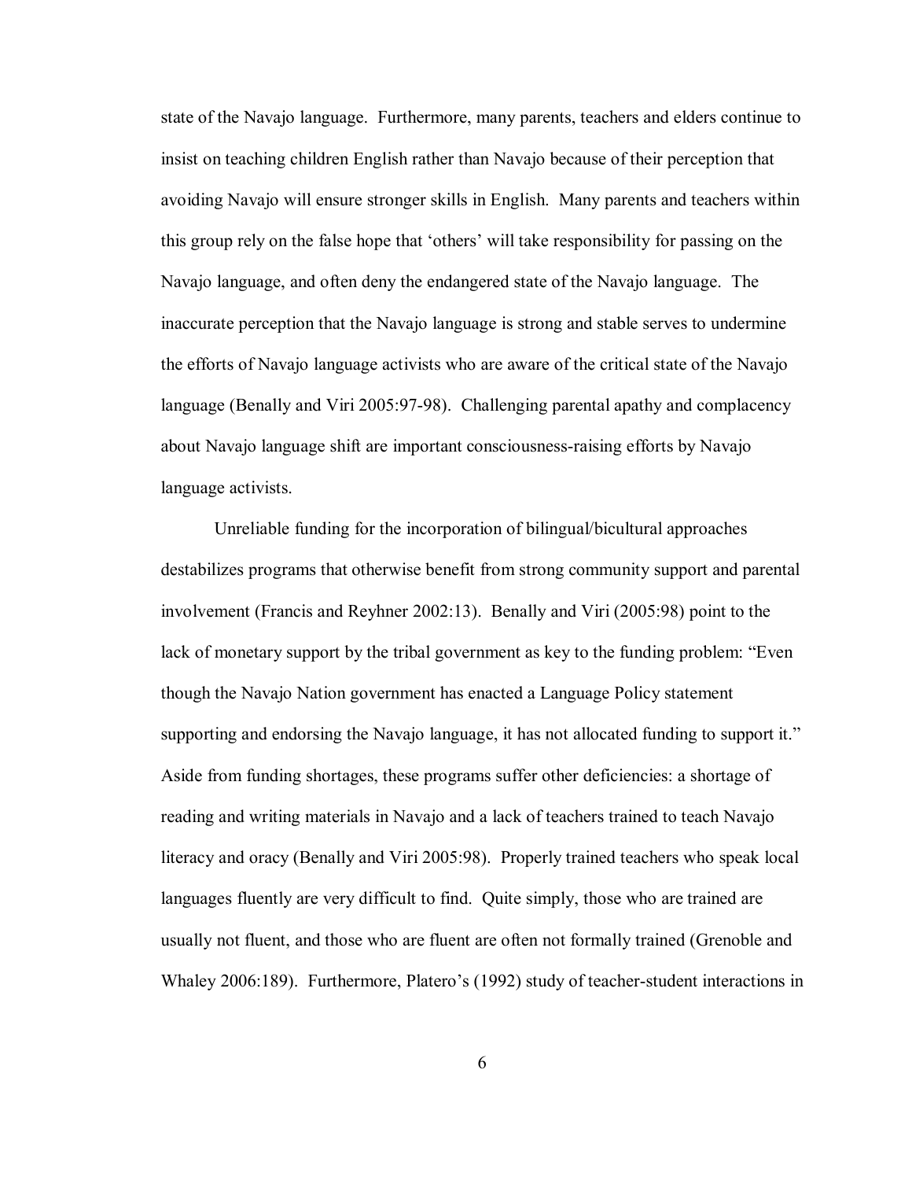state of the Navajo language. Furthermore, many parents, teachers and elders continue to insist on teaching children English rather than Navajo because of their perception that avoiding Navajo will ensure stronger skills in English. Many parents and teachers within this group rely on the false hope that 'others' will take responsibility for passing on the Navajo language, and often deny the endangered state of the Navajo language. The inaccurate perception that the Navajo language is strong and stable serves to undermine the efforts of Navajo language activists who are aware of the critical state of the Navajo language (Benally and Viri 2005:97-98). Challenging parental apathy and complacency about Navajo language shift are important consciousness-raising efforts by Navajo language activists.

Unreliable funding for the incorporation of bilingual/bicultural approaches destabilizes programs that otherwise benefit from strong community support and parental involvement (Francis and Reyhner 2002:13). Benally and Viri (2005:98) point to the lack of monetary support by the tribal government as key to the funding problem: "Even though the Navajo Nation government has enacted a Language Policy statement supporting and endorsing the Navajo language, it has not allocated funding to support it." Aside from funding shortages, these programs suffer other deficiencies: a shortage of reading and writing materials in Navajo and a lack of teachers trained to teach Navajo literacy and oracy (Benally and Viri 2005:98). Properly trained teachers who speak local languages fluently are very difficult to find. Quite simply, those who are trained are usually not fluent, and those who are fluent are often not formally trained (Grenoble and Whaley 2006:189). Furthermore, Platero's (1992) study of teacher-student interactions in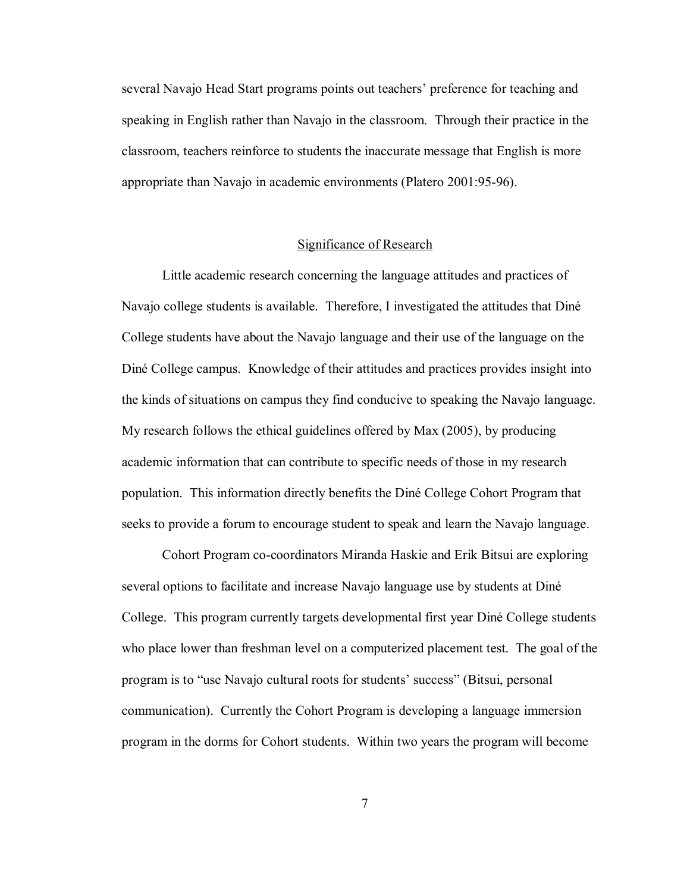several Navajo Head Start programs points out teachers' preference for teaching and speaking in English rather than Navajo in the classroom. Through their practice in the classroom, teachers reinforce to students the inaccurate message that English is more appropriate than Navajo in academic environments (Platero 2001:95-96).

## Significance of Research

Little academic research concerning the language attitudes and practices of Navajo college students is available. Therefore, I investigated the attitudes that Diné College students have about the Navajo language and their use of the language on the Diné College campus. Knowledge of their attitudes and practices provides insight into the kinds of situations on campus they find conducive to speaking the Navajo language. My research follows the ethical guidelines offered by Max (2005), by producing academic information that can contribute to specific needs of those in my research population. This information directly benefits the Diné College Cohort Program that seeks to provide a forum to encourage student to speak and learn the Navajo language.

Cohort Program co-coordinators Miranda Haskie and Erik Bitsui are exploring several options to facilitate and increase Navajo language use by students at Diné College. This program currently targets developmental first year Diné College students who place lower than freshman level on a computerized placement test. The goal of the program is to "use Navajo cultural roots for students' success" (Bitsui, personal communication). Currently the Cohort Program is developing a language immersion program in the dorms for Cohort students. Within two years the program will become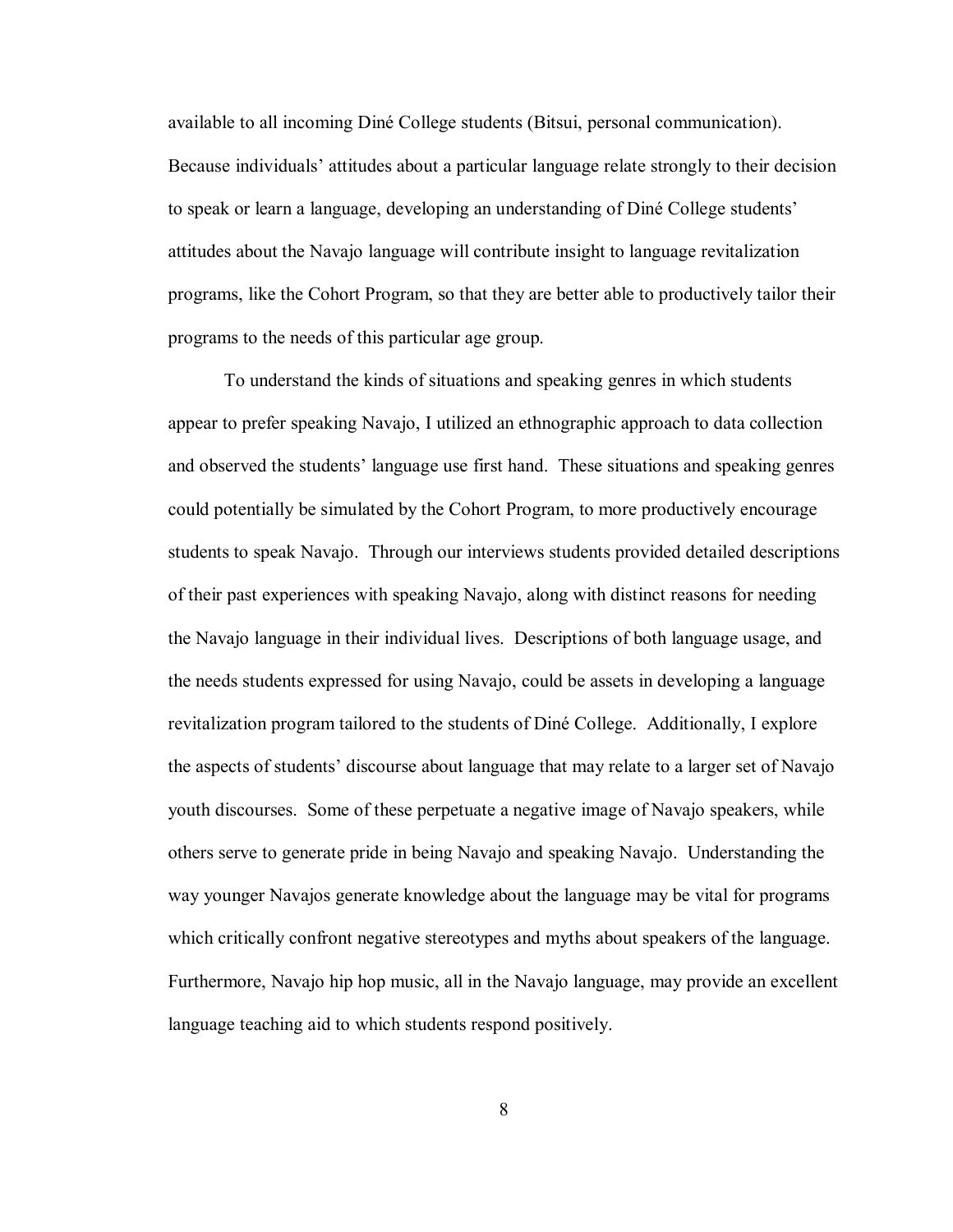available to all incoming Diné College students (Bitsui, personal communication). Because individuals' attitudes about a particular language relate strongly to their decision to speak or learn a language, developing an understanding of Diné College students' attitudes about the Navajo language will contribute insight to language revitalization programs, like the Cohort Program, so that they are better able to productively tailor their programs to the needs of this particular age group.

To understand the kinds of situations and speaking genres in which students appear to prefer speaking Navajo, I utilized an ethnographic approach to data collection and observed the students' language use first hand. These situations and speaking genres could potentially be simulated by the Cohort Program, to more productively encourage students to speak Navajo. Through our interviews students provided detailed descriptions of their past experiences with speaking Navajo, along with distinct reasons for needing the Navajo language in their individual lives. Descriptions of both language usage, and the needs students expressed for using Navajo, could be assets in developing a language revitalization program tailored to the students of Diné College. Additionally, I explore the aspects of students' discourse about language that may relate to a larger set of Navajo youth discourses. Some of these perpetuate a negative image of Navajo speakers, while others serve to generate pride in being Navajo and speaking Navajo. Understanding the way younger Navajos generate knowledge about the language may be vital for programs which critically confront negative stereotypes and myths about speakers of the language. Furthermore, Navajo hip hop music, all in the Navajo language, may provide an excellent language teaching aid to which students respond positively.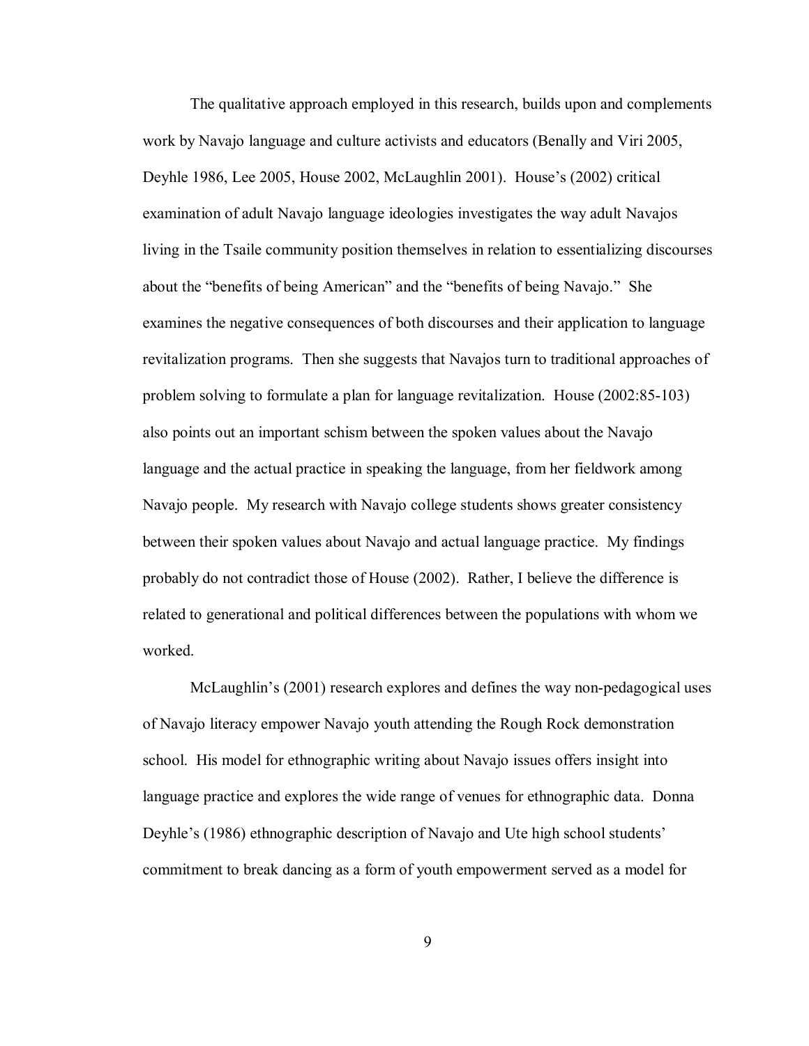The qualitative approach employed in this research, builds upon and complements work by Navajo language and culture activists and educators (Benally and Viri 2005, Deyhle 1986, Lee 2005, House 2002, McLaughlin 2001). House's (2002) critical examination of adult Navajo language ideologies investigates the way adult Navajos living in the Tsaile community position themselves in relation to essentializing discourses about the "benefits of being American" and the "benefits of being Navajo." She examines the negative consequences of both discourses and their application to language revitalization programs. Then she suggests that Navajos turn to traditional approaches of problem solving to formulate a plan for language revitalization. House (2002:85-103) also points out an important schism between the spoken values about the Navajo language and the actual practice in speaking the language, from her fieldwork among Navajo people. My research with Navajo college students shows greater consistency between their spoken values about Navajo and actual language practice. My findings probably do not contradict those of House (2002). Rather, I believe the difference is related to generational and political differences between the populations with whom we worked.

McLaughlin's (2001) research explores and defines the way non-pedagogical uses of Navajo literacy empower Navajo youth attending the Rough Rock demonstration school. His model for ethnographic writing about Navajo issues offers insight into language practice and explores the wide range of venues for ethnographic data. Donna Deyhle's (1986) ethnographic description of Navajo and Ute high school students' commitment to break dancing as a form of youth empowerment served as a model for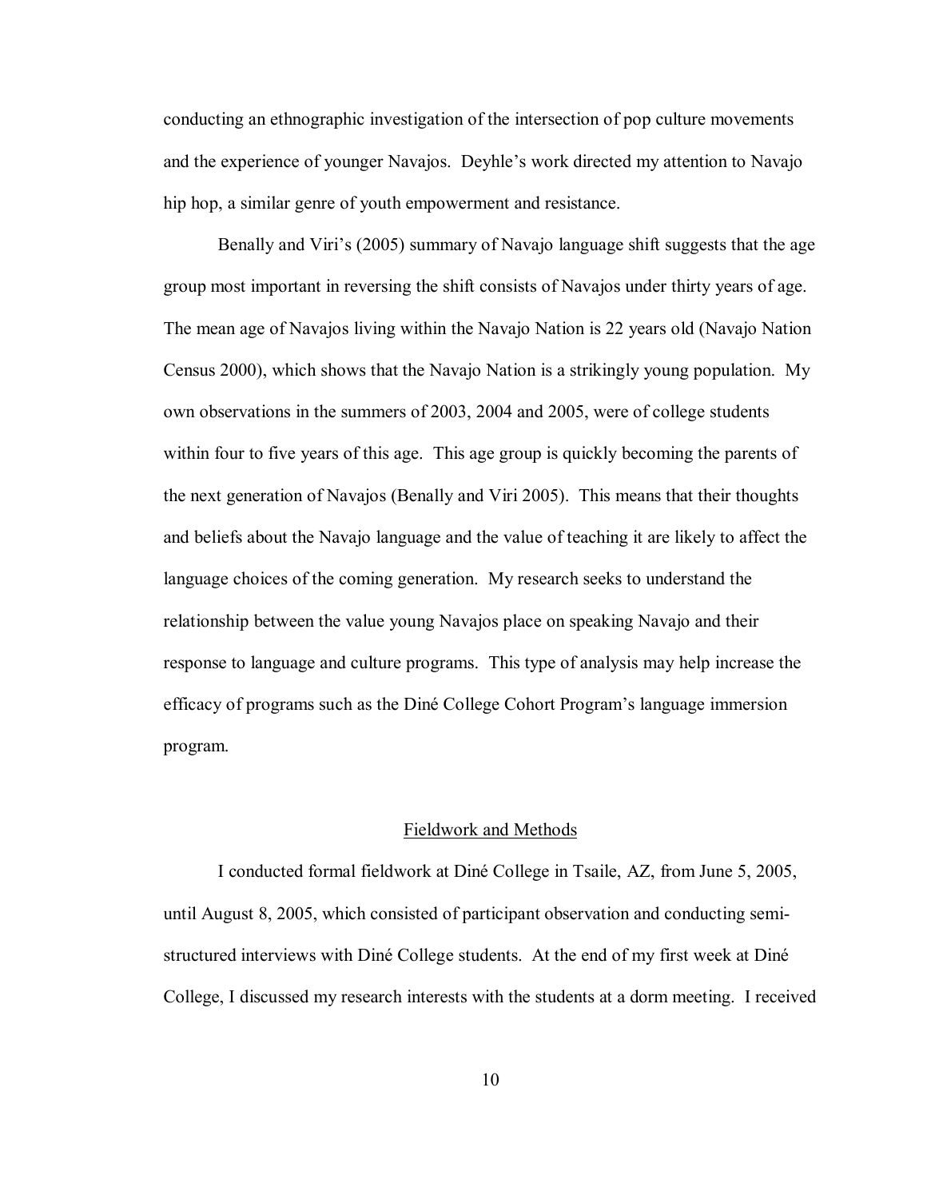conducting an ethnographic investigation of the intersection of pop culture movements and the experience of younger Navajos. Deyhle's work directed my attention to Navajo hip hop, a similar genre of youth empowerment and resistance.

Benally and Viri's (2005) summary of Navajo language shift suggests that the age group most important in reversing the shift consists of Navajos under thirty years of age. The mean age of Navajos living within the Navajo Nation is 22 years old (Navajo Nation Census 2000), which shows that the Navajo Nation is a strikingly young population. My own observations in the summers of 2003, 2004 and 2005, were of college students within four to five years of this age. This age group is quickly becoming the parents of the next generation of Navajos (Benally and Viri 2005). This means that their thoughts and beliefs about the Navajo language and the value of teaching it are likely to affect the language choices of the coming generation. My research seeks to understand the relationship between the value young Navajos place on speaking Navajo and their response to language and culture programs. This type of analysis may help increase the efficacy of programs such as the Diné College Cohort Program's language immersion program.

## Fieldwork and Methods

I conducted formal fieldwork at Diné College in Tsaile, AZ, from June 5, 2005, until August 8, 2005, which consisted of participant observation and conducting semi-structured interviews with Diné College students. At the end of my first week at Diné College, I discussed my research interests with the students at a dorm meeting. I received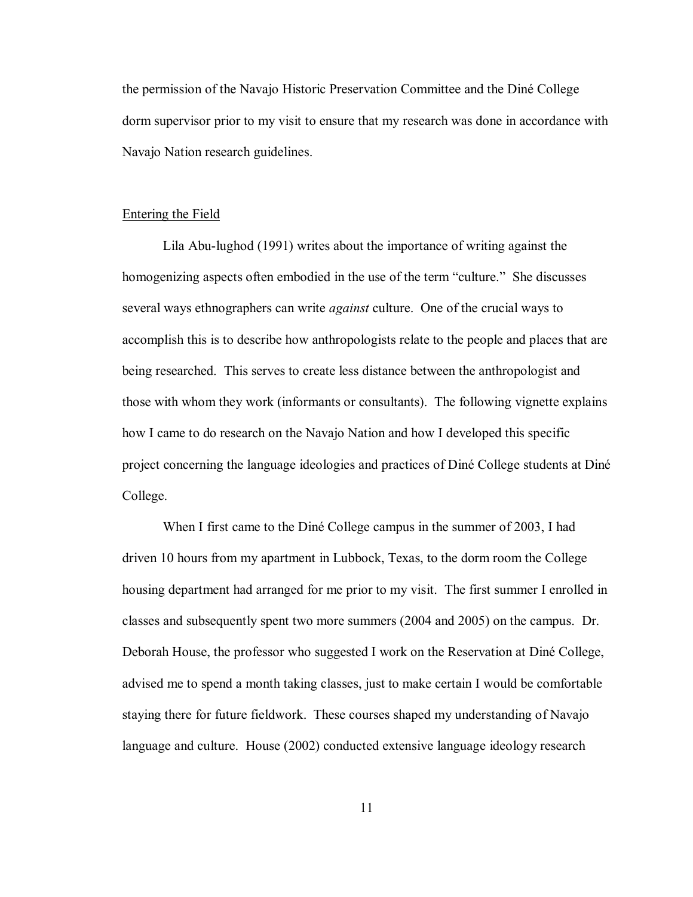the permission of the Navajo Historic Preservation Committee and the Diné College dorm supervisor prior to my visit to ensure that my research was done in accordance with Navajo Nation research guidelines.

## Entering the Field

Lila Abu-lughod (1991) writes about the importance of writing against the homogenizing aspects often embodied in the use of the term "culture." She discusses several ways ethnographers can write *against* culture. One of the crucial ways to accomplish this is to describe how anthropologists relate to the people and places that are being researched. This serves to create less distance between the anthropologist and those with whom they work (informants or consultants). The following vignette explains how I came to do research on the Navajo Nation and how I developed this specific project concerning the language ideologies and practices of Diné College students at Diné College.

When I first came to the Diné College campus in the summer of 2003, I had driven 10 hours from my apartment in Lubbock, Texas, to the dorm room the College housing department had arranged for me prior to my visit. The first summer I enrolled in classes and subsequently spent two more summers (2004 and 2005) on the campus. Dr. Deborah House, the professor who suggested I work on the Reservation at Diné College, advised me to spend a month taking classes, just to make certain I would be comfortable staying there for future fieldwork. These courses shaped my understanding of Navajo language and culture. House (2002) conducted extensive language ideology research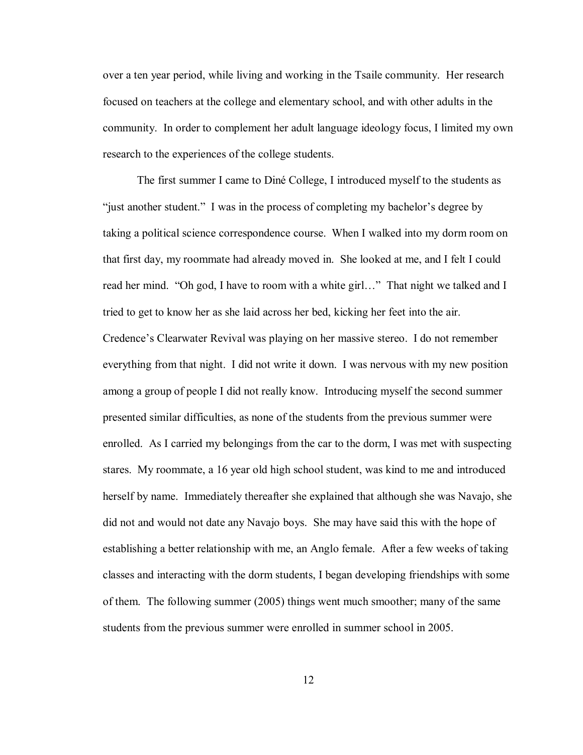over a ten year period, while living and working in the Tsaile community. Her research focused on teachers at the college and elementary school, and with other adults in the community. In order to complement her adult language ideology focus, I limited my own research to the experiences of the college students.

The first summer I came to Diné College, I introduced myself to the students as "just another student." I was in the process of completing my bachelor's degree by taking a political science correspondence course. When I walked into my dorm room on that first day, my roommate had already moved in. She looked at me, and I felt I could read her mind. "Oh god, I have to room with a white girl…" That night we talked and I tried to get to know her as she laid across her bed, kicking her feet into the air. Credence's Clearwater Revival was playing on her massive stereo. I do not remember everything from that night. I did not write it down. I was nervous with my new position among a group of people I did not really know. Introducing myself the second summer presented similar difficulties, as none of the students from the previous summer were enrolled. As I carried my belongings from the car to the dorm, I was met with suspecting stares. My roommate, a 16 year old high school student, was kind to me and introduced herself by name. Immediately thereafter she explained that although she was Navajo, she did not and would not date any Navajo boys. She may have said this with the hope of establishing a better relationship with me, an Anglo female. After a few weeks of taking classes and interacting with the dorm students, I began developing friendships with some of them. The following summer (2005) things went much smoother; many of the same students from the previous summer were enrolled in summer school in 2005.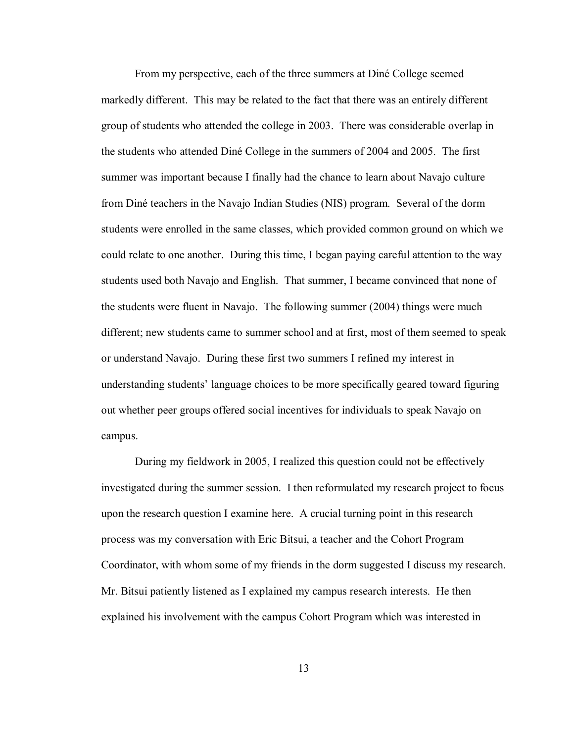From my perspective, each of the three summers at Diné College seemed markedly different. This may be related to the fact that there was an entirely different group of students who attended the college in 2003. There was considerable overlap in the students who attended Diné College in the summers of 2004 and 2005. The first summer was important because I finally had the chance to learn about Navajo culture from Diné teachers in the Navajo Indian Studies (NIS) program. Several of the dorm students were enrolled in the same classes, which provided common ground on which we could relate to one another. During this time, I began paying careful attention to the way students used both Navajo and English. That summer, I became convinced that none of the students were fluent in Navajo. The following summer (2004) things were much different; new students came to summer school and at first, most of them seemed to speak or understand Navajo. During these first two summers I refined my interest in understanding students' language choices to be more specifically geared toward figuring out whether peer groups offered social incentives for individuals to speak Navajo on campus.

During my fieldwork in 2005, I realized this question could not be effectively investigated during the summer session. I then reformulated my research project to focus upon the research question I examine here. A crucial turning point in this research process was my conversation with Eric Bitsui, a teacher and the Cohort Program Coordinator, with whom some of my friends in the dorm suggested I discuss my research. Mr. Bitsui patiently listened as I explained my campus research interests. He then explained his involvement with the campus Cohort Program which was interested in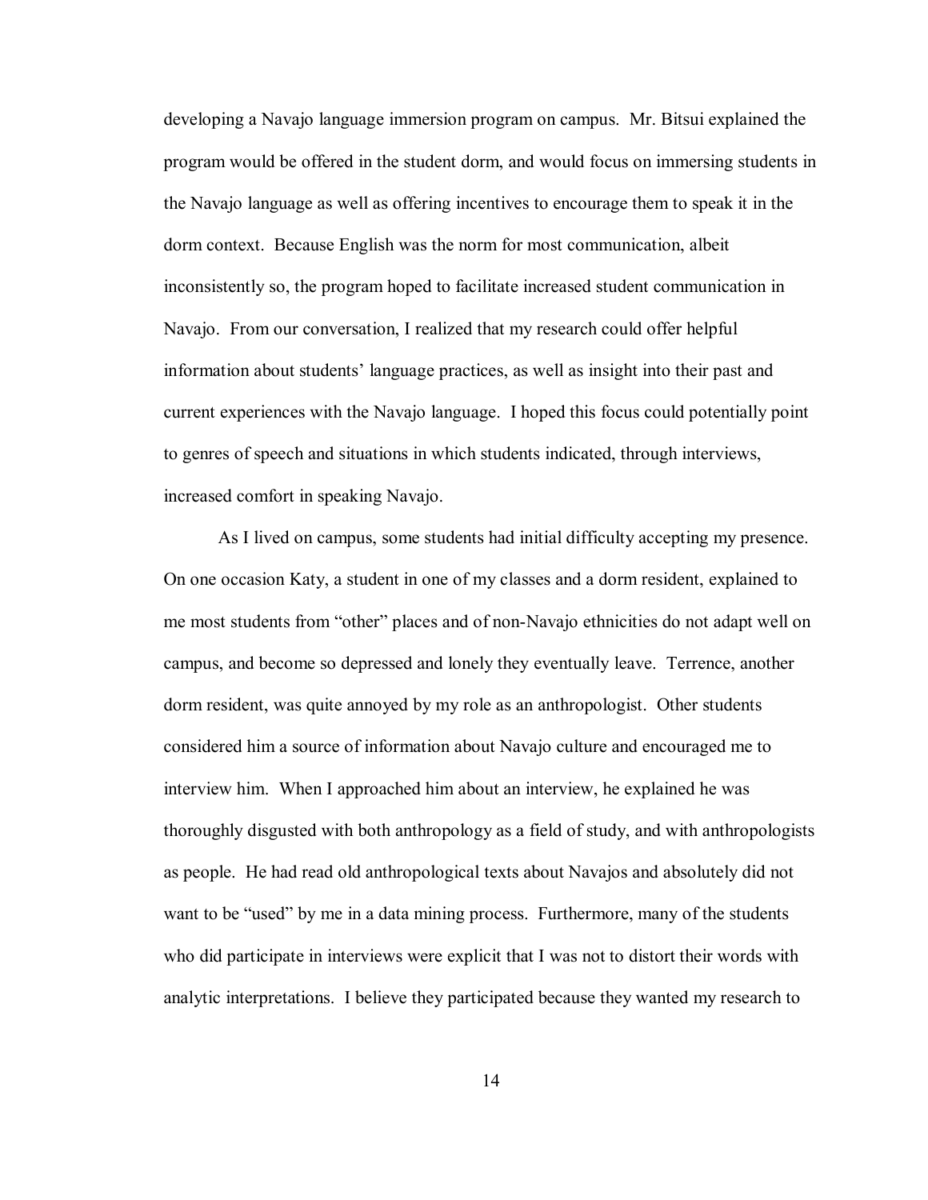developing a Navajo language immersion program on campus. Mr. Bitsui explained the program would be offered in the student dorm, and would focus on immersing students in the Navajo language as well as offering incentives to encourage them to speak it in the dorm context. Because English was the norm for most communication, albeit inconsistently so, the program hoped to facilitate increased student communication in Navajo. From our conversation, I realized that my research could offer helpful information about students' language practices, as well as insight into their past and current experiences with the Navajo language. I hoped this focus could potentially point to genres of speech and situations in which students indicated, through interviews, increased comfort in speaking Navajo.

As I lived on campus, some students had initial difficulty accepting my presence. On one occasion Katy, a student in one of my classes and a dorm resident, explained to me most students from "other" places and of non-Navajo ethnicities do not adapt well on campus, and become so depressed and lonely they eventually leave. Terrence, another dorm resident, was quite annoyed by my role as an anthropologist. Other students considered him a source of information about Navajo culture and encouraged me to interview him. When I approached him about an interview, he explained he was thoroughly disgusted with both anthropology as a field of study, and with anthropologists as people. He had read old anthropological texts about Navajos and absolutely did not want to be "used" by me in a data mining process. Furthermore, many of the students who did participate in interviews were explicit that I was not to distort their words with analytic interpretations. I believe they participated because they wanted my research to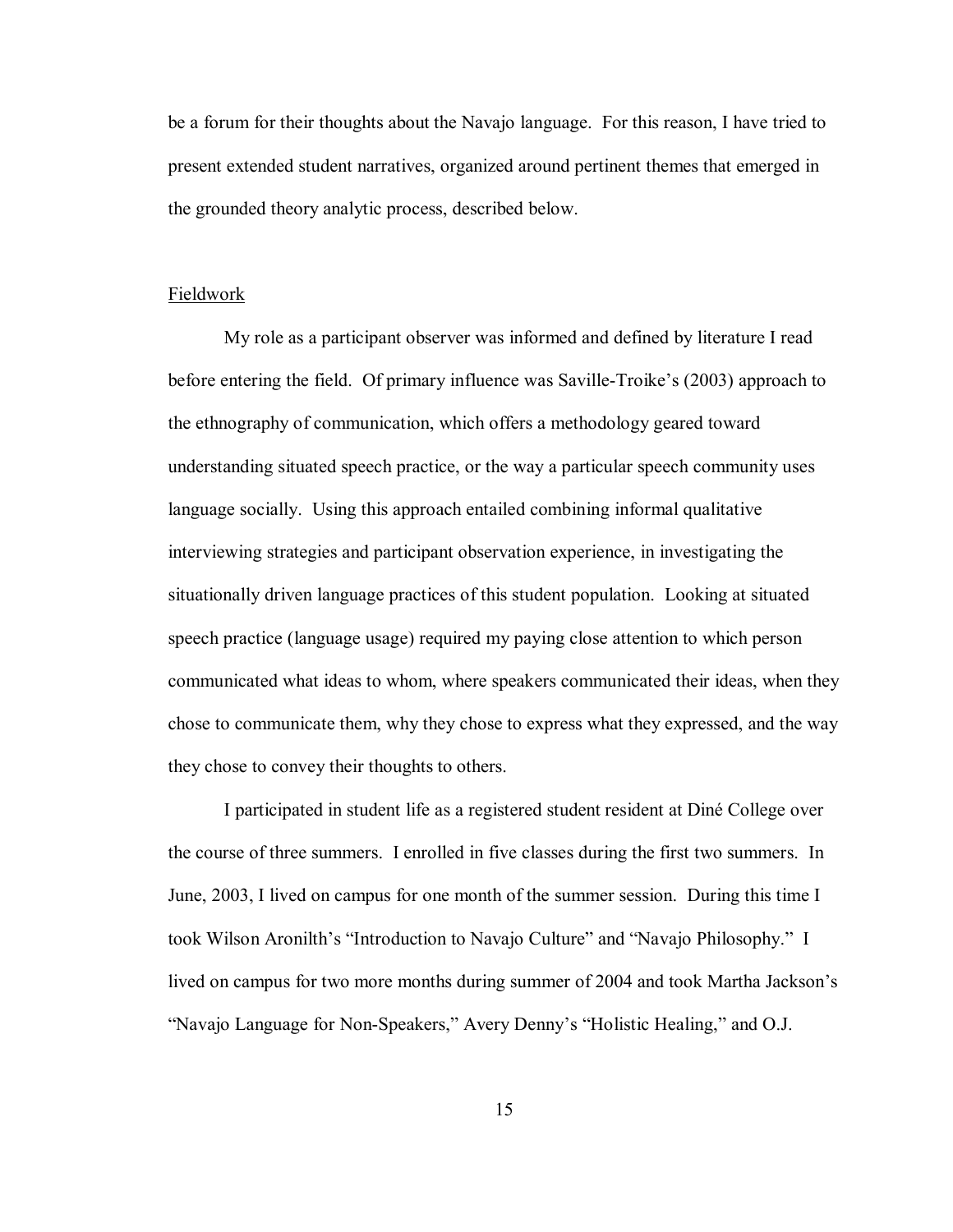be a forum for their thoughts about the Navajo language. For this reason, I have tried to present extended student narratives, organized around pertinent themes that emerged in the grounded theory analytic process, described below.

## Fieldwork

My role as a participant observer was informed and defined by literature I read before entering the field. Of primary influence was Saville-Troike's (2003) approach to the ethnography of communication, which offers a methodology geared toward understanding situated speech practice, or the way a particular speech community uses language socially. Using this approach entailed combining informal qualitative interviewing strategies and participant observation experience, in investigating the situationally driven language practices of this student population. Looking at situated speech practice (language usage) required my paying close attention to which person communicated what ideas to whom, where speakers communicated their ideas, when they chose to communicate them, why they chose to express what they expressed, and the way they chose to convey their thoughts to others.

I participated in student life as a registered student resident at Diné College over the course of three summers. I enrolled in five classes during the first two summers. In June, 2003, I lived on campus for one month of the summer session. During this time I took Wilson Aronilth's "Introduction to Navajo Culture" and "Navajo Philosophy." I lived on campus for two more months during summer of 2004 and took Martha Jackson's "Navajo Language for Non-Speakers," Avery Denny's "Holistic Healing," and O.J.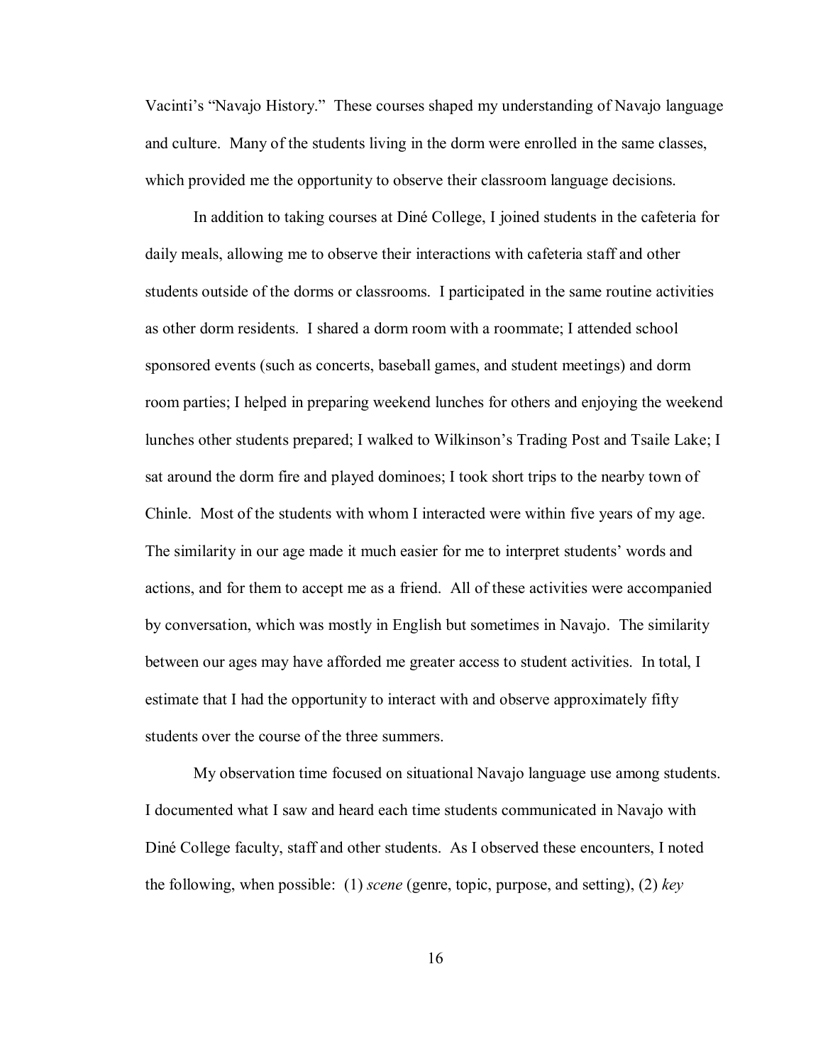Vacinti's "Navajo History." These courses shaped my understanding of Navajo language and culture. Many of the students living in the dorm were enrolled in the same classes, which provided me the opportunity to observe their classroom language decisions.

In addition to taking courses at Diné College, I joined students in the cafeteria for daily meals, allowing me to observe their interactions with cafeteria staff and other students outside of the dorms or classrooms. I participated in the same routine activities as other dorm residents. I shared a dorm room with a roommate; I attended school sponsored events (such as concerts, baseball games, and student meetings) and dorm room parties; I helped in preparing weekend lunches for others and enjoying the weekend lunches other students prepared; I walked to Wilkinson's Trading Post and Tsaile Lake; I sat around the dorm fire and played dominoes; I took short trips to the nearby town of Chinle. Most of the students with whom I interacted were within five years of my age. The similarity in our age made it much easier for me to interpret students' words and actions, and for them to accept me as a friend. All of these activities were accompanied by conversation, which was mostly in English but sometimes in Navajo. The similarity between our ages may have afforded me greater access to student activities. In total, I estimate that I had the opportunity to interact with and observe approximately fifty students over the course of the three summers.

My observation time focused on situational Navajo language use among students. I documented what I saw and heard each time students communicated in Navajo with Diné College faculty, staff and other students. As I observed these encounters, I noted the following, when possible: (1) *scene* (genre, topic, purpose, and setting), (2) *key*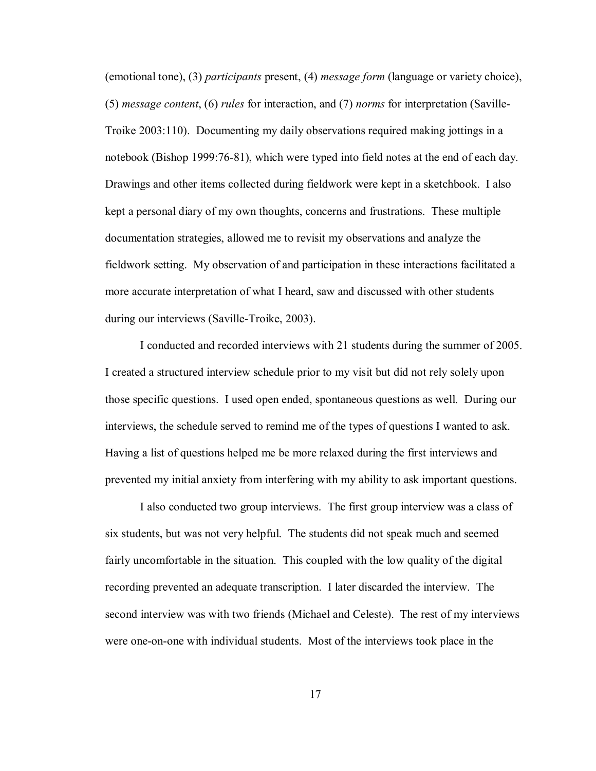(emotional tone), (3) *participants* present, (4) *message form* (language or variety choice), (5) *message content*, (6) *rules* for interaction, and (7) *norms* for interpretation (Saville-Troike 2003:110). Documenting my daily observations required making jottings in a notebook (Bishop 1999:76-81), which were typed into field notes at the end of each day. Drawings and other items collected during fieldwork were kept in a sketchbook. I also kept a personal diary of my own thoughts, concerns and frustrations. These multiple documentation strategies, allowed me to revisit my observations and analyze the fieldwork setting. My observation of and participation in these interactions facilitated a more accurate interpretation of what I heard, saw and discussed with other students during our interviews (Saville-Troike, 2003).

I conducted and recorded interviews with 21 students during the summer of 2005. I created a structured interview schedule prior to my visit but did not rely solely upon those specific questions. I used open ended, spontaneous questions as well. During our interviews, the schedule served to remind me of the types of questions I wanted to ask. Having a list of questions helped me be more relaxed during the first interviews and prevented my initial anxiety from interfering with my ability to ask important questions.

I also conducted two group interviews. The first group interview was a class of six students, but was not very helpful. The students did not speak much and seemed fairly uncomfortable in the situation. This coupled with the low quality of the digital recording prevented an adequate transcription. I later discarded the interview. The second interview was with two friends (Michael and Celeste). The rest of my interviews were one-on-one with individual students. Most of the interviews took place in the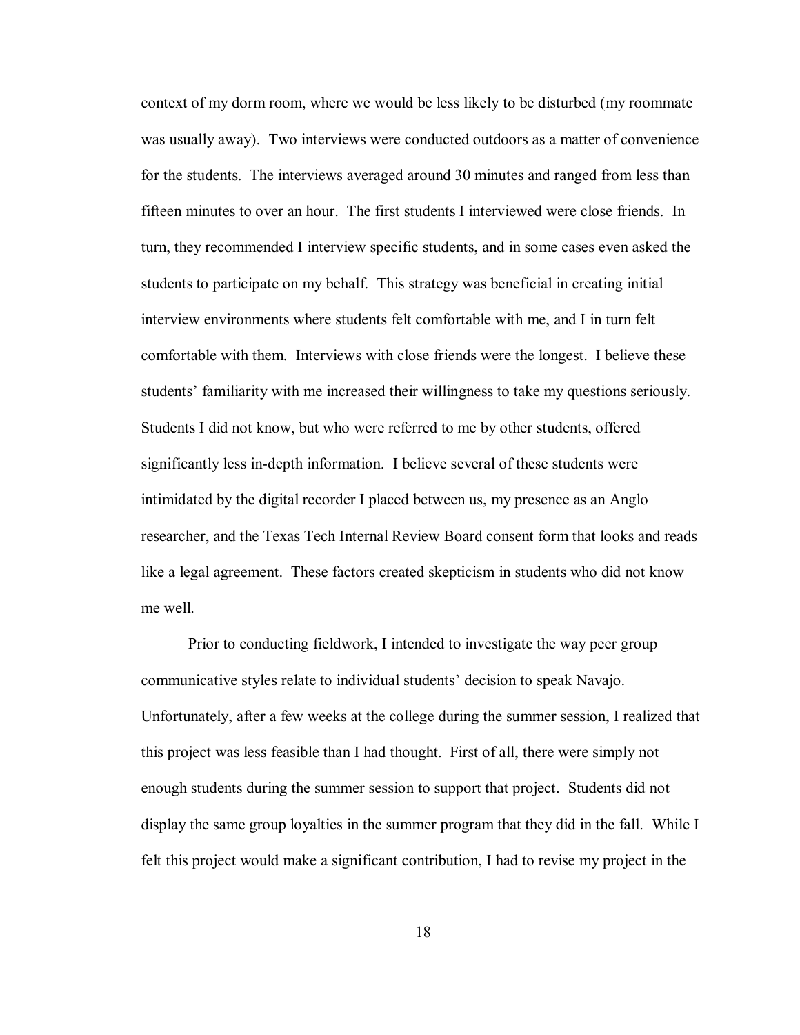context of my dorm room, where we would be less likely to be disturbed (my roommate was usually away). Two interviews were conducted outdoors as a matter of convenience for the students. The interviews averaged around 30 minutes and ranged from less than fifteen minutes to over an hour. The first students I interviewed were close friends. In turn, they recommended I interview specific students, and in some cases even asked the students to participate on my behalf. This strategy was beneficial in creating initial interview environments where students felt comfortable with me, and I in turn felt comfortable with them. Interviews with close friends were the longest. I believe these students' familiarity with me increased their willingness to take my questions seriously. Students I did not know, but who were referred to me by other students, offered significantly less in-depth information. I believe several of these students were intimidated by the digital recorder I placed between us, my presence as an Anglo researcher, and the Texas Tech Internal Review Board consent form that looks and reads like a legal agreement. These factors created skepticism in students who did not know me well.

Prior to conducting fieldwork, I intended to investigate the way peer group communicative styles relate to individual students' decision to speak Navajo. Unfortunately, after a few weeks at the college during the summer session, I realized that this project was less feasible than I had thought. First of all, there were simply not enough students during the summer session to support that project. Students did not display the same group loyalties in the summer program that they did in the fall. While I felt this project would make a significant contribution, I had to revise my project in the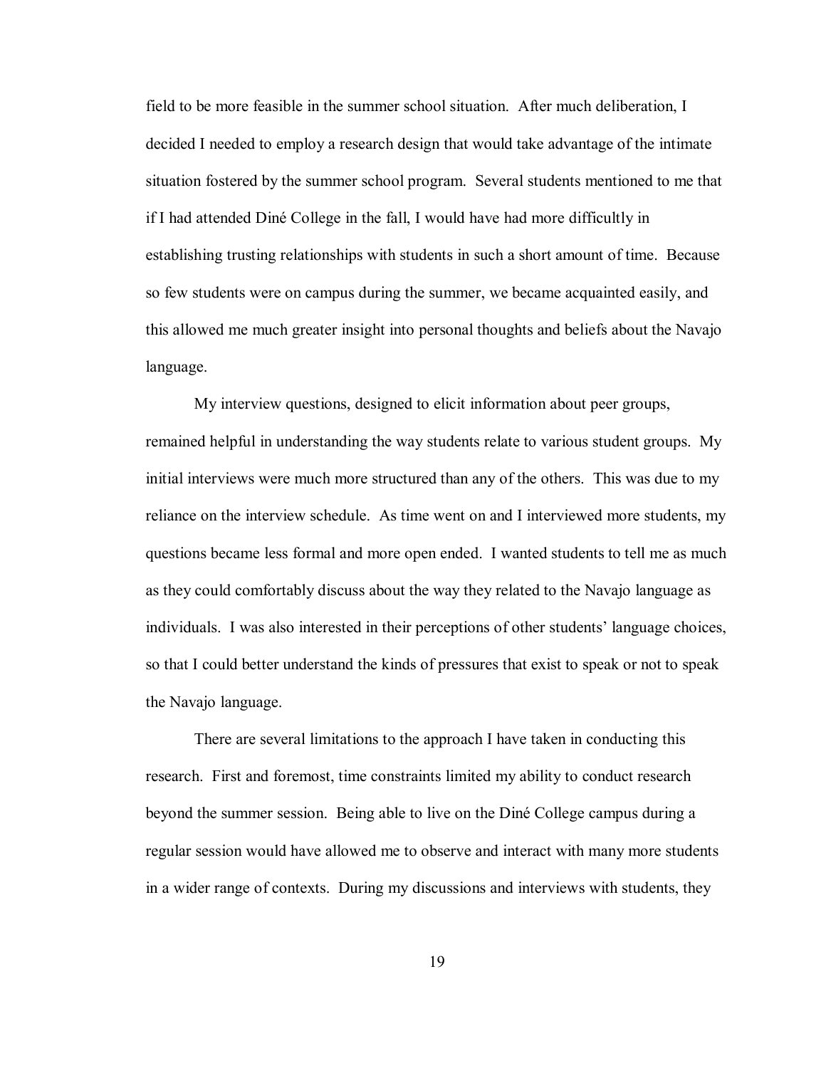field to be more feasible in the summer school situation. After much deliberation, I decided I needed to employ a research design that would take advantage of the intimate situation fostered by the summer school program. Several students mentioned to me that if I had attended Diné College in the fall, I would have had more difficultly in establishing trusting relationships with students in such a short amount of time. Because so few students were on campus during the summer, we became acquainted easily, and this allowed me much greater insight into personal thoughts and beliefs about the Navajo language.

My interview questions, designed to elicit information about peer groups, remained helpful in understanding the way students relate to various student groups. My initial interviews were much more structured than any of the others. This was due to my reliance on the interview schedule. As time went on and I interviewed more students, my questions became less formal and more open ended. I wanted students to tell me as much as they could comfortably discuss about the way they related to the Navajo language as individuals. I was also interested in their perceptions of other students' language choices, so that I could better understand the kinds of pressures that exist to speak or not to speak the Navajo language.

There are several limitations to the approach I have taken in conducting this research. First and foremost, time constraints limited my ability to conduct research beyond the summer session. Being able to live on the Diné College campus during a regular session would have allowed me to observe and interact with many more students in a wider range of contexts. During my discussions and interviews with students, they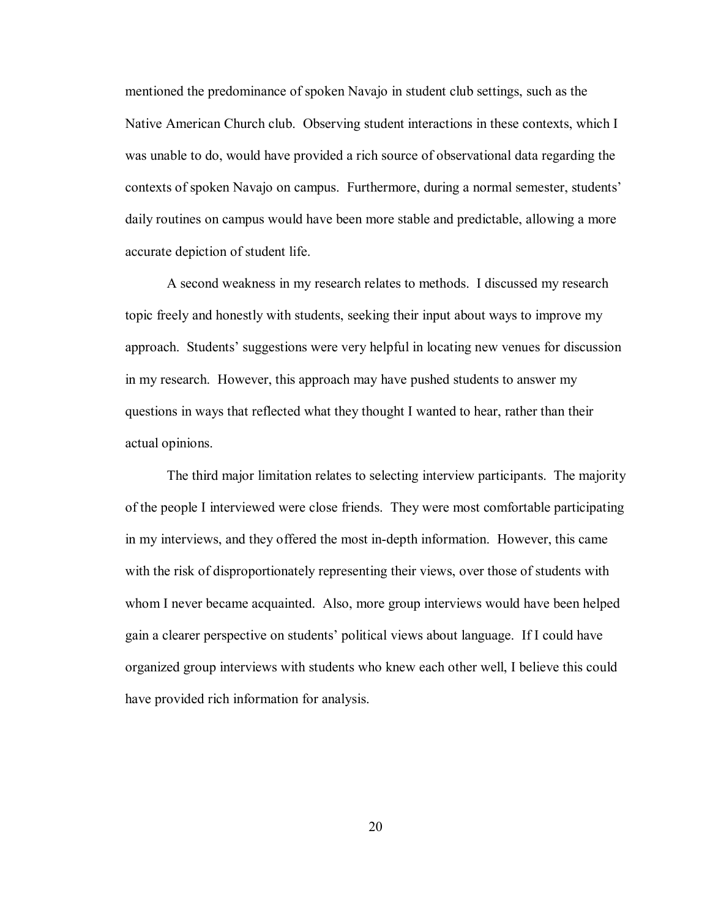mentioned the predominance of spoken Navajo in student club settings, such as the Native American Church club. Observing student interactions in these contexts, which I was unable to do, would have provided a rich source of observational data regarding the contexts of spoken Navajo on campus. Furthermore, during a normal semester, students' daily routines on campus would have been more stable and predictable, allowing a more accurate depiction of student life.

A second weakness in my research relates to methods. I discussed my research topic freely and honestly with students, seeking their input about ways to improve my approach. Students' suggestions were very helpful in locating new venues for discussion in my research. However, this approach may have pushed students to answer my questions in ways that reflected what they thought I wanted to hear, rather than their actual opinions.

The third major limitation relates to selecting interview participants. The majority of the people I interviewed were close friends. They were most comfortable participating in my interviews, and they offered the most in-depth information. However, this came with the risk of disproportionately representing their views, over those of students with whom I never became acquainted. Also, more group interviews would have been helped gain a clearer perspective on students' political views about language. If I could have organized group interviews with students who knew each other well, I believe this could have provided rich information for analysis.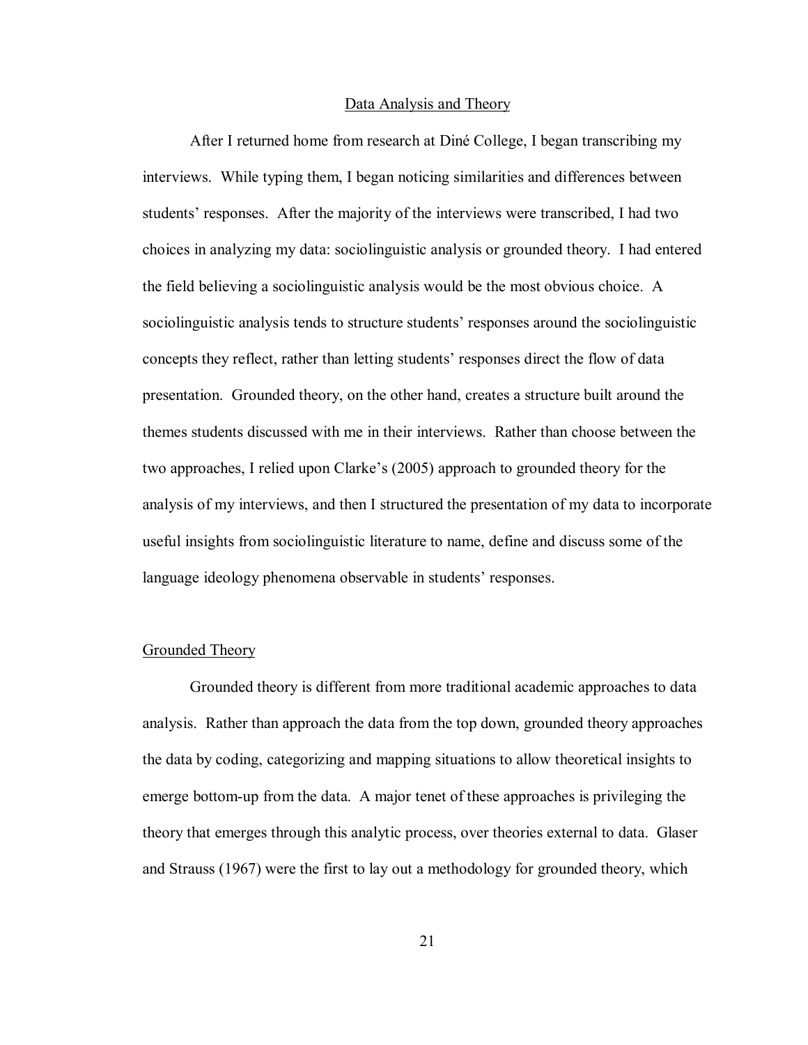## Data Analysis and Theory

After I returned home from research at Diné College, I began transcribing my interviews. While typing them, I began noticing similarities and differences between students' responses. After the majority of the interviews were transcribed, I had two choices in analyzing my data: sociolinguistic analysis or grounded theory. I had entered the field believing a sociolinguistic analysis would be the most obvious choice. A sociolinguistic analysis tends to structure students' responses around the sociolinguistic concepts they reflect, rather than letting students' responses direct the flow of data presentation. Grounded theory, on the other hand, creates a structure built around the themes students discussed with me in their interviews. Rather than choose between the two approaches, I relied upon Clarke's (2005) approach to grounded theory for the analysis of my interviews, and then I structured the presentation of my data to incorporate useful insights from sociolinguistic literature to name, define and discuss some of the language ideology phenomena observable in students' responses.

### Grounded Theory

Grounded theory is different from more traditional academic approaches to data analysis. Rather than approach the data from the top down, grounded theory approaches the data by coding, categorizing and mapping situations to allow theoretical insights to emerge bottom-up from the data. A major tenet of these approaches is privileging the theory that emerges through this analytic process, over theories external to data. Glaser and Strauss (1967) were the first to lay out a methodology for grounded theory, which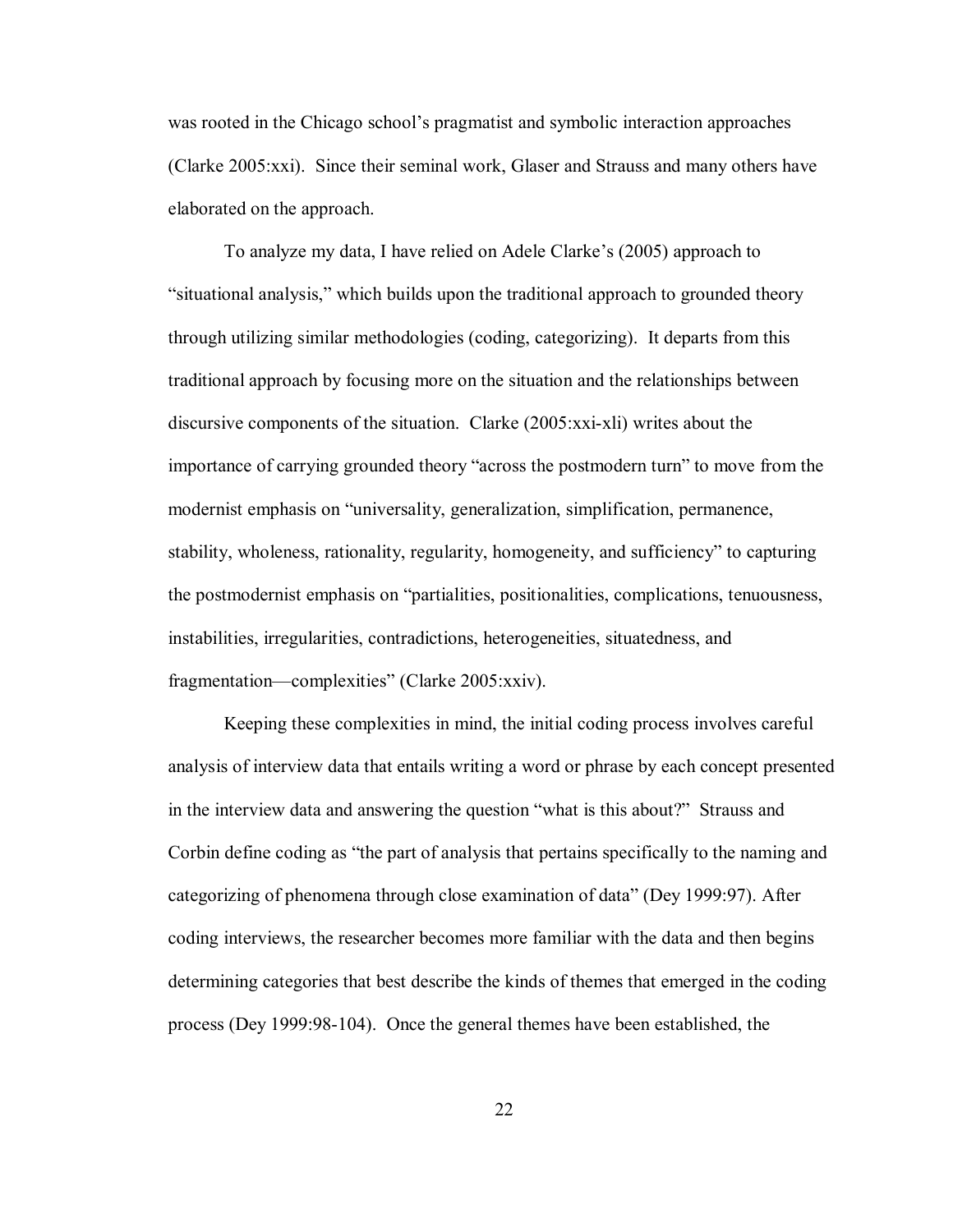was rooted in the Chicago school's pragmatist and symbolic interaction approaches (Clarke 2005:xxi). Since their seminal work, Glaser and Strauss and many others have elaborated on the approach.

To analyze my data, I have relied on Adele Clarke's (2005) approach to "situational analysis," which builds upon the traditional approach to grounded theory through utilizing similar methodologies (coding, categorizing). It departs from this traditional approach by focusing more on the situation and the relationships between discursive components of the situation. Clarke (2005:xxi-xli) writes about the importance of carrying grounded theory "across the postmodern turn" to move from the modernist emphasis on "universality, generalization, simplification, permanence, stability, wholeness, rationality, regularity, homogeneity, and sufficiency" to capturing the postmodernist emphasis on "partialities, positionalities, complications, tenuousness, instabilities, irregularities, contradictions, heterogeneities, situatedness, and fragmentation—complexities" (Clarke 2005:xxiv).

Keeping these complexities in mind, the initial coding process involves careful analysis of interview data that entails writing a word or phrase by each concept presented in the interview data and answering the question "what is this about?" Strauss and Corbin define coding as "the part of analysis that pertains specifically to the naming and categorizing of phenomena through close examination of data" (Dey 1999:97). After coding interviews, the researcher becomes more familiar with the data and then begins determining categories that best describe the kinds of themes that emerged in the coding process (Dey 1999:98-104). Once the general themes have been established, the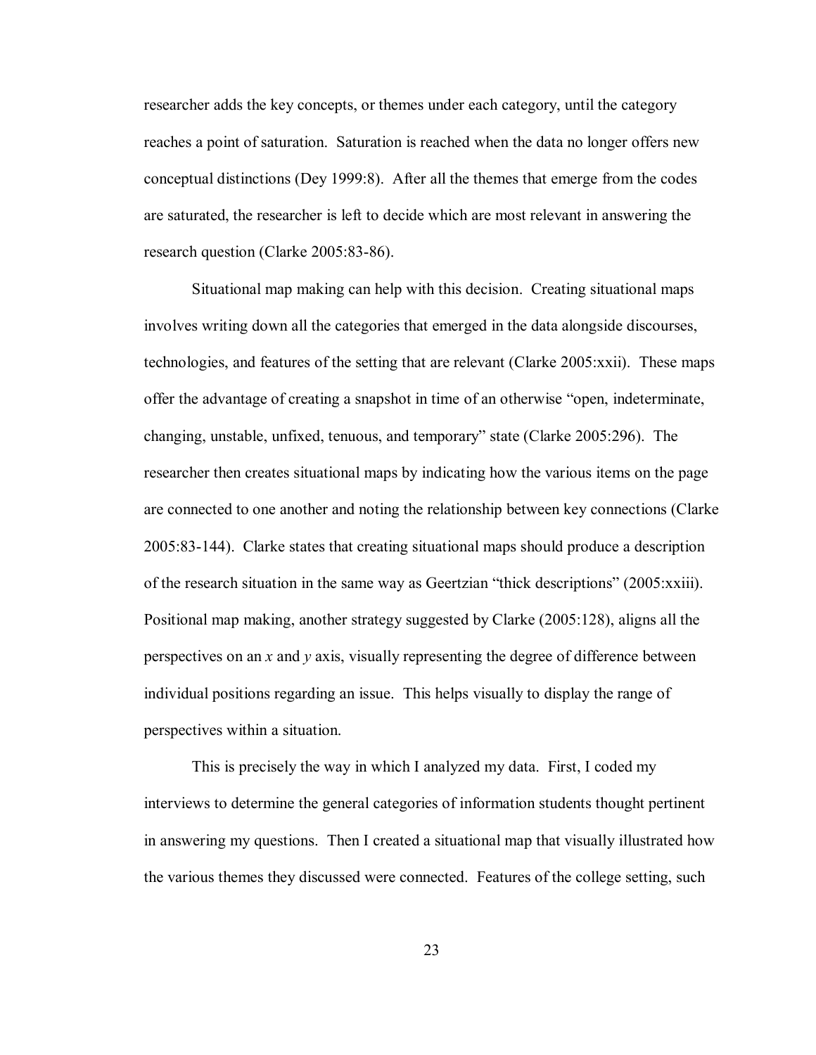researcher adds the key concepts, or themes under each category, until the category reaches a point of saturation. Saturation is reached when the data no longer offers new conceptual distinctions (Dey 1999:8). After all the themes that emerge from the codes are saturated, the researcher is left to decide which are most relevant in answering the research question (Clarke 2005:83-86).

Situational map making can help with this decision. Creating situational maps involves writing down all the categories that emerged in the data alongside discourses, technologies, and features of the setting that are relevant (Clarke 2005:xxii). These maps offer the advantage of creating a snapshot in time of an otherwise "open, indeterminate, changing, unstable, unfixed, tenuous, and temporary" state (Clarke 2005:296). The researcher then creates situational maps by indicating how the various items on the page are connected to one another and noting the relationship between key connections (Clarke 2005:83-144). Clarke states that creating situational maps should produce a description of the research situation in the same way as Geertzian "thick descriptions" (2005:xxiii). Positional map making, another strategy suggested by Clarke (2005:128), aligns all the perspectives on an *x* and *y* axis, visually representing the degree of difference between individual positions regarding an issue. This helps visually to display the range of perspectives within a situation.

This is precisely the way in which I analyzed my data. First, I coded my interviews to determine the general categories of information students thought pertinent in answering my questions. Then I created a situational map that visually illustrated how the various themes they discussed were connected. Features of the college setting, such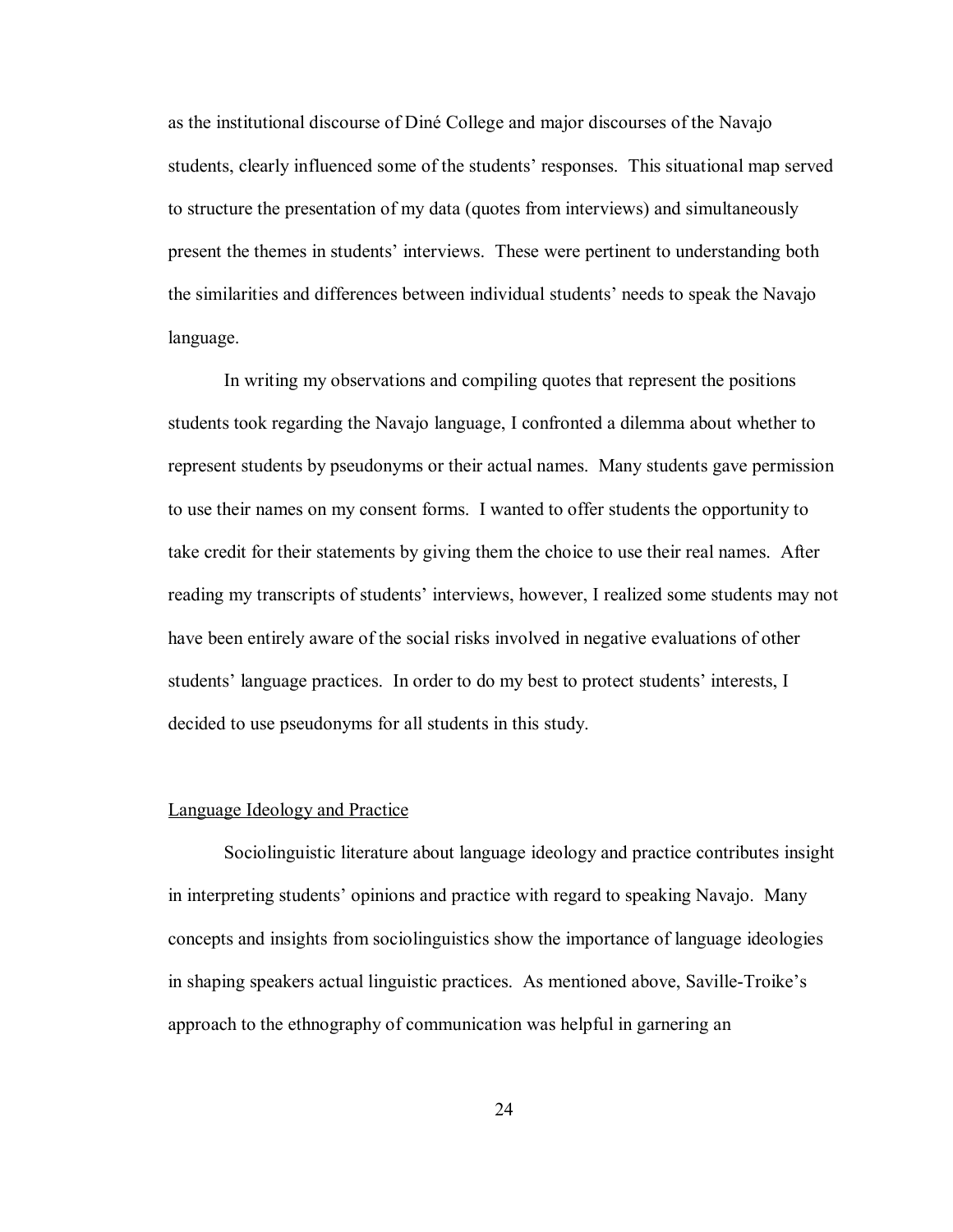as the institutional discourse of Diné College and major discourses of the Navajo students, clearly influenced some of the students' responses. This situational map served to structure the presentation of my data (quotes from interviews) and simultaneously present the themes in students' interviews. These were pertinent to understanding both the similarities and differences between individual students' needs to speak the Navajo language.

In writing my observations and compiling quotes that represent the positions students took regarding the Navajo language, I confronted a dilemma about whether to represent students by pseudonyms or their actual names. Many students gave permission to use their names on my consent forms. I wanted to offer students the opportunity to take credit for their statements by giving them the choice to use their real names. After reading my transcripts of students' interviews, however, I realized some students may not have been entirely aware of the social risks involved in negative evaluations of other students' language practices. In order to do my best to protect students' interests, I decided to use pseudonyms for all students in this study.

## Language Ideology and Practice

Sociolinguistic literature about language ideology and practice contributes insight in interpreting students' opinions and practice with regard to speaking Navajo. Many concepts and insights from sociolinguistics show the importance of language ideologies in shaping speakers actual linguistic practices. As mentioned above, Saville-Troike's approach to the ethnography of communication was helpful in garnering an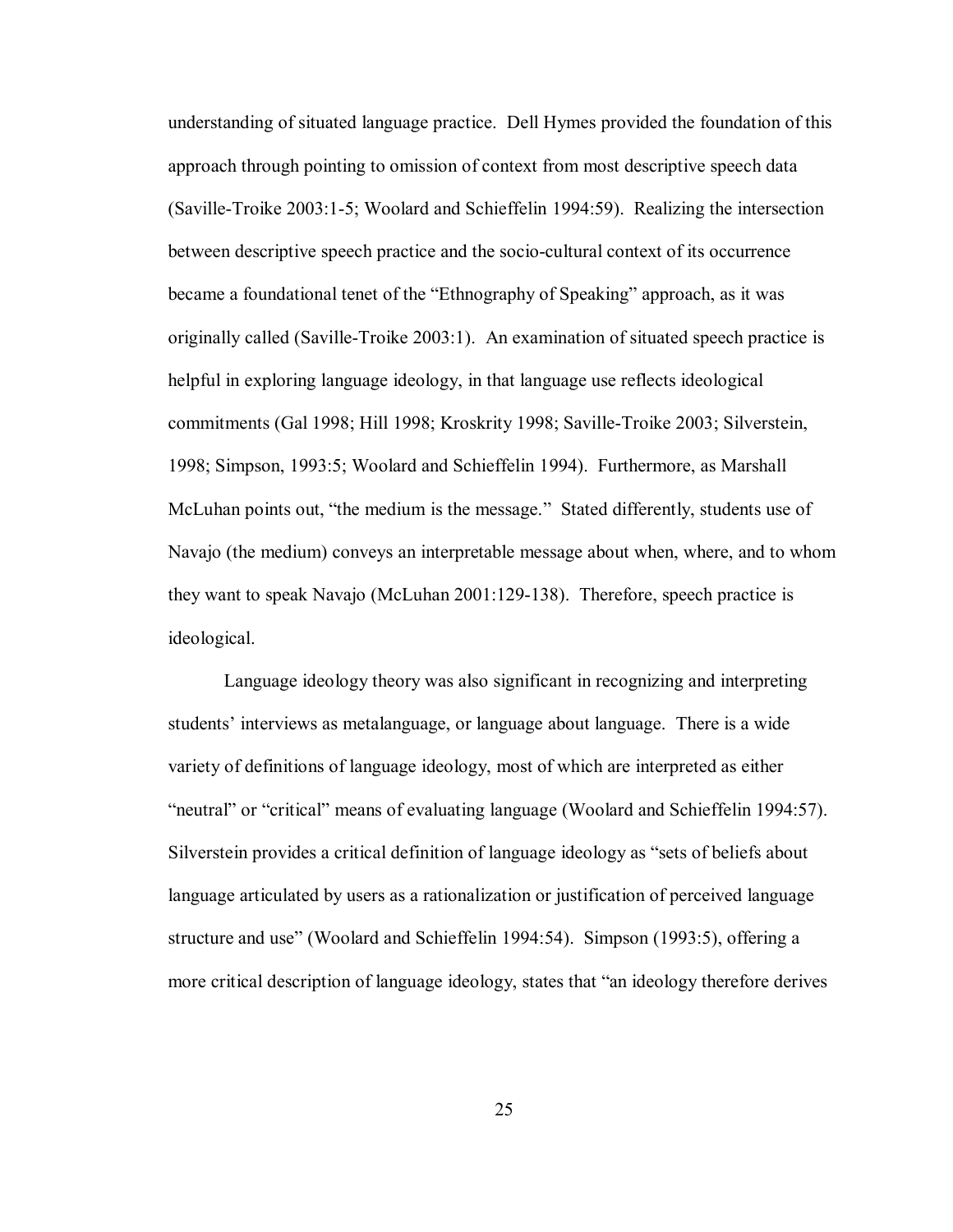understanding of situated language practice. Dell Hymes provided the foundation of this approach through pointing to omission of context from most descriptive speech data (Saville-Troike 2003:1-5; Woolard and Schieffelin 1994:59). Realizing the intersection between descriptive speech practice and the socio-cultural context of its occurrence became a foundational tenet of the "Ethnography of Speaking" approach, as it was originally called (Saville-Troike 2003:1). An examination of situated speech practice is helpful in exploring language ideology, in that language use reflects ideological commitments (Gal 1998; Hill 1998; Kroskrity 1998; Saville-Troike 2003; Silverstein, 1998; Simpson, 1993:5; Woolard and Schieffelin 1994). Furthermore, as Marshall McLuhan points out, "the medium is the message." Stated differently, students use of Navajo (the medium) conveys an interpretable message about when, where, and to whom they want to speak Navajo (McLuhan 2001:129-138). Therefore, speech practice is ideological.

Language ideology theory was also significant in recognizing and interpreting students' interviews as metalanguage, or language about language. There is a wide variety of definitions of language ideology, most of which are interpreted as either "neutral" or "critical" means of evaluating language (Woolard and Schieffelin 1994:57). Silverstein provides a critical definition of language ideology as "sets of beliefs about language articulated by users as a rationalization or justification of perceived language structure and use" (Woolard and Schieffelin 1994:54). Simpson (1993:5), offering a more critical description of language ideology, states that "an ideology therefore derives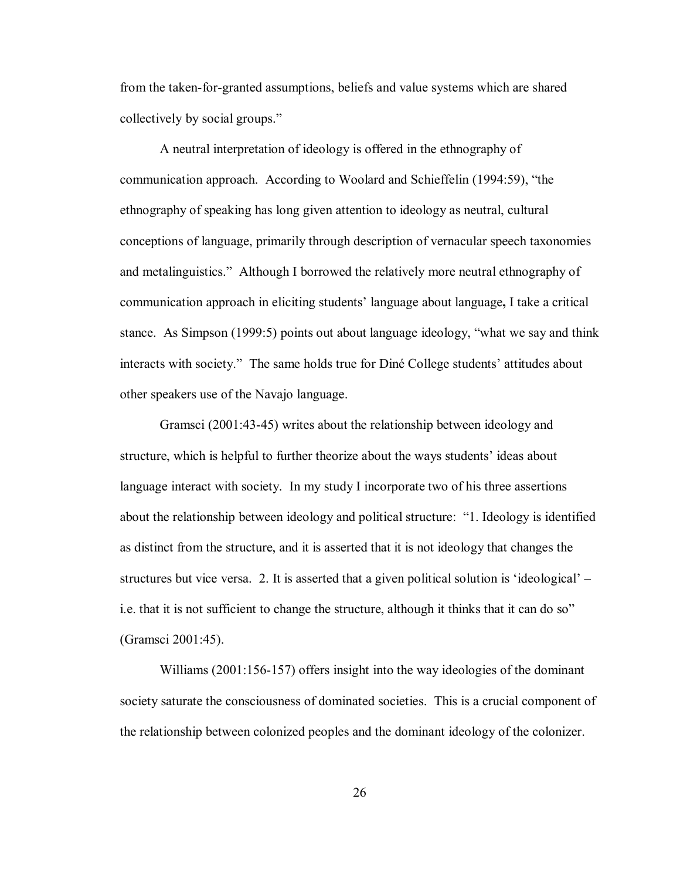from the taken-for-granted assumptions, beliefs and value systems which are shared collectively by social groups."

A neutral interpretation of ideology is offered in the ethnography of communication approach. According to Woolard and Schieffelin (1994:59), "the ethnography of speaking has long given attention to ideology as neutral, cultural conceptions of language, primarily through description of vernacular speech taxonomies and metalinguistics." Although I borrowed the relatively more neutral ethnography of communication approach in eliciting students' language about language**,** I take a critical stance. As Simpson (1999:5) points out about language ideology, "what we say and think interacts with society." The same holds true for Diné College students' attitudes about other speakers use of the Navajo language.

Gramsci (2001:43-45) writes about the relationship between ideology and structure, which is helpful to further theorize about the ways students' ideas about language interact with society. In my study I incorporate two of his three assertions about the relationship between ideology and political structure: "1. Ideology is identified as distinct from the structure, and it is asserted that it is not ideology that changes the structures but vice versa. 2. It is asserted that a given political solution is 'ideological' – i.e. that it is not sufficient to change the structure, although it thinks that it can do so" (Gramsci 2001:45).

Williams (2001:156-157) offers insight into the way ideologies of the dominant society saturate the consciousness of dominated societies. This is a crucial component of the relationship between colonized peoples and the dominant ideology of the colonizer.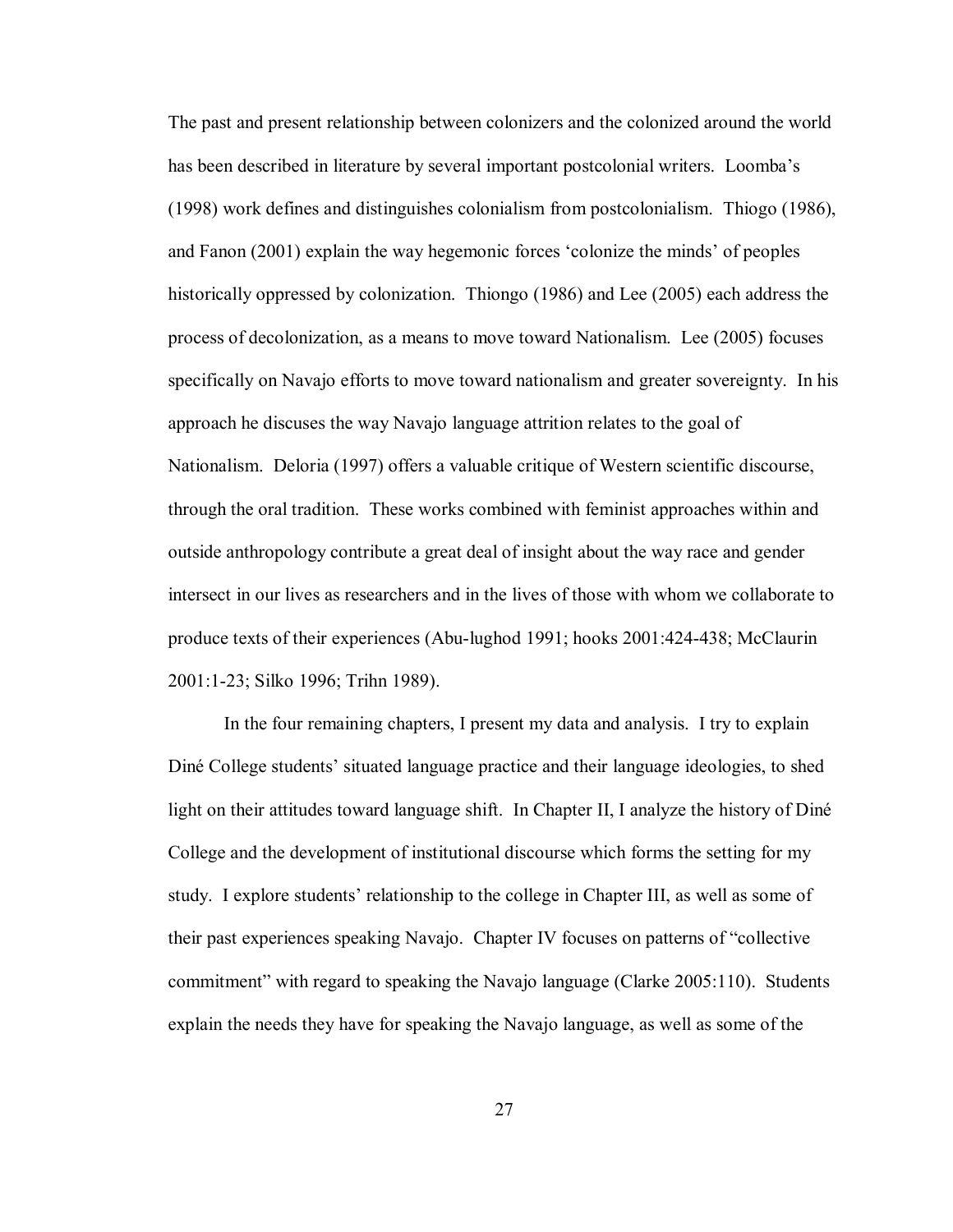The past and present relationship between colonizers and the colonized around the world has been described in literature by several important postcolonial writers. Loomba's (1998) work defines and distinguishes colonialism from postcolonialism. Thiogo (1986), and Fanon (2001) explain the way hegemonic forces 'colonize the minds' of peoples historically oppressed by colonization. Thiongo (1986) and Lee (2005) each address the process of decolonization, as a means to move toward Nationalism. Lee (2005) focuses specifically on Navajo efforts to move toward nationalism and greater sovereignty. In his approach he discuses the way Navajo language attrition relates to the goal of Nationalism. Deloria (1997) offers a valuable critique of Western scientific discourse, through the oral tradition. These works combined with feminist approaches within and outside anthropology contribute a great deal of insight about the way race and gender intersect in our lives as researchers and in the lives of those with whom we collaborate to produce texts of their experiences (Abu-lughod 1991; hooks 2001:424-438; McClaurin 2001:1-23; Silko 1996; Trihn 1989).

In the four remaining chapters, I present my data and analysis. I try to explain Diné College students' situated language practice and their language ideologies, to shed light on their attitudes toward language shift. In Chapter II, I analyze the history of Diné College and the development of institutional discourse which forms the setting for my study. I explore students' relationship to the college in Chapter III, as well as some of their past experiences speaking Navajo. Chapter IV focuses on patterns of "collective commitment" with regard to speaking the Navajo language (Clarke 2005:110). Students explain the needs they have for speaking the Navajo language, as well as some of the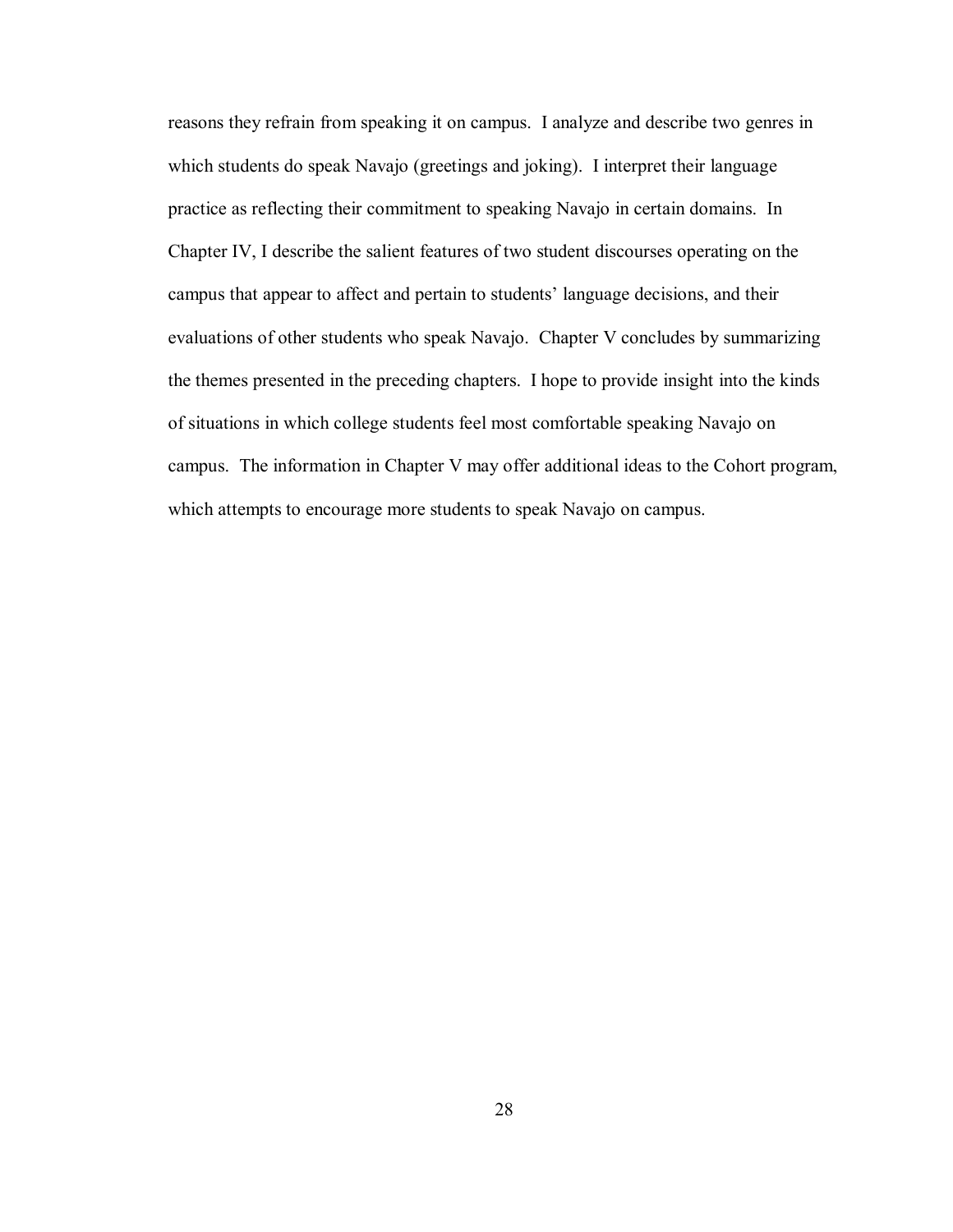reasons they refrain from speaking it on campus. I analyze and describe two genres in which students do speak Navajo (greetings and joking). I interpret their language practice as reflecting their commitment to speaking Navajo in certain domains. In Chapter IV, I describe the salient features of two student discourses operating on the campus that appear to affect and pertain to students' language decisions, and their evaluations of other students who speak Navajo. Chapter V concludes by summarizing the themes presented in the preceding chapters. I hope to provide insight into the kinds of situations in which college students feel most comfortable speaking Navajo on campus. The information in Chapter V may offer additional ideas to the Cohort program, which attempts to encourage more students to speak Navajo on campus.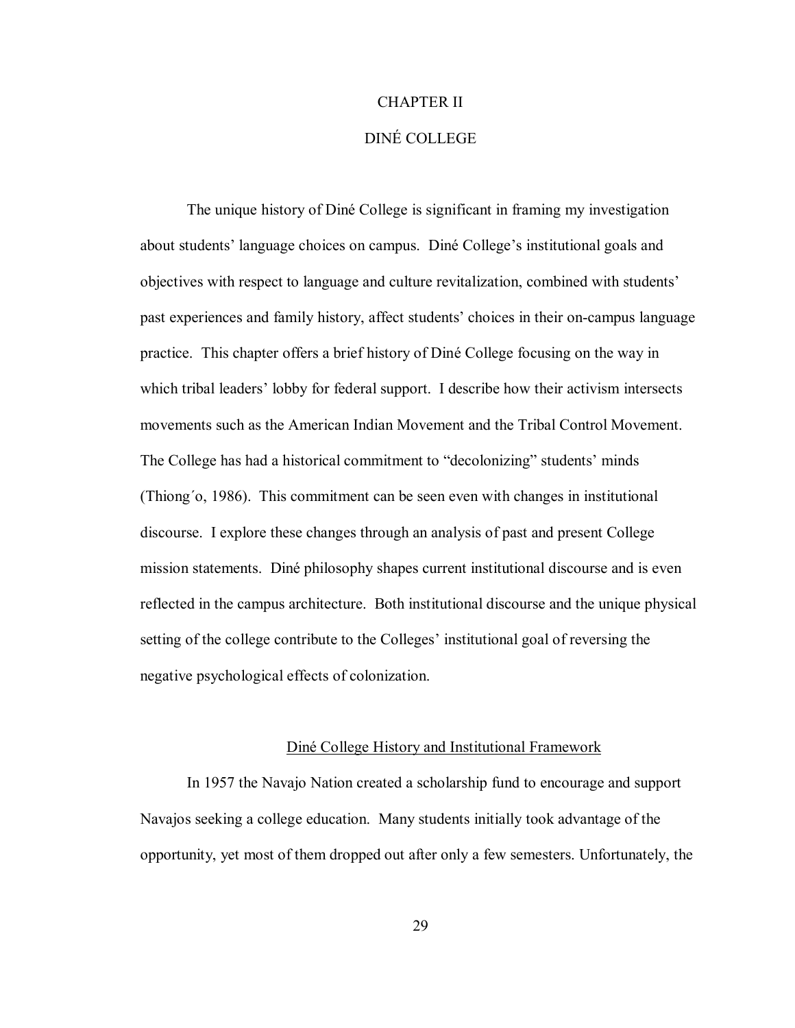# CHAPTER II

# DINÉ COLLEGE

The unique history of Diné College is significant in framing my investigation about students' language choices on campus. Diné College's institutional goals and objectives with respect to language and culture revitalization, combined with students' past experiences and family history, affect students' choices in their on-campus language practice. This chapter offers a brief history of Diné College focusing on the way in which tribal leaders' lobby for federal support. I describe how their activism intersects movements such as the American Indian Movement and the Tribal Control Movement. The College has had a historical commitment to "decolonizing" students' minds (Thiong´o, 1986). This commitment can be seen even with changes in institutional discourse. I explore these changes through an analysis of past and present College mission statements. Diné philosophy shapes current institutional discourse and is even reflected in the campus architecture. Both institutional discourse and the unique physical setting of the college contribute to the Colleges' institutional goal of reversing the negative psychological effects of colonization.

## Diné College History and Institutional Framework

In 1957 the Navajo Nation created a scholarship fund to encourage and support Navajos seeking a college education. Many students initially took advantage of the opportunity, yet most of them dropped out after only a few semesters. Unfortunately, the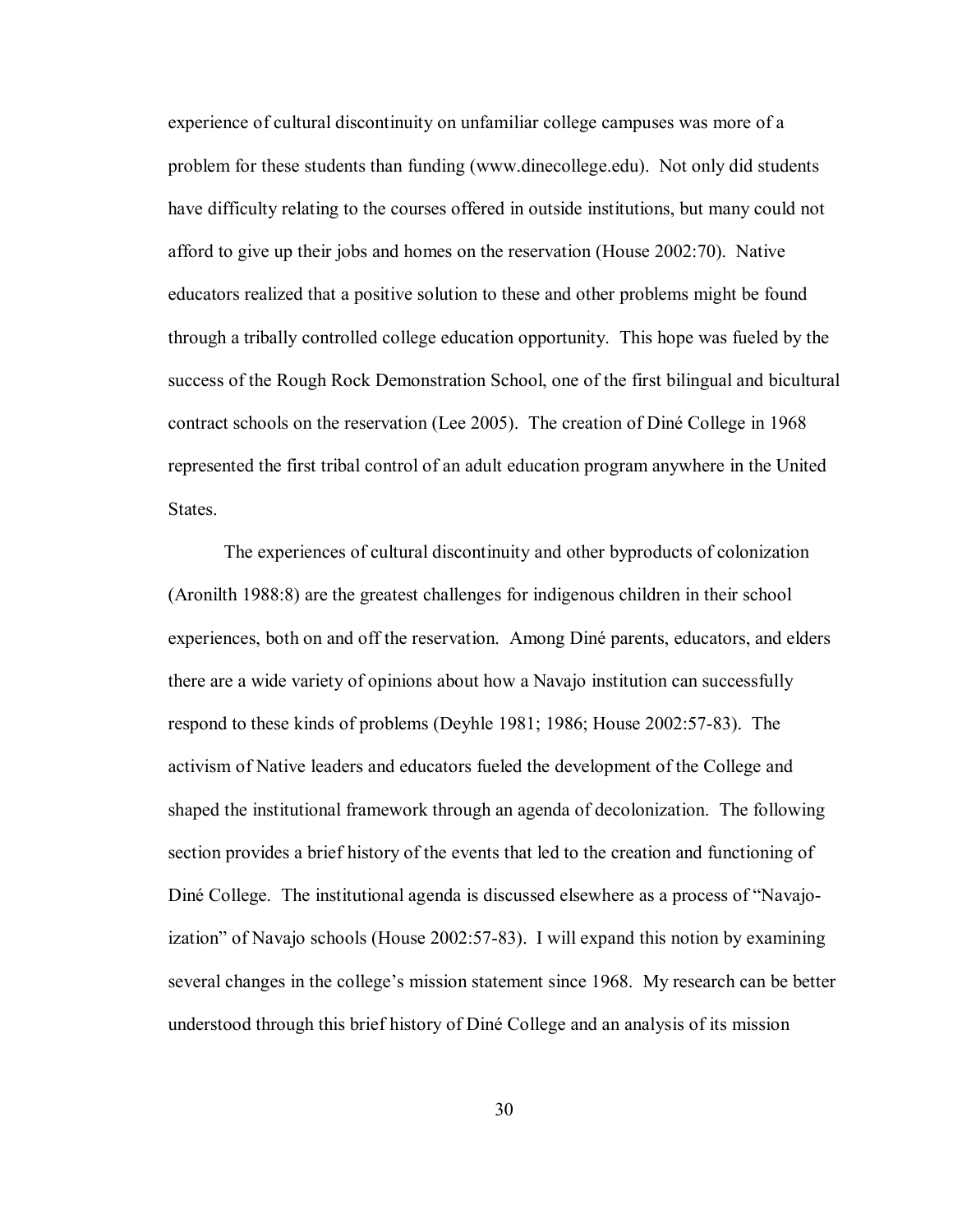experience of cultural discontinuity on unfamiliar college campuses was more of a problem for these students than funding (www.dinecollege.edu). Not only did students have difficulty relating to the courses offered in outside institutions, but many could not afford to give up their jobs and homes on the reservation (House 2002:70). Native educators realized that a positive solution to these and other problems might be found through a tribally controlled college education opportunity. This hope was fueled by the success of the Rough Rock Demonstration School, one of the first bilingual and bicultural contract schools on the reservation (Lee 2005). The creation of Diné College in 1968 represented the first tribal control of an adult education program anywhere in the United States.

The experiences of cultural discontinuity and other byproducts of colonization (Aronilth 1988:8) are the greatest challenges for indigenous children in their school experiences, both on and off the reservation. Among Diné parents, educators, and elders there are a wide variety of opinions about how a Navajo institution can successfully respond to these kinds of problems (Deyhle 1981; 1986; House 2002:57-83). The activism of Native leaders and educators fueled the development of the College and shaped the institutional framework through an agenda of decolonization. The following section provides a brief history of the events that led to the creation and functioning of Diné College. The institutional agenda is discussed elsewhere as a process of "Navajo-ization" of Navajo schools (House 2002:57-83). I will expand this notion by examining several changes in the college's mission statement since 1968. My research can be better understood through this brief history of Diné College and an analysis of its mission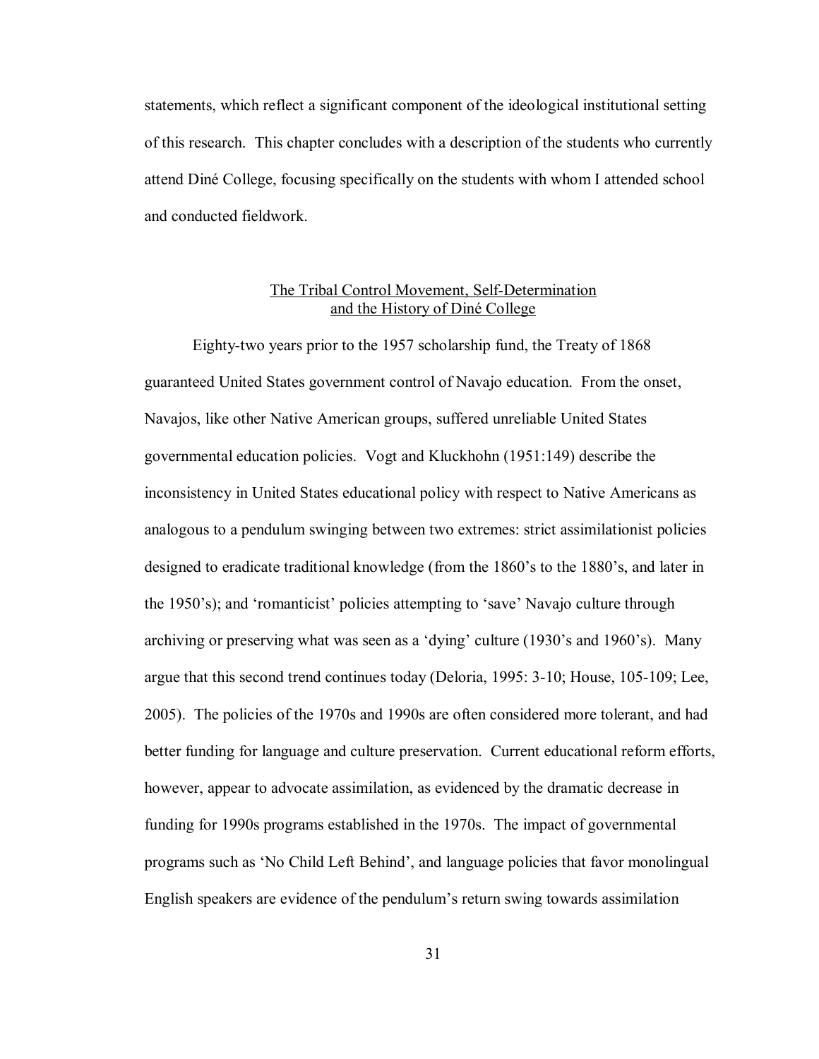statements, which reflect a significant component of the ideological institutional setting of this research. This chapter concludes with a description of the students who currently attend Diné College, focusing specifically on the students with whom I attended school and conducted fieldwork.

## The Tribal Control Movement, Self-Determination and the History of Diné College

Eighty-two years prior to the 1957 scholarship fund, the Treaty of 1868 guaranteed United States government control of Navajo education. From the onset, Navajos, like other Native American groups, suffered unreliable United States governmental education policies. Vogt and Kluckhohn (1951:149) describe the inconsistency in United States educational policy with respect to Native Americans as analogous to a pendulum swinging between two extremes: strict assimilationist policies designed to eradicate traditional knowledge (from the 1860's to the 1880's, and later in the 1950's); and 'romanticist' policies attempting to 'save' Navajo culture through archiving or preserving what was seen as a 'dying' culture (1930's and 1960's). Many argue that this second trend continues today (Deloria, 1995: 3-10; House, 105-109; Lee, 2005). The policies of the 1970s and 1990s are often considered more tolerant, and had better funding for language and culture preservation. Current educational reform efforts, however, appear to advocate assimilation, as evidenced by the dramatic decrease in funding for 1990s programs established in the 1970s. The impact of governmental programs such as 'No Child Left Behind', and language policies that favor monolingual English speakers are evidence of the pendulum's return swing towards assimilation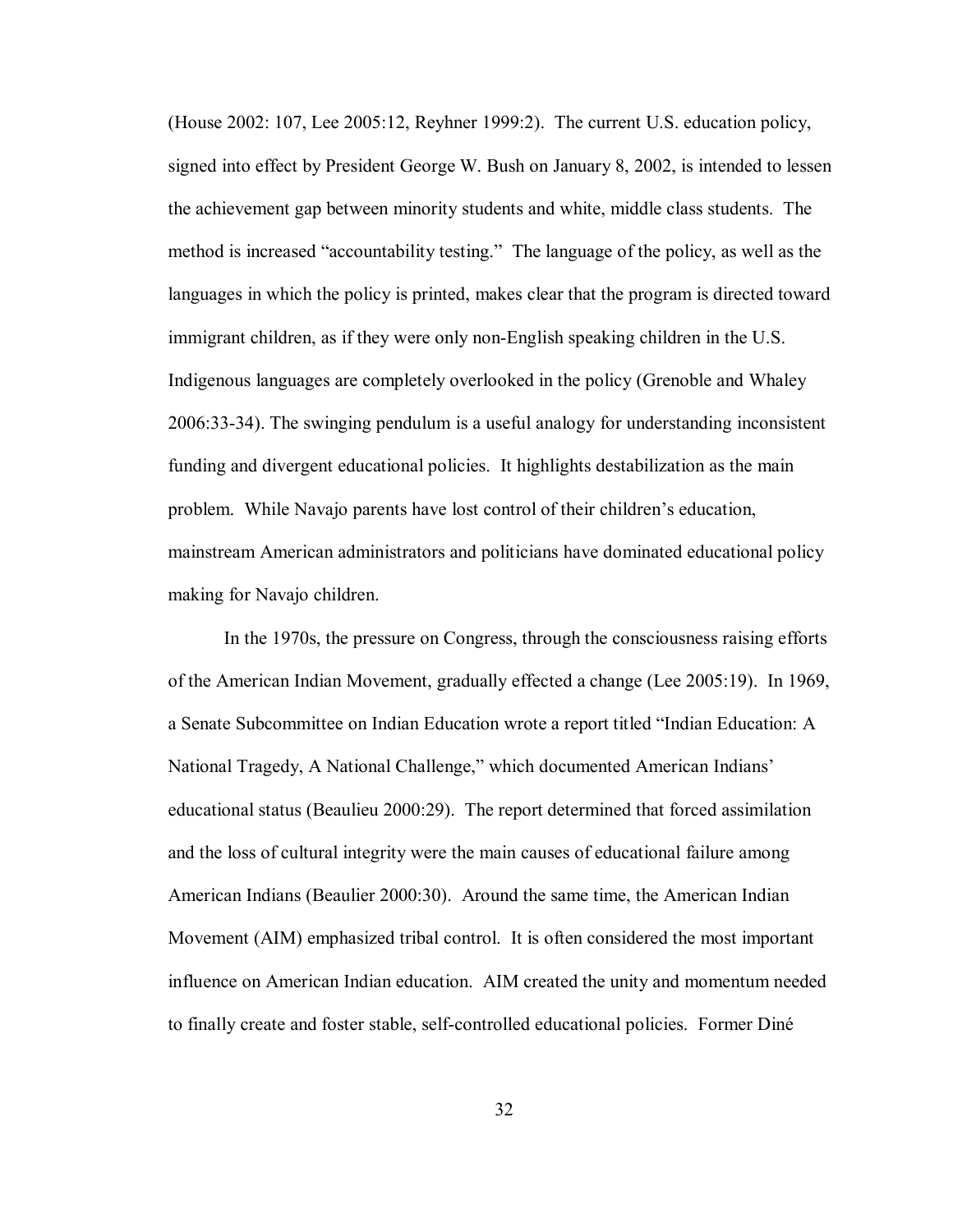(House 2002: 107, Lee 2005:12, Reyhner 1999:2). The current U.S. education policy, signed into effect by President George W. Bush on January 8, 2002, is intended to lessen the achievement gap between minority students and white, middle class students. The method is increased "accountability testing." The language of the policy, as well as the languages in which the policy is printed, makes clear that the program is directed toward immigrant children, as if they were only non-English speaking children in the U.S. Indigenous languages are completely overlooked in the policy (Grenoble and Whaley 2006:33-34). The swinging pendulum is a useful analogy for understanding inconsistent funding and divergent educational policies. It highlights destabilization as the main problem. While Navajo parents have lost control of their children's education, mainstream American administrators and politicians have dominated educational policy making for Navajo children.

In the 1970s, the pressure on Congress, through the consciousness raising efforts of the American Indian Movement, gradually effected a change (Lee 2005:19). In 1969, a Senate Subcommittee on Indian Education wrote a report titled "Indian Education: A National Tragedy, A National Challenge," which documented American Indians' educational status (Beaulieu 2000:29). The report determined that forced assimilation and the loss of cultural integrity were the main causes of educational failure among American Indians (Beaulier 2000:30). Around the same time, the American Indian Movement (AIM) emphasized tribal control. It is often considered the most important influence on American Indian education. AIM created the unity and momentum needed to finally create and foster stable, self-controlled educational policies. Former Diné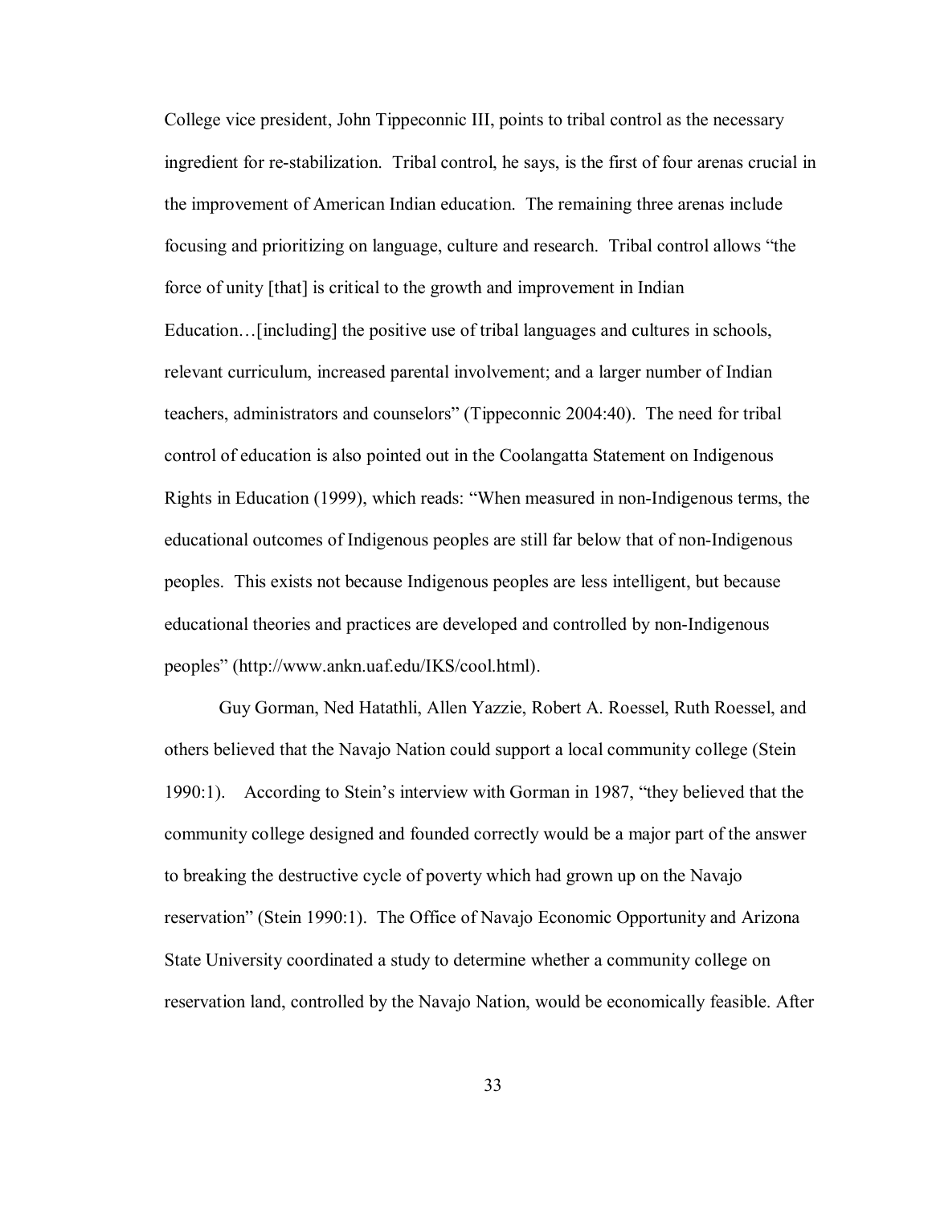College vice president, John Tippeconnic III, points to tribal control as the necessary ingredient for re-stabilization. Tribal control, he says, is the first of four arenas crucial in the improvement of American Indian education. The remaining three arenas include focusing and prioritizing on language, culture and research. Tribal control allows "the force of unity [that] is critical to the growth and improvement in Indian Education…[including] the positive use of tribal languages and cultures in schools, relevant curriculum, increased parental involvement; and a larger number of Indian teachers, administrators and counselors" (Tippeconnic 2004:40). The need for tribal control of education is also pointed out in the Coolangatta Statement on Indigenous Rights in Education (1999), which reads: "When measured in non-Indigenous terms, the educational outcomes of Indigenous peoples are still far below that of non-Indigenous peoples. This exists not because Indigenous peoples are less intelligent, but because educational theories and practices are developed and controlled by non-Indigenous peoples" (http://www.ankn.uaf.edu/IKS/cool.html).

Guy Gorman, Ned Hatathli, Allen Yazzie, Robert A. Roessel, Ruth Roessel, and others believed that the Navajo Nation could support a local community college (Stein 1990:1). According to Stein's interview with Gorman in 1987, "they believed that the community college designed and founded correctly would be a major part of the answer to breaking the destructive cycle of poverty which had grown up on the Navajo reservation" (Stein 1990:1). The Office of Navajo Economic Opportunity and Arizona State University coordinated a study to determine whether a community college on reservation land, controlled by the Navajo Nation, would be economically feasible. After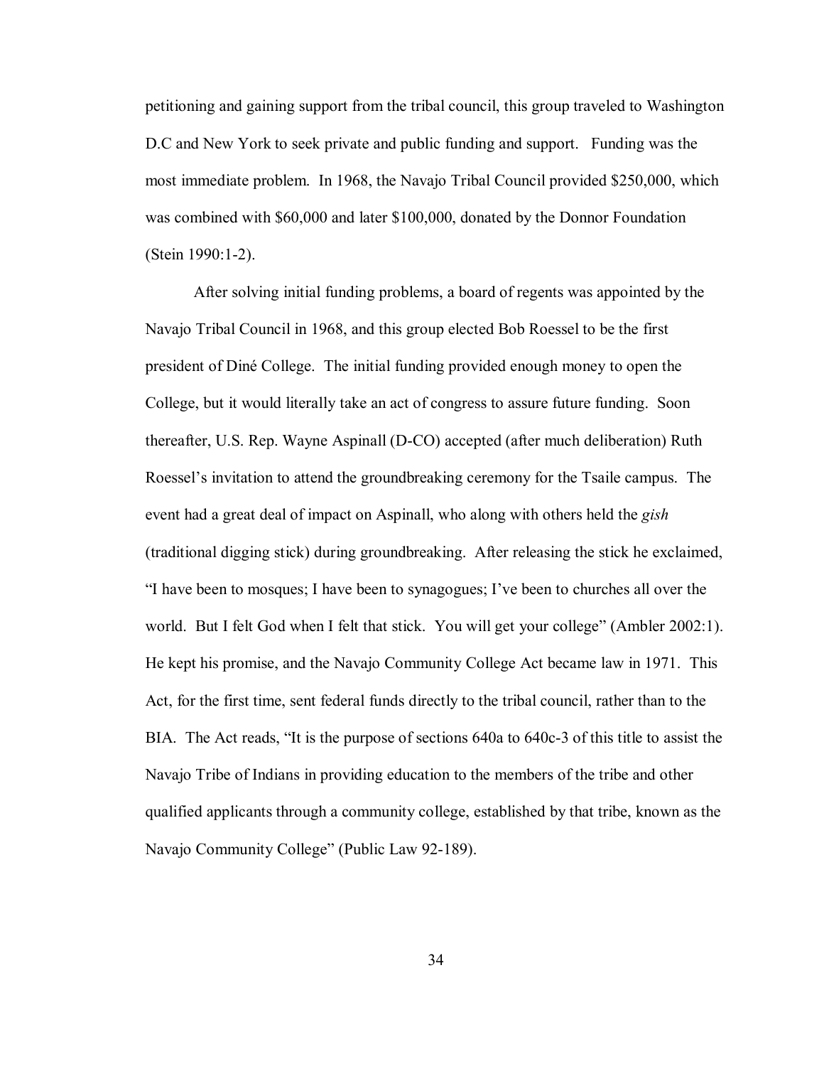petitioning and gaining support from the tribal council, this group traveled to Washington D.C and New York to seek private and public funding and support. Funding was the most immediate problem. In 1968, the Navajo Tribal Council provided $250,000, which was combined with $60,000 and later $100,000, donated by the Donnor Foundation (Stein 1990:1-2).

After solving initial funding problems, a board of regents was appointed by the Navajo Tribal Council in 1968, and this group elected Bob Roessel to be the first president of Diné College. The initial funding provided enough money to open the College, but it would literally take an act of congress to assure future funding. Soon thereafter, U.S. Rep. Wayne Aspinall (D-CO) accepted (after much deliberation) Ruth Roessel's invitation to attend the groundbreaking ceremony for the Tsaile campus. The event had a great deal of impact on Aspinall, who along with others held the *gish* (traditional digging stick) during groundbreaking. After releasing the stick he exclaimed, "I have been to mosques; I have been to synagogues; I've been to churches all over the world. But I felt God when I felt that stick. You will get your college" (Ambler 2002:1). He kept his promise, and the Navajo Community College Act became law in 1971. This Act, for the first time, sent federal funds directly to the tribal council, rather than to the BIA. The Act reads, "It is the purpose of sections 640a to 640c-3 of this title to assist the Navajo Tribe of Indians in providing education to the members of the tribe and other qualified applicants through a community college, established by that tribe, known as the Navajo Community College" (Public Law 92-189).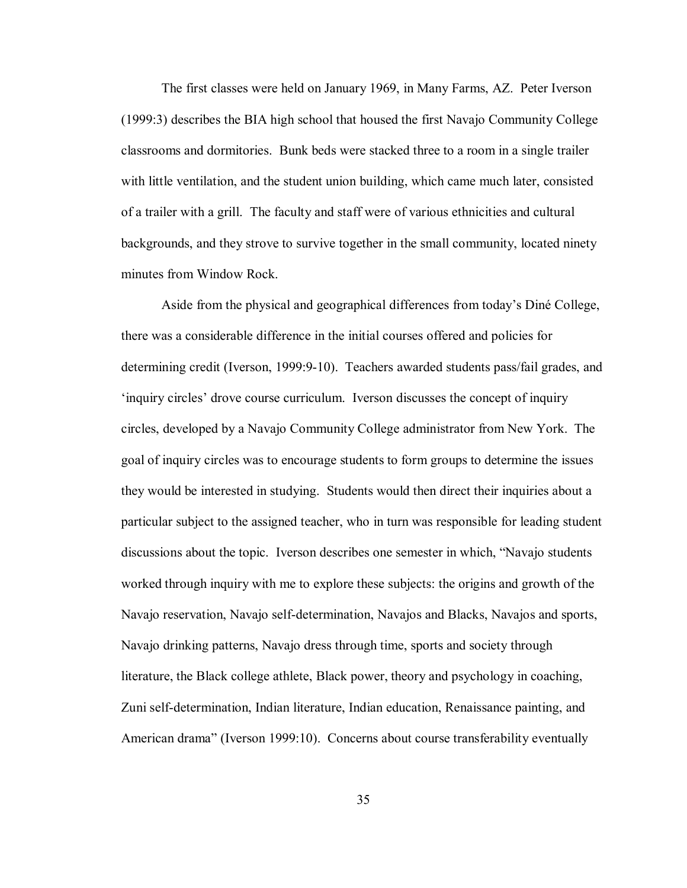The first classes were held on January 1969, in Many Farms, AZ. Peter Iverson (1999:3) describes the BIA high school that housed the first Navajo Community College classrooms and dormitories. Bunk beds were stacked three to a room in a single trailer with little ventilation, and the student union building, which came much later, consisted of a trailer with a grill. The faculty and staff were of various ethnicities and cultural backgrounds, and they strove to survive together in the small community, located ninety minutes from Window Rock.

Aside from the physical and geographical differences from today's Diné College, there was a considerable difference in the initial courses offered and policies for determining credit (Iverson, 1999:9-10). Teachers awarded students pass/fail grades, and 'inquiry circles' drove course curriculum. Iverson discusses the concept of inquiry circles, developed by a Navajo Community College administrator from New York. The goal of inquiry circles was to encourage students to form groups to determine the issues they would be interested in studying. Students would then direct their inquiries about a particular subject to the assigned teacher, who in turn was responsible for leading student discussions about the topic. Iverson describes one semester in which, "Navajo students worked through inquiry with me to explore these subjects: the origins and growth of the Navajo reservation, Navajo self-determination, Navajos and Blacks, Navajos and sports, Navajo drinking patterns, Navajo dress through time, sports and society through literature, the Black college athlete, Black power, theory and psychology in coaching, Zuni self-determination, Indian literature, Indian education, Renaissance painting, and American drama" (Iverson 1999:10). Concerns about course transferability eventually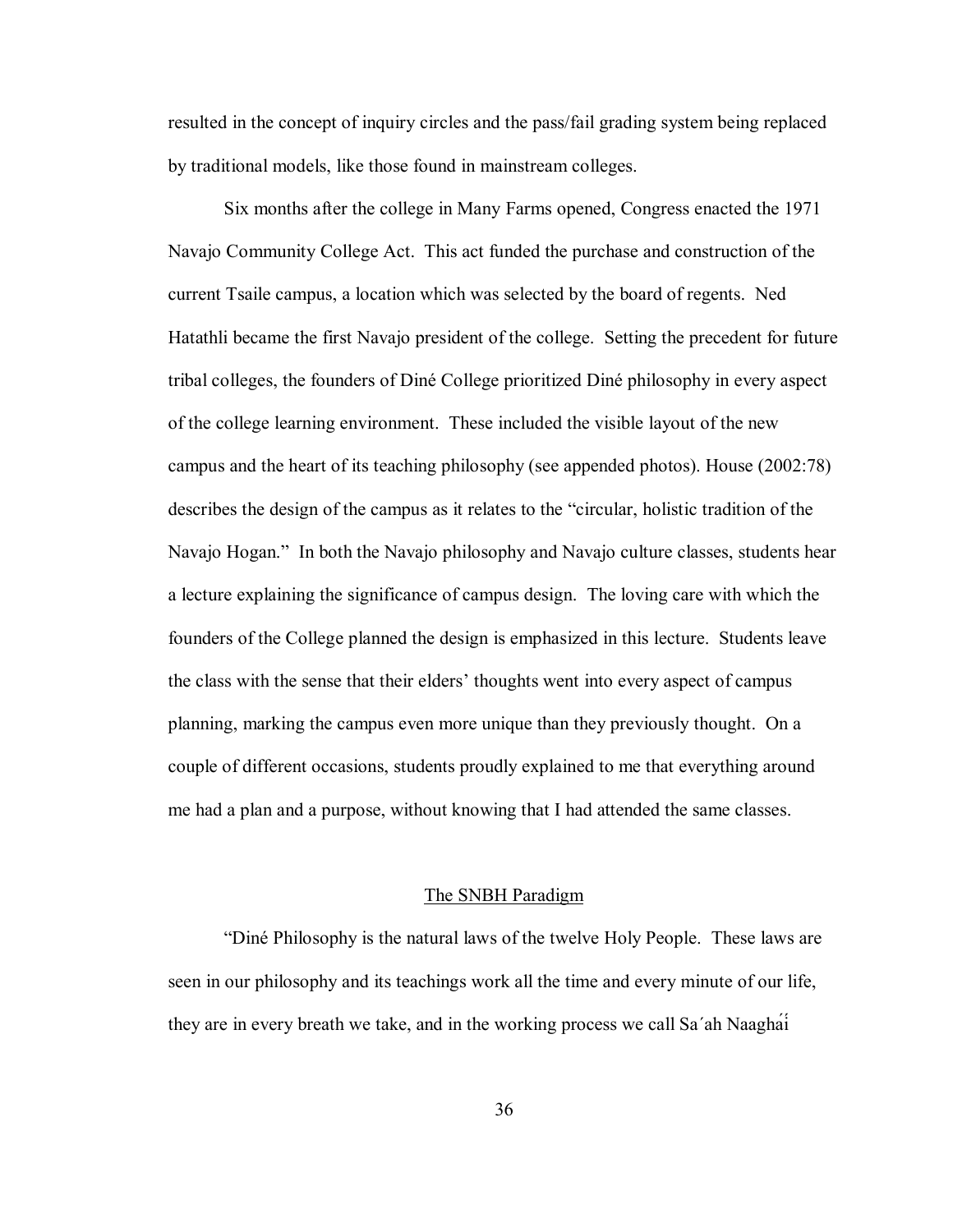resulted in the concept of inquiry circles and the pass/fail grading system being replaced by traditional models, like those found in mainstream colleges.

Six months after the college in Many Farms opened, Congress enacted the 1971 Navajo Community College Act. This act funded the purchase and construction of the current Tsaile campus, a location which was selected by the board of regents. Ned Hatathli became the first Navajo president of the college. Setting the precedent for future tribal colleges, the founders of Diné College prioritized Diné philosophy in every aspect of the college learning environment. These included the visible layout of the new campus and the heart of its teaching philosophy (see appended photos). House (2002:78) describes the design of the campus as it relates to the "circular, holistic tradition of the Navajo Hogan." In both the Navajo philosophy and Navajo culture classes, students hear a lecture explaining the significance of campus design. The loving care with which the founders of the College planned the design is emphasized in this lecture. Students leave the class with the sense that their elders' thoughts went into every aspect of campus planning, marking the campus even more unique than they previously thought. On a couple of different occasions, students proudly explained to me that everything around me had a plan and a purpose, without knowing that I had attended the same classes.

## The SNBH Paradigm

"Diné Philosophy is the natural laws of the twelve Holy People. These laws are seen in our philosophy and its teachings work all the time and every minute of our life, they are in every breath we take, and in the working process we call Sa´ah Naagháí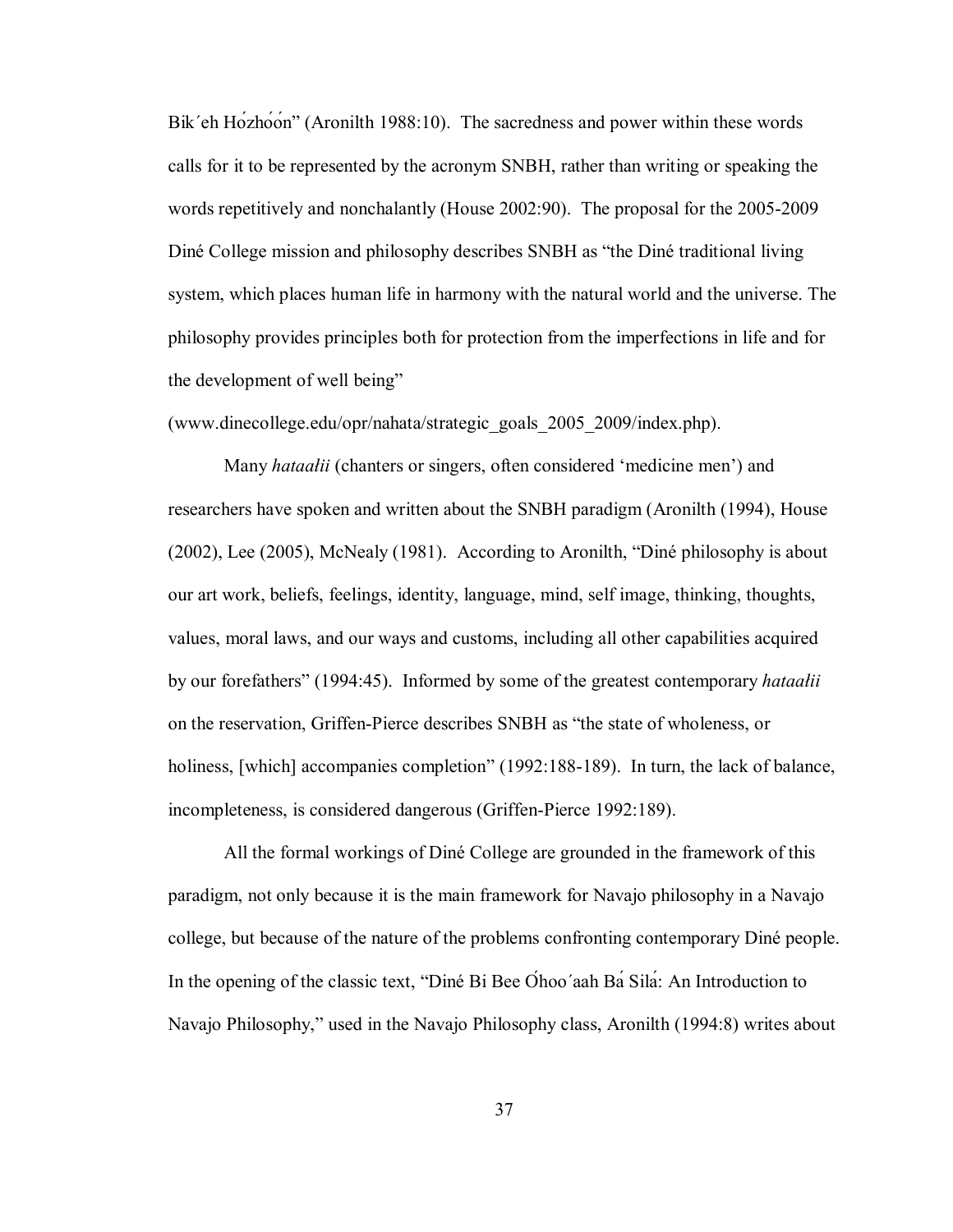Bik´eh Hózhóón" (Aronilth 1988:10). The sacredness and power within these words calls for it to be represented by the acronym SNBH, rather than writing or speaking the words repetitively and nonchalantly (House 2002:90). The proposal for the 2005-2009 Diné College mission and philosophy describes SNBH as "the Diné traditional living system, which places human life in harmony with the natural world and the universe. The philosophy provides principles both for protection from the imperfections in life and for the development of well being" (www.dinecollege.edu/opr/nahata/strategic_goals_2005_2009/index.php).

Many *hataałii* (chanters or singers, often considered 'medicine men') and researchers have spoken and written about the SNBH paradigm (Aronilth (1994), House (2002), Lee (2005), McNealy (1981). According to Aronilth, "Diné philosophy is about our art work, beliefs, feelings, identity, language, mind, self image, thinking, thoughts, values, moral laws, and our ways and customs, including all other capabilities acquired by our forefathers" (1994:45). Informed by some of the greatest contemporary *hataałii* on the reservation, Griffen-Pierce describes SNBH as "the state of wholeness, or holiness, [which] accompanies completion" (1992:188-189). In turn, the lack of balance, incompleteness, is considered dangerous (Griffen-Pierce 1992:189).

All the formal workings of Diné College are grounded in the framework of this paradigm, not only because it is the main framework for Navajo philosophy in a Navajo college, but because of the nature of the problems confronting contemporary Diné people. In the opening of the classic text, "Diné Bi Bee Óhoo´aah Bá Silá: An Introduction to Navajo Philosophy," used in the Navajo Philosophy class, Aronilth (1994:8) writes about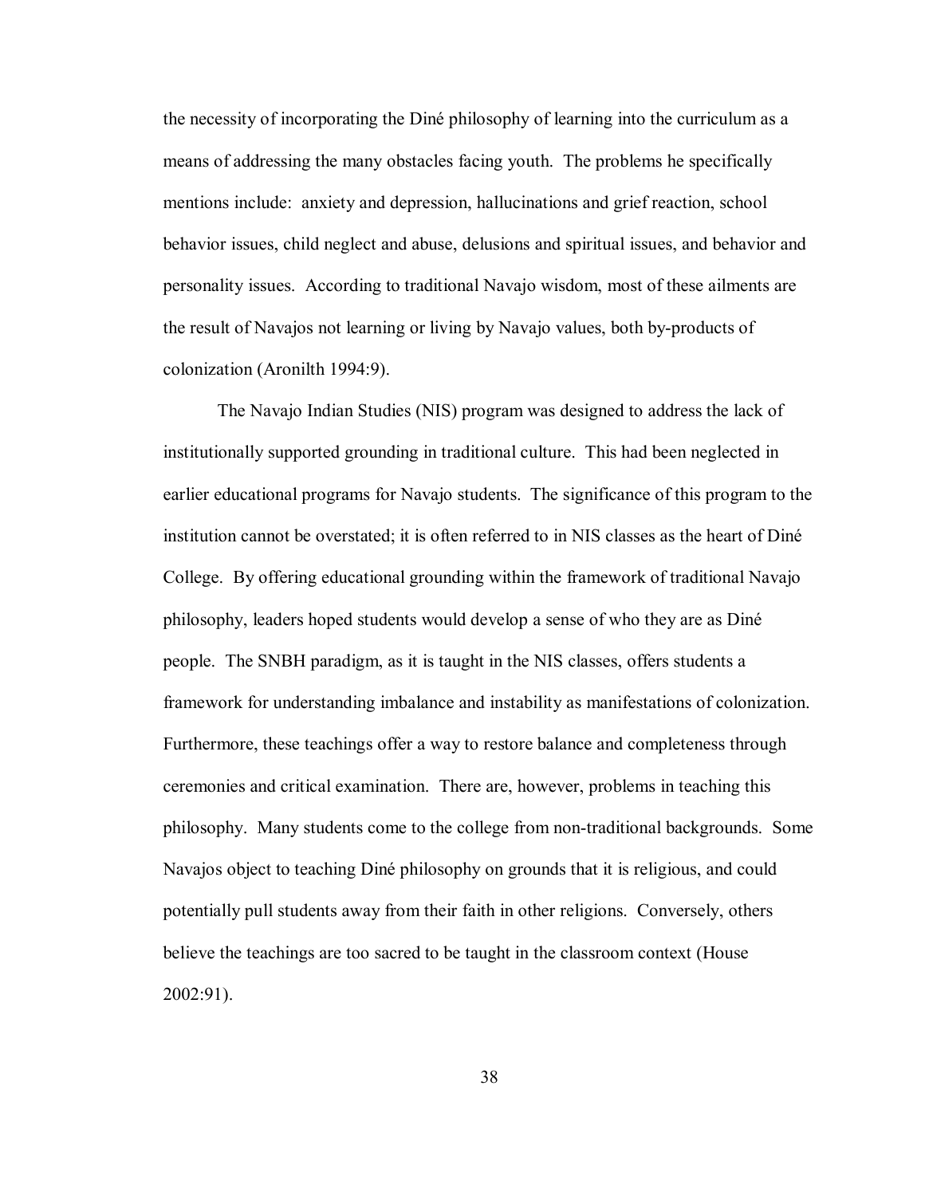the necessity of incorporating the Diné philosophy of learning into the curriculum as a means of addressing the many obstacles facing youth. The problems he specifically mentions include: anxiety and depression, hallucinations and grief reaction, school behavior issues, child neglect and abuse, delusions and spiritual issues, and behavior and personality issues. According to traditional Navajo wisdom, most of these ailments are the result of Navajos not learning or living by Navajo values, both by-products of colonization (Aronilth 1994:9).

The Navajo Indian Studies (NIS) program was designed to address the lack of institutionally supported grounding in traditional culture. This had been neglected in earlier educational programs for Navajo students. The significance of this program to the institution cannot be overstated; it is often referred to in NIS classes as the heart of Diné College. By offering educational grounding within the framework of traditional Navajo philosophy, leaders hoped students would develop a sense of who they are as Diné people. The SNBH paradigm, as it is taught in the NIS classes, offers students a framework for understanding imbalance and instability as manifestations of colonization. Furthermore, these teachings offer a way to restore balance and completeness through ceremonies and critical examination. There are, however, problems in teaching this philosophy. Many students come to the college from non-traditional backgrounds. Some Navajos object to teaching Diné philosophy on grounds that it is religious, and could potentially pull students away from their faith in other religions. Conversely, others believe the teachings are too sacred to be taught in the classroom context (House 2002:91).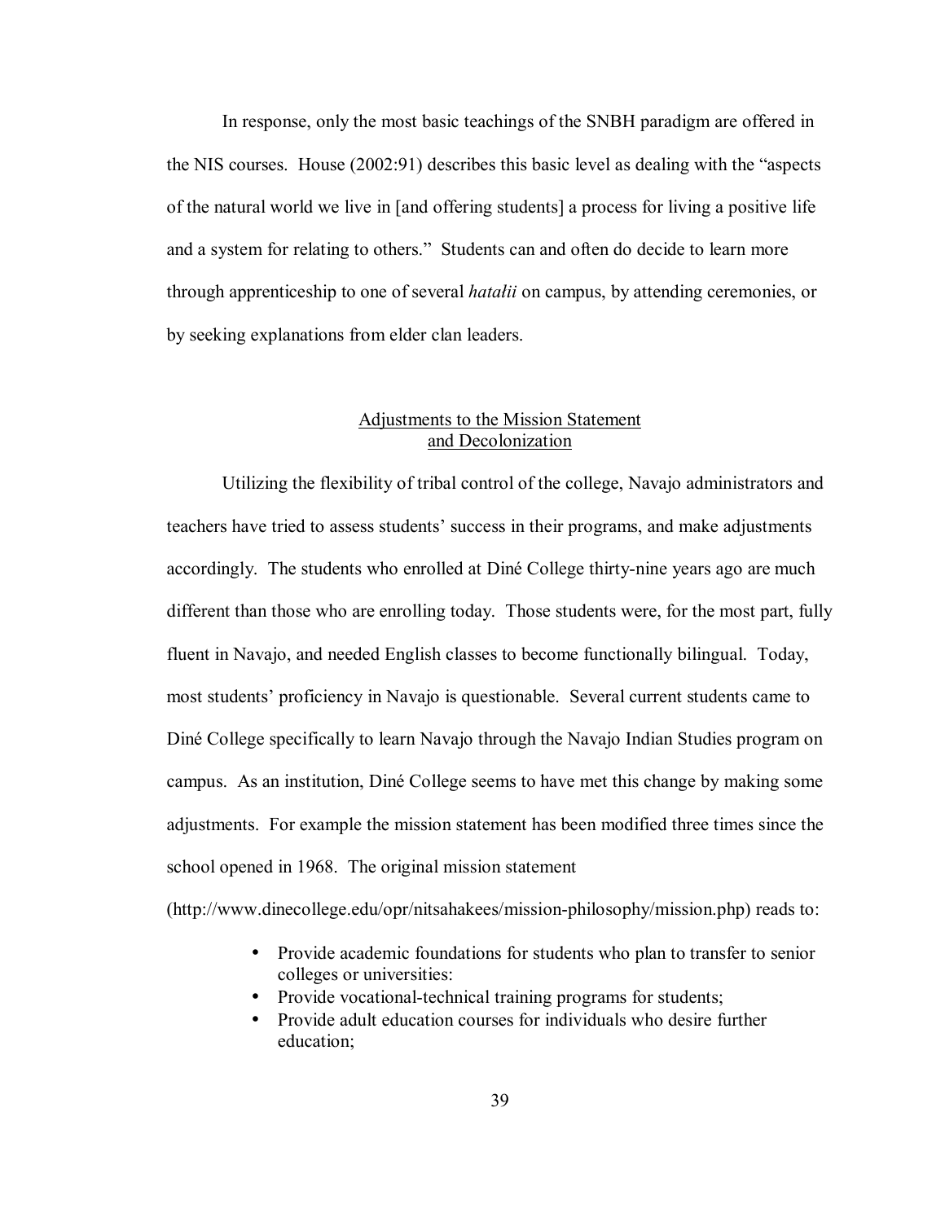In response, only the most basic teachings of the SNBH paradigm are offered in the NIS courses. House (2002:91) describes this basic level as dealing with the "aspects of the natural world we live in [and offering students] a process for living a positive life and a system for relating to others." Students can and often do decide to learn more through apprenticeship to one of several *hataałii* on campus, by attending ceremonies, or by seeking explanations from elder clan leaders.

## Adjustments to the Mission Statement and Decolonization

Utilizing the flexibility of tribal control of the college, Navajo administrators and teachers have tried to assess students' success in their programs, and make adjustments accordingly. The students who enrolled at Diné College thirty-nine years ago are much different than those who are enrolling today. Those students were, for the most part, fully fluent in Navajo, and needed English classes to become functionally bilingual. Today, most students' proficiency in Navajo is questionable. Several current students came to Diné College specifically to learn Navajo through the Navajo Indian Studies program on campus. As an institution, Diné College seems to have met this change by making some adjustments. For example the mission statement has been modified three times since the school opened in 1968. The original mission statement (http://www.dinecollege.edu/opr/nitsahakees/mission-philosophy/mission.php) reads to:

- Provide academic foundations for students who plan to transfer to senior colleges or universities:
- Provide vocational-technical training programs for students;
- Provide adult education courses for individuals who desire further education;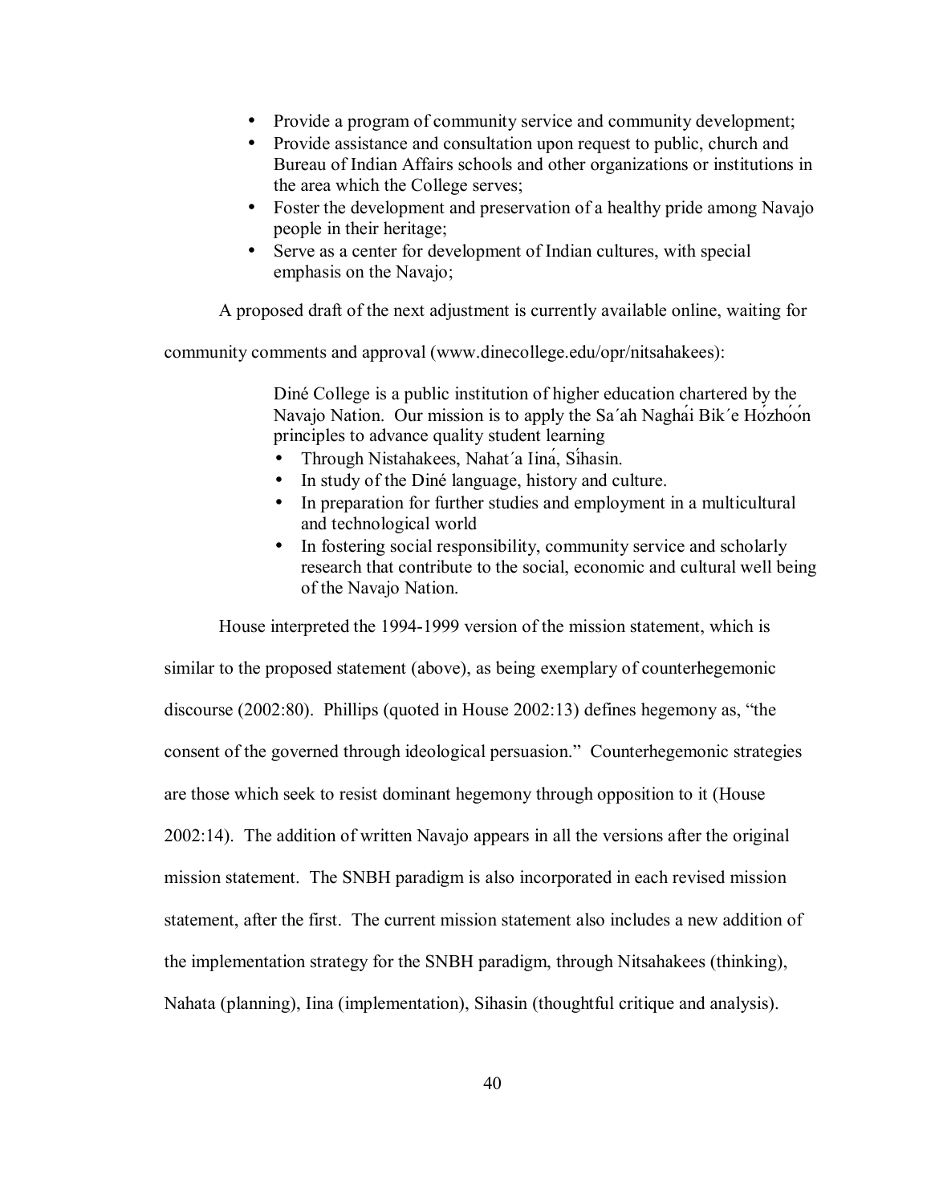- Provide a program of community service and community development;
- Provide assistance and consultation upon request to public, church and Bureau of Indian Affairs schools and other organizations or institutions in the area which the College serves;
- Foster the development and preservation of a healthy pride among Navajo people in their heritage;
- Serve as a center for development of Indian cultures, with special emphasis on the Navajo;

A proposed draft of the next adjustment is currently available online, waiting for community comments and approval (www.dinecollege.edu/opr/nitsahakees):

> Diné College is a public institution of higher education chartered by the Navajo Nation. Our mission is to apply the Sa´ah Naghái Bik´e Hózhóón principles to advance quality student learning
>
> - Through Nistahakees, Nahat´a Iiná, Síhasin.
> - In study of the Diné language, history and culture.
> - In preparation for further studies and employment in a multicultural and technological world
> - In fostering social responsibility, community service and scholarly research that contribute to the social, economic and cultural well being of the Navajo Nation.

House interpreted the 1994-1999 version of the mission statement, which is similar to the proposed statement (above), as being exemplary of counterhegemonic discourse (2002:80). Phillips (quoted in House 2002:13) defines hegemony as, "the consent of the governed through ideological persuasion." Counterhegemonic strategies are those which seek to resist dominant hegemony through opposition to it (House 2002:14). The addition of written Navajo appears in all the versions after the original mission statement. The SNBH paradigm is also incorporated in each revised mission statement, after the first. The current mission statement also includes a new addition of the implementation strategy for the SNBH paradigm, through Nitsahakees (thinking), Nahata (planning), Iina (implementation), Sihasin (thoughtful critique and analysis).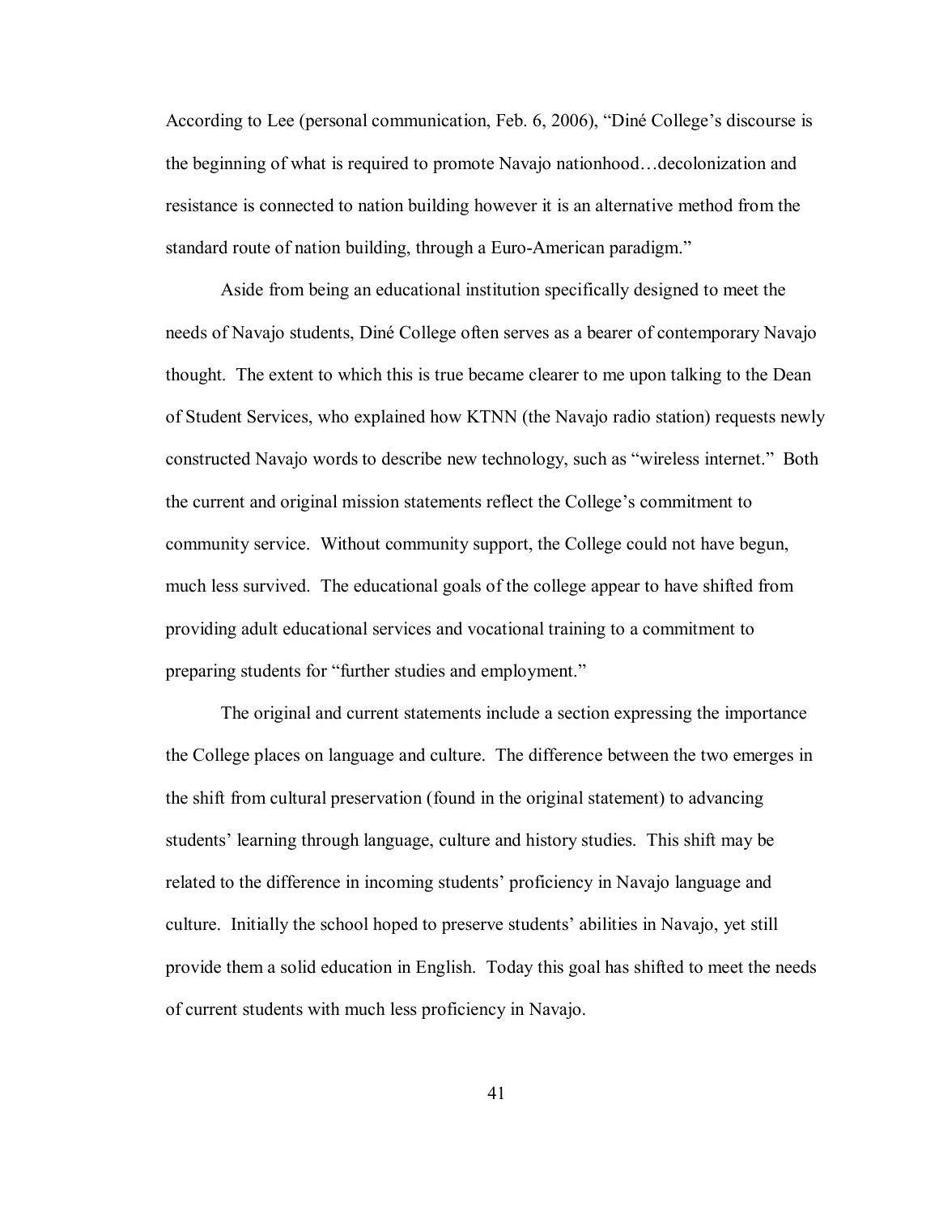According to Lee (personal communication, Feb. 6, 2006), "Diné College's discourse is the beginning of what is required to promote Navajo nationhood…decolonization and resistance is connected to nation building however it is an alternative method from the standard route of nation building, through a Euro-American paradigm."

Aside from being an educational institution specifically designed to meet the needs of Navajo students, Diné College often serves as a bearer of contemporary Navajo thought. The extent to which this is true became clearer to me upon talking to the Dean of Student Services, who explained how KTNN (the Navajo radio station) requests newly constructed Navajo words to describe new technology, such as "wireless internet." Both the current and original mission statements reflect the College's commitment to community service. Without community support, the College could not have begun, much less survived. The educational goals of the college appear to have shifted from providing adult educational services and vocational training to a commitment to preparing students for "further studies and employment."

The original and current statements include a section expressing the importance the College places on language and culture. The difference between the two emerges in the shift from cultural preservation (found in the original statement) to advancing students' learning through language, culture and history studies. This shift may be related to the difference in incoming students' proficiency in Navajo language and culture. Initially the school hoped to preserve students' abilities in Navajo, yet still provide them a solid education in English. Today this goal has shifted to meet the needs of current students with much less proficiency in Navajo.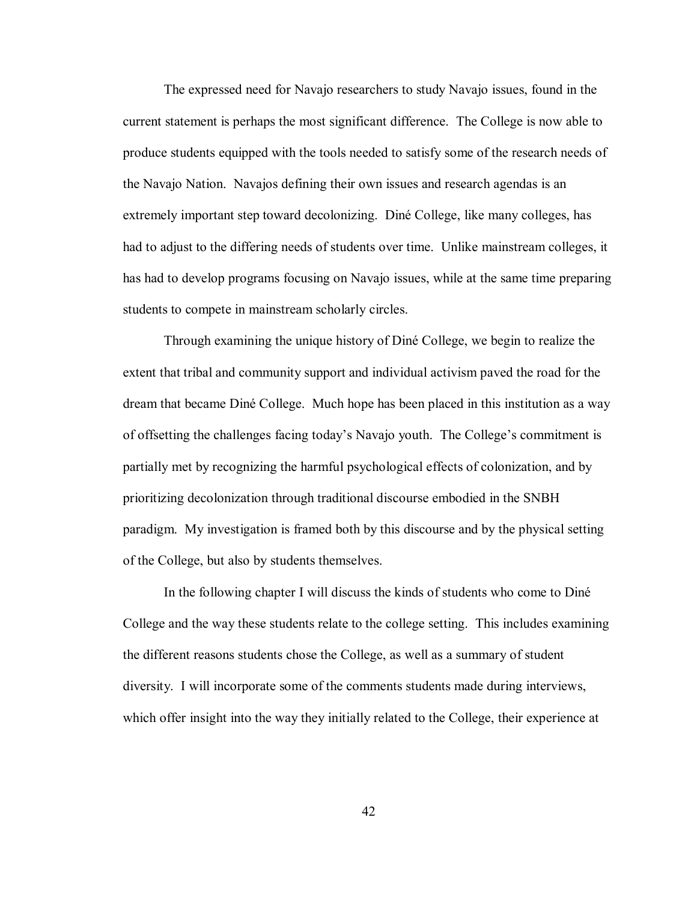The expressed need for Navajo researchers to study Navajo issues, found in the current statement is perhaps the most significant difference. The College is now able to produce students equipped with the tools needed to satisfy some of the research needs of the Navajo Nation. Navajos defining their own issues and research agendas is an extremely important step toward decolonizing. Diné College, like many colleges, has had to adjust to the differing needs of students over time. Unlike mainstream colleges, it has had to develop programs focusing on Navajo issues, while at the same time preparing students to compete in mainstream scholarly circles.

Through examining the unique history of Diné College, we begin to realize the extent that tribal and community support and individual activism paved the road for the dream that became Diné College. Much hope has been placed in this institution as a way of offsetting the challenges facing today's Navajo youth. The College's commitment is partially met by recognizing the harmful psychological effects of colonization, and by prioritizing decolonization through traditional discourse embodied in the SNBH paradigm. My investigation is framed both by this discourse and by the physical setting of the College, but also by students themselves.

In the following chapter I will discuss the kinds of students who come to Diné College and the way these students relate to the college setting. This includes examining the different reasons students chose the College, as well as a summary of student diversity. I will incorporate some of the comments students made during interviews, which offer insight into the way they initially related to the College, their experience at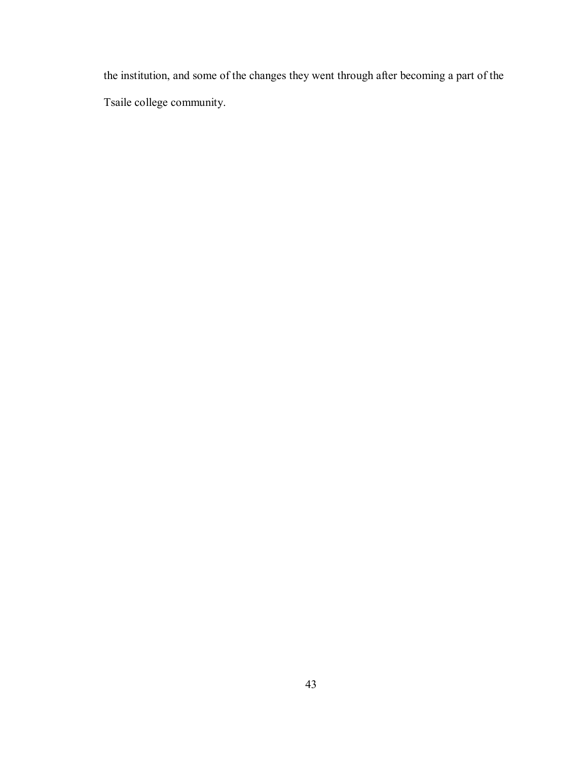the institution, and some of the changes they went through after becoming a part of the Tsaile college community.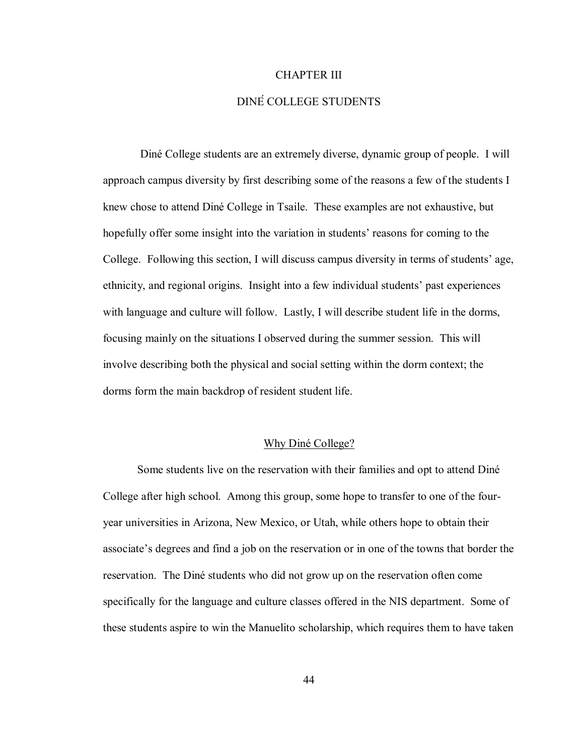# CHAPTER III

# DINÉ COLLEGE STUDENTS

Diné College students are an extremely diverse, dynamic group of people. I will approach campus diversity by first describing some of the reasons a few of the students I knew chose to attend Diné College in Tsaile. These examples are not exhaustive, but hopefully offer some insight into the variation in students' reasons for coming to the College. Following this section, I will discuss campus diversity in terms of students' age, ethnicity, and regional origins. Insight into a few individual students' past experiences with language and culture will follow. Lastly, I will describe student life in the dorms, focusing mainly on the situations I observed during the summer session. This will involve describing both the physical and social setting within the dorm context; the dorms form the main backdrop of resident student life.

## Why Diné College?

Some students live on the reservation with their families and opt to attend Diné College after high school. Among this group, some hope to transfer to one of the four-year universities in Arizona, New Mexico, or Utah, while others hope to obtain their associate's degrees and find a job on the reservation or in one of the towns that border the reservation. The Diné students who did not grow up on the reservation often come specifically for the language and culture classes offered in the NIS department. Some of these students aspire to win the Manuelito scholarship, which requires them to have taken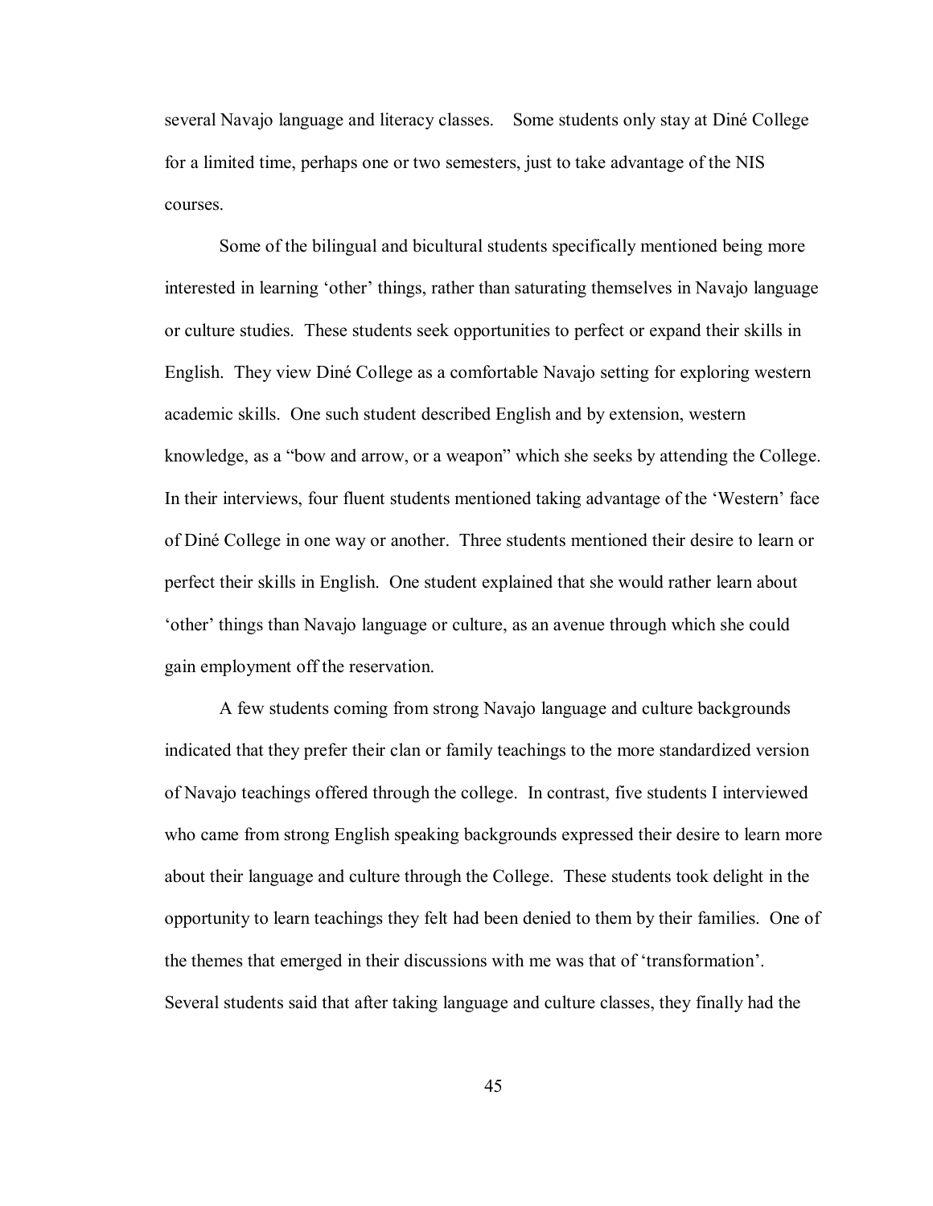several Navajo language and literacy classes. Some students only stay at Diné College for a limited time, perhaps one or two semesters, just to take advantage of the NIS courses.

Some of the bilingual and bicultural students specifically mentioned being more interested in learning 'other' things, rather than saturating themselves in Navajo language or culture studies. These students seek opportunities to perfect or expand their skills in English. They view Diné College as a comfortable Navajo setting for exploring western academic skills. One such student described English and by extension, western knowledge, as a "bow and arrow, or a weapon" which she seeks by attending the College. In their interviews, four fluent students mentioned taking advantage of the 'Western' face of Diné College in one way or another. Three students mentioned their desire to learn or perfect their skills in English. One student explained that she would rather learn about 'other' things than Navajo language or culture, as an avenue through which she could gain employment off the reservation.

A few students coming from strong Navajo language and culture backgrounds indicated that they prefer their clan or family teachings to the more standardized version of Navajo teachings offered through the college. In contrast, five students I interviewed who came from strong English speaking backgrounds expressed their desire to learn more about their language and culture through the College. These students took delight in the opportunity to learn teachings they felt had been denied to them by their families. One of the themes that emerged in their discussions with me was that of 'transformation'. Several students said that after taking language and culture classes, they finally had the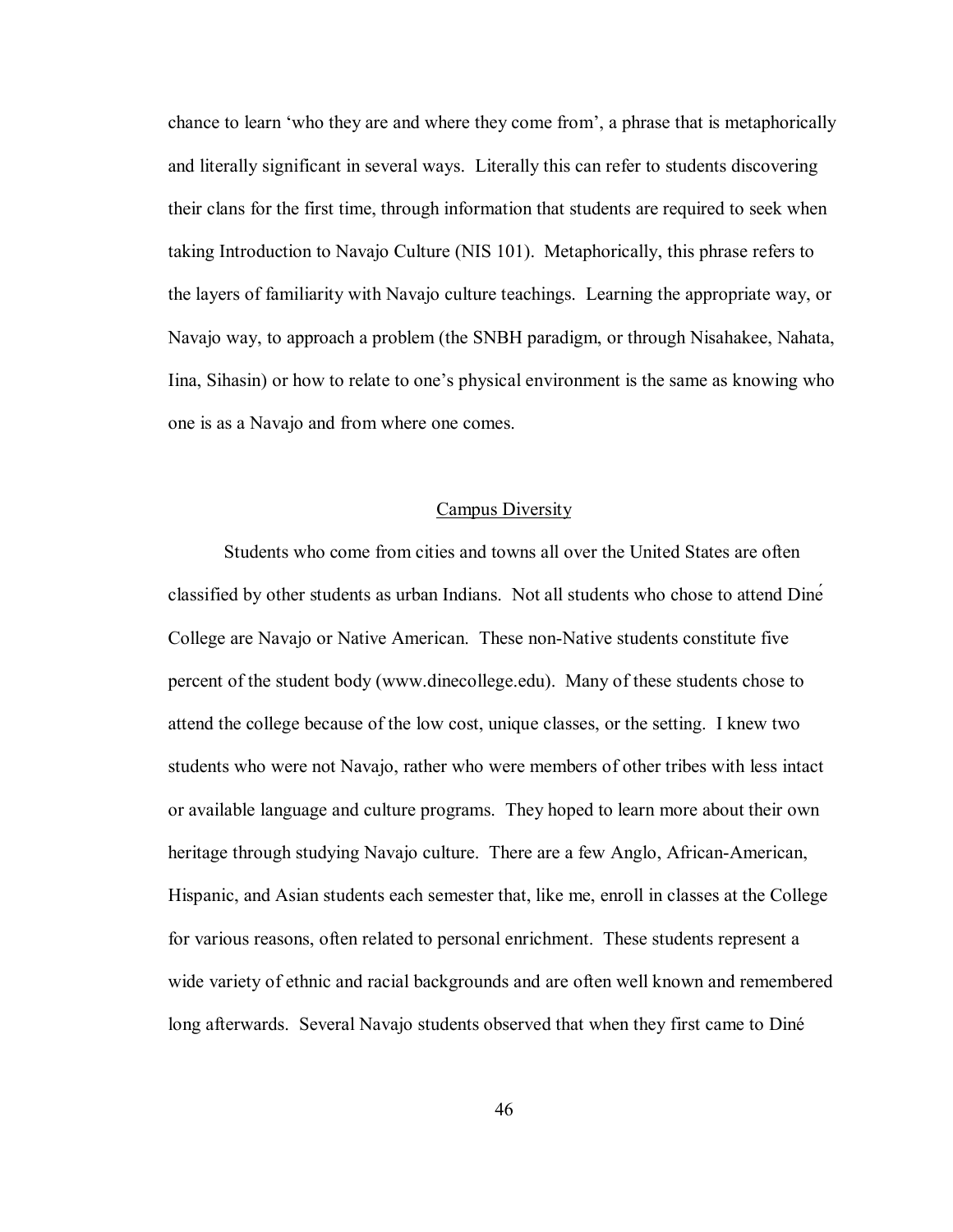chance to learn 'who they are and where they come from', a phrase that is metaphorically and literally significant in several ways. Literally this can refer to students discovering their clans for the first time, through information that students are required to seek when taking Introduction to Navajo Culture (NIS 101). Metaphorically, this phrase refers to the layers of familiarity with Navajo culture teachings. Learning the appropriate way, or Navajo way, to approach a problem (the SNBH paradigm, or through Nisahakee, Nahata, Iina, Sihasin) or how to relate to one's physical environment is the same as knowing who one is as a Navajo and from where one comes.

## Campus Diversity

Students who come from cities and towns all over the United States are often classified by other students as urban Indians. Not all students who chose to attend Diné College are Navajo or Native American. These non-Native students constitute five percent of the student body (www.dinecollege.edu). Many of these students chose to attend the college because of the low cost, unique classes, or the setting. I knew two students who were not Navajo, rather who were members of other tribes with less intact or available language and culture programs. They hoped to learn more about their own heritage through studying Navajo culture. There are a few Anglo, African-American, Hispanic, and Asian students each semester that, like me, enroll in classes at the College for various reasons, often related to personal enrichment. These students represent a wide variety of ethnic and racial backgrounds and are often well known and remembered long afterwards. Several Navajo students observed that when they first came to Diné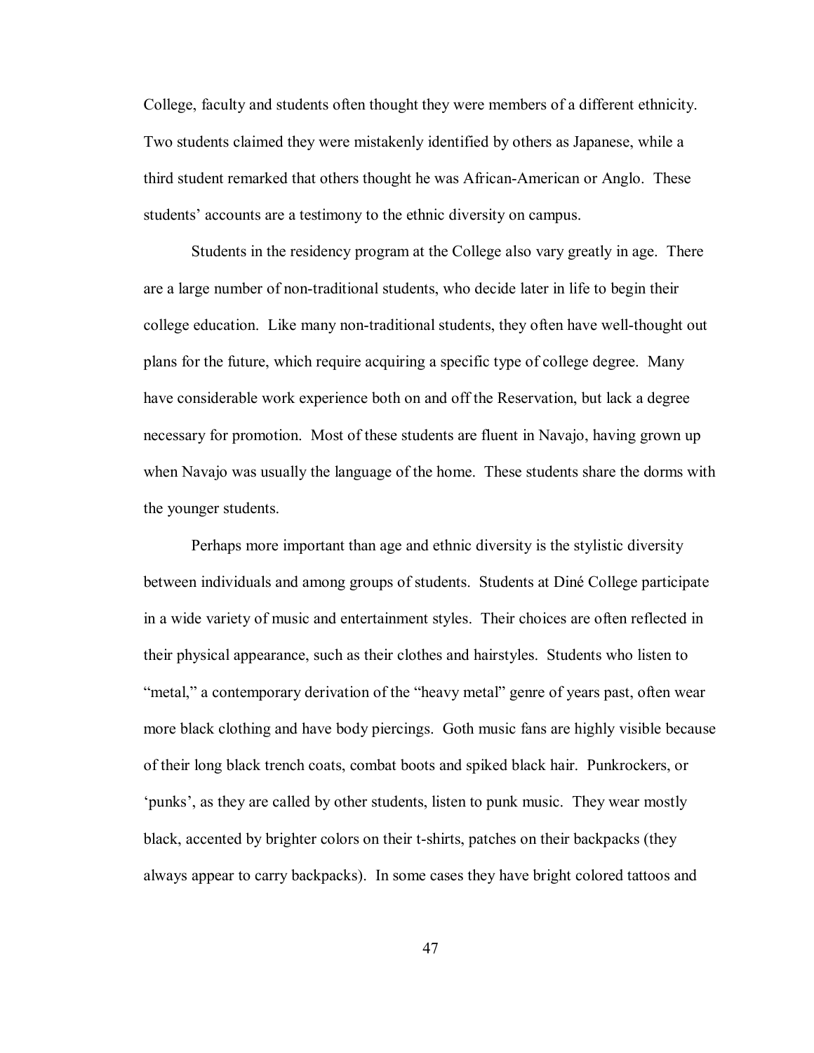College, faculty and students often thought they were members of a different ethnicity. Two students claimed they were mistakenly identified by others as Japanese, while a third student remarked that others thought he was African-American or Anglo. These students' accounts are a testimony to the ethnic diversity on campus.

Students in the residency program at the College also vary greatly in age. There are a large number of non-traditional students, who decide later in life to begin their college education. Like many non-traditional students, they often have well-thought out plans for the future, which require acquiring a specific type of college degree. Many have considerable work experience both on and off the Reservation, but lack a degree necessary for promotion. Most of these students are fluent in Navajo, having grown up when Navajo was usually the language of the home. These students share the dorms with the younger students.

Perhaps more important than age and ethnic diversity is the stylistic diversity between individuals and among groups of students. Students at Diné College participate in a wide variety of music and entertainment styles. Their choices are often reflected in their physical appearance, such as their clothes and hairstyles. Students who listen to "metal," a contemporary derivation of the "heavy metal" genre of years past, often wear more black clothing and have body piercings. Goth music fans are highly visible because of their long black trench coats, combat boots and spiked black hair. Punkrockers, or 'punks', as they are called by other students, listen to punk music. They wear mostly black, accented by brighter colors on their t-shirts, patches on their backpacks (they always appear to carry backpacks). In some cases they have bright colored tattoos and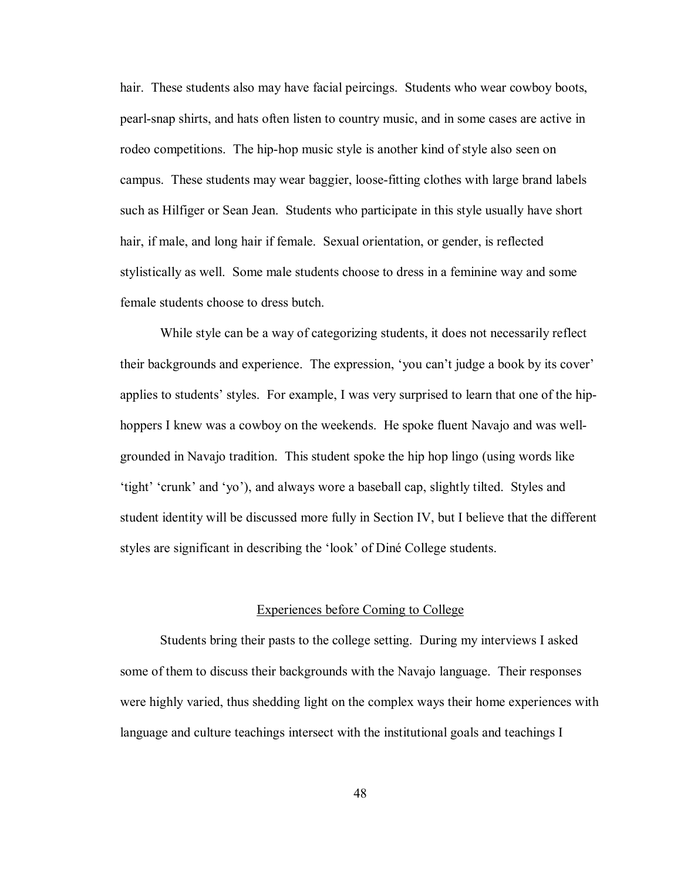hair. These students also may have facial peircings. Students who wear cowboy boots, pearl-snap shirts, and hats often listen to country music, and in some cases are active in rodeo competitions. The hip-hop music style is another kind of style also seen on campus. These students may wear baggier, loose-fitting clothes with large brand labels such as Hilfiger or Sean Jean. Students who participate in this style usually have short hair, if male, and long hair if female. Sexual orientation, or gender, is reflected stylistically as well. Some male students choose to dress in a feminine way and some female students choose to dress butch.

While style can be a way of categorizing students, it does not necessarily reflect their backgrounds and experience. The expression, 'you can't judge a book by its cover' applies to students' styles. For example, I was very surprised to learn that one of the hip-hoppers I knew was a cowboy on the weekends. He spoke fluent Navajo and was well-grounded in Navajo tradition. This student spoke the hip hop lingo (using words like 'tight' 'crunk' and 'yo'), and always wore a baseball cap, slightly tilted. Styles and student identity will be discussed more fully in Section IV, but I believe that the different styles are significant in describing the 'look' of Diné College students.

## Experiences before Coming to College

Students bring their pasts to the college setting. During my interviews I asked some of them to discuss their backgrounds with the Navajo language. Their responses were highly varied, thus shedding light on the complex ways their home experiences with language and culture teachings intersect with the institutional goals and teachings I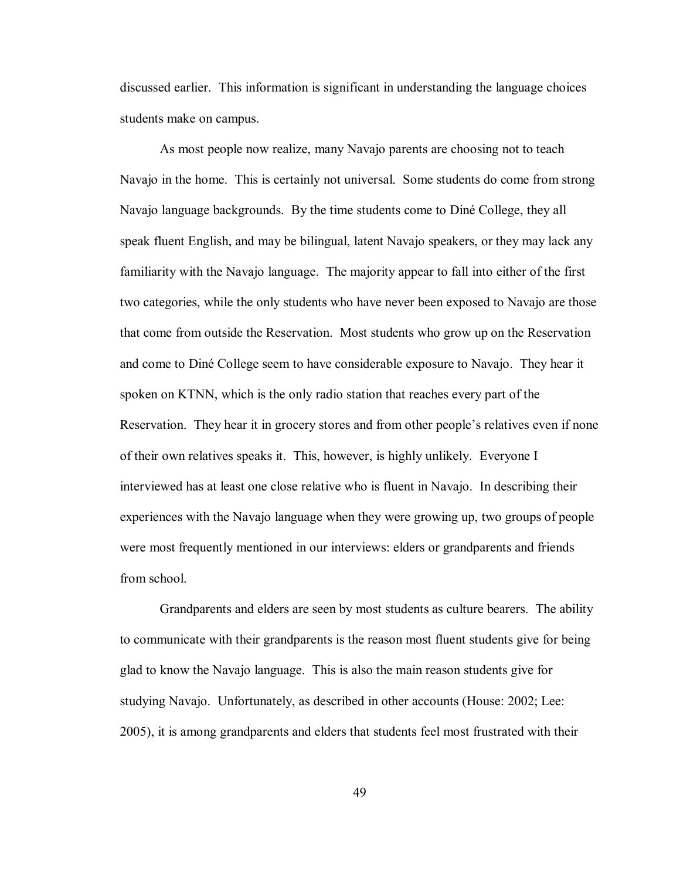discussed earlier. This information is significant in understanding the language choices students make on campus.

As most people now realize, many Navajo parents are choosing not to teach Navajo in the home. This is certainly not universal. Some students do come from strong Navajo language backgrounds. By the time students come to Diné College, they all speak fluent English, and may be bilingual, latent Navajo speakers, or they may lack any familiarity with the Navajo language. The majority appear to fall into either of the first two categories, while the only students who have never been exposed to Navajo are those that come from outside the Reservation. Most students who grow up on the Reservation and come to Diné College seem to have considerable exposure to Navajo. They hear it spoken on KTNN, which is the only radio station that reaches every part of the Reservation. They hear it in grocery stores and from other people's relatives even if none of their own relatives speaks it. This, however, is highly unlikely. Everyone I interviewed has at least one close relative who is fluent in Navajo. In describing their experiences with the Navajo language when they were growing up, two groups of people were most frequently mentioned in our interviews: elders or grandparents and friends from school.

Grandparents and elders are seen by most students as culture bearers. The ability to communicate with their grandparents is the reason most fluent students give for being glad to know the Navajo language. This is also the main reason students give for studying Navajo. Unfortunately, as described in other accounts (House: 2002; Lee: 2005), it is among grandparents and elders that students feel most frustrated with their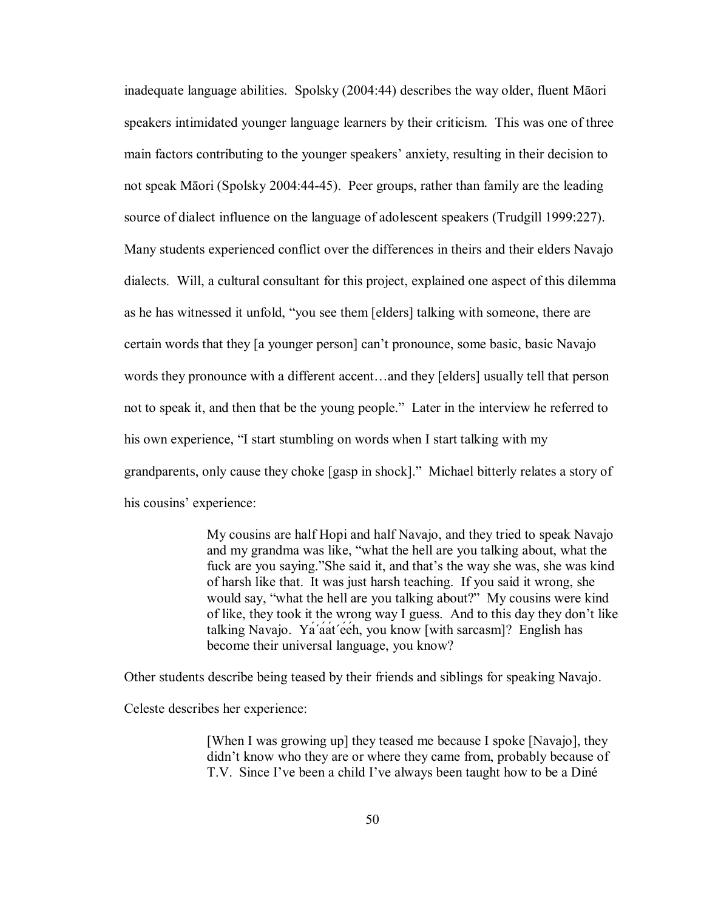inadequate language abilities. Spolsky (2004:44) describes the way older, fluent Māori speakers intimidated younger language learners by their criticism. This was one of three main factors contributing to the younger speakers' anxiety, resulting in their decision to not speak Māori (Spolsky 2004:44-45). Peer groups, rather than family are the leading source of dialect influence on the language of adolescent speakers (Trudgill 1999:227). Many students experienced conflict over the differences in theirs and their elders Navajo dialects. Will, a cultural consultant for this project, explained one aspect of this dilemma as he has witnessed it unfold, "you see them [elders] talking with someone, there are certain words that they [a younger person] can't pronounce, some basic, basic Navajo words they pronounce with a different accent…and they [elders] usually tell that person not to speak it, and then that be the young people." Later in the interview he referred to his own experience, "I start stumbling on words when I start talking with my grandparents, only cause they choke [gasp in shock]." Michael bitterly relates a story of his cousins' experience:

> My cousins are half Hopi and half Navajo, and they tried to speak Navajo and my grandma was like, "what the hell are you talking about, what the fuck are you saying."She said it, and that's the way she was, she was kind of harsh like that. It was just harsh teaching. If you said it wrong, she would say, "what the hell are you talking about?" My cousins were kind of like, they took it the wrong way I guess. And to this day they don't like talking Navajo. Yá'át'ééh, you know [with sarcasm]? English has become their universal language, you know?

Other students describe being teased by their friends and siblings for speaking Navajo. Celeste describes her experience:

> [When I was growing up] they teased me because I spoke [Navajo], they didn't know who they are or where they came from, probably because of T.V. Since I've been a child I've always been taught how to be a Diné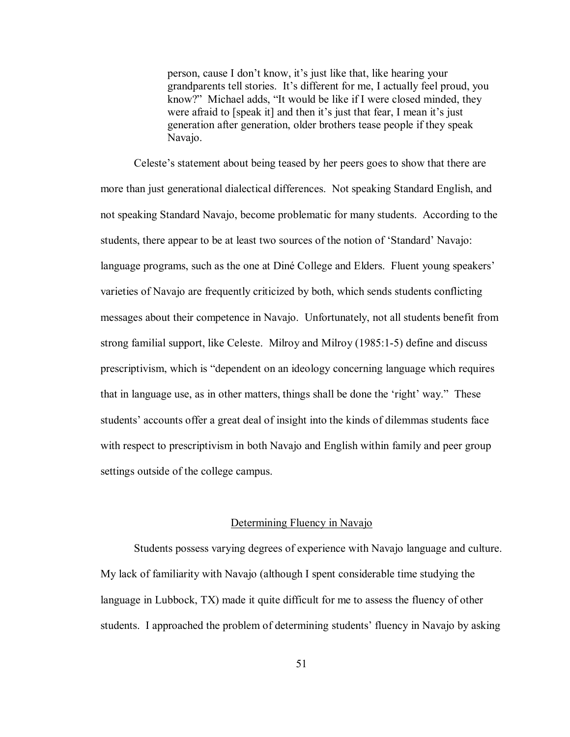> person, cause I don't know, it's just like that, like hearing your grandparents tell stories. It's different for me, I actually feel proud, you know?" Michael adds, "It would be like if I were closed minded, they were afraid to [speak it] and then it's just that fear, I mean it's just generation after generation, older brothers tease people if they speak Navajo.

Celeste's statement about being teased by her peers goes to show that there are more than just generational dialectical differences. Not speaking Standard English, and not speaking Standard Navajo, become problematic for many students. According to the students, there appear to be at least two sources of the notion of 'Standard' Navajo: language programs, such as the one at Diné College and Elders. Fluent young speakers' varieties of Navajo are frequently criticized by both, which sends students conflicting messages about their competence in Navajo. Unfortunately, not all students benefit from strong familial support, like Celeste. Milroy and Milroy (1985:1-5) define and discuss prescriptivism, which is "dependent on an ideology concerning language which requires that in language use, as in other matters, things shall be done the 'right' way." These students' accounts offer a great deal of insight into the kinds of dilemmas students face with respect to prescriptivism in both Navajo and English within family and peer group settings outside of the college campus.

## Determining Fluency in Navajo

Students possess varying degrees of experience with Navajo language and culture. My lack of familiarity with Navajo (although I spent considerable time studying the language in Lubbock, TX) made it quite difficult for me to assess the fluency of other students. I approached the problem of determining students' fluency in Navajo by asking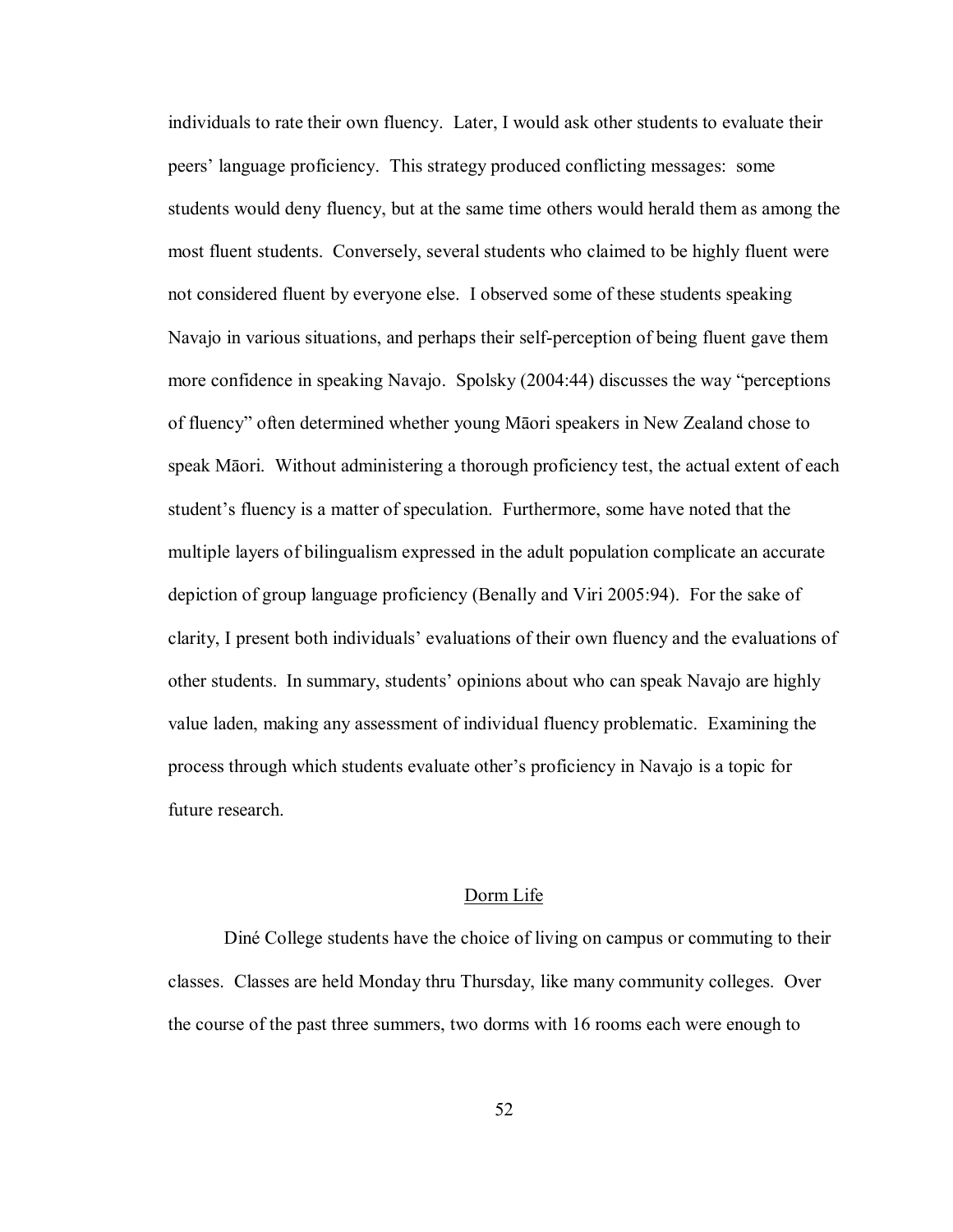individuals to rate their own fluency. Later, I would ask other students to evaluate their peers' language proficiency. This strategy produced conflicting messages: some students would deny fluency, but at the same time others would herald them as among the most fluent students. Conversely, several students who claimed to be highly fluent were not considered fluent by everyone else. I observed some of these students speaking Navajo in various situations, and perhaps their self-perception of being fluent gave them more confidence in speaking Navajo. Spolsky (2004:44) discusses the way "perceptions of fluency" often determined whether young Māori speakers in New Zealand chose to speak Māori. Without administering a thorough proficiency test, the actual extent of each student's fluency is a matter of speculation. Furthermore, some have noted that the multiple layers of bilingualism expressed in the adult population complicate an accurate depiction of group language proficiency (Benally and Viri 2005:94). For the sake of clarity, I present both individuals' evaluations of their own fluency and the evaluations of other students. In summary, students' opinions about who can speak Navajo are highly value laden, making any assessment of individual fluency problematic. Examining the process through which students evaluate other's proficiency in Navajo is a topic for future research.

## Dorm Life

Diné College students have the choice of living on campus or commuting to their classes. Classes are held Monday thru Thursday, like many community colleges. Over the course of the past three summers, two dorms with 16 rooms each were enough to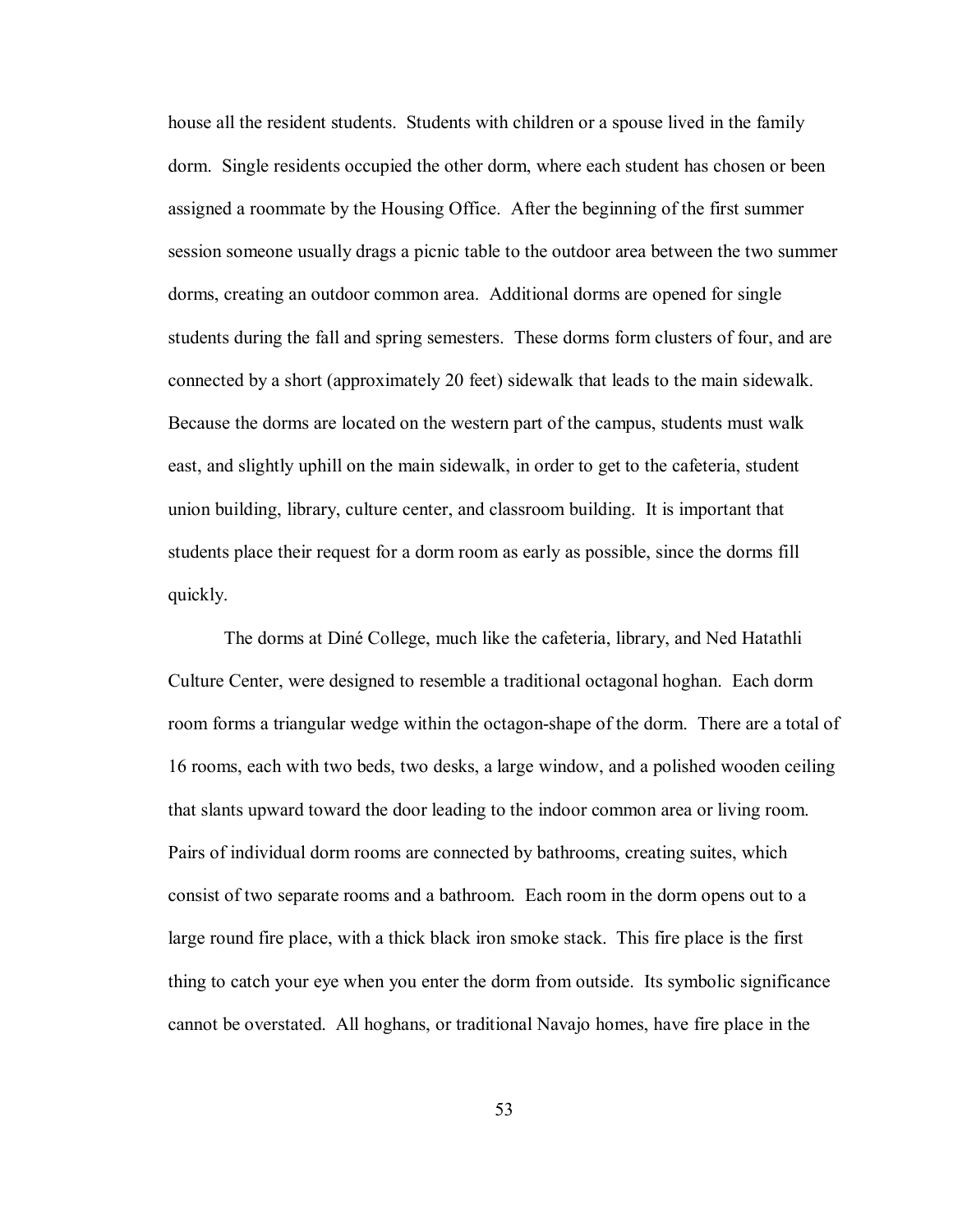house all the resident students. Students with children or a spouse lived in the family dorm. Single residents occupied the other dorm, where each student has chosen or been assigned a roommate by the Housing Office. After the beginning of the first summer session someone usually drags a picnic table to the outdoor area between the two summer dorms, creating an outdoor common area. Additional dorms are opened for single students during the fall and spring semesters. These dorms form clusters of four, and are connected by a short (approximately 20 feet) sidewalk that leads to the main sidewalk. Because the dorms are located on the western part of the campus, students must walk east, and slightly uphill on the main sidewalk, in order to get to the cafeteria, student union building, library, culture center, and classroom building. It is important that students place their request for a dorm room as early as possible, since the dorms fill quickly.

The dorms at Diné College, much like the cafeteria, library, and Ned Hatathli Culture Center, were designed to resemble a traditional octagonal hoghan. Each dorm room forms a triangular wedge within the octagon-shape of the dorm. There are a total of 16 rooms, each with two beds, two desks, a large window, and a polished wooden ceiling that slants upward toward the door leading to the indoor common area or living room. Pairs of individual dorm rooms are connected by bathrooms, creating suites, which consist of two separate rooms and a bathroom. Each room in the dorm opens out to a large round fire place, with a thick black iron smoke stack. This fire place is the first thing to catch your eye when you enter the dorm from outside. Its symbolic significance cannot be overstated. All hoghans, or traditional Navajo homes, have fire place in the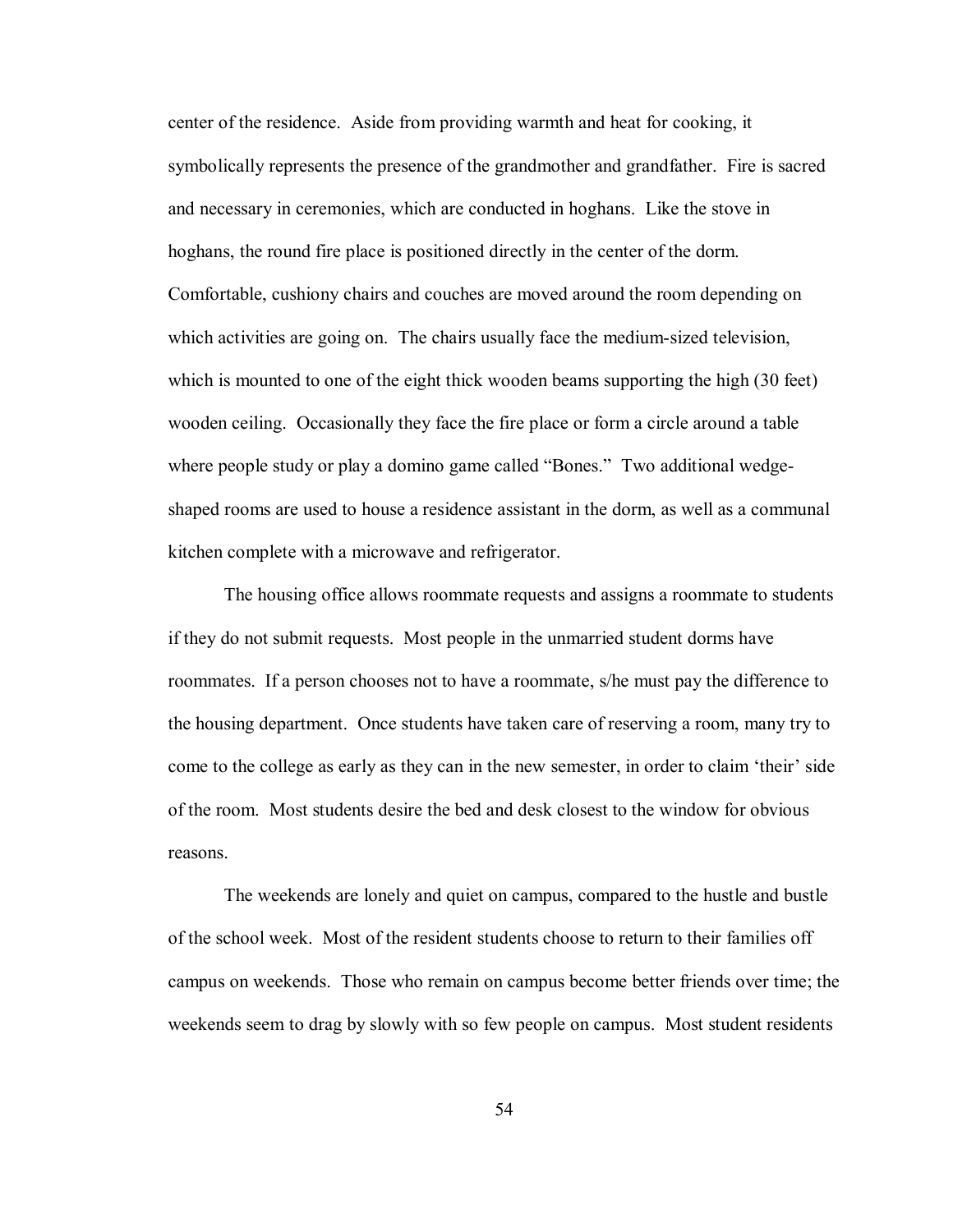center of the residence. Aside from providing warmth and heat for cooking, it symbolically represents the presence of the grandmother and grandfather. Fire is sacred and necessary in ceremonies, which are conducted in hoghans. Like the stove in hoghans, the round fire place is positioned directly in the center of the dorm. Comfortable, cushiony chairs and couches are moved around the room depending on which activities are going on. The chairs usually face the medium-sized television, which is mounted to one of the eight thick wooden beams supporting the high (30 feet) wooden ceiling. Occasionally they face the fire place or form a circle around a table where people study or play a domino game called "Bones." Two additional wedge-shaped rooms are used to house a residence assistant in the dorm, as well as a communal kitchen complete with a microwave and refrigerator.

The housing office allows roommate requests and assigns a roommate to students if they do not submit requests. Most people in the unmarried student dorms have roommates. If a person chooses not to have a roommate, s/he must pay the difference to the housing department. Once students have taken care of reserving a room, many try to come to the college as early as they can in the new semester, in order to claim 'their' side of the room. Most students desire the bed and desk closest to the window for obvious reasons.

The weekends are lonely and quiet on campus, compared to the hustle and bustle of the school week. Most of the resident students choose to return to their families off campus on weekends. Those who remain on campus become better friends over time; the weekends seem to drag by slowly with so few people on campus. Most student residents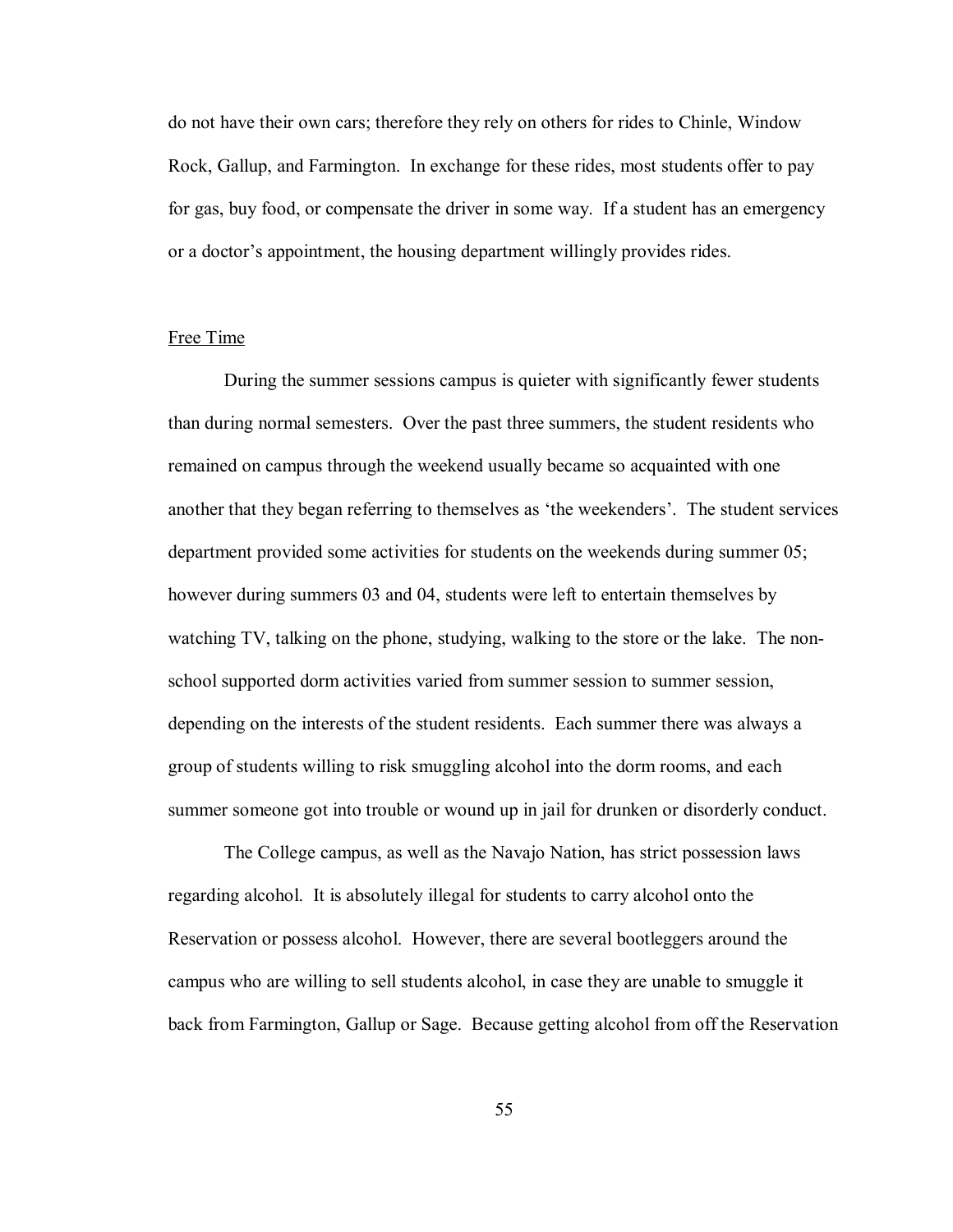do not have their own cars; therefore they rely on others for rides to Chinle, Window Rock, Gallup, and Farmington. In exchange for these rides, most students offer to pay for gas, buy food, or compensate the driver in some way. If a student has an emergency or a doctor's appointment, the housing department willingly provides rides.

### Free Time

During the summer sessions campus is quieter with significantly fewer students than during normal semesters. Over the past three summers, the student residents who remained on campus through the weekend usually became so acquainted with one another that they began referring to themselves as 'the weekenders'. The student services department provided some activities for students on the weekends during summer 05; however during summers 03 and 04, students were left to entertain themselves by watching TV, talking on the phone, studying, walking to the store or the lake. The non-school supported dorm activities varied from summer session to summer session, depending on the interests of the student residents. Each summer there was always a group of students willing to risk smuggling alcohol into the dorm rooms, and each summer someone got into trouble or wound up in jail for drunken or disorderly conduct.

The College campus, as well as the Navajo Nation, has strict possession laws regarding alcohol. It is absolutely illegal for students to carry alcohol onto the Reservation or possess alcohol. However, there are several bootleggers around the campus who are willing to sell students alcohol, in case they are unable to smuggle it back from Farmington, Gallup or Sage. Because getting alcohol from off the Reservation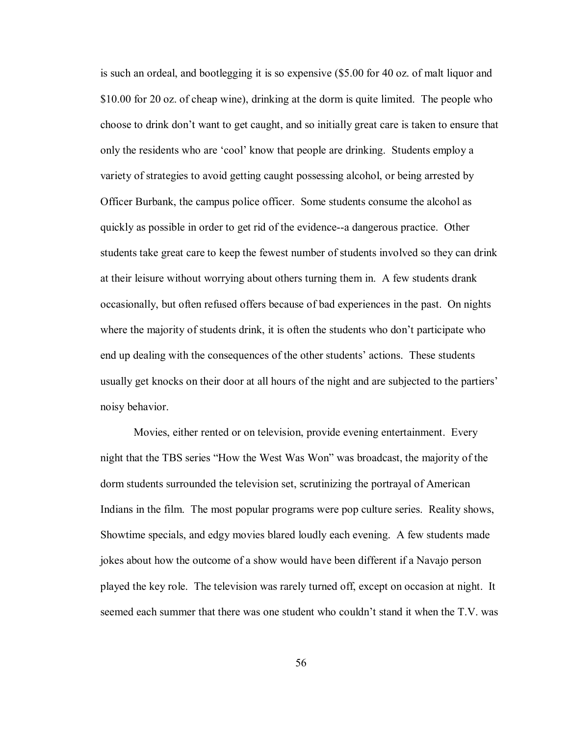is such an ordeal, and bootlegging it is so expensive ($5.00 for 40 oz. of malt liquor and $10.00 for 20 oz. of cheap wine), drinking at the dorm is quite limited. The people who choose to drink don't want to get caught, and so initially great care is taken to ensure that only the residents who are 'cool' know that people are drinking. Students employ a variety of strategies to avoid getting caught possessing alcohol, or being arrested by Officer Burbank, the campus police officer. Some students consume the alcohol as quickly as possible in order to get rid of the evidence--a dangerous practice. Other students take great care to keep the fewest number of students involved so they can drink at their leisure without worrying about others turning them in. A few students drank occasionally, but often refused offers because of bad experiences in the past. On nights where the majority of students drink, it is often the students who don't participate who end up dealing with the consequences of the other students' actions. These students usually get knocks on their door at all hours of the night and are subjected to the partiers' noisy behavior.

Movies, either rented or on television, provide evening entertainment. Every night that the TBS series "How the West Was Won" was broadcast, the majority of the dorm students surrounded the television set, scrutinizing the portrayal of American Indians in the film. The most popular programs were pop culture series. Reality shows, Showtime specials, and edgy movies blared loudly each evening. A few students made jokes about how the outcome of a show would have been different if a Navajo person played the key role. The television was rarely turned off, except on occasion at night. It seemed each summer that there was one student who couldn't stand it when the T.V. was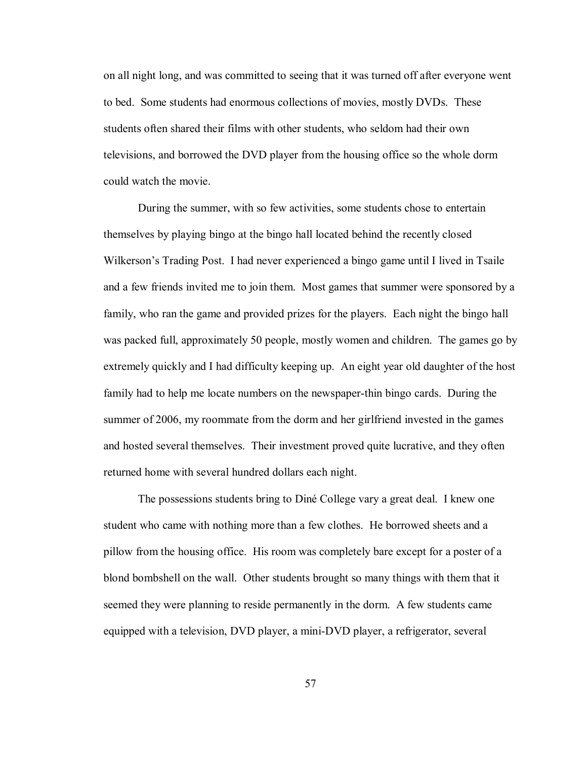on all night long, and was committed to seeing that it was turned off after everyone went to bed. Some students had enormous collections of movies, mostly DVDs. These students often shared their films with other students, who seldom had their own televisions, and borrowed the DVD player from the housing office so the whole dorm could watch the movie.

During the summer, with so few activities, some students chose to entertain themselves by playing bingo at the bingo hall located behind the recently closed Wilkerson's Trading Post. I had never experienced a bingo game until I lived in Tsaile and a few friends invited me to join them. Most games that summer were sponsored by a family, who ran the game and provided prizes for the players. Each night the bingo hall was packed full, approximately 50 people, mostly women and children. The games go by extremely quickly and I had difficulty keeping up. An eight year old daughter of the host family had to help me locate numbers on the newspaper-thin bingo cards. During the summer of 2006, my roommate from the dorm and her girlfriend invested in the games and hosted several themselves. Their investment proved quite lucrative, and they often returned home with several hundred dollars each night.

The possessions students bring to Diné College vary a great deal. I knew one student who came with nothing more than a few clothes. He borrowed sheets and a pillow from the housing office. His room was completely bare except for a poster of a blond bombshell on the wall. Other students brought so many things with them that it seemed they were planning to reside permanently in the dorm. A few students came equipped with a television, DVD player, a mini-DVD player, a refrigerator, several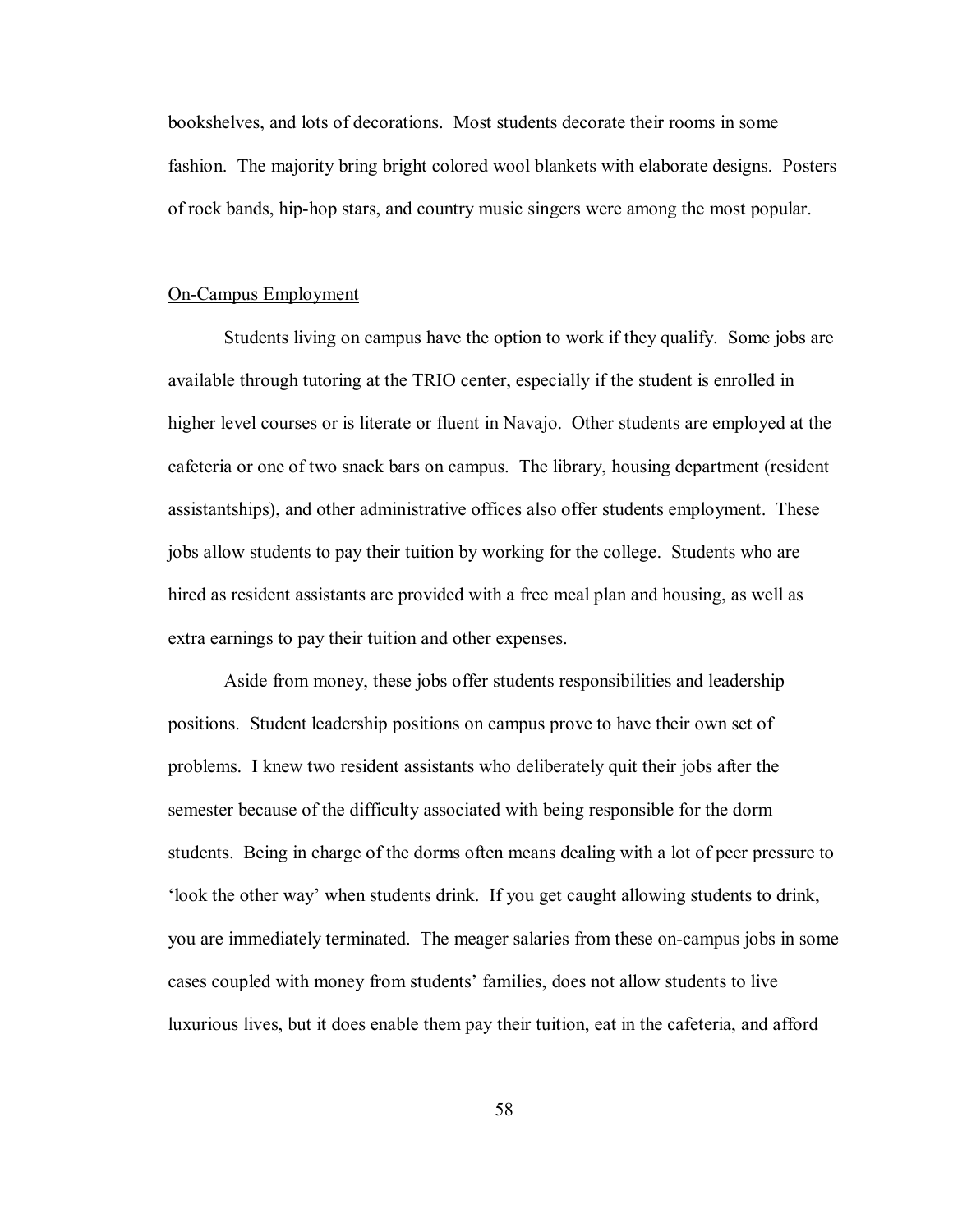bookshelves, and lots of decorations. Most students decorate their rooms in some fashion. The majority bring bright colored wool blankets with elaborate designs. Posters of rock bands, hip-hop stars, and country music singers were among the most popular.

## On-Campus Employment

Students living on campus have the option to work if they qualify. Some jobs are available through tutoring at the TRIO center, especially if the student is enrolled in higher level courses or is literate or fluent in Navajo. Other students are employed at the cafeteria or one of two snack bars on campus. The library, housing department (resident assistantships), and other administrative offices also offer students employment. These jobs allow students to pay their tuition by working for the college. Students who are hired as resident assistants are provided with a free meal plan and housing, as well as extra earnings to pay their tuition and other expenses.

Aside from money, these jobs offer students responsibilities and leadership positions. Student leadership positions on campus prove to have their own set of problems. I knew two resident assistants who deliberately quit their jobs after the semester because of the difficulty associated with being responsible for the dorm students. Being in charge of the dorms often means dealing with a lot of peer pressure to 'look the other way' when students drink. If you get caught allowing students to drink, you are immediately terminated. The meager salaries from these on-campus jobs in some cases coupled with money from students' families, does not allow students to live luxurious lives, but it does enable them pay their tuition, eat in the cafeteria, and afford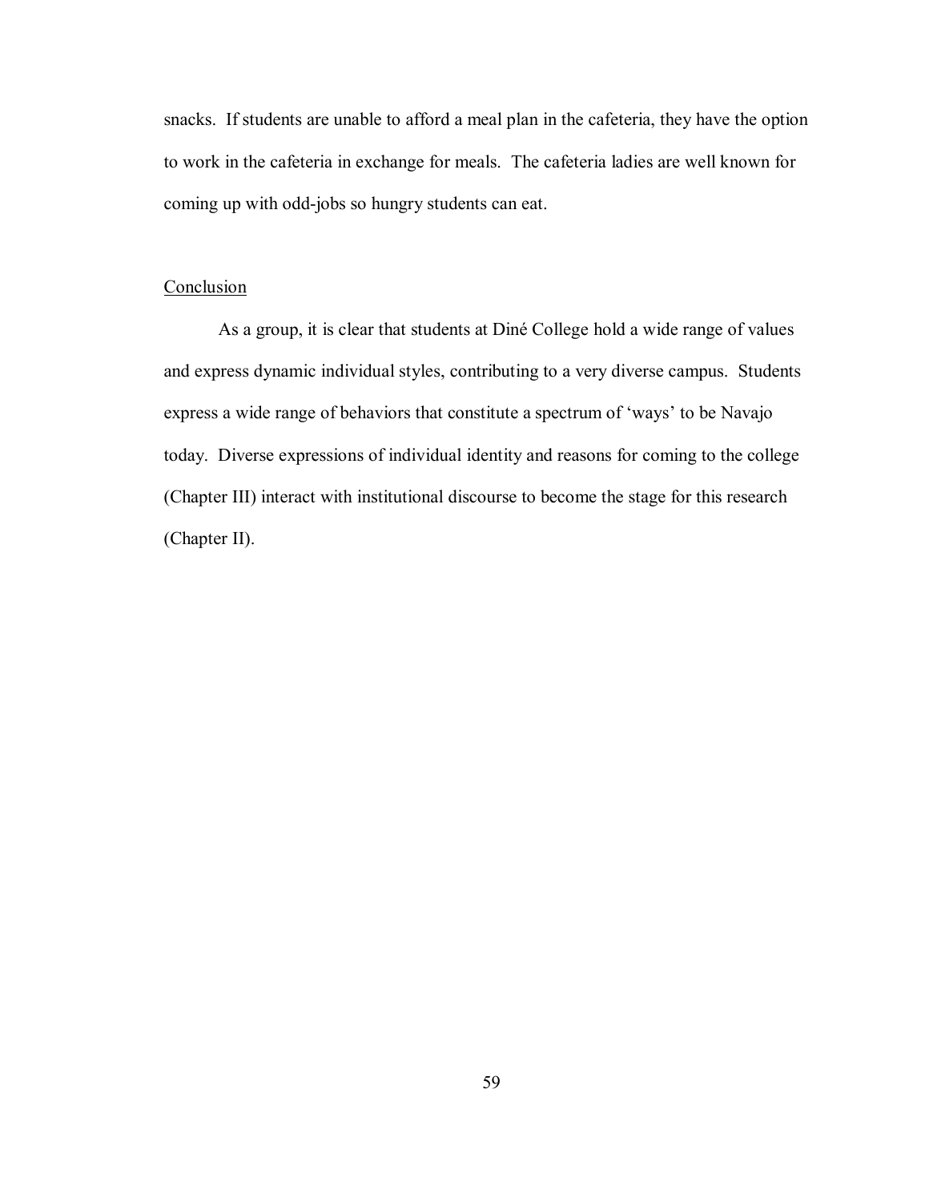snacks. If students are unable to afford a meal plan in the cafeteria, they have the option to work in the cafeteria in exchange for meals. The cafeteria ladies are well known for coming up with odd-jobs so hungry students can eat.

## Conclusion

As a group, it is clear that students at Diné College hold a wide range of values and express dynamic individual styles, contributing to a very diverse campus. Students express a wide range of behaviors that constitute a spectrum of 'ways' to be Navajo today. Diverse expressions of individual identity and reasons for coming to the college (Chapter III) interact with institutional discourse to become the stage for this research (Chapter II).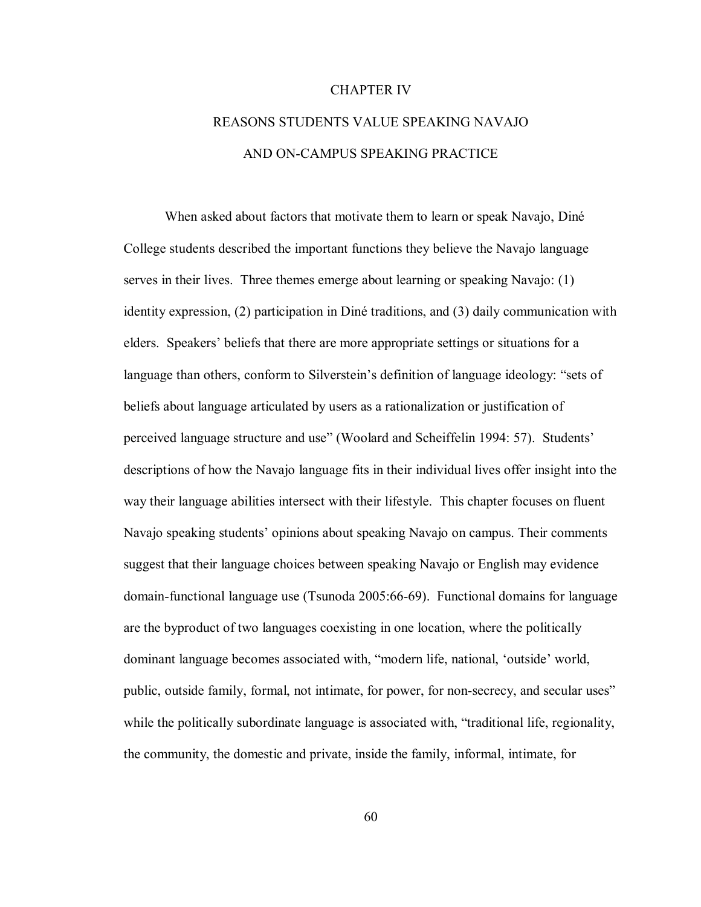# CHAPTER IV

# REASONS STUDENTS VALUE SPEAKING NAVAJO AND ON-CAMPUS SPEAKING PRACTICE

When asked about factors that motivate them to learn or speak Navajo, Diné College students described the important functions they believe the Navajo language serves in their lives. Three themes emerge about learning or speaking Navajo: (1) identity expression, (2) participation in Diné traditions, and (3) daily communication with elders. Speakers' beliefs that there are more appropriate settings or situations for a language than others, conform to Silverstein's definition of language ideology: "sets of beliefs about language articulated by users as a rationalization or justification of perceived language structure and use" (Woolard and Scheiffelin 1994: 57). Students' descriptions of how the Navajo language fits in their individual lives offer insight into the way their language abilities intersect with their lifestyle. This chapter focuses on fluent Navajo speaking students' opinions about speaking Navajo on campus. Their comments suggest that their language choices between speaking Navajo or English may evidence domain-functional language use (Tsunoda 2005:66-69). Functional domains for language are the byproduct of two languages coexisting in one location, where the politically dominant language becomes associated with, "modern life, national, 'outside' world, public, outside family, formal, not intimate, for power, for non-secrecy, and secular uses" while the politically subordinate language is associated with, "traditional life, regionality, the community, the domestic and private, inside the family, informal, intimate, for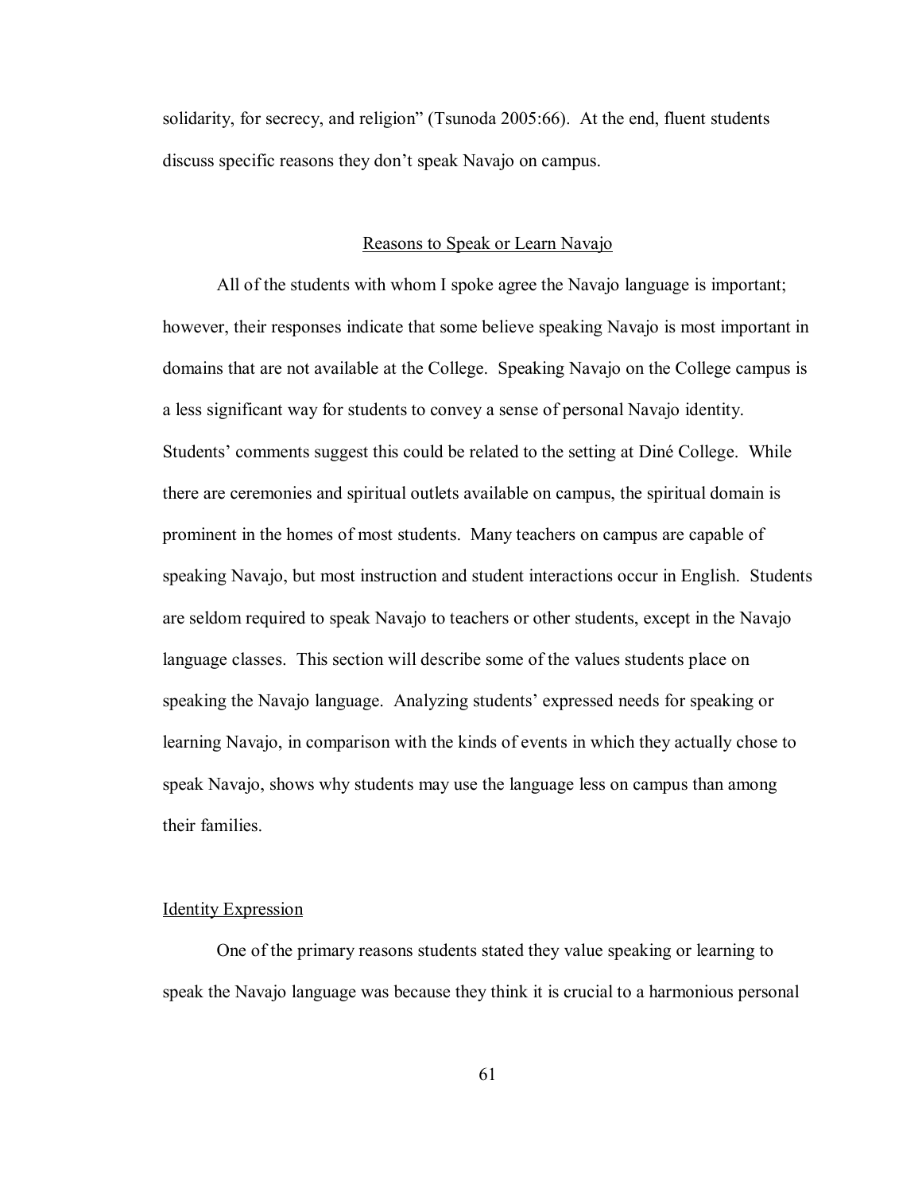solidarity, for secrecy, and religion" (Tsunoda 2005:66). At the end, fluent students discuss specific reasons they don't speak Navajo on campus.

## Reasons to Speak or Learn Navajo

All of the students with whom I spoke agree the Navajo language is important; however, their responses indicate that some believe speaking Navajo is most important in domains that are not available at the College. Speaking Navajo on the College campus is a less significant way for students to convey a sense of personal Navajo identity. Students' comments suggest this could be related to the setting at Diné College. While there are ceremonies and spiritual outlets available on campus, the spiritual domain is prominent in the homes of most students. Many teachers on campus are capable of speaking Navajo, but most instruction and student interactions occur in English. Students are seldom required to speak Navajo to teachers or other students, except in the Navajo language classes. This section will describe some of the values students place on speaking the Navajo language. Analyzing students' expressed needs for speaking or learning Navajo, in comparison with the kinds of events in which they actually chose to speak Navajo, shows why students may use the language less on campus than among their families.

### Identity Expression

One of the primary reasons students stated they value speaking or learning to speak the Navajo language was because they think it is crucial to a harmonious personal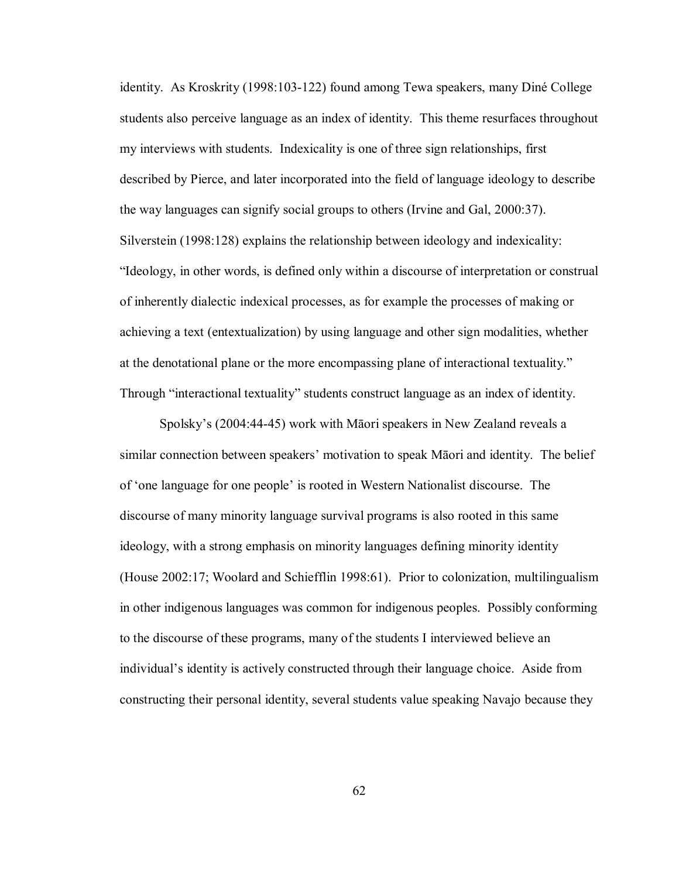identity. As Kroskrity (1998:103-122) found among Tewa speakers, many Diné College students also perceive language as an index of identity. This theme resurfaces throughout my interviews with students. Indexicality is one of three sign relationships, first described by Pierce, and later incorporated into the field of language ideology to describe the way languages can signify social groups to others (Irvine and Gal, 2000:37). Silverstein (1998:128) explains the relationship between ideology and indexicality: "Ideology, in other words, is defined only within a discourse of interpretation or construal of inherently dialectic indexical processes, as for example the processes of making or achieving a text (entextualization) by using language and other sign modalities, whether at the denotational plane or the more encompassing plane of interactional textuality." Through "interactional textuality" students construct language as an index of identity.

Spolsky's (2004:44-45) work with Māori speakers in New Zealand reveals a similar connection between speakers' motivation to speak Māori and identity. The belief of 'one language for one people' is rooted in Western Nationalist discourse. The discourse of many minority language survival programs is also rooted in this same ideology, with a strong emphasis on minority languages defining minority identity (House 2002:17; Woolard and Schiefflin 1998:61). Prior to colonization, multilingualism in other indigenous languages was common for indigenous peoples. Possibly conforming to the discourse of these programs, many of the students I interviewed believe an individual's identity is actively constructed through their language choice. Aside from constructing their personal identity, several students value speaking Navajo because they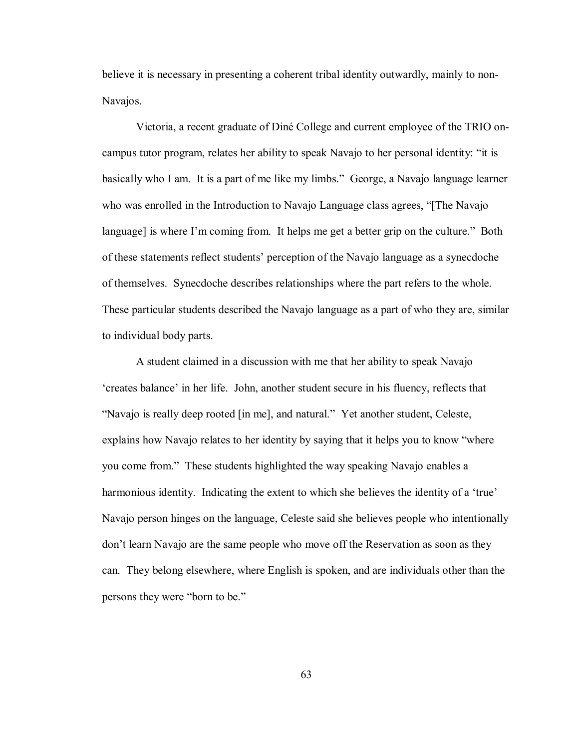believe it is necessary in presenting a coherent tribal identity outwardly, mainly to non-Navajos.

Victoria, a recent graduate of Diné College and current employee of the TRIO on-campus tutor program, relates her ability to speak Navajo to her personal identity: "it is basically who I am. It is a part of me like my limbs." George, a Navajo language learner who was enrolled in the Introduction to Navajo Language class agrees, "[The Navajo language] is where I'm coming from. It helps me get a better grip on the culture." Both of these statements reflect students' perception of the Navajo language as a synecdoche of themselves. Synecdoche describes relationships where the part refers to the whole. These particular students described the Navajo language as a part of who they are, similar to individual body parts.

A student claimed in a discussion with me that her ability to speak Navajo 'creates balance' in her life. John, another student secure in his fluency, reflects that "Navajo is really deep rooted [in me], and natural." Yet another student, Celeste, explains how Navajo relates to her identity by saying that it helps you to know "where you come from." These students highlighted the way speaking Navajo enables a harmonious identity. Indicating the extent to which she believes the identity of a 'true' Navajo person hinges on the language, Celeste said she believes people who intentionally don't learn Navajo are the same people who move off the Reservation as soon as they can. They belong elsewhere, where English is spoken, and are individuals other than the persons they were "born to be."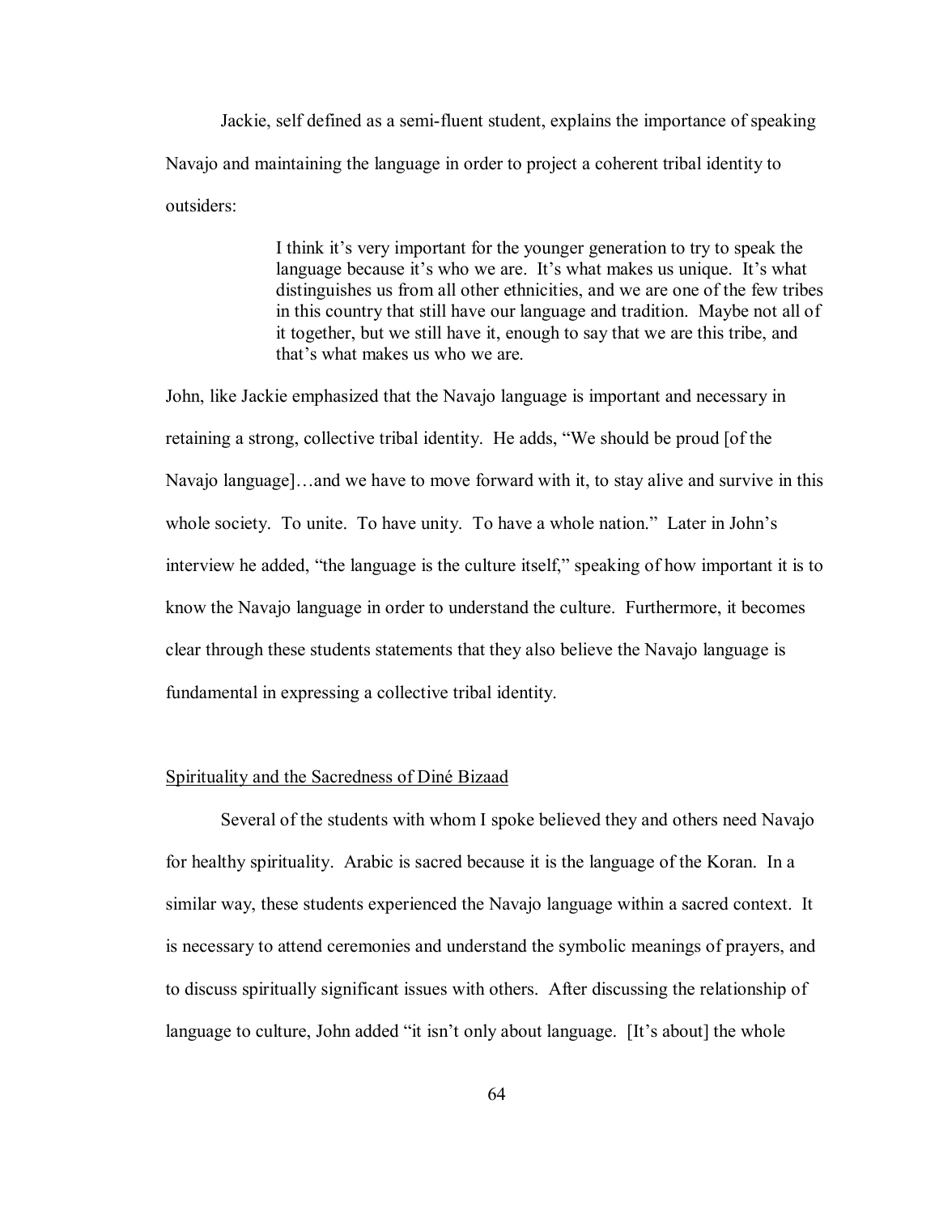Jackie, self defined as a semi-fluent student, explains the importance of speaking Navajo and maintaining the language in order to project a coherent tribal identity to outsiders:

> I think it's very important for the younger generation to try to speak the language because it's who we are. It's what makes us unique. It's what distinguishes us from all other ethnicities, and we are one of the few tribes in this country that still have our language and tradition. Maybe not all of it together, but we still have it, enough to say that we are this tribe, and that's what makes us who we are.

John, like Jackie emphasized that the Navajo language is important and necessary in retaining a strong, collective tribal identity. He adds, "We should be proud [of the Navajo language]…and we have to move forward with it, to stay alive and survive in this whole society. To unite. To have unity. To have a whole nation." Later in John's interview he added, "the language is the culture itself," speaking of how important it is to know the Navajo language in order to understand the culture. Furthermore, it becomes clear through these students statements that they also believe the Navajo language is fundamental in expressing a collective tribal identity.

<u>Spirituality and the Sacredness of Diné Bizaad</u>

Several of the students with whom I spoke believed they and others need Navajo for healthy spirituality. Arabic is sacred because it is the language of the Koran. In a similar way, these students experienced the Navajo language within a sacred context. It is necessary to attend ceremonies and understand the symbolic meanings of prayers, and to discuss spiritually significant issues with others. After discussing the relationship of language to culture, John added "it isn't only about language. [It's about] the whole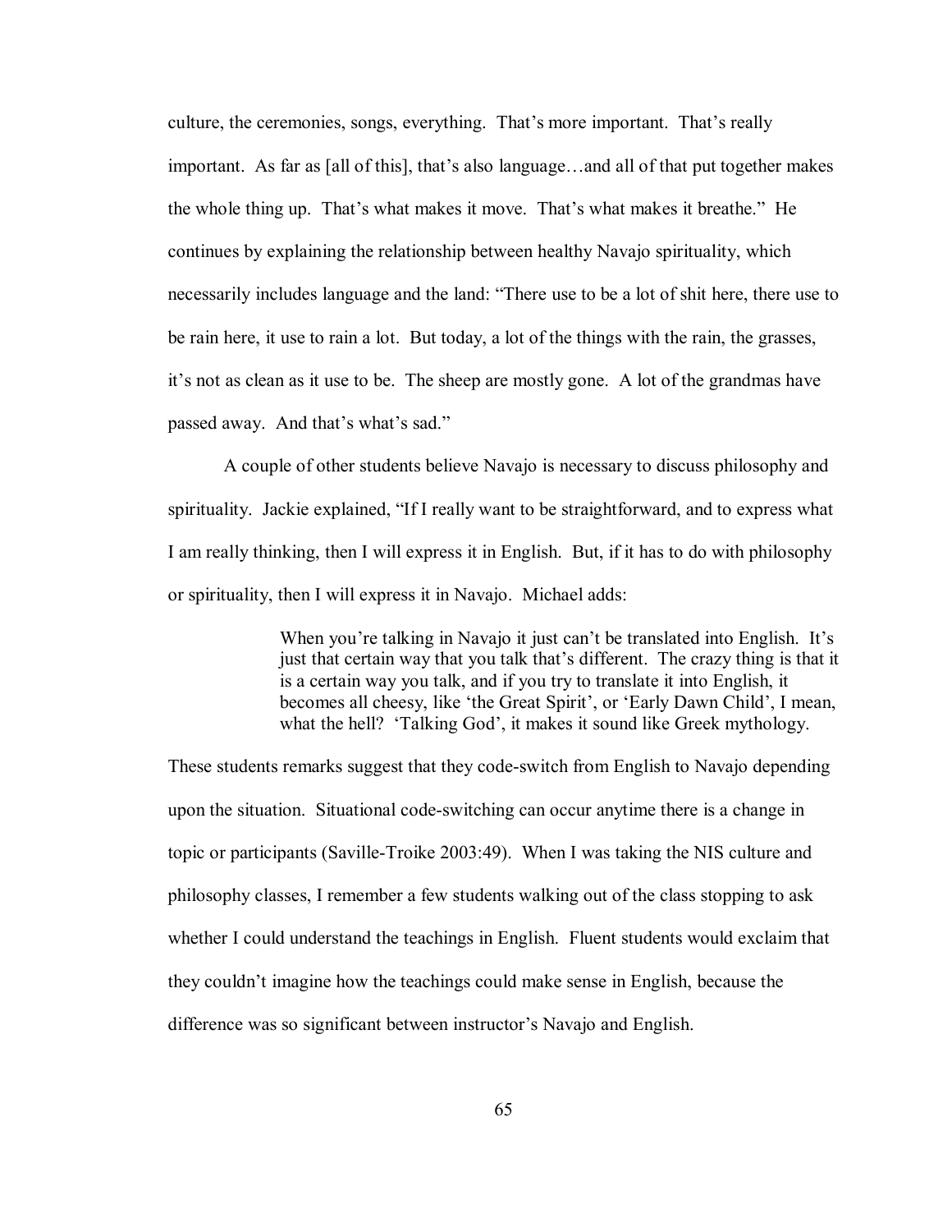culture, the ceremonies, songs, everything. That's more important. That's really important. As far as [all of this], that's also language…and all of that put together makes the whole thing up. That's what makes it move. That's what makes it breathe." He continues by explaining the relationship between healthy Navajo spirituality, which necessarily includes language and the land: "There use to be a lot of shit here, there use to be rain here, it use to rain a lot. But today, a lot of the things with the rain, the grasses, it's not as clean as it use to be. The sheep are mostly gone. A lot of the grandmas have passed away. And that's what's sad."

A couple of other students believe Navajo is necessary to discuss philosophy and spirituality. Jackie explained, "If I really want to be straightforward, and to express what I am really thinking, then I will express it in English. But, if it has to do with philosophy or spirituality, then I will express it in Navajo. Michael adds:

> When you're talking in Navajo it just can't be translated into English. It's just that certain way that you talk that's different. The crazy thing is that it is a certain way you talk, and if you try to translate it into English, it becomes all cheesy, like 'the Great Spirit', or 'Early Dawn Child', I mean, what the hell? 'Talking God', it makes it sound like Greek mythology.

These students remarks suggest that they code-switch from English to Navajo depending upon the situation. Situational code-switching can occur anytime there is a change in topic or participants (Saville-Troike 2003:49). When I was taking the NIS culture and philosophy classes, I remember a few students walking out of the class stopping to ask whether I could understand the teachings in English. Fluent students would exclaim that they couldn't imagine how the teachings could make sense in English, because the difference was so significant between instructor's Navajo and English.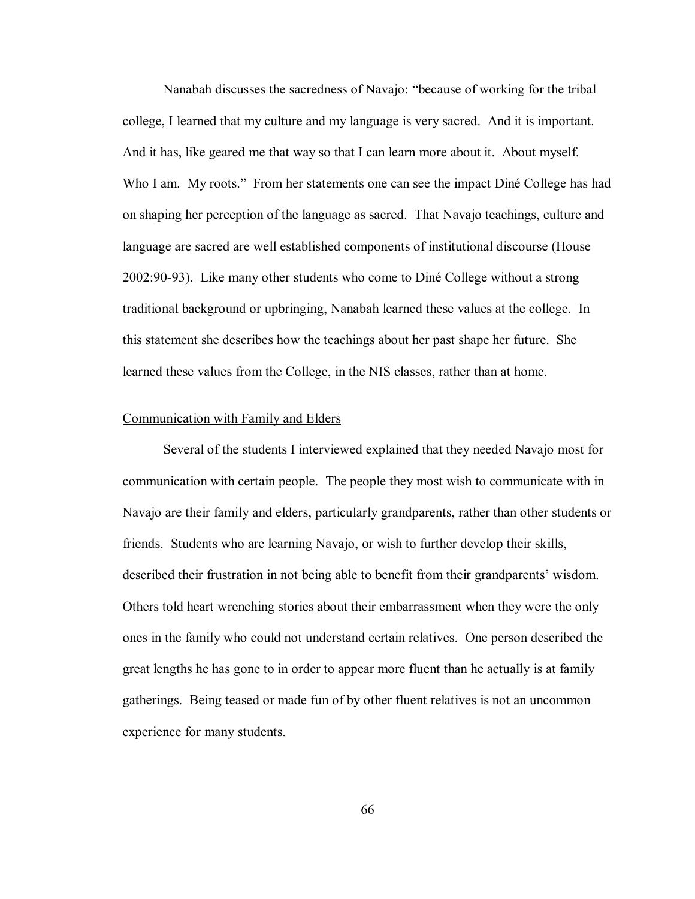Nanabah discusses the sacredness of Navajo: "because of working for the tribal college, I learned that my culture and my language is very sacred. And it is important. And it has, like geared me that way so that I can learn more about it. About myself. Who I am. My roots." From her statements one can see the impact Diné College has had on shaping her perception of the language as sacred. That Navajo teachings, culture and language are sacred are well established components of institutional discourse (House 2002:90-93). Like many other students who come to Diné College without a strong traditional background or upbringing, Nanabah learned these values at the college. In this statement she describes how the teachings about her past shape her future. She learned these values from the College, in the NIS classes, rather than at home.

<u>Communication with Family and Elders</u>

Several of the students I interviewed explained that they needed Navajo most for communication with certain people. The people they most wish to communicate with in Navajo are their family and elders, particularly grandparents, rather than other students or friends. Students who are learning Navajo, or wish to further develop their skills, described their frustration in not being able to benefit from their grandparents' wisdom. Others told heart wrenching stories about their embarrassment when they were the only ones in the family who could not understand certain relatives. One person described the great lengths he has gone to in order to appear more fluent than he actually is at family gatherings. Being teased or made fun of by other fluent relatives is not an uncommon experience for many students.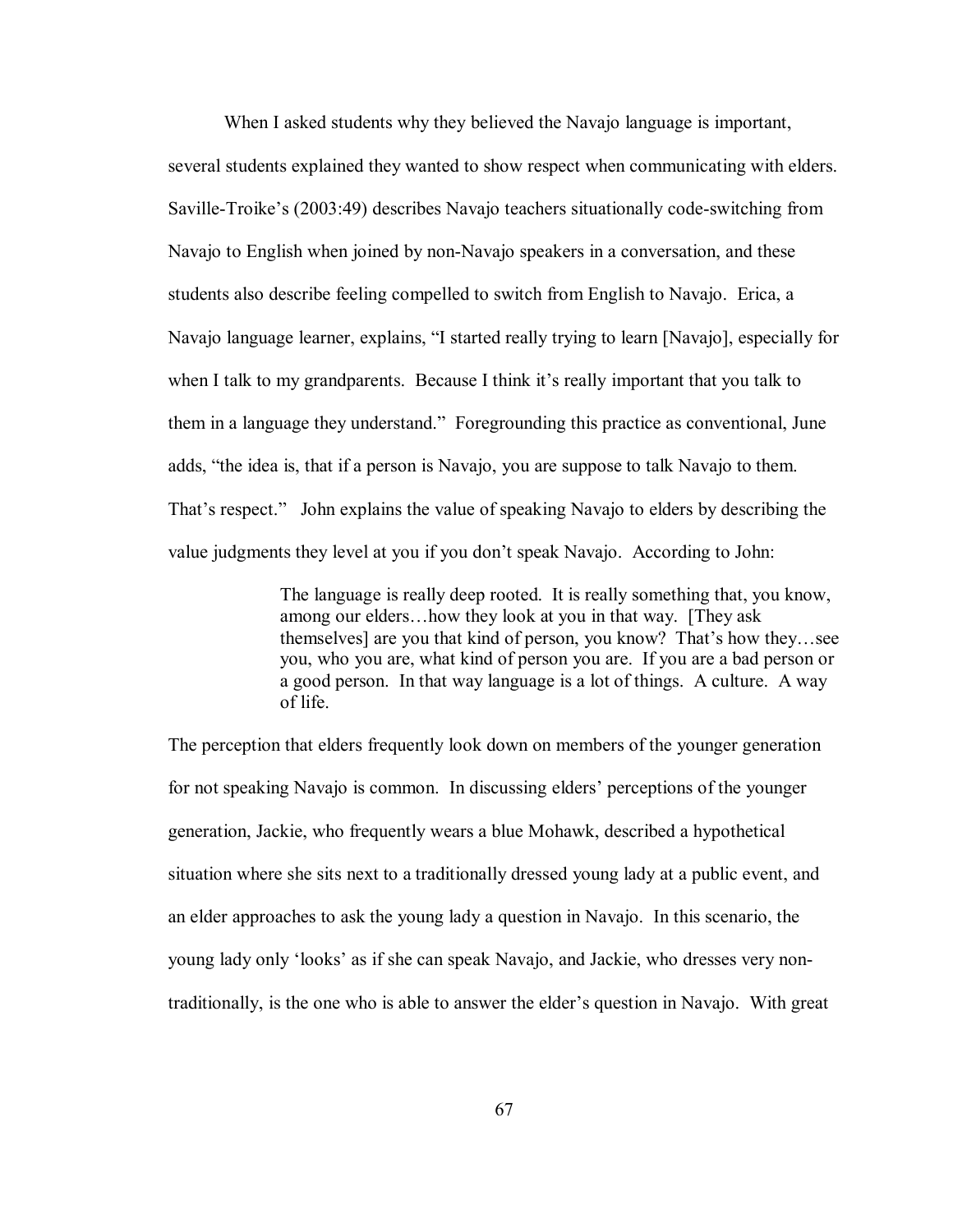When I asked students why they believed the Navajo language is important, several students explained they wanted to show respect when communicating with elders. Saville-Troike's (2003:49) describes Navajo teachers situationally code-switching from Navajo to English when joined by non-Navajo speakers in a conversation, and these students also describe feeling compelled to switch from English to Navajo. Erica, a Navajo language learner, explains, "I started really trying to learn [Navajo], especially for when I talk to my grandparents. Because I think it's really important that you talk to them in a language they understand." Foregrounding this practice as conventional, June adds, "the idea is, that if a person is Navajo, you are suppose to talk Navajo to them. That's respect." John explains the value of speaking Navajo to elders by describing the value judgments they level at you if you don't speak Navajo. According to John:

> The language is really deep rooted. It is really something that, you know, among our elders…how they look at you in that way. [They ask themselves] are you that kind of person, you know? That's how they…see you, who you are, what kind of person you are. If you are a bad person or a good person. In that way language is a lot of things. A culture. A way of life.

The perception that elders frequently look down on members of the younger generation for not speaking Navajo is common. In discussing elders' perceptions of the younger generation, Jackie, who frequently wears a blue Mohawk, described a hypothetical situation where she sits next to a traditionally dressed young lady at a public event, and an elder approaches to ask the young lady a question in Navajo. In this scenario, the young lady only 'looks' as if she can speak Navajo, and Jackie, who dresses very non-traditionally, is the one who is able to answer the elder's question in Navajo. With great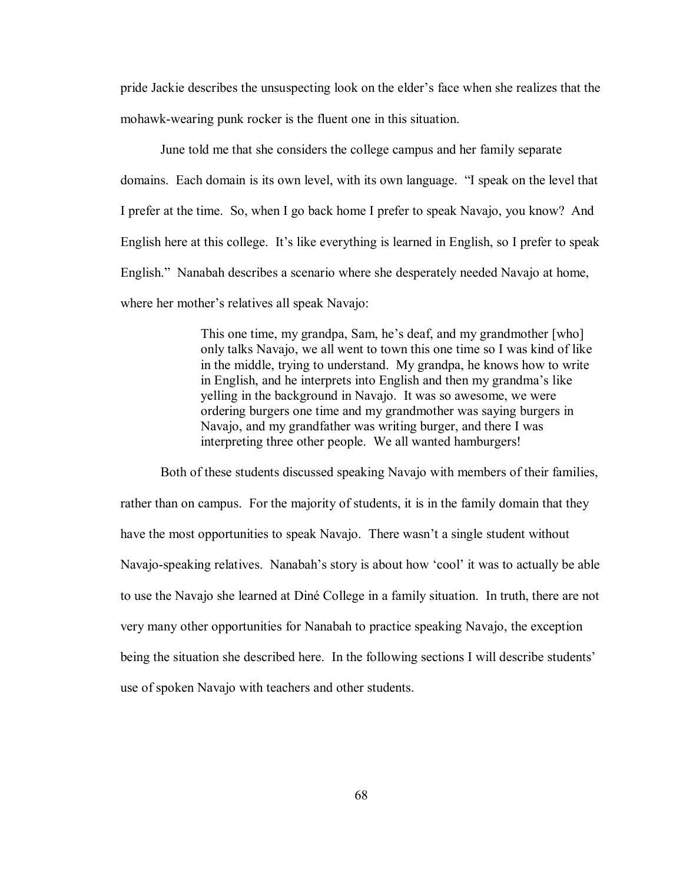pride Jackie describes the unsuspecting look on the elder's face when she realizes that the mohawk-wearing punk rocker is the fluent one in this situation.

June told me that she considers the college campus and her family separate domains. Each domain is its own level, with its own language. "I speak on the level that I prefer at the time. So, when I go back home I prefer to speak Navajo, you know? And English here at this college. It's like everything is learned in English, so I prefer to speak English." Nanabah describes a scenario where she desperately needed Navajo at home, where her mother's relatives all speak Navajo:

> This one time, my grandpa, Sam, he's deaf, and my grandmother [who] only talks Navajo, we all went to town this one time so I was kind of like in the middle, trying to understand. My grandpa, he knows how to write in English, and he interprets into English and then my grandma's like yelling in the background in Navajo. It was so awesome, we were ordering burgers one time and my grandmother was saying burgers in Navajo, and my grandfather was writing burger, and there I was interpreting three other people. We all wanted hamburgers!

Both of these students discussed speaking Navajo with members of their families, rather than on campus. For the majority of students, it is in the family domain that they have the most opportunities to speak Navajo. There wasn't a single student without Navajo-speaking relatives. Nanabah's story is about how 'cool' it was to actually be able to use the Navajo she learned at Diné College in a family situation. In truth, there are not very many other opportunities for Nanabah to practice speaking Navajo, the exception being the situation she described here. In the following sections I will describe students' use of spoken Navajo with teachers and other students.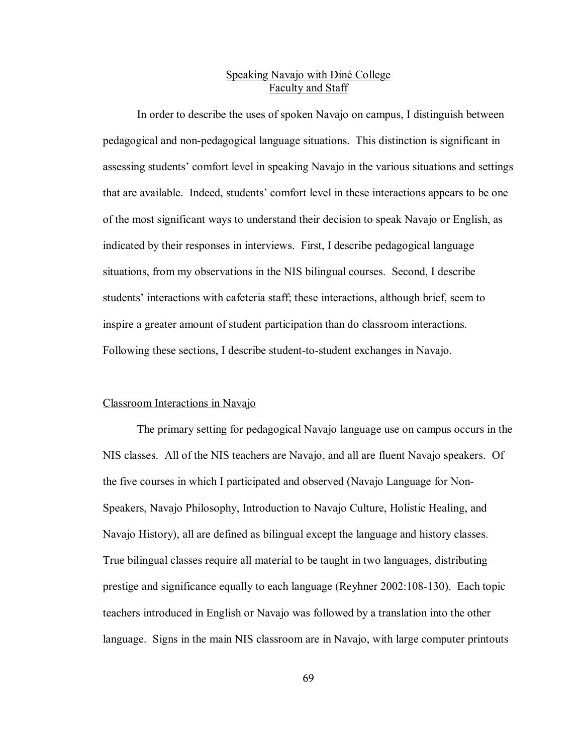## Speaking Navajo with Diné College Faculty and Staff

In order to describe the uses of spoken Navajo on campus, I distinguish between pedagogical and non-pedagogical language situations. This distinction is significant in assessing students' comfort level in speaking Navajo in the various situations and settings that are available. Indeed, students' comfort level in these interactions appears to be one of the most significant ways to understand their decision to speak Navajo or English, as indicated by their responses in interviews. First, I describe pedagogical language situations, from my observations in the NIS bilingual courses. Second, I describe students' interactions with cafeteria staff; these interactions, although brief, seem to inspire a greater amount of student participation than do classroom interactions. Following these sections, I describe student-to-student exchanges in Navajo.

### Classroom Interactions in Navajo

The primary setting for pedagogical Navajo language use on campus occurs in the NIS classes. All of the NIS teachers are Navajo, and all are fluent Navajo speakers. Of the five courses in which I participated and observed (Navajo Language for Non-Speakers, Navajo Philosophy, Introduction to Navajo Culture, Holistic Healing, and Navajo History), all are defined as bilingual except the language and history classes. True bilingual classes require all material to be taught in two languages, distributing prestige and significance equally to each language (Reyhner 2002:108-130). Each topic teachers introduced in English or Navajo was followed by a translation into the other language. Signs in the main NIS classroom are in Navajo, with large computer printouts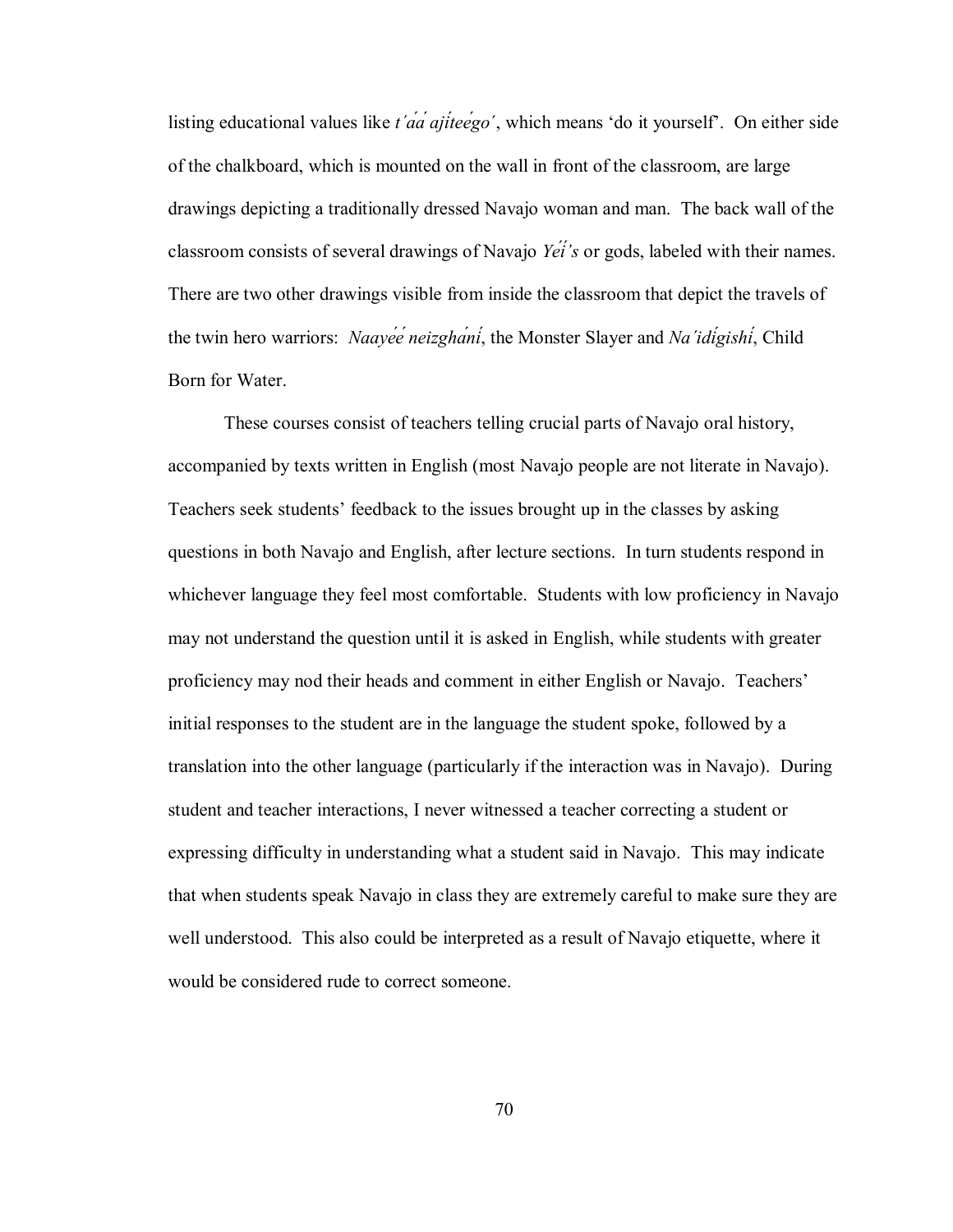listing educational values like *t'áá ajíteego'*, which means 'do it yourself'. On either side of the chalkboard, which is mounted on the wall in front of the classroom, are large drawings depicting a traditionally dressed Navajo woman and man. The back wall of the classroom consists of several drawings of Navajo *Yéí's* or gods, labeled with their names. There are two other drawings visible from inside the classroom that depict the travels of the twin hero warriors: *Naayéé' neizghání*, the Monster Slayer and *Na'idígishí*, Child Born for Water.

These courses consist of teachers telling crucial parts of Navajo oral history, accompanied by texts written in English (most Navajo people are not literate in Navajo). Teachers seek students' feedback to the issues brought up in the classes by asking questions in both Navajo and English, after lecture sections. In turn students respond in whichever language they feel most comfortable. Students with low proficiency in Navajo may not understand the question until it is asked in English, while students with greater proficiency may nod their heads and comment in either English or Navajo. Teachers' initial responses to the student are in the language the student spoke, followed by a translation into the other language (particularly if the interaction was in Navajo). During student and teacher interactions, I never witnessed a teacher correcting a student or expressing difficulty in understanding what a student said in Navajo. This may indicate that when students speak Navajo in class they are extremely careful to make sure they are well understood. This also could be interpreted as a result of Navajo etiquette, where it would be considered rude to correct someone.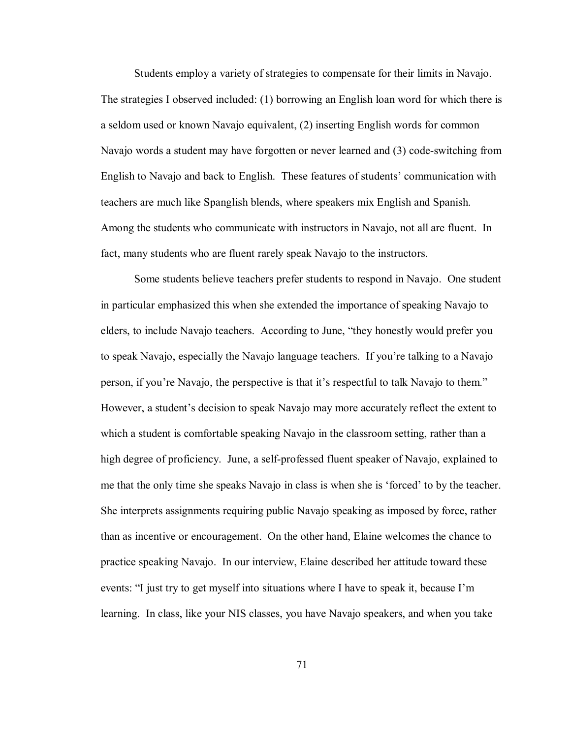Students employ a variety of strategies to compensate for their limits in Navajo. The strategies I observed included: (1) borrowing an English loan word for which there is a seldom used or known Navajo equivalent, (2) inserting English words for common Navajo words a student may have forgotten or never learned and (3) code-switching from English to Navajo and back to English. These features of students' communication with teachers are much like Spanglish blends, where speakers mix English and Spanish. Among the students who communicate with instructors in Navajo, not all are fluent. In fact, many students who are fluent rarely speak Navajo to the instructors.

Some students believe teachers prefer students to respond in Navajo. One student in particular emphasized this when she extended the importance of speaking Navajo to elders, to include Navajo teachers. According to June, "they honestly would prefer you to speak Navajo, especially the Navajo language teachers. If you're talking to a Navajo person, if you're Navajo, the perspective is that it's respectful to talk Navajo to them." However, a student's decision to speak Navajo may more accurately reflect the extent to which a student is comfortable speaking Navajo in the classroom setting, rather than a high degree of proficiency. June, a self-professed fluent speaker of Navajo, explained to me that the only time she speaks Navajo in class is when she is 'forced' to by the teacher. She interprets assignments requiring public Navajo speaking as imposed by force, rather than as incentive or encouragement. On the other hand, Elaine welcomes the chance to practice speaking Navajo. In our interview, Elaine described her attitude toward these events: "I just try to get myself into situations where I have to speak it, because I'm learning. In class, like your NIS classes, you have Navajo speakers, and when you take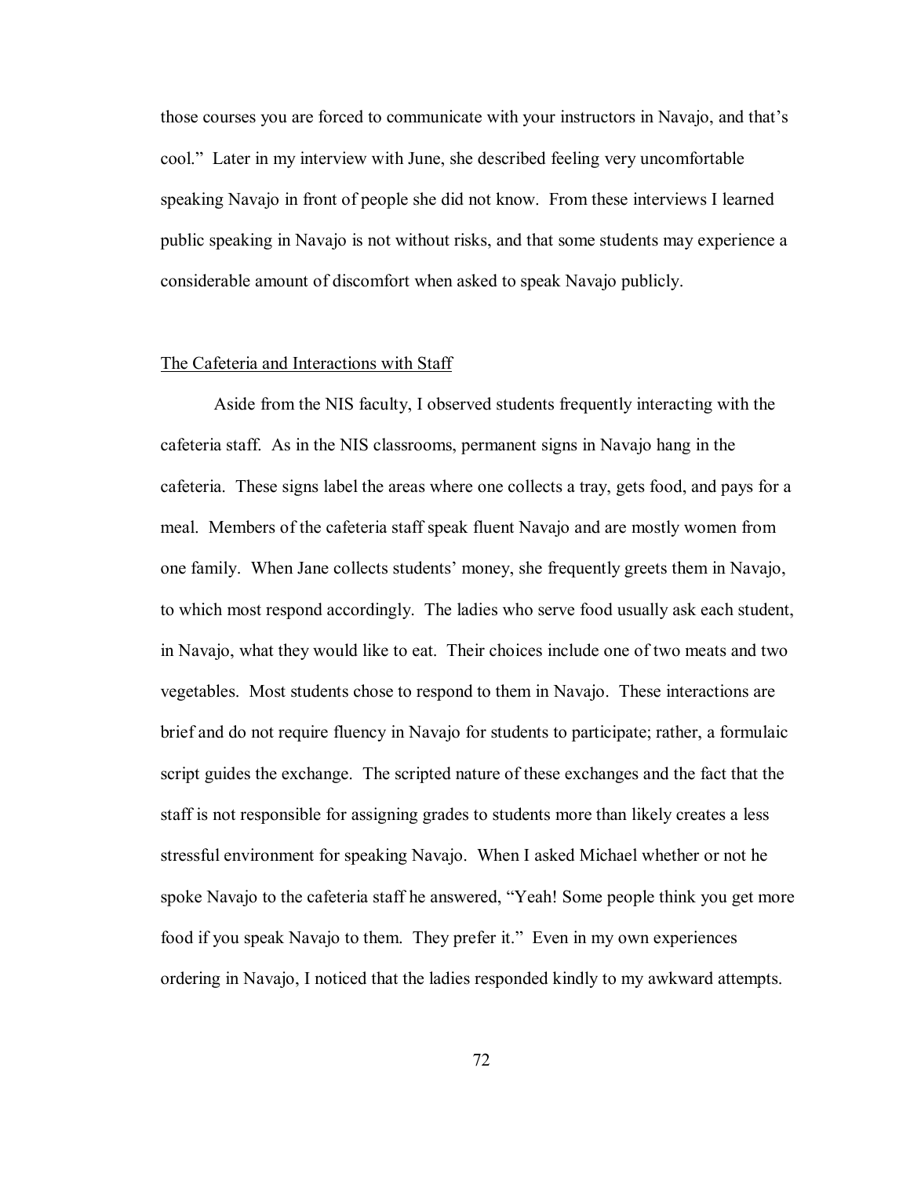those courses you are forced to communicate with your instructors in Navajo, and that's cool." Later in my interview with June, she described feeling very uncomfortable speaking Navajo in front of people she did not know. From these interviews I learned public speaking in Navajo is not without risks, and that some students may experience a considerable amount of discomfort when asked to speak Navajo publicly.

## The Cafeteria and Interactions with Staff

Aside from the NIS faculty, I observed students frequently interacting with the cafeteria staff. As in the NIS classrooms, permanent signs in Navajo hang in the cafeteria. These signs label the areas where one collects a tray, gets food, and pays for a meal. Members of the cafeteria staff speak fluent Navajo and are mostly women from one family. When Jane collects students' money, she frequently greets them in Navajo, to which most respond accordingly. The ladies who serve food usually ask each student, in Navajo, what they would like to eat. Their choices include one of two meats and two vegetables. Most students chose to respond to them in Navajo. These interactions are brief and do not require fluency in Navajo for students to participate; rather, a formulaic script guides the exchange. The scripted nature of these exchanges and the fact that the staff is not responsible for assigning grades to students more than likely creates a less stressful environment for speaking Navajo. When I asked Michael whether or not he spoke Navajo to the cafeteria staff he answered, "Yeah! Some people think you get more food if you speak Navajo to them. They prefer it." Even in my own experiences ordering in Navajo, I noticed that the ladies responded kindly to my awkward attempts.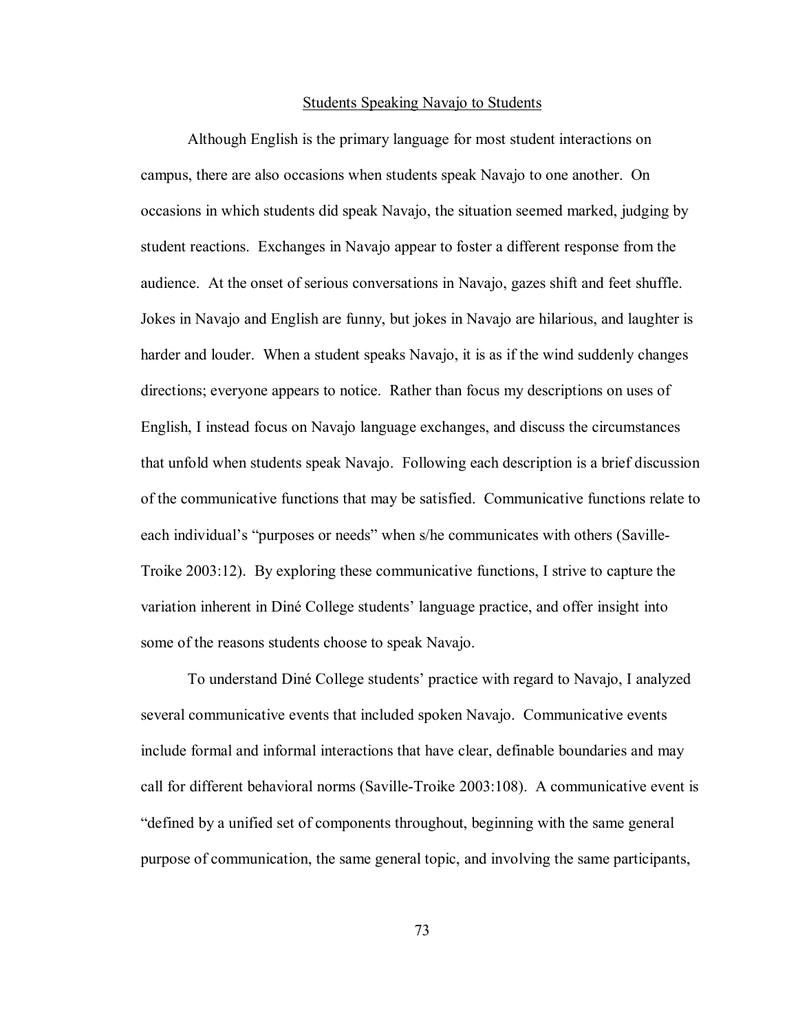## Students Speaking Navajo to Students

Although English is the primary language for most student interactions on campus, there are also occasions when students speak Navajo to one another. On occasions in which students did speak Navajo, the situation seemed marked, judging by student reactions. Exchanges in Navajo appear to foster a different response from the audience. At the onset of serious conversations in Navajo, gazes shift and feet shuffle. Jokes in Navajo and English are funny, but jokes in Navajo are hilarious, and laughter is harder and louder. When a student speaks Navajo, it is as if the wind suddenly changes directions; everyone appears to notice. Rather than focus my descriptions on uses of English, I instead focus on Navajo language exchanges, and discuss the circumstances that unfold when students speak Navajo. Following each description is a brief discussion of the communicative functions that may be satisfied. Communicative functions relate to each individual's "purposes or needs" when s/he communicates with others (Saville-Troike 2003:12). By exploring these communicative functions, I strive to capture the variation inherent in Diné College students' language practice, and offer insight into some of the reasons students choose to speak Navajo.

To understand Diné College students' practice with regard to Navajo, I analyzed several communicative events that included spoken Navajo. Communicative events include formal and informal interactions that have clear, definable boundaries and may call for different behavioral norms (Saville-Troike 2003:108). A communicative event is "defined by a unified set of components throughout, beginning with the same general purpose of communication, the same general topic, and involving the same participants,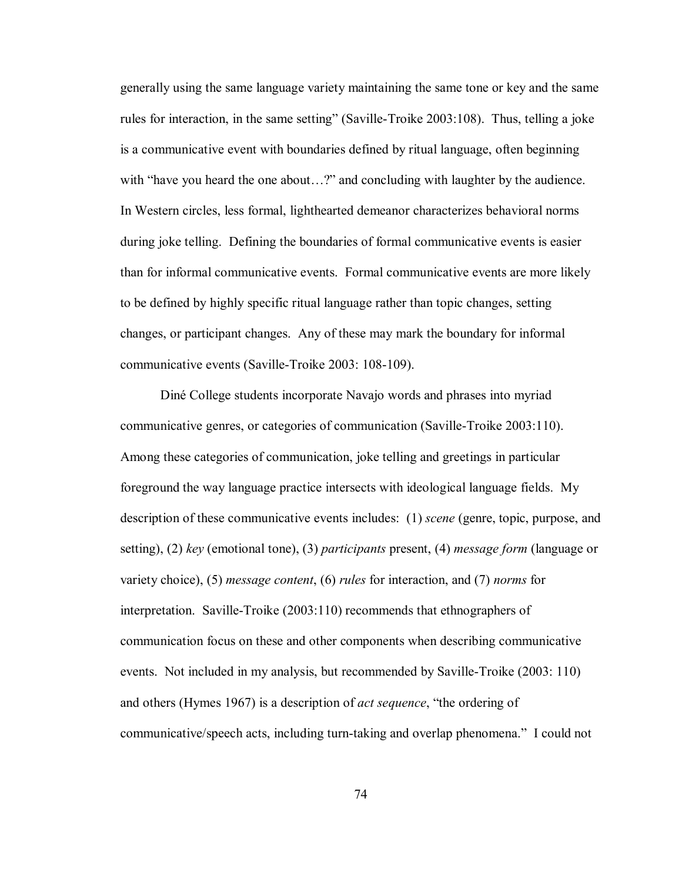generally using the same language variety maintaining the same tone or key and the same rules for interaction, in the same setting" (Saville-Troike 2003:108). Thus, telling a joke is a communicative event with boundaries defined by ritual language, often beginning with "have you heard the one about…?" and concluding with laughter by the audience. In Western circles, less formal, lighthearted demeanor characterizes behavioral norms during joke telling. Defining the boundaries of formal communicative events is easier than for informal communicative events. Formal communicative events are more likely to be defined by highly specific ritual language rather than topic changes, setting changes, or participant changes. Any of these may mark the boundary for informal communicative events (Saville-Troike 2003: 108-109).

Diné College students incorporate Navajo words and phrases into myriad communicative genres, or categories of communication (Saville-Troike 2003:110). Among these categories of communication, joke telling and greetings in particular foreground the way language practice intersects with ideological language fields. My description of these communicative events includes: (1) *scene* (genre, topic, purpose, and setting), (2) *key* (emotional tone), (3) *participants* present, (4) *message form* (language or variety choice), (5) *message content*, (6) *rules* for interaction, and (7) *norms* for interpretation. Saville-Troike (2003:110) recommends that ethnographers of communication focus on these and other components when describing communicative events. Not included in my analysis, but recommended by Saville-Troike (2003: 110) and others (Hymes 1967) is a description of *act sequence*, "the ordering of communicative/speech acts, including turn-taking and overlap phenomena." I could not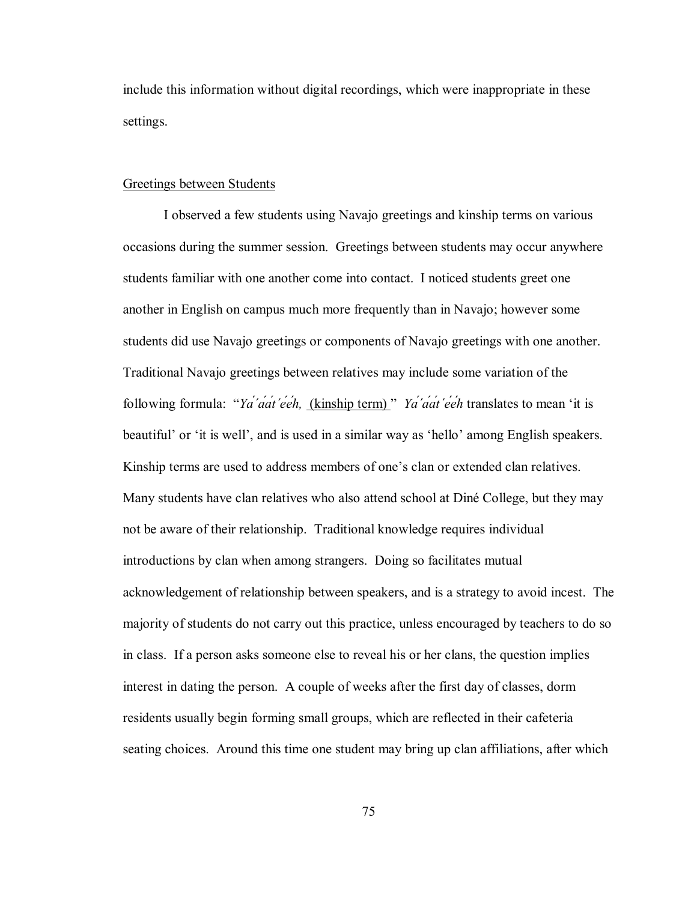include this information without digital recordings, which were inappropriate in these settings.

## Greetings between Students

I observed a few students using Navajo greetings and kinship terms on various occasions during the summer session. Greetings between students may occur anywhere students familiar with one another come into contact. I noticed students greet one another in English on campus much more frequently than in Navajo; however some students did use Navajo greetings or components of Navajo greetings with one another. Traditional Navajo greetings between relatives may include some variation of the following formula: "*Yá'át'ééh,* (kinship term)" *Yá'át'ééh* translates to mean 'it is beautiful' or 'it is well', and is used in a similar way as 'hello' among English speakers. Kinship terms are used to address members of one's clan or extended clan relatives. Many students have clan relatives who also attend school at Diné College, but they may not be aware of their relationship. Traditional knowledge requires individual introductions by clan when among strangers. Doing so facilitates mutual acknowledgement of relationship between speakers, and is a strategy to avoid incest. The majority of students do not carry out this practice, unless encouraged by teachers to do so in class. If a person asks someone else to reveal his or her clans, the question implies interest in dating the person. A couple of weeks after the first day of classes, dorm residents usually begin forming small groups, which are reflected in their cafeteria seating choices. Around this time one student may bring up clan affiliations, after which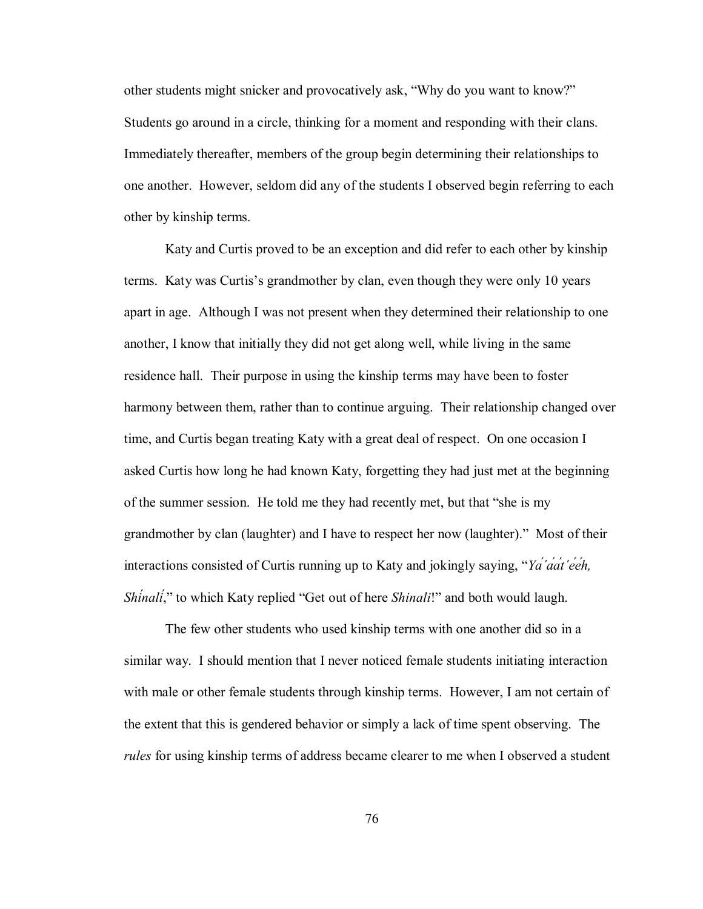other students might snicker and provocatively ask, "Why do you want to know?" Students go around in a circle, thinking for a moment and responding with their clans. Immediately thereafter, members of the group begin determining their relationships to one another. However, seldom did any of the students I observed begin referring to each other by kinship terms.

Katy and Curtis proved to be an exception and did refer to each other by kinship terms. Katy was Curtis's grandmother by clan, even though they were only 10 years apart in age. Although I was not present when they determined their relationship to one another, I know that initially they did not get along well, while living in the same residence hall. Their purpose in using the kinship terms may have been to foster harmony between them, rather than to continue arguing. Their relationship changed over time, and Curtis began treating Katy with a great deal of respect. On one occasion I asked Curtis how long he had known Katy, forgetting they had just met at the beginning of the summer session. He told me they had recently met, but that "she is my grandmother by clan (laughter) and I have to respect her now (laughter)." Most of their interactions consisted of Curtis running up to Katy and jokingly saying, "*Ya´ át´ééh, Shínálí*," to which Katy replied "Get out of here *Shinali*!" and both would laugh.

The few other students who used kinship terms with one another did so in a similar way. I should mention that I never noticed female students initiating interaction with male or other female students through kinship terms. However, I am not certain of the extent that this is gendered behavior or simply a lack of time spent observing. The *rules* for using kinship terms of address became clearer to me when I observed a student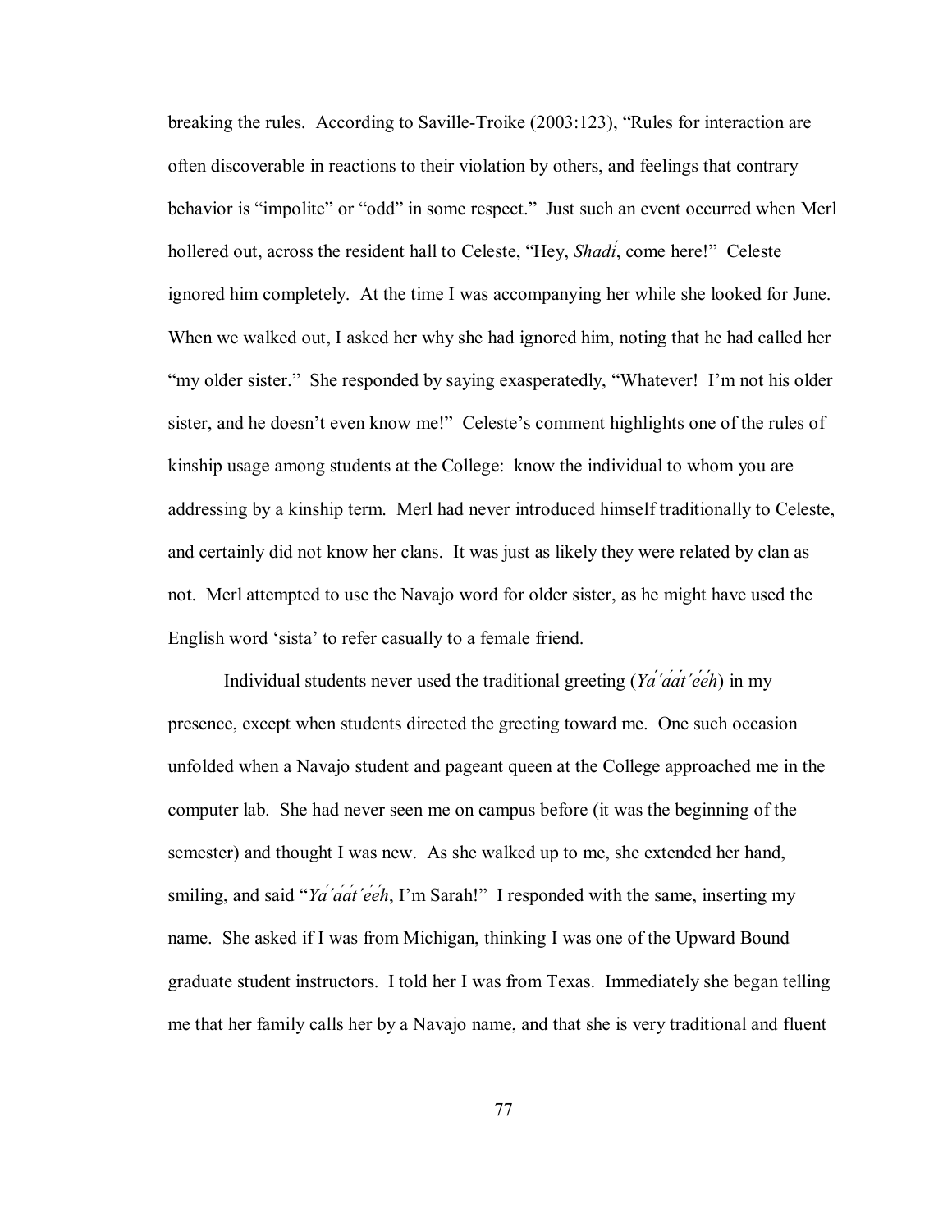breaking the rules. According to Saville-Troike (2003:123), “Rules for interaction are often discoverable in reactions to their violation by others, and feelings that contrary behavior is “impolite” or “odd” in some respect.” Just such an event occurred when Merl hollered out, across the resident hall to Celeste, “Hey, *Shadí*, come here!” Celeste ignored him completely. At the time I was accompanying her while she looked for June. When we walked out, I asked her why she had ignored him, noting that he had called her “my older sister.” She responded by saying exasperatedly, “Whatever! I’m not his older sister, and he doesn’t even know me!” Celeste’s comment highlights one of the rules of kinship usage among students at the College: know the individual to whom you are addressing by a kinship term. Merl had never introduced himself traditionally to Celeste, and certainly did not know her clans. It was just as likely they were related by clan as not. Merl attempted to use the Navajo word for older sister, as he might have used the English word ‘sista’ to refer casually to a female friend.

Individual students never used the traditional greeting (*Yá´áát´ééh*) in my presence, except when students directed the greeting toward me. One such occasion unfolded when a Navajo student and pageant queen at the College approached me in the computer lab. She had never seen me on campus before (it was the beginning of the semester) and thought I was new. As she walked up to me, she extended her hand, smiling, and said “*Yá´áát´ééh*, I’m Sarah!” I responded with the same, inserting my name. She asked if I was from Michigan, thinking I was one of the Upward Bound graduate student instructors. I told her I was from Texas. Immediately she began telling me that her family calls her by a Navajo name, and that she is very traditional and fluent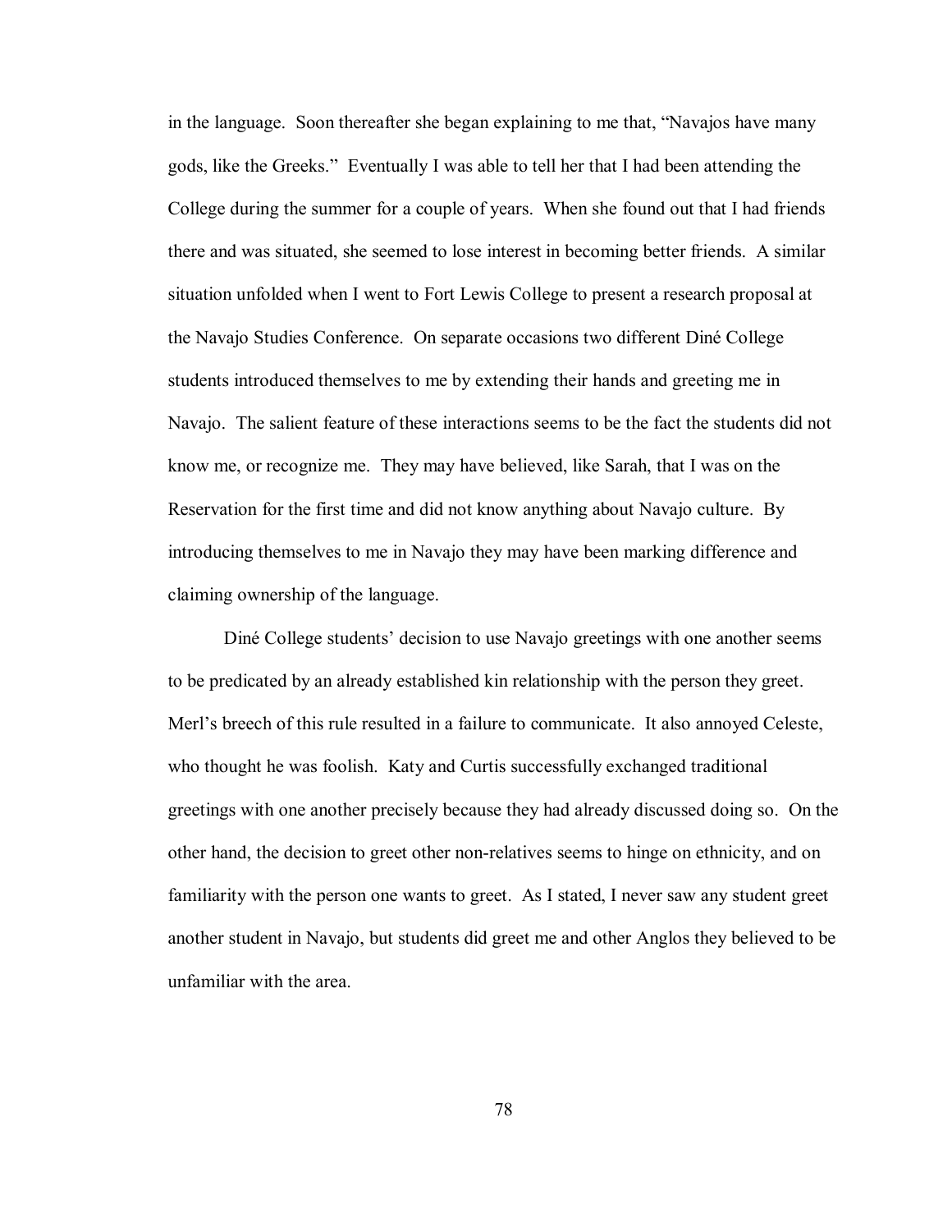in the language. Soon thereafter she began explaining to me that, "Navajos have many gods, like the Greeks." Eventually I was able to tell her that I had been attending the College during the summer for a couple of years. When she found out that I had friends there and was situated, she seemed to lose interest in becoming better friends. A similar situation unfolded when I went to Fort Lewis College to present a research proposal at the Navajo Studies Conference. On separate occasions two different Diné College students introduced themselves to me by extending their hands and greeting me in Navajo. The salient feature of these interactions seems to be the fact the students did not know me, or recognize me. They may have believed, like Sarah, that I was on the Reservation for the first time and did not know anything about Navajo culture. By introducing themselves to me in Navajo they may have been marking difference and claiming ownership of the language.

Diné College students' decision to use Navajo greetings with one another seems to be predicated by an already established kin relationship with the person they greet. Merl's breech of this rule resulted in a failure to communicate. It also annoyed Celeste, who thought he was foolish. Katy and Curtis successfully exchanged traditional greetings with one another precisely because they had already discussed doing so. On the other hand, the decision to greet other non-relatives seems to hinge on ethnicity, and on familiarity with the person one wants to greet. As I stated, I never saw any student greet another student in Navajo, but students did greet me and other Anglos they believed to be unfamiliar with the area.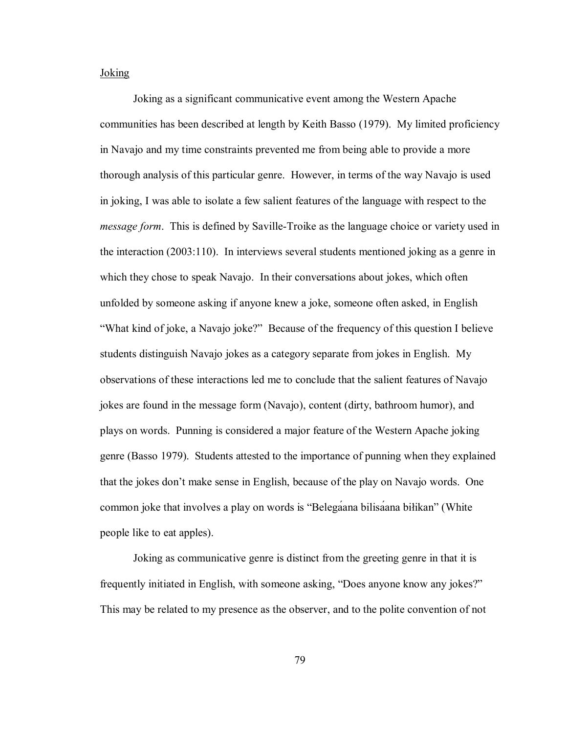Joking

Joking as a significant communicative event among the Western Apache communities has been described at length by Keith Basso (1979). My limited proficiency in Navajo and my time constraints prevented me from being able to provide a more thorough analysis of this particular genre. However, in terms of the way Navajo is used in joking, I was able to isolate a few salient features of the language with respect to the *message form*. This is defined by Saville-Troike as the language choice or variety used in the interaction (2003:110). In interviews several students mentioned joking as a genre in which they chose to speak Navajo. In their conversations about jokes, which often unfolded by someone asking if anyone knew a joke, someone often asked, in English "What kind of joke, a Navajo joke?" Because of the frequency of this question I believe students distinguish Navajo jokes as a category separate from jokes in English. My observations of these interactions led me to conclude that the salient features of Navajo jokes are found in the message form (Navajo), content (dirty, bathroom humor), and plays on words. Punning is considered a major feature of the Western Apache joking genre (Basso 1979). Students attested to the importance of punning when they explained that the jokes don't make sense in English, because of the play on Navajo words. One common joke that involves a play on words is "Belegáana bilisáana biłikan" (White people like to eat apples).

Joking as communicative genre is distinct from the greeting genre in that it is frequently initiated in English, with someone asking, "Does anyone know any jokes?" This may be related to my presence as the observer, and to the polite convention of not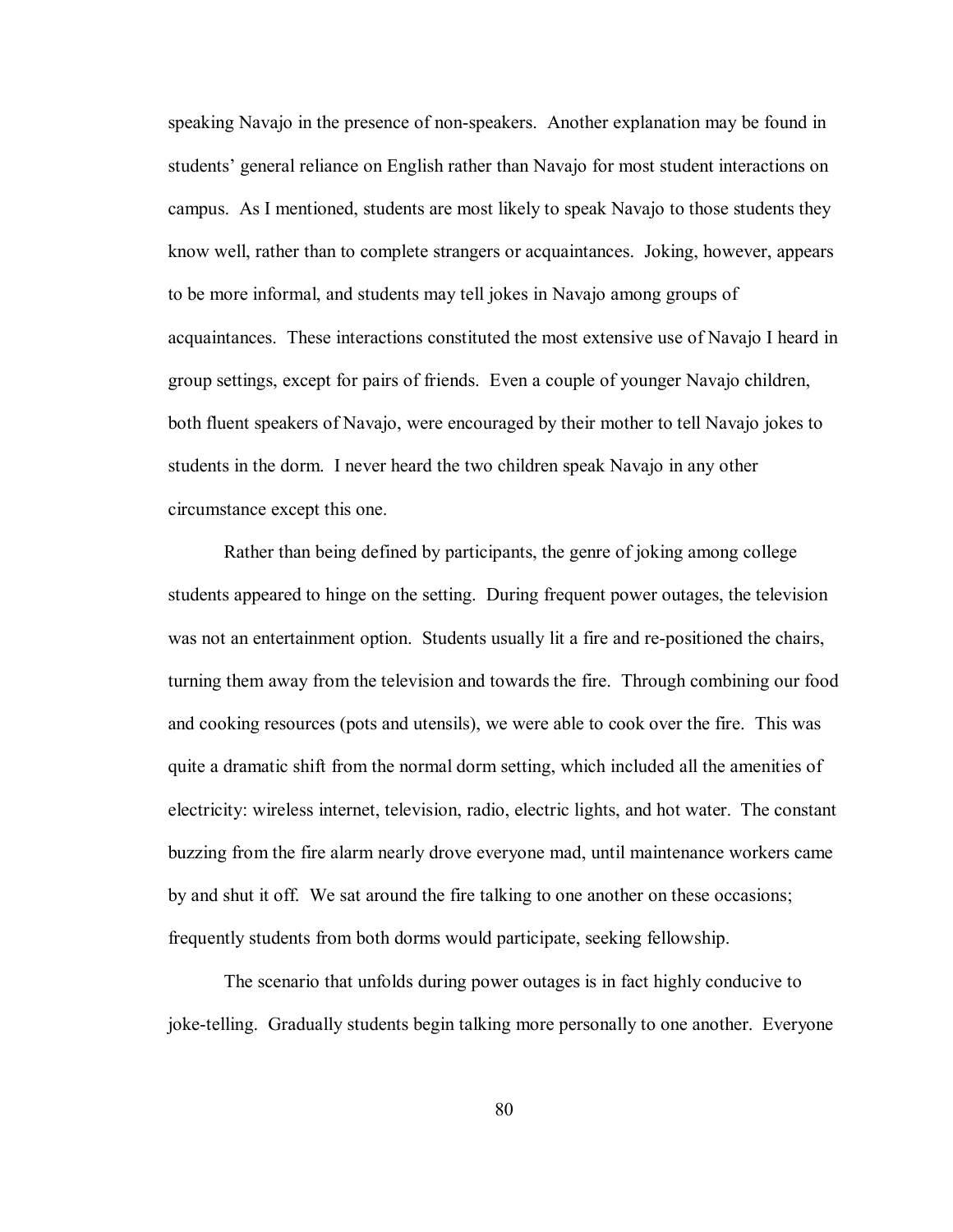speaking Navajo in the presence of non-speakers. Another explanation may be found in students' general reliance on English rather than Navajo for most student interactions on campus. As I mentioned, students are most likely to speak Navajo to those students they know well, rather than to complete strangers or acquaintances. Joking, however, appears to be more informal, and students may tell jokes in Navajo among groups of acquaintances. These interactions constituted the most extensive use of Navajo I heard in group settings, except for pairs of friends. Even a couple of younger Navajo children, both fluent speakers of Navajo, were encouraged by their mother to tell Navajo jokes to students in the dorm. I never heard the two children speak Navajo in any other circumstance except this one.

Rather than being defined by participants, the genre of joking among college students appeared to hinge on the setting. During frequent power outages, the television was not an entertainment option. Students usually lit a fire and re-positioned the chairs, turning them away from the television and towards the fire. Through combining our food and cooking resources (pots and utensils), we were able to cook over the fire. This was quite a dramatic shift from the normal dorm setting, which included all the amenities of electricity: wireless internet, television, radio, electric lights, and hot water. The constant buzzing from the fire alarm nearly drove everyone mad, until maintenance workers came by and shut it off. We sat around the fire talking to one another on these occasions; frequently students from both dorms would participate, seeking fellowship.

The scenario that unfolds during power outages is in fact highly conducive to joke-telling. Gradually students begin talking more personally to one another. Everyone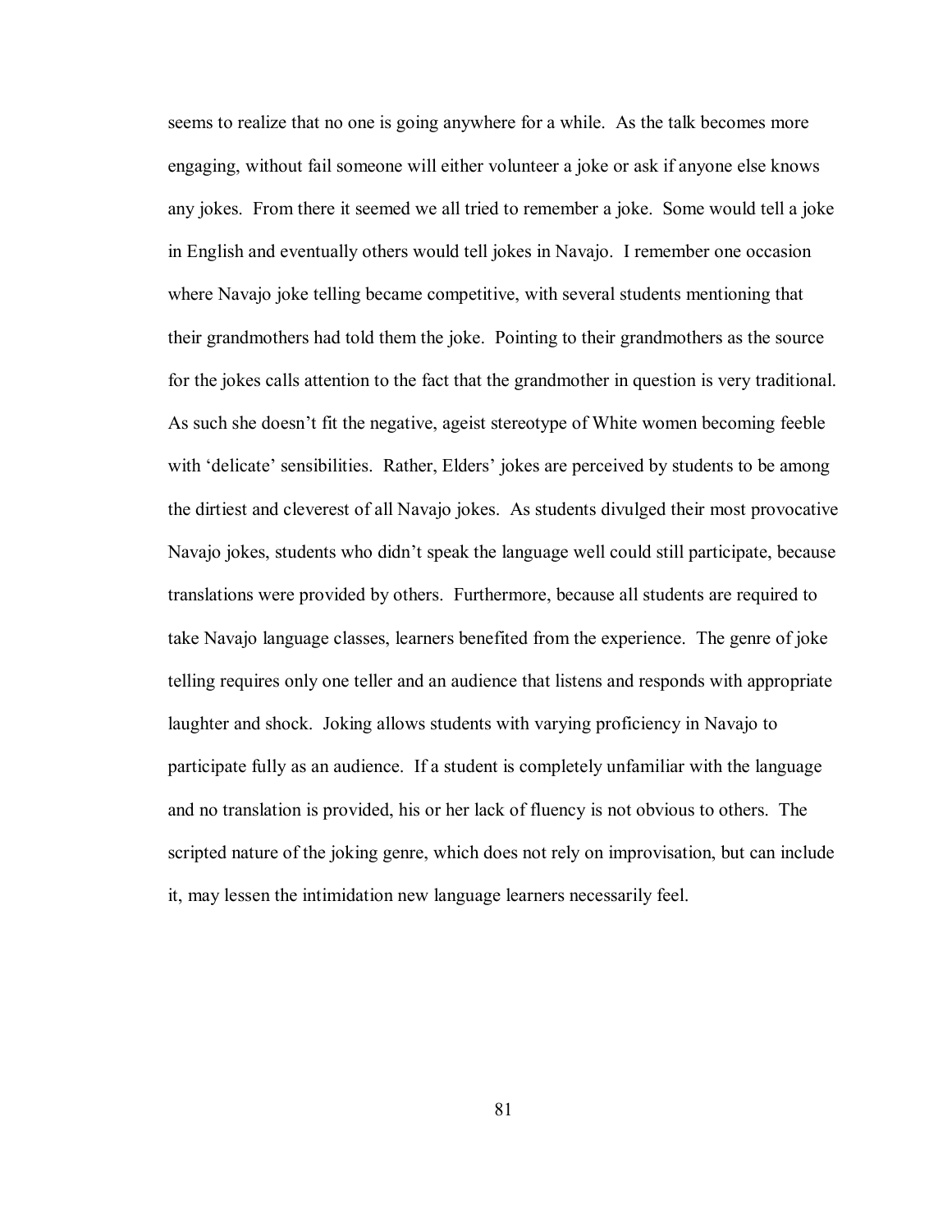seems to realize that no one is going anywhere for a while. As the talk becomes more engaging, without fail someone will either volunteer a joke or ask if anyone else knows any jokes. From there it seemed we all tried to remember a joke. Some would tell a joke in English and eventually others would tell jokes in Navajo. I remember one occasion where Navajo joke telling became competitive, with several students mentioning that their grandmothers had told them the joke. Pointing to their grandmothers as the source for the jokes calls attention to the fact that the grandmother in question is very traditional. As such she doesn't fit the negative, ageist stereotype of White women becoming feeble with 'delicate' sensibilities. Rather, Elders' jokes are perceived by students to be among the dirtiest and cleverest of all Navajo jokes. As students divulged their most provocative Navajo jokes, students who didn't speak the language well could still participate, because translations were provided by others. Furthermore, because all students are required to take Navajo language classes, learners benefited from the experience. The genre of joke telling requires only one teller and an audience that listens and responds with appropriate laughter and shock. Joking allows students with varying proficiency in Navajo to participate fully as an audience. If a student is completely unfamiliar with the language and no translation is provided, his or her lack of fluency is not obvious to others. The scripted nature of the joking genre, which does not rely on improvisation, but can include it, may lessen the intimidation new language learners necessarily feel.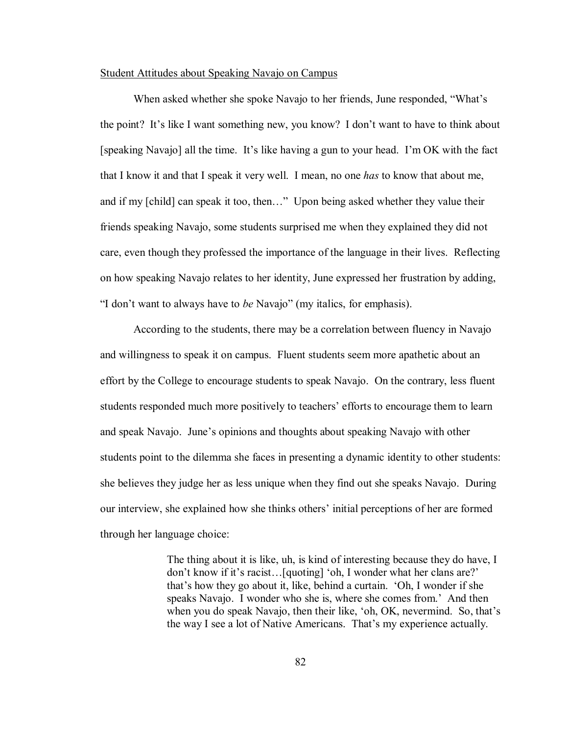Student Attitudes about Speaking Navajo on Campus

When asked whether she spoke Navajo to her friends, June responded, "What's the point? It's like I want something new, you know? I don't want to have to think about [speaking Navajo] all the time. It's like having a gun to your head. I'm OK with the fact that I know it and that I speak it very well. I mean, no one *has* to know that about me, and if my [child] can speak it too, then…" Upon being asked whether they value their friends speaking Navajo, some students surprised me when they explained they did not care, even though they professed the importance of the language in their lives. Reflecting on how speaking Navajo relates to her identity, June expressed her frustration by adding, "I don't want to always have to *be* Navajo" (my italics, for emphasis).

According to the students, there may be a correlation between fluency in Navajo and willingness to speak it on campus. Fluent students seem more apathetic about an effort by the College to encourage students to speak Navajo. On the contrary, less fluent students responded much more positively to teachers' efforts to encourage them to learn and speak Navajo. June's opinions and thoughts about speaking Navajo with other students point to the dilemma she faces in presenting a dynamic identity to other students: she believes they judge her as less unique when they find out she speaks Navajo. During our interview, she explained how she thinks others' initial perceptions of her are formed through her language choice:

> The thing about it is like, uh, is kind of interesting because they do have, I don't know if it's racist…[quoting] 'oh, I wonder what her clans are?' that's how they go about it, like, behind a curtain. 'Oh, I wonder if she speaks Navajo. I wonder who she is, where she comes from.' And then when you do speak Navajo, then their like, 'oh, OK, nevermind. So, that's the way I see a lot of Native Americans. That's my experience actually.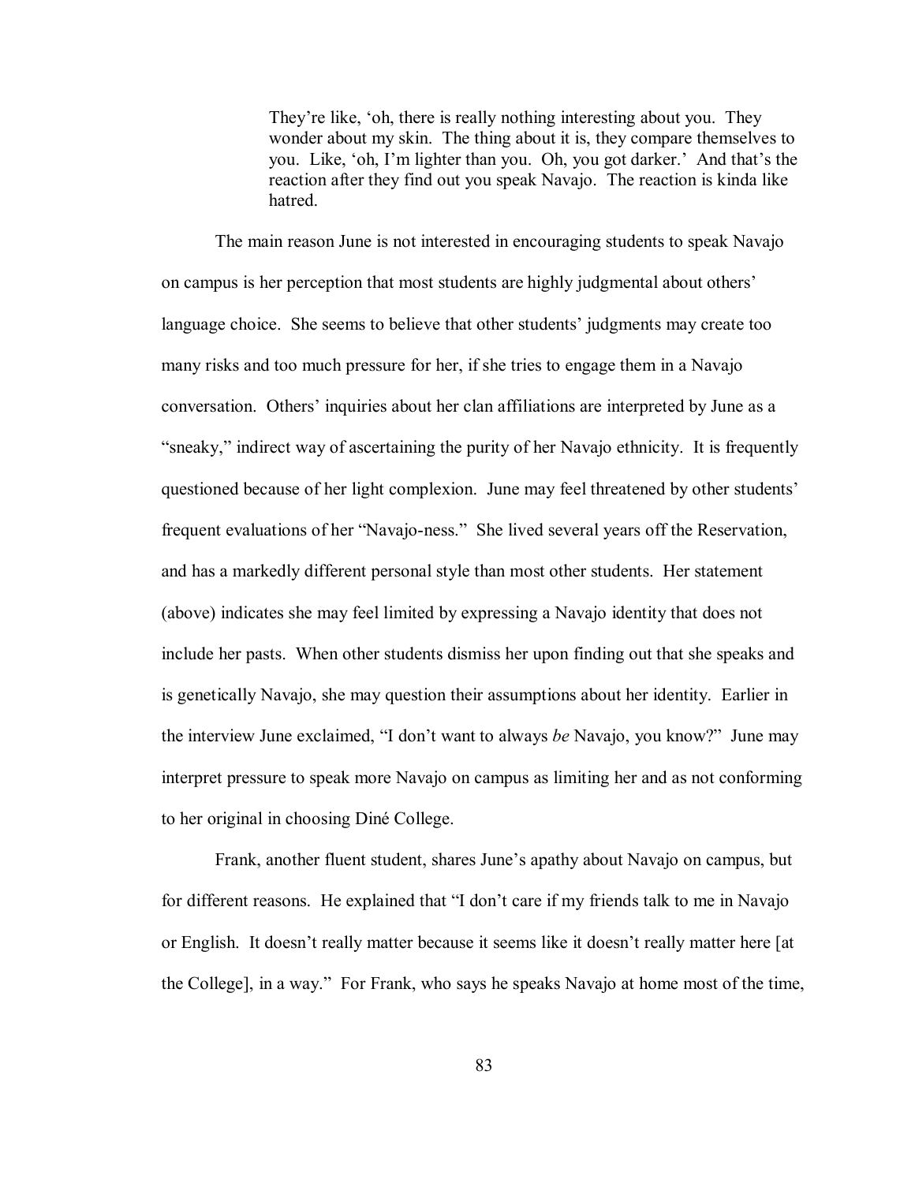> They're like, 'oh, there is really nothing interesting about you. They wonder about my skin. The thing about it is, they compare themselves to you. Like, 'oh, I'm lighter than you. Oh, you got darker.' And that's the reaction after they find out you speak Navajo. The reaction is kinda like hatred.

The main reason June is not interested in encouraging students to speak Navajo on campus is her perception that most students are highly judgmental about others' language choice. She seems to believe that other students' judgments may create too many risks and too much pressure for her, if she tries to engage them in a Navajo conversation. Others' inquiries about her clan affiliations are interpreted by June as a "sneaky," indirect way of ascertaining the purity of her Navajo ethnicity. It is frequently questioned because of her light complexion. June may feel threatened by other students' frequent evaluations of her "Navajo-ness." She lived several years off the Reservation, and has a markedly different personal style than most other students. Her statement (above) indicates she may feel limited by expressing a Navajo identity that does not include her pasts. When other students dismiss her upon finding out that she speaks and is genetically Navajo, she may question their assumptions about her identity. Earlier in the interview June exclaimed, "I don't want to always *be* Navajo, you know?" June may interpret pressure to speak more Navajo on campus as limiting her and as not conforming to her original in choosing Diné College.

Frank, another fluent student, shares June's apathy about Navajo on campus, but for different reasons. He explained that "I don't care if my friends talk to me in Navajo or English. It doesn't really matter because it seems like it doesn't really matter here [at the College], in a way." For Frank, who says he speaks Navajo at home most of the time,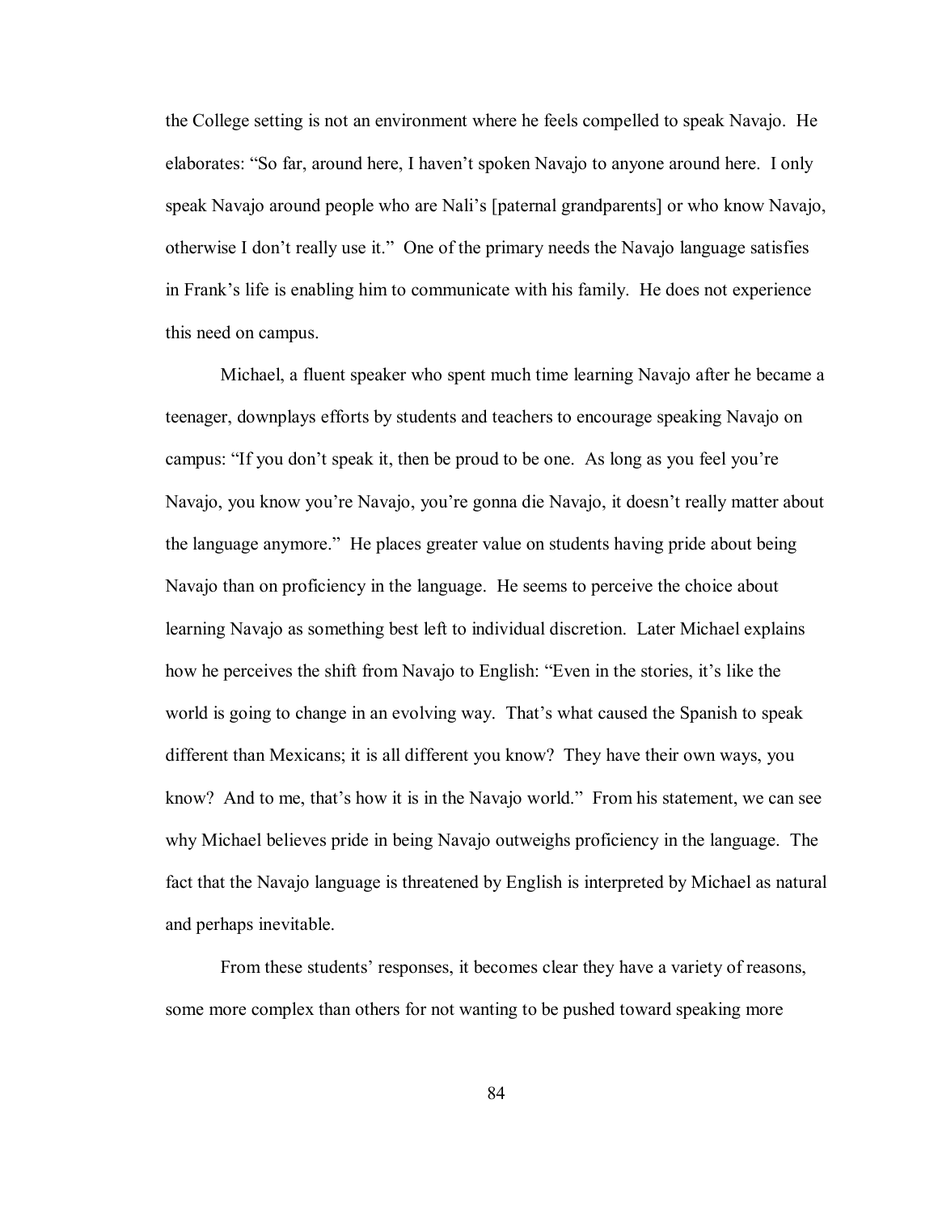the College setting is not an environment where he feels compelled to speak Navajo. He elaborates: "So far, around here, I haven't spoken Navajo to anyone around here. I only speak Navajo around people who are Nali's [paternal grandparents] or who know Navajo, otherwise I don't really use it." One of the primary needs the Navajo language satisfies in Frank's life is enabling him to communicate with his family. He does not experience this need on campus.

Michael, a fluent speaker who spent much time learning Navajo after he became a teenager, downplays efforts by students and teachers to encourage speaking Navajo on campus: "If you don't speak it, then be proud to be one. As long as you feel you're Navajo, you know you're Navajo, you're gonna die Navajo, it doesn't really matter about the language anymore." He places greater value on students having pride about being Navajo than on proficiency in the language. He seems to perceive the choice about learning Navajo as something best left to individual discretion. Later Michael explains how he perceives the shift from Navajo to English: "Even in the stories, it's like the world is going to change in an evolving way. That's what caused the Spanish to speak different than Mexicans; it is all different you know? They have their own ways, you know? And to me, that's how it is in the Navajo world." From his statement, we can see why Michael believes pride in being Navajo outweighs proficiency in the language. The fact that the Navajo language is threatened by English is interpreted by Michael as natural and perhaps inevitable.

From these students' responses, it becomes clear they have a variety of reasons, some more complex than others for not wanting to be pushed toward speaking more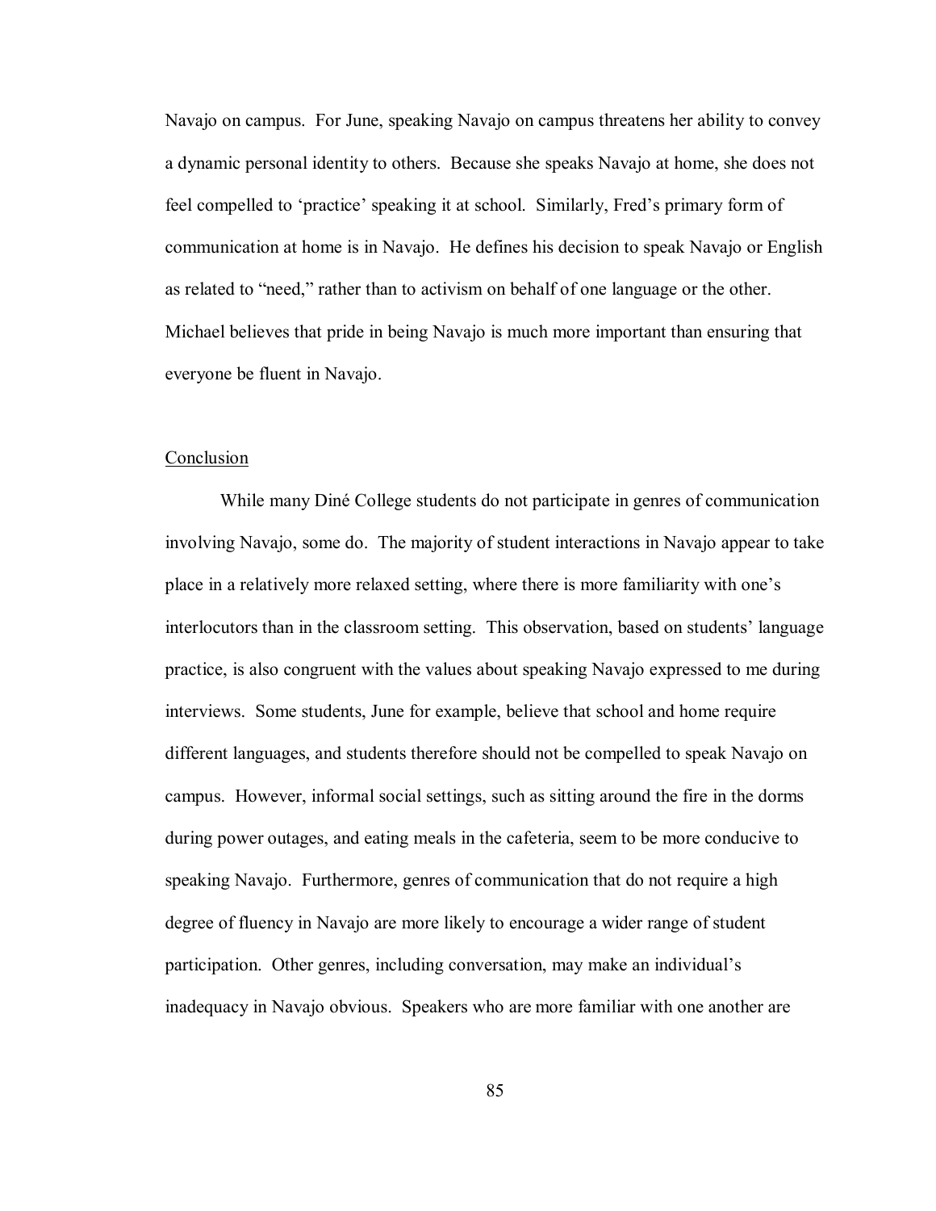Navajo on campus. For June, speaking Navajo on campus threatens her ability to convey a dynamic personal identity to others. Because she speaks Navajo at home, she does not feel compelled to 'practice' speaking it at school. Similarly, Fred's primary form of communication at home is in Navajo. He defines his decision to speak Navajo or English as related to "need," rather than to activism on behalf of one language or the other. Michael believes that pride in being Navajo is much more important than ensuring that everyone be fluent in Navajo.

## Conclusion

While many Diné College students do not participate in genres of communication involving Navajo, some do. The majority of student interactions in Navajo appear to take place in a relatively more relaxed setting, where there is more familiarity with one's interlocutors than in the classroom setting. This observation, based on students' language practice, is also congruent with the values about speaking Navajo expressed to me during interviews. Some students, June for example, believe that school and home require different languages, and students therefore should not be compelled to speak Navajo on campus. However, informal social settings, such as sitting around the fire in the dorms during power outages, and eating meals in the cafeteria, seem to be more conducive to speaking Navajo. Furthermore, genres of communication that do not require a high degree of fluency in Navajo are more likely to encourage a wider range of student participation. Other genres, including conversation, may make an individual's inadequacy in Navajo obvious. Speakers who are more familiar with one another are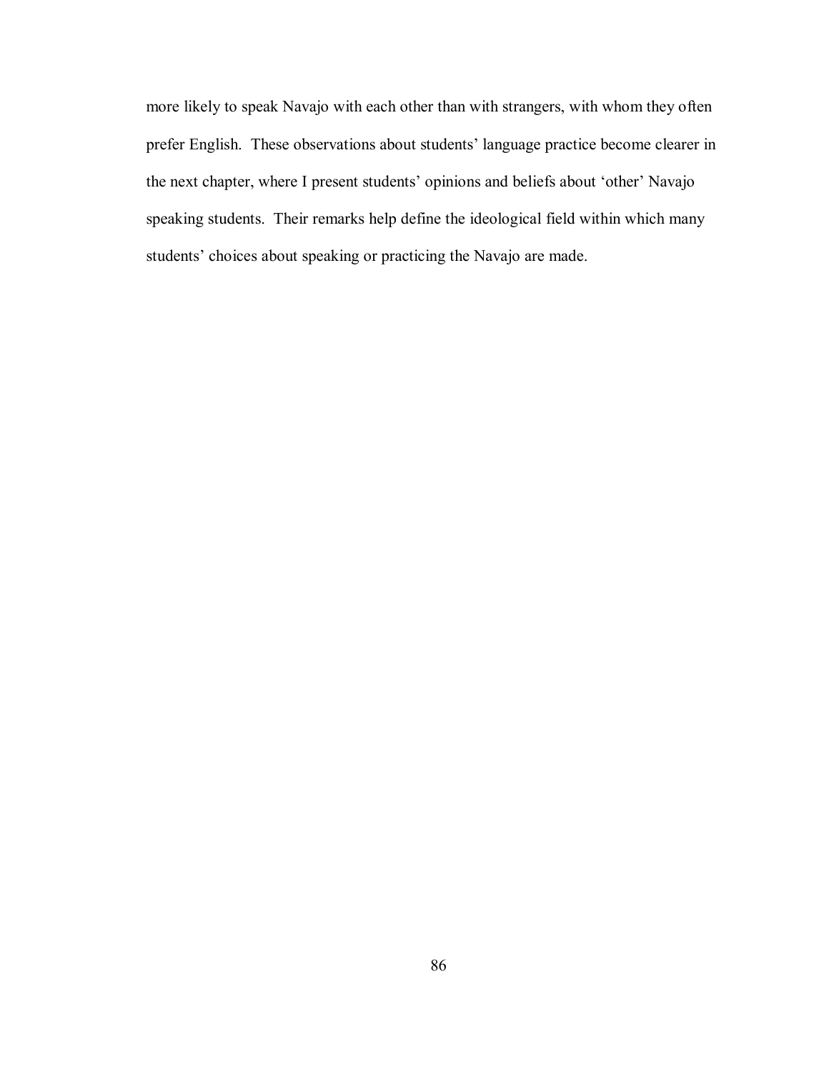more likely to speak Navajo with each other than with strangers, with whom they often prefer English. These observations about students' language practice become clearer in the next chapter, where I present students' opinions and beliefs about 'other' Navajo speaking students. Their remarks help define the ideological field within which many students' choices about speaking or practicing the Navajo are made.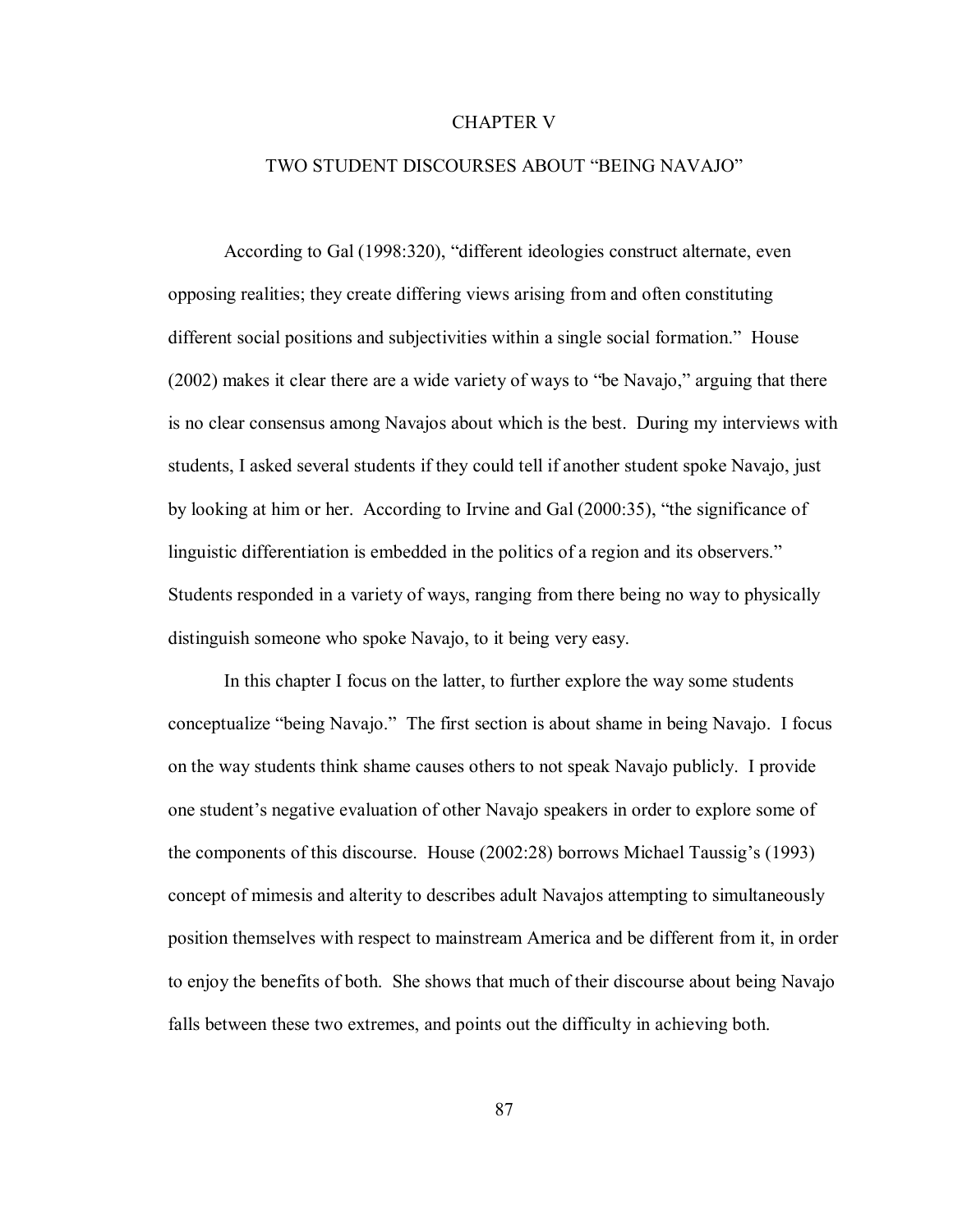# CHAPTER V

## TWO STUDENT DISCOURSES ABOUT "BEING NAVAJO"

According to Gal (1998:320), "different ideologies construct alternate, even opposing realities; they create differing views arising from and often constituting different social positions and subjectivities within a single social formation." House (2002) makes it clear there are a wide variety of ways to "be Navajo," arguing that there is no clear consensus among Navajos about which is the best. During my interviews with students, I asked several students if they could tell if another student spoke Navajo, just by looking at him or her. According to Irvine and Gal (2000:35), "the significance of linguistic differentiation is embedded in the politics of a region and its observers." Students responded in a variety of ways, ranging from there being no way to physically distinguish someone who spoke Navajo, to it being very easy.

In this chapter I focus on the latter, to further explore the way some students conceptualize "being Navajo." The first section is about shame in being Navajo. I focus on the way students think shame causes others to not speak Navajo publicly. I provide one student's negative evaluation of other Navajo speakers in order to explore some of the components of this discourse. House (2002:28) borrows Michael Taussig's (1993) concept of mimesis and alterity to describes adult Navajos attempting to simultaneously position themselves with respect to mainstream America and be different from it, in order to enjoy the benefits of both. She shows that much of their discourse about being Navajo falls between these two extremes, and points out the difficulty in achieving both.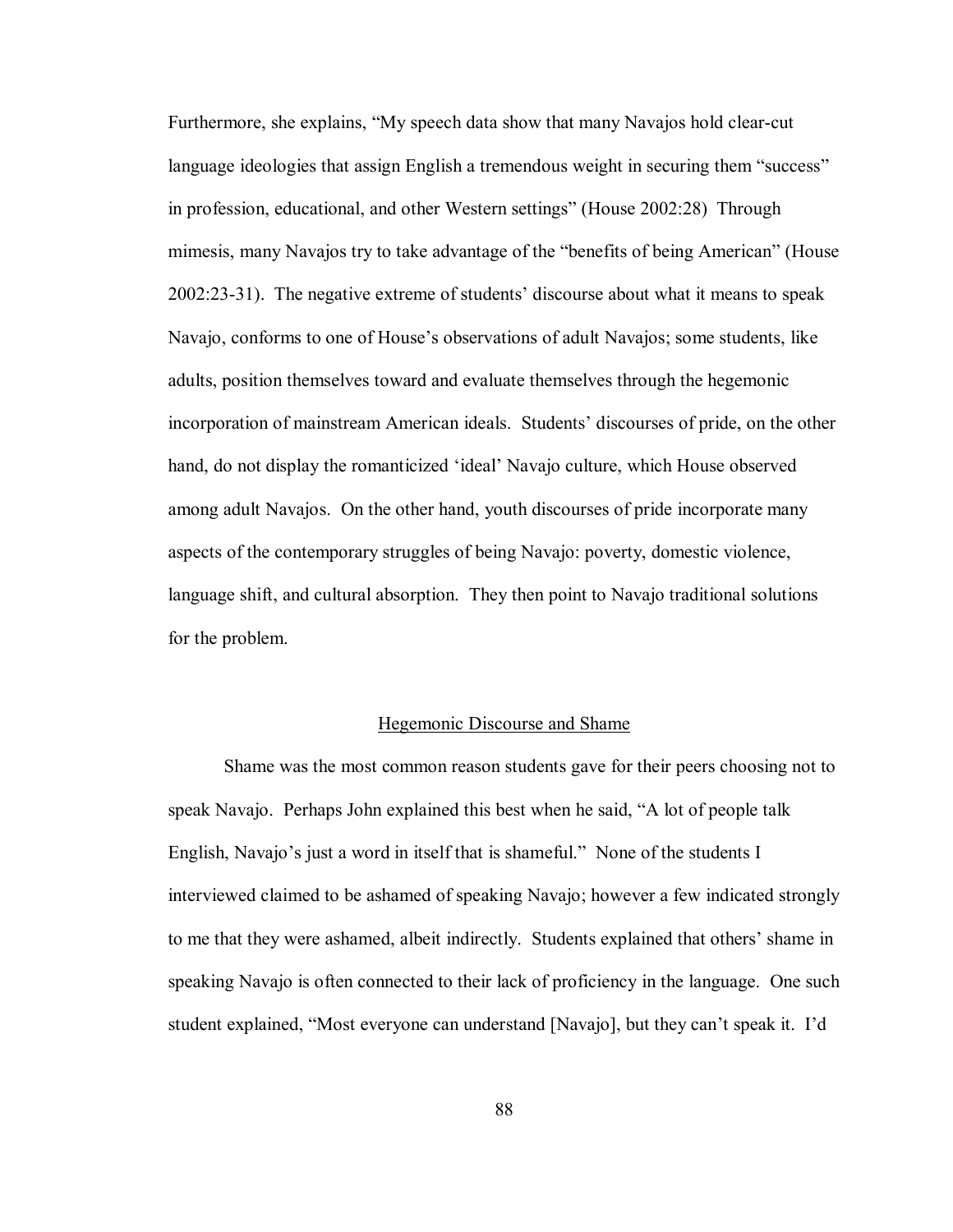Furthermore, she explains, "My speech data show that many Navajos hold clear-cut language ideologies that assign English a tremendous weight in securing them "success" in profession, educational, and other Western settings" (House 2002:28) Through mimesis, many Navajos try to take advantage of the "benefits of being American" (House 2002:23-31). The negative extreme of students' discourse about what it means to speak Navajo, conforms to one of House's observations of adult Navajos; some students, like adults, position themselves toward and evaluate themselves through the hegemonic incorporation of mainstream American ideals. Students' discourses of pride, on the other hand, do not display the romanticized 'ideal' Navajo culture, which House observed among adult Navajos. On the other hand, youth discourses of pride incorporate many aspects of the contemporary struggles of being Navajo: poverty, domestic violence, language shift, and cultural absorption. They then point to Navajo traditional solutions for the problem.

## Hegemonic Discourse and Shame

Shame was the most common reason students gave for their peers choosing not to speak Navajo. Perhaps John explained this best when he said, "A lot of people talk English, Navajo's just a word in itself that is shameful." None of the students I interviewed claimed to be ashamed of speaking Navajo; however a few indicated strongly to me that they were ashamed, albeit indirectly. Students explained that others' shame in speaking Navajo is often connected to their lack of proficiency in the language. One such student explained, "Most everyone can understand [Navajo], but they can't speak it. I'd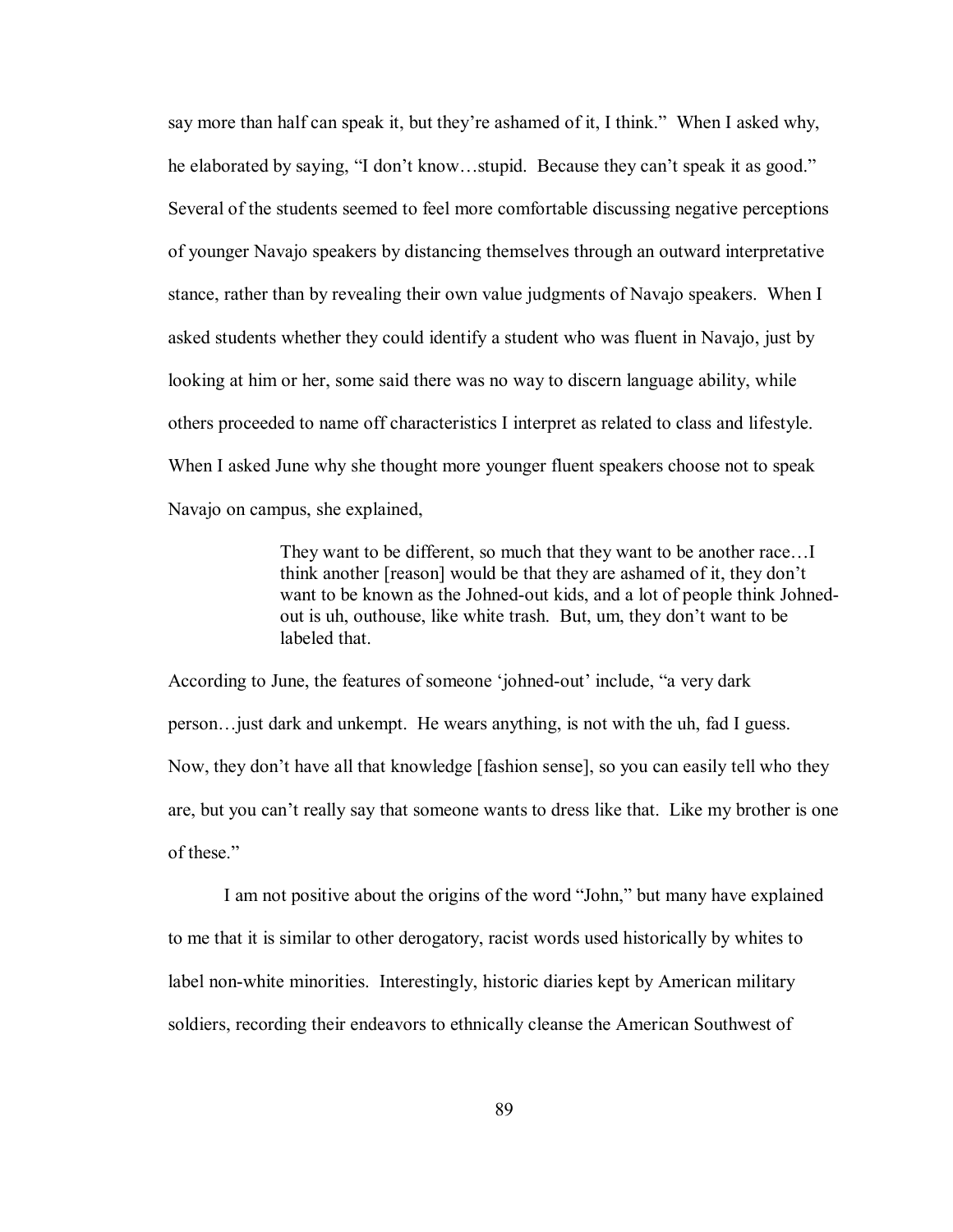say more than half can speak it, but they're ashamed of it, I think." When I asked why, he elaborated by saying, "I don't know…stupid. Because they can't speak it as good." Several of the students seemed to feel more comfortable discussing negative perceptions of younger Navajo speakers by distancing themselves through an outward interpretative stance, rather than by revealing their own value judgments of Navajo speakers. When I asked students whether they could identify a student who was fluent in Navajo, just by looking at him or her, some said there was no way to discern language ability, while others proceeded to name off characteristics I interpret as related to class and lifestyle. When I asked June why she thought more younger fluent speakers choose not to speak Navajo on campus, she explained,

> They want to be different, so much that they want to be another race…I think another [reason] would be that they are ashamed of it, they don't want to be known as the Johned-out kids, and a lot of people think Johned-out is uh, outhouse, like white trash. But, um, they don't want to be labeled that.

According to June, the features of someone 'johned-out' include, "a very dark person…just dark and unkempt. He wears anything, is not with the uh, fad I guess. Now, they don't have all that knowledge [fashion sense], so you can easily tell who they are, but you can't really say that someone wants to dress like that. Like my brother is one of these."

I am not positive about the origins of the word "John," but many have explained to me that it is similar to other derogatory, racist words used historically by whites to label non-white minorities. Interestingly, historic diaries kept by American military soldiers, recording their endeavors to ethnically cleanse the American Southwest of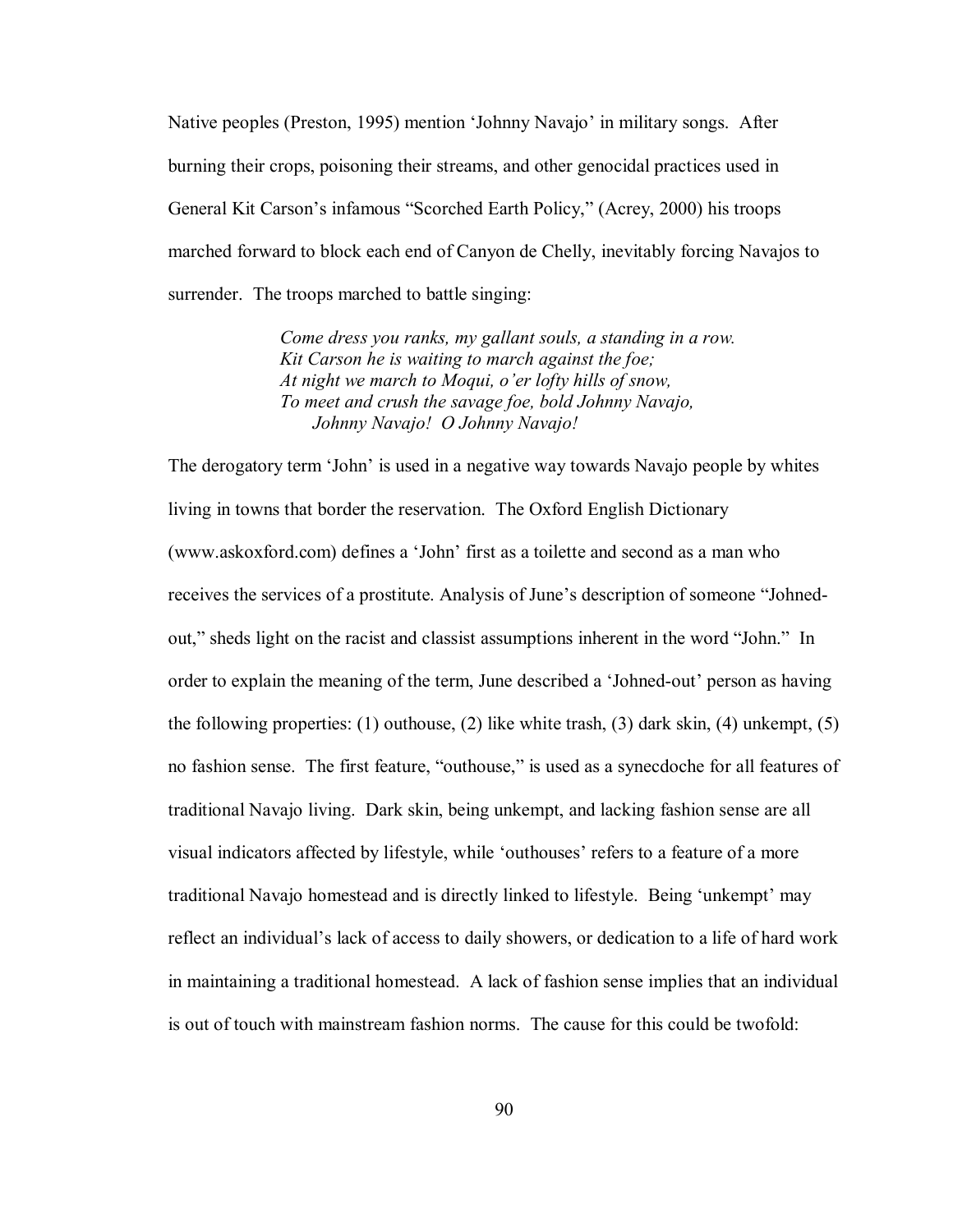Native peoples (Preston, 1995) mention 'Johnny Navajo' in military songs. After burning their crops, poisoning their streams, and other genocidal practices used in General Kit Carson's infamous "Scorched Earth Policy," (Acrey, 2000) his troops marched forward to block each end of Canyon de Chelly, inevitably forcing Navajos to surrender. The troops marched to battle singing:

> *Come dress you ranks, my gallant souls, a standing in a row.*
> *Kit Carson he is waiting to march against the foe;*
> *At night we march to Moqui, o'er lofty hills of snow,*
> *To meet and crush the savage foe, bold Johnny Navajo,*
> *Johnny Navajo! O Johnny Navajo!*

The derogatory term 'John' is used in a negative way towards Navajo people by whites living in towns that border the reservation. The Oxford English Dictionary (www.askoxford.com) defines a 'John' first as a toilette and second as a man who receives the services of a prostitute. Analysis of June's description of someone "Johned-out," sheds light on the racist and classist assumptions inherent in the word "John." In order to explain the meaning of the term, June described a 'Johned-out' person as having the following properties: (1) outhouse, (2) like white trash, (3) dark skin, (4) unkempt, (5) no fashion sense. The first feature, "outhouse," is used as a synecdoche for all features of traditional Navajo living. Dark skin, being unkempt, and lacking fashion sense are all visual indicators affected by lifestyle, while 'outhouses' refers to a feature of a more traditional Navajo homestead and is directly linked to lifestyle. Being 'unkempt' may reflect an individual's lack of access to daily showers, or dedication to a life of hard work in maintaining a traditional homestead. A lack of fashion sense implies that an individual is out of touch with mainstream fashion norms. The cause for this could be twofold: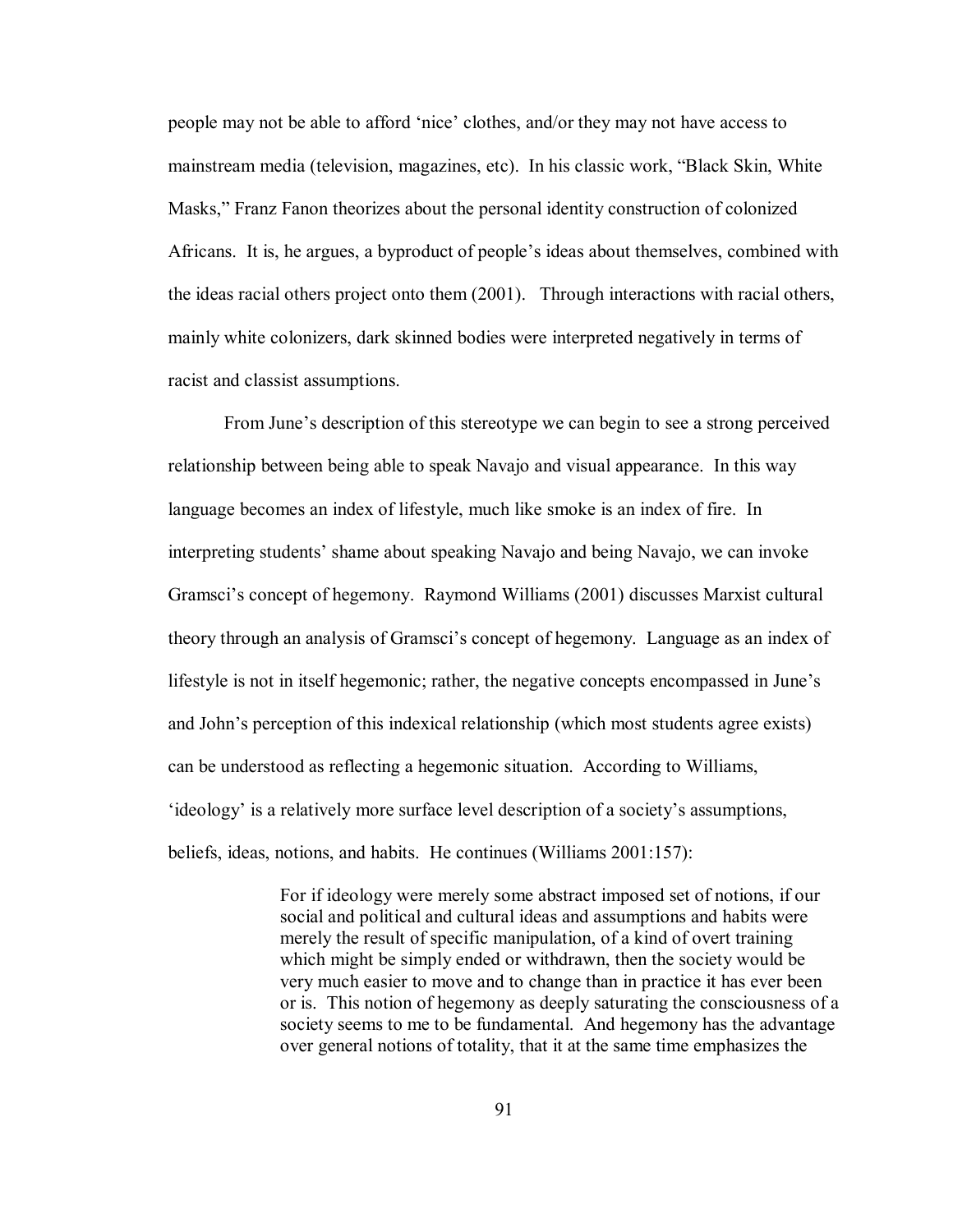people may not be able to afford 'nice' clothes, and/or they may not have access to mainstream media (television, magazines, etc). In his classic work, "Black Skin, White Masks," Franz Fanon theorizes about the personal identity construction of colonized Africans. It is, he argues, a byproduct of people's ideas about themselves, combined with the ideas racial others project onto them (2001). Through interactions with racial others, mainly white colonizers, dark skinned bodies were interpreted negatively in terms of racist and classist assumptions.

From June's description of this stereotype we can begin to see a strong perceived relationship between being able to speak Navajo and visual appearance. In this way language becomes an index of lifestyle, much like smoke is an index of fire. In interpreting students' shame about speaking Navajo and being Navajo, we can invoke Gramsci's concept of hegemony. Raymond Williams (2001) discusses Marxist cultural theory through an analysis of Gramsci's concept of hegemony. Language as an index of lifestyle is not in itself hegemonic; rather, the negative concepts encompassed in June's and John's perception of this indexical relationship (which most students agree exists) can be understood as reflecting a hegemonic situation. According to Williams, 'ideology' is a relatively more surface level description of a society's assumptions, beliefs, ideas, notions, and habits. He continues (Williams 2001:157):

> For if ideology were merely some abstract imposed set of notions, if our social and political and cultural ideas and assumptions and habits were merely the result of specific manipulation, of a kind of overt training which might be simply ended or withdrawn, then the society would be very much easier to move and to change than in practice it has ever been or is. This notion of hegemony as deeply saturating the consciousness of a society seems to me to be fundamental. And hegemony has the advantage over general notions of totality, that it at the same time emphasizes the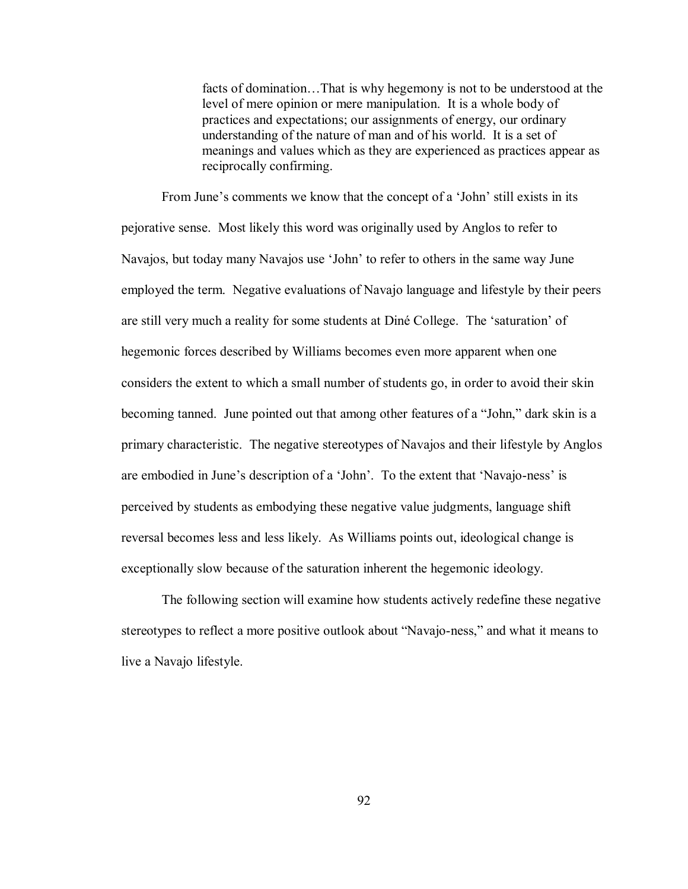> facts of domination…That is why hegemony is not to be understood at the level of mere opinion or mere manipulation. It is a whole body of practices and expectations; our assignments of energy, our ordinary understanding of the nature of man and of his world. It is a set of meanings and values which as they are experienced as practices appear as reciprocally confirming.

From June's comments we know that the concept of a 'John' still exists in its pejorative sense. Most likely this word was originally used by Anglos to refer to Navajos, but today many Navajos use 'John' to refer to others in the same way June employed the term. Negative evaluations of Navajo language and lifestyle by their peers are still very much a reality for some students at Diné College. The 'saturation' of hegemonic forces described by Williams becomes even more apparent when one considers the extent to which a small number of students go, in order to avoid their skin becoming tanned. June pointed out that among other features of a "John," dark skin is a primary characteristic. The negative stereotypes of Navajos and their lifestyle by Anglos are embodied in June's description of a 'John'. To the extent that 'Navajo-ness' is perceived by students as embodying these negative value judgments, language shift reversal becomes less and less likely. As Williams points out, ideological change is exceptionally slow because of the saturation inherent the hegemonic ideology.

The following section will examine how students actively redefine these negative stereotypes to reflect a more positive outlook about "Navajo-ness," and what it means to live a Navajo lifestyle.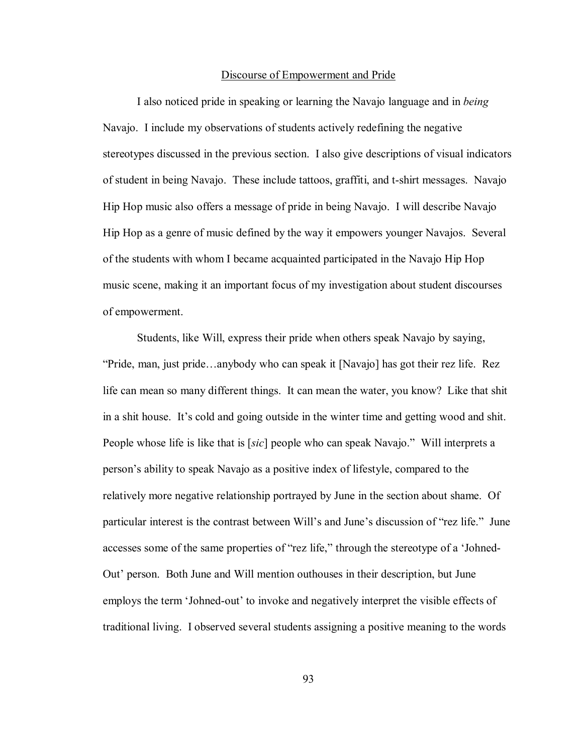## Discourse of Empowerment and Pride

I also noticed pride in speaking or learning the Navajo language and in *being* Navajo. I include my observations of students actively redefining the negative stereotypes discussed in the previous section. I also give descriptions of visual indicators of student in being Navajo. These include tattoos, graffiti, and t-shirt messages. Navajo Hip Hop music also offers a message of pride in being Navajo. I will describe Navajo Hip Hop as a genre of music defined by the way it empowers younger Navajos. Several of the students with whom I became acquainted participated in the Navajo Hip Hop music scene, making it an important focus of my investigation about student discourses of empowerment.

Students, like Will, express their pride when others speak Navajo by saying, "Pride, man, just pride…anybody who can speak it [Navajo] has got their rez life. Rez life can mean so many different things. It can mean the water, you know? Like that shit in a shit house. It's cold and going outside in the winter time and getting wood and shit. People whose life is like that is [*sic*] people who can speak Navajo." Will interprets a person's ability to speak Navajo as a positive index of lifestyle, compared to the relatively more negative relationship portrayed by June in the section about shame. Of particular interest is the contrast between Will's and June's discussion of "rez life." June accesses some of the same properties of "rez life," through the stereotype of a 'Johned-Out' person. Both June and Will mention outhouses in their description, but June employs the term 'Johned-out' to invoke and negatively interpret the visible effects of traditional living. I observed several students assigning a positive meaning to the words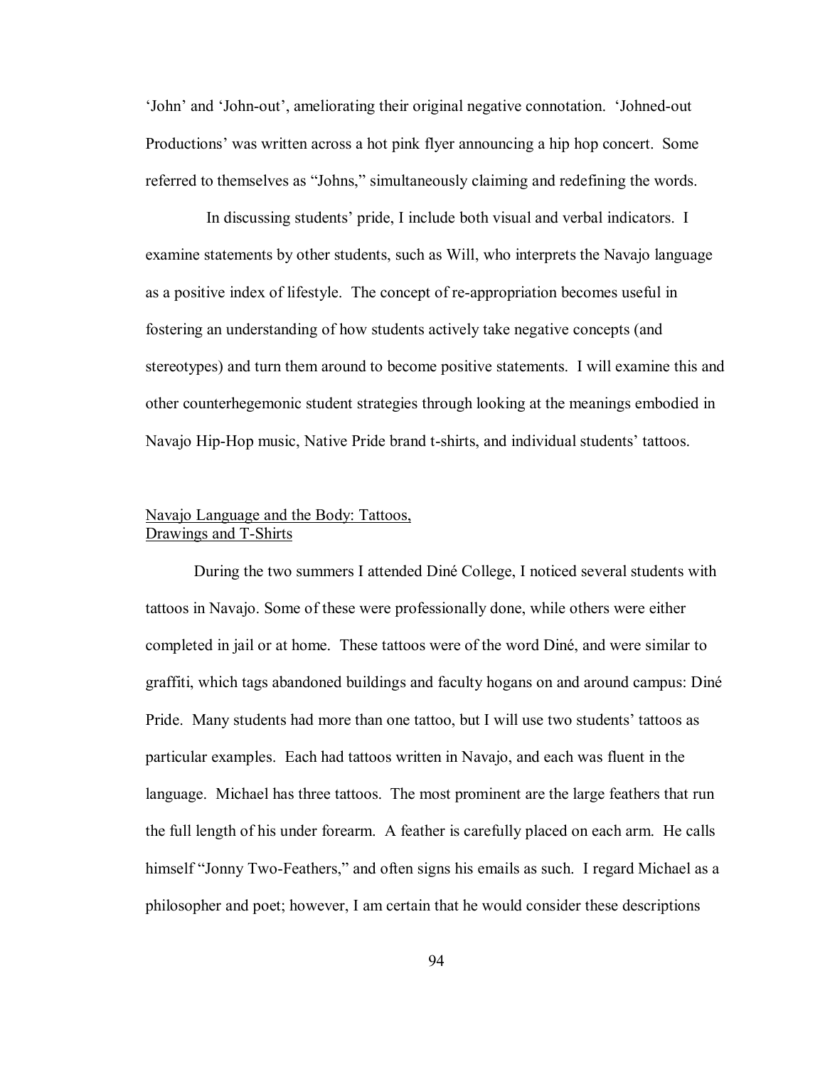'John' and 'John-out', ameliorating their original negative connotation. 'Johned-out Productions' was written across a hot pink flyer announcing a hip hop concert. Some referred to themselves as "Johns," simultaneously claiming and redefining the words.

In discussing students' pride, I include both visual and verbal indicators. I examine statements by other students, such as Will, who interprets the Navajo language as a positive index of lifestyle. The concept of re-appropriation becomes useful in fostering an understanding of how students actively take negative concepts (and stereotypes) and turn them around to become positive statements. I will examine this and other counterhegemonic student strategies through looking at the meanings embodied in Navajo Hip-Hop music, Native Pride brand t-shirts, and individual students' tattoos.

## Navajo Language and the Body: Tattoos, Drawings and T-Shirts

During the two summers I attended Diné College, I noticed several students with tattoos in Navajo. Some of these were professionally done, while others were either completed in jail or at home. These tattoos were of the word Diné, and were similar to graffiti, which tags abandoned buildings and faculty hogans on and around campus: Diné Pride. Many students had more than one tattoo, but I will use two students' tattoos as particular examples. Each had tattoos written in Navajo, and each was fluent in the language. Michael has three tattoos. The most prominent are the large feathers that run the full length of his under forearm. A feather is carefully placed on each arm. He calls himself "Jonny Two-Feathers," and often signs his emails as such. I regard Michael as a philosopher and poet; however, I am certain that he would consider these descriptions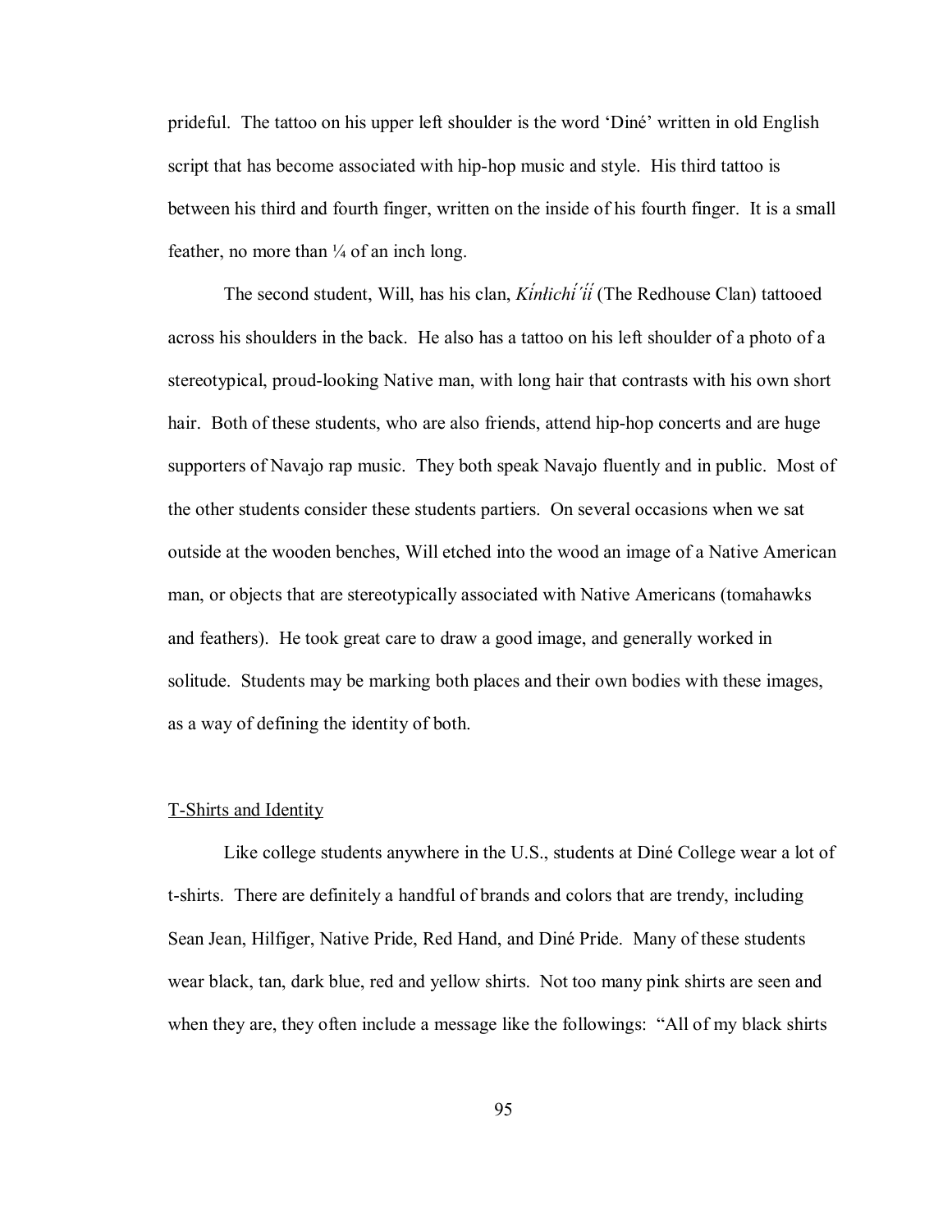prideful. The tattoo on his upper left shoulder is the word 'Diné' written in old English script that has become associated with hip-hop music and style. His third tattoo is between his third and fourth finger, written on the inside of his fourth finger. It is a small feather, no more than ¼ of an inch long.

The second student, Will, has his clan, *Kínłichí'íí* (The Redhouse Clan) tattooed across his shoulders in the back. He also has a tattoo on his left shoulder of a photo of a stereotypical, proud-looking Native man, with long hair that contrasts with his own short hair. Both of these students, who are also friends, attend hip-hop concerts and are huge supporters of Navajo rap music. They both speak Navajo fluently and in public. Most of the other students consider these students partiers. On several occasions when we sat outside at the wooden benches, Will etched into the wood an image of a Native American man, or objects that are stereotypically associated with Native Americans (tomahawks and feathers). He took great care to draw a good image, and generally worked in solitude. Students may be marking both places and their own bodies with these images, as a way of defining the identity of both.

## T-Shirts and Identity

Like college students anywhere in the U.S., students at Diné College wear a lot of t-shirts. There are definitely a handful of brands and colors that are trendy, including Sean Jean, Hilfiger, Native Pride, Red Hand, and Diné Pride. Many of these students wear black, tan, dark blue, red and yellow shirts. Not too many pink shirts are seen and when they are, they often include a message like the followings: "All of my black shirts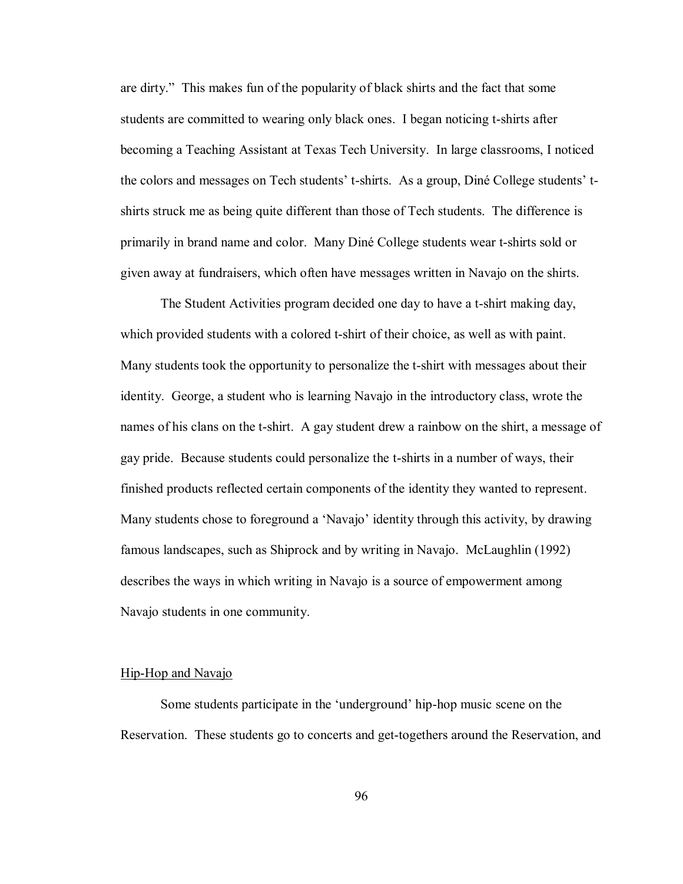are dirty." This makes fun of the popularity of black shirts and the fact that some students are committed to wearing only black ones. I began noticing t-shirts after becoming a Teaching Assistant at Texas Tech University. In large classrooms, I noticed the colors and messages on Tech students' t-shirts. As a group, Diné College students' t-shirts struck me as being quite different than those of Tech students. The difference is primarily in brand name and color. Many Diné College students wear t-shirts sold or given away at fundraisers, which often have messages written in Navajo on the shirts.

The Student Activities program decided one day to have a t-shirt making day, which provided students with a colored t-shirt of their choice, as well as with paint. Many students took the opportunity to personalize the t-shirt with messages about their identity. George, a student who is learning Navajo in the introductory class, wrote the names of his clans on the t-shirt. A gay student drew a rainbow on the shirt, a message of gay pride. Because students could personalize the t-shirts in a number of ways, their finished products reflected certain components of the identity they wanted to represent. Many students chose to foreground a 'Navajo' identity through this activity, by drawing famous landscapes, such as Shiprock and by writing in Navajo. McLaughlin (1992) describes the ways in which writing in Navajo is a source of empowerment among Navajo students in one community.

<u>Hip-Hop and Navajo</u>

Some students participate in the 'underground' hip-hop music scene on the Reservation. These students go to concerts and get-togethers around the Reservation, and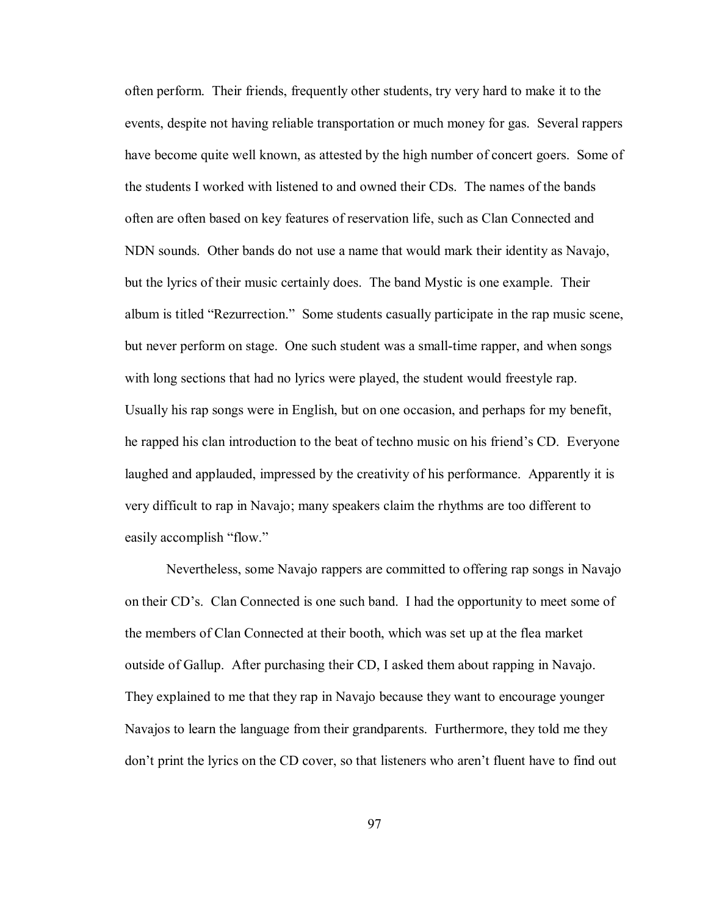often perform. Their friends, frequently other students, try very hard to make it to the events, despite not having reliable transportation or much money for gas. Several rappers have become quite well known, as attested by the high number of concert goers. Some of the students I worked with listened to and owned their CDs. The names of the bands often are often based on key features of reservation life, such as Clan Connected and NDN sounds. Other bands do not use a name that would mark their identity as Navajo, but the lyrics of their music certainly does. The band Mystic is one example. Their album is titled "Rezurrection." Some students casually participate in the rap music scene, but never perform on stage. One such student was a small-time rapper, and when songs with long sections that had no lyrics were played, the student would freestyle rap. Usually his rap songs were in English, but on one occasion, and perhaps for my benefit, he rapped his clan introduction to the beat of techno music on his friend's CD. Everyone laughed and applauded, impressed by the creativity of his performance. Apparently it is very difficult to rap in Navajo; many speakers claim the rhythms are too different to easily accomplish "flow."

Nevertheless, some Navajo rappers are committed to offering rap songs in Navajo on their CD's. Clan Connected is one such band. I had the opportunity to meet some of the members of Clan Connected at their booth, which was set up at the flea market outside of Gallup. After purchasing their CD, I asked them about rapping in Navajo. They explained to me that they rap in Navajo because they want to encourage younger Navajos to learn the language from their grandparents. Furthermore, they told me they don't print the lyrics on the CD cover, so that listeners who aren't fluent have to find out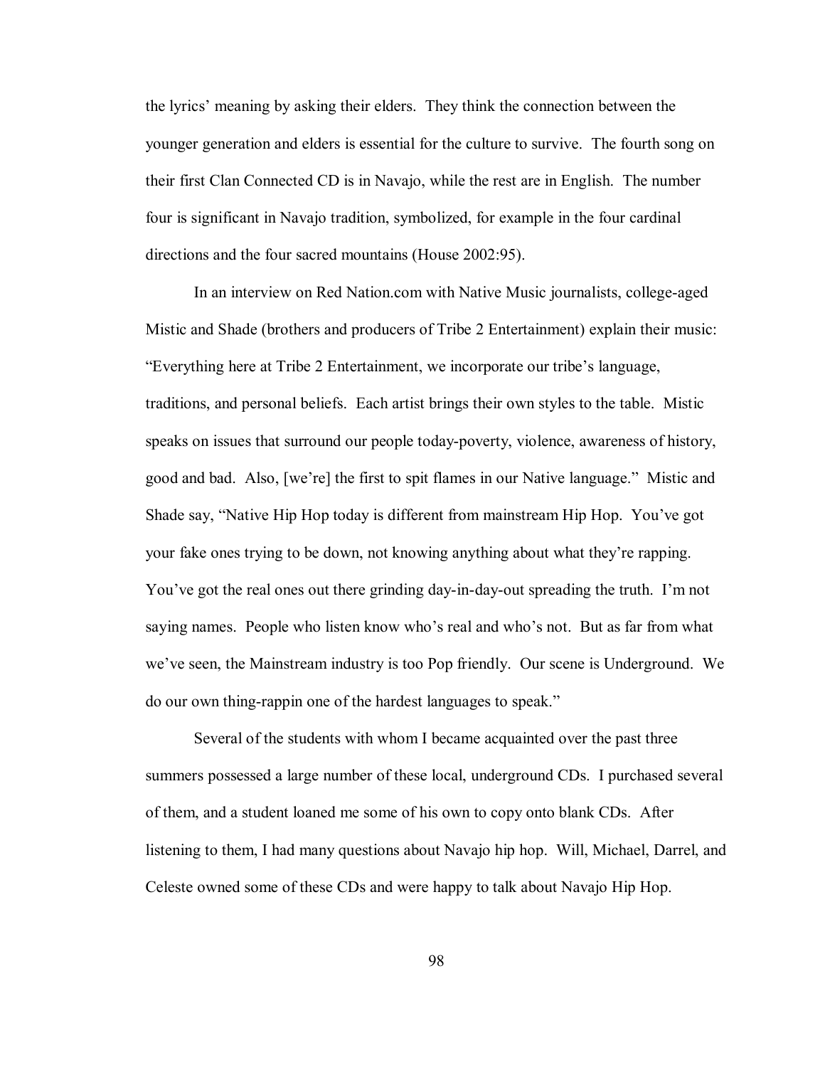the lyrics' meaning by asking their elders. They think the connection between the younger generation and elders is essential for the culture to survive. The fourth song on their first Clan Connected CD is in Navajo, while the rest are in English. The number four is significant in Navajo tradition, symbolized, for example in the four cardinal directions and the four sacred mountains (House 2002:95).

In an interview on Red Nation.com with Native Music journalists, college-aged Mistic and Shade (brothers and producers of Tribe 2 Entertainment) explain their music: "Everything here at Tribe 2 Entertainment, we incorporate our tribe's language, traditions, and personal beliefs. Each artist brings their own styles to the table. Mistic speaks on issues that surround our people today-poverty, violence, awareness of history, good and bad. Also, [we're] the first to spit flames in our Native language." Mistic and Shade say, "Native Hip Hop today is different from mainstream Hip Hop. You've got your fake ones trying to be down, not knowing anything about what they're rapping. You've got the real ones out there grinding day-in-day-out spreading the truth. I'm not saying names. People who listen know who's real and who's not. But as far from what we've seen, the Mainstream industry is too Pop friendly. Our scene is Underground. We do our own thing-rappin one of the hardest languages to speak."

Several of the students with whom I became acquainted over the past three summers possessed a large number of these local, underground CDs. I purchased several of them, and a student loaned me some of his own to copy onto blank CDs. After listening to them, I had many questions about Navajo hip hop. Will, Michael, Darrel, and Celeste owned some of these CDs and were happy to talk about Navajo Hip Hop.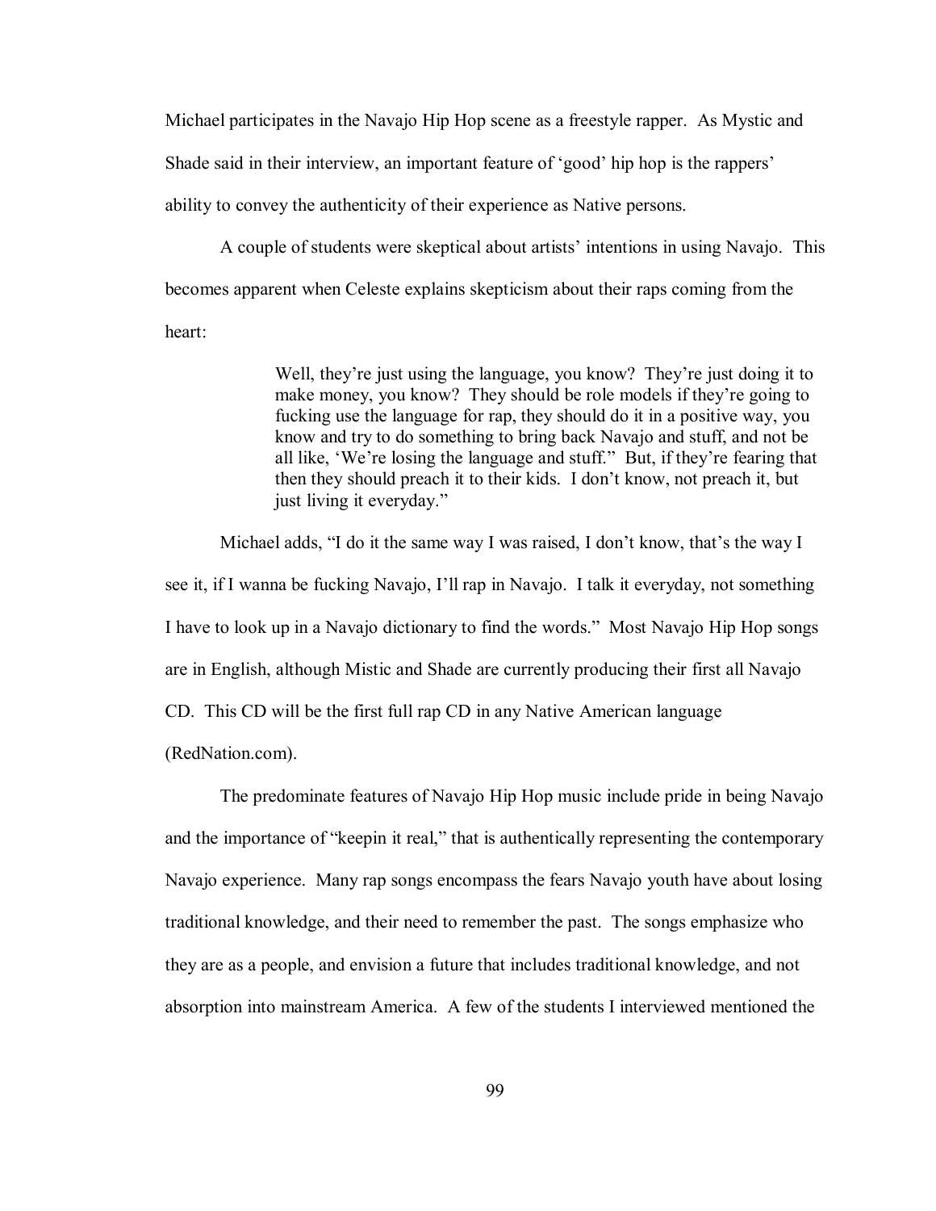Michael participates in the Navajo Hip Hop scene as a freestyle rapper. As Mystic and Shade said in their interview, an important feature of 'good' hip hop is the rappers' ability to convey the authenticity of their experience as Native persons.

A couple of students were skeptical about artists' intentions in using Navajo. This becomes apparent when Celeste explains skepticism about their raps coming from the heart:

> Well, they're just using the language, you know? They're just doing it to make money, you know? They should be role models if they're going to fucking use the language for rap, they should do it in a positive way, you know and try to do something to bring back Navajo and stuff, and not be all like, 'We're losing the language and stuff." But, if they're fearing that then they should preach it to their kids. I don't know, not preach it, but just living it everyday."

Michael adds, "I do it the same way I was raised, I don't know, that's the way I see it, if I wanna be fucking Navajo, I'll rap in Navajo. I talk it everyday, not something I have to look up in a Navajo dictionary to find the words." Most Navajo Hip Hop songs are in English, although Mistic and Shade are currently producing their first all Navajo CD. This CD will be the first full rap CD in any Native American language (RedNation.com).

The predominate features of Navajo Hip Hop music include pride in being Navajo and the importance of "keepin it real," that is authentically representing the contemporary Navajo experience. Many rap songs encompass the fears Navajo youth have about losing traditional knowledge, and their need to remember the past. The songs emphasize who they are as a people, and envision a future that includes traditional knowledge, and not absorption into mainstream America. A few of the students I interviewed mentioned the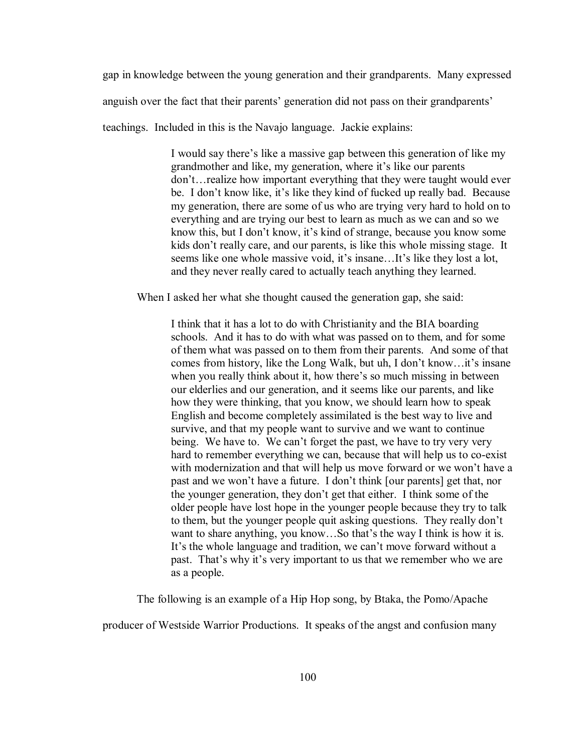gap in knowledge between the young generation and their grandparents. Many expressed anguish over the fact that their parents' generation did not pass on their grandparents' teachings. Included in this is the Navajo language. Jackie explains:

> I would say there's like a massive gap between this generation of like my grandmother and like, my generation, where it's like our parents don't…realize how important everything that they were taught would ever be. I don't know like, it's like they kind of fucked up really bad. Because my generation, there are some of us who are trying very hard to hold on to everything and are trying our best to learn as much as we can and so we know this, but I don't know, it's kind of strange, because you know some kids don't really care, and our parents, is like this whole missing stage. It seems like one whole massive void, it's insane…It's like they lost a lot, and they never really cared to actually teach anything they learned.

When I asked her what she thought caused the generation gap, she said:

> I think that it has a lot to do with Christianity and the BIA boarding schools. And it has to do with what was passed on to them, and for some of them what was passed on to them from their parents. And some of that comes from history, like the Long Walk, but uh, I don't know…it's insane when you really think about it, how there's so much missing in between our elderlies and our generation, and it seems like our parents, and like how they were thinking, that you know, we should learn how to speak English and become completely assimilated is the best way to live and survive, and that my people want to survive and we want to continue being. We have to. We can't forget the past, we have to try very very hard to remember everything we can, because that will help us to co-exist with modernization and that will help us move forward or we won't have a past and we won't have a future. I don't think [our parents] get that, nor the younger generation, they don't get that either. I think some of the older people have lost hope in the younger people because they try to talk to them, but the younger people quit asking questions. They really don't want to share anything, you know…So that's the way I think is how it is. It's the whole language and tradition, we can't move forward without a past. That's why it's very important to us that we remember who we are as a people.

The following is an example of a Hip Hop song, by Btaka, the Pomo/Apache producer of Westside Warrior Productions. It speaks of the angst and confusion many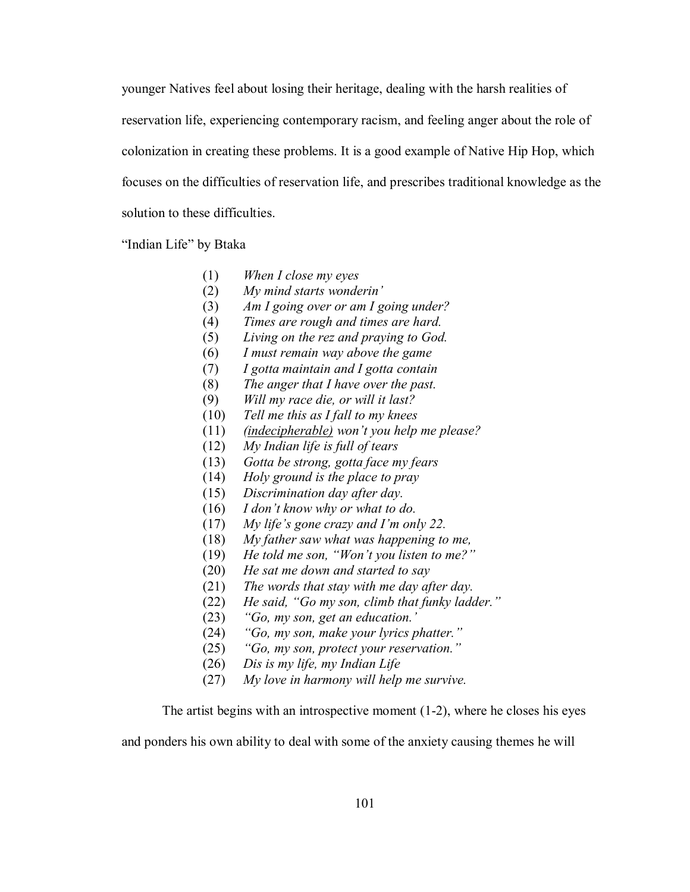younger Natives feel about losing their heritage, dealing with the harsh realities of reservation life, experiencing contemporary racism, and feeling anger about the role of colonization in creating these problems. It is a good example of Native Hip Hop, which focuses on the difficulties of reservation life, and prescribes traditional knowledge as the solution to these difficulties.

"Indian Life" by Btaka

(1) *When I close my eyes*
(2) *My mind starts wonderin'*
(3) *Am I going over or am I going under?*
(4) *Times are rough and times are hard.*
(5) *Living on the rez and praying to God.*
(6) *I must remain way above the game*
(7) *I gotta maintain and I gotta contain*
(8) *The anger that I have over the past.*
(9) *Will my race die, or will it last?*
(10) *Tell me this as I fall to my knees*
(11) *<u>(indecipherable)</u> won't you help me please?*
(12) *My Indian life is full of tears*
(13) *Gotta be strong, gotta face my fears*
(14) *Holy ground is the place to pray*
(15) *Discrimination day after day.*
(16) *I don't know why or what to do.*
(17) *My life's gone crazy and I'm only 22.*
(18) *My father saw what was happening to me,*
(19) *He told me son, "Won't you listen to me?"*
(20) *He sat me down and started to say*
(21) *The words that stay with me day after day.*
(22) *He said, "Go my son, climb that funky ladder."*
(23) *"Go, my son, get an education.'*
(24) *"Go, my son, make your lyrics phatter."*
(25) *"Go, my son, protect your reservation."*
(26) *Dis is my life, my Indian Life*
(27) *My love in harmony will help me survive.*

The artist begins with an introspective moment (1-2), where he closes his eyes and ponders his own ability to deal with some of the anxiety causing themes he will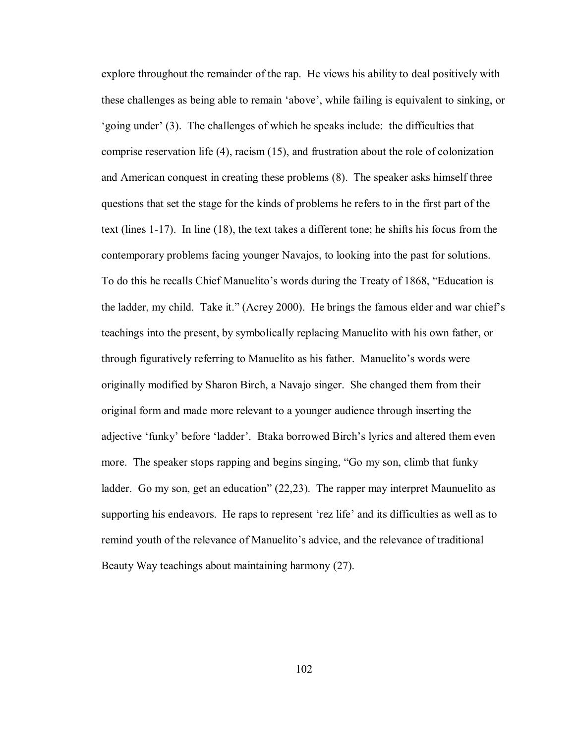explore throughout the remainder of the rap. He views his ability to deal positively with these challenges as being able to remain 'above', while failing is equivalent to sinking, or 'going under' (3). The challenges of which he speaks include: the difficulties that comprise reservation life (4), racism (15), and frustration about the role of colonization and American conquest in creating these problems (8). The speaker asks himself three questions that set the stage for the kinds of problems he refers to in the first part of the text (lines 1-17). In line (18), the text takes a different tone; he shifts his focus from the contemporary problems facing younger Navajos, to looking into the past for solutions. To do this he recalls Chief Manuelito's words during the Treaty of 1868, "Education is the ladder, my child. Take it." (Acrey 2000). He brings the famous elder and war chief's teachings into the present, by symbolically replacing Manuelito with his own father, or through figuratively referring to Manuelito as his father. Manuelito's words were originally modified by Sharon Birch, a Navajo singer. She changed them from their original form and made more relevant to a younger audience through inserting the adjective 'funky' before 'ladder'. Btaka borrowed Birch's lyrics and altered them even more. The speaker stops rapping and begins singing, "Go my son, climb that funky ladder. Go my son, get an education" (22,23). The rapper may interpret Maunuelito as supporting his endeavors. He raps to represent 'rez life' and its difficulties as well as to remind youth of the relevance of Manuelito's advice, and the relevance of traditional Beauty Way teachings about maintaining harmony (27).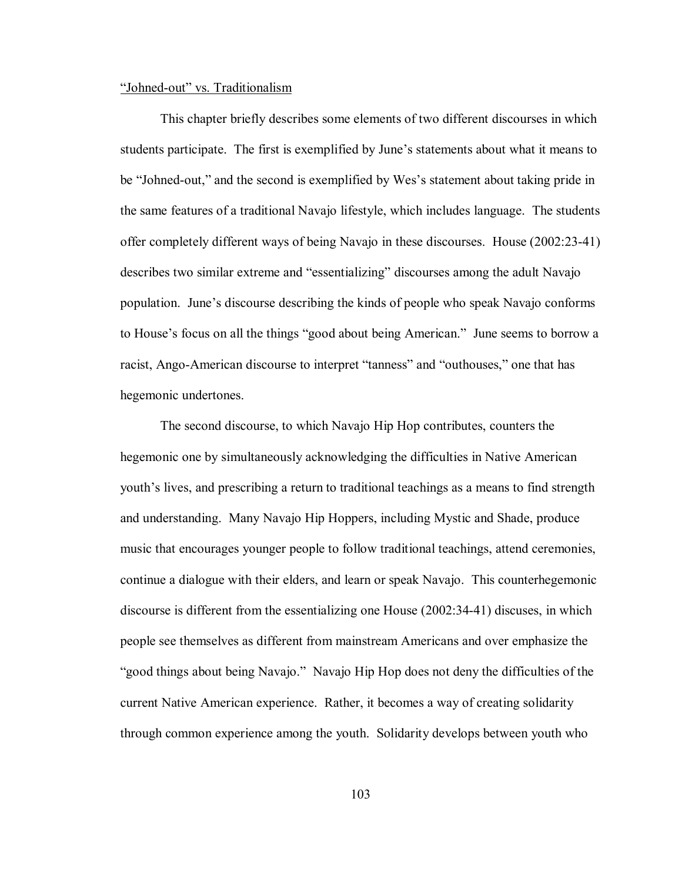<u>"Johned-out" vs. Traditionalism</u>

This chapter briefly describes some elements of two different discourses in which students participate. The first is exemplified by June's statements about what it means to be "Johned-out," and the second is exemplified by Wes's statement about taking pride in the same features of a traditional Navajo lifestyle, which includes language. The students offer completely different ways of being Navajo in these discourses. House (2002:23-41) describes two similar extreme and "essentializing" discourses among the adult Navajo population. June's discourse describing the kinds of people who speak Navajo conforms to House's focus on all the things "good about being American." June seems to borrow a racist, Ango-American discourse to interpret "tanness" and "outhouses," one that has hegemonic undertones.

The second discourse, to which Navajo Hip Hop contributes, counters the hegemonic one by simultaneously acknowledging the difficulties in Native American youth's lives, and prescribing a return to traditional teachings as a means to find strength and understanding. Many Navajo Hip Hoppers, including Mystic and Shade, produce music that encourages younger people to follow traditional teachings, attend ceremonies, continue a dialogue with their elders, and learn or speak Navajo. This counterhegemonic discourse is different from the essentializing one House (2002:34-41) discuses, in which people see themselves as different from mainstream Americans and over emphasize the "good things about being Navajo." Navajo Hip Hop does not deny the difficulties of the current Native American experience. Rather, it becomes a way of creating solidarity through common experience among the youth. Solidarity develops between youth who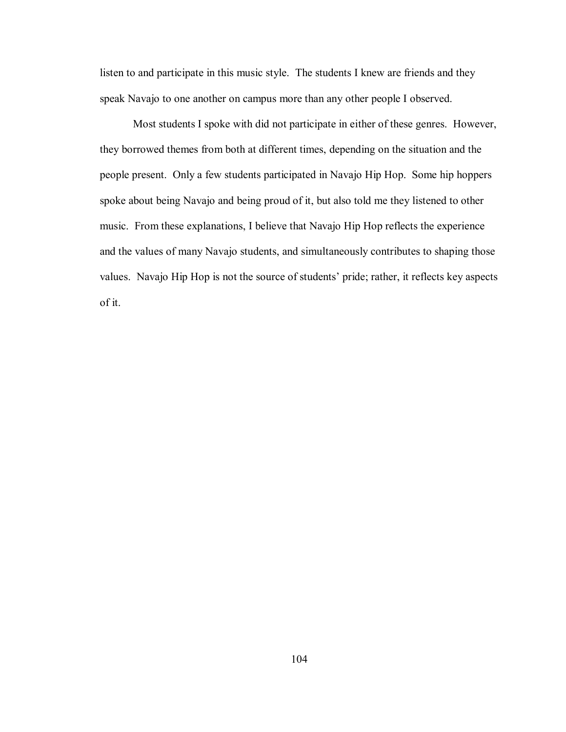listen to and participate in this music style. The students I knew are friends and they speak Navajo to one another on campus more than any other people I observed.

Most students I spoke with did not participate in either of these genres. However, they borrowed themes from both at different times, depending on the situation and the people present. Only a few students participated in Navajo Hip Hop. Some hip hoppers spoke about being Navajo and being proud of it, but also told me they listened to other music. From these explanations, I believe that Navajo Hip Hop reflects the experience and the values of many Navajo students, and simultaneously contributes to shaping those values. Navajo Hip Hop is not the source of students' pride; rather, it reflects key aspects of it.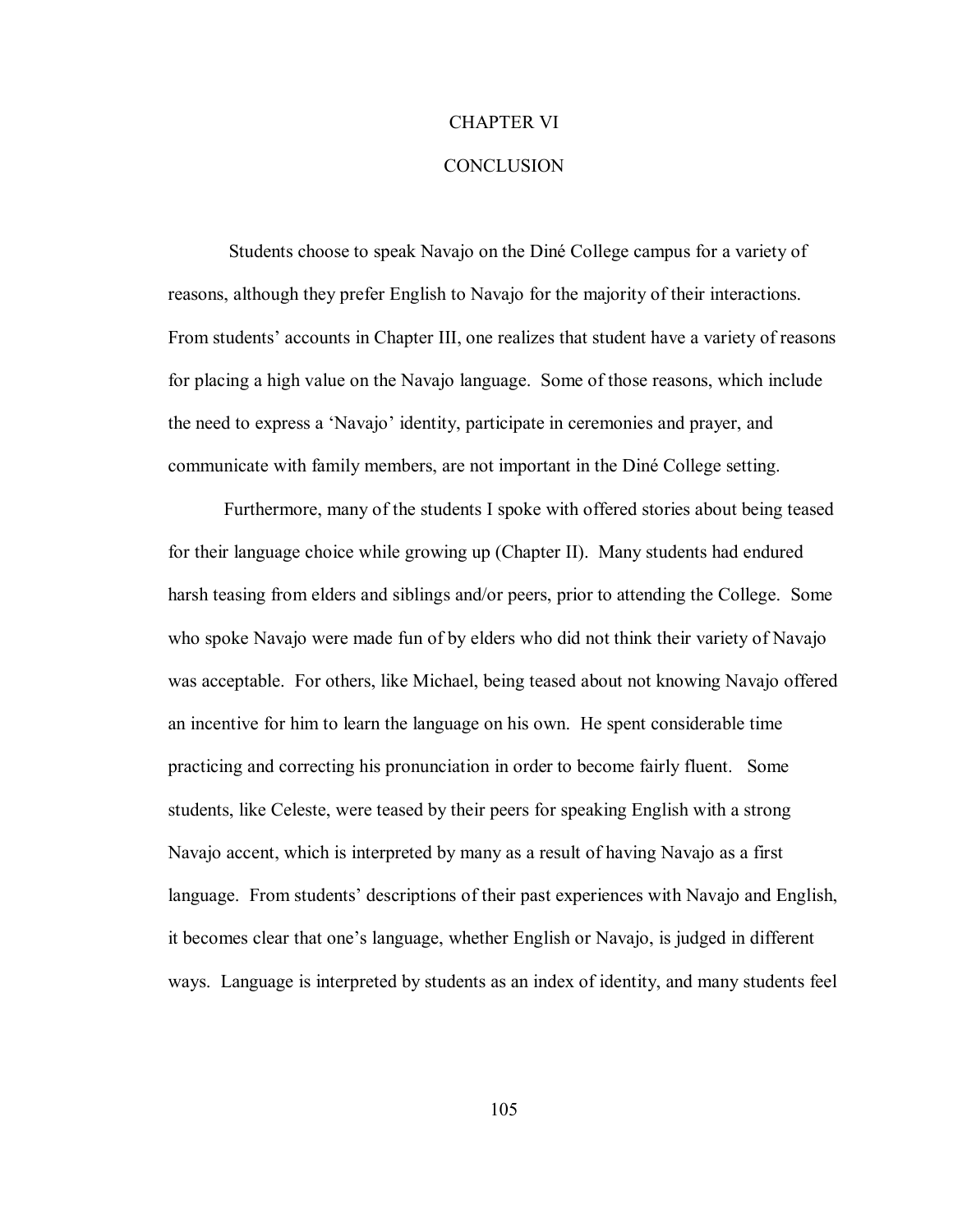# CHAPTER VI

# CONCLUSION

Students choose to speak Navajo on the Diné College campus for a variety of reasons, although they prefer English to Navajo for the majority of their interactions. From students' accounts in Chapter III, one realizes that student have a variety of reasons for placing a high value on the Navajo language. Some of those reasons, which include the need to express a 'Navajo' identity, participate in ceremonies and prayer, and communicate with family members, are not important in the Diné College setting.

Furthermore, many of the students I spoke with offered stories about being teased for their language choice while growing up (Chapter II). Many students had endured harsh teasing from elders and siblings and/or peers, prior to attending the College. Some who spoke Navajo were made fun of by elders who did not think their variety of Navajo was acceptable. For others, like Michael, being teased about not knowing Navajo offered an incentive for him to learn the language on his own. He spent considerable time practicing and correcting his pronunciation in order to become fairly fluent. Some students, like Celeste, were teased by their peers for speaking English with a strong Navajo accent, which is interpreted by many as a result of having Navajo as a first language. From students' descriptions of their past experiences with Navajo and English, it becomes clear that one's language, whether English or Navajo, is judged in different ways. Language is interpreted by students as an index of identity, and many students feel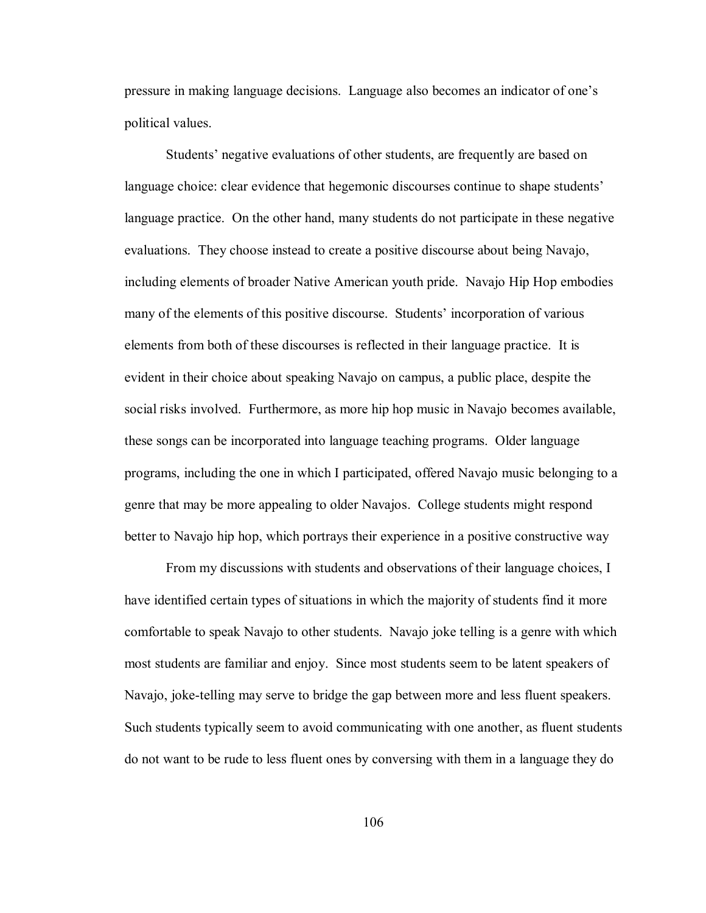pressure in making language decisions. Language also becomes an indicator of one's political values.

Students' negative evaluations of other students, are frequently are based on language choice: clear evidence that hegemonic discourses continue to shape students' language practice. On the other hand, many students do not participate in these negative evaluations. They choose instead to create a positive discourse about being Navajo, including elements of broader Native American youth pride. Navajo Hip Hop embodies many of the elements of this positive discourse. Students' incorporation of various elements from both of these discourses is reflected in their language practice. It is evident in their choice about speaking Navajo on campus, a public place, despite the social risks involved. Furthermore, as more hip hop music in Navajo becomes available, these songs can be incorporated into language teaching programs. Older language programs, including the one in which I participated, offered Navajo music belonging to a genre that may be more appealing to older Navajos. College students might respond better to Navajo hip hop, which portrays their experience in a positive constructive way

From my discussions with students and observations of their language choices, I have identified certain types of situations in which the majority of students find it more comfortable to speak Navajo to other students. Navajo joke telling is a genre with which most students are familiar and enjoy. Since most students seem to be latent speakers of Navajo, joke-telling may serve to bridge the gap between more and less fluent speakers. Such students typically seem to avoid communicating with one another, as fluent students do not want to be rude to less fluent ones by conversing with them in a language they do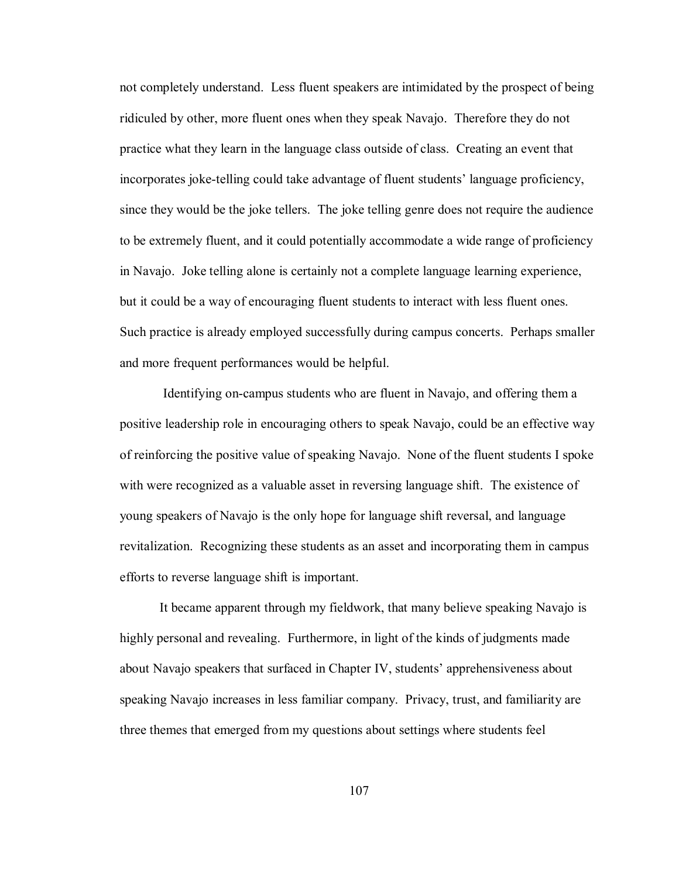not completely understand. Less fluent speakers are intimidated by the prospect of being ridiculed by other, more fluent ones when they speak Navajo. Therefore they do not practice what they learn in the language class outside of class. Creating an event that incorporates joke-telling could take advantage of fluent students' language proficiency, since they would be the joke tellers. The joke telling genre does not require the audience to be extremely fluent, and it could potentially accommodate a wide range of proficiency in Navajo. Joke telling alone is certainly not a complete language learning experience, but it could be a way of encouraging fluent students to interact with less fluent ones. Such practice is already employed successfully during campus concerts. Perhaps smaller and more frequent performances would be helpful.

Identifying on-campus students who are fluent in Navajo, and offering them a positive leadership role in encouraging others to speak Navajo, could be an effective way of reinforcing the positive value of speaking Navajo. None of the fluent students I spoke with were recognized as a valuable asset in reversing language shift. The existence of young speakers of Navajo is the only hope for language shift reversal, and language revitalization. Recognizing these students as an asset and incorporating them in campus efforts to reverse language shift is important.

It became apparent through my fieldwork, that many believe speaking Navajo is highly personal and revealing. Furthermore, in light of the kinds of judgments made about Navajo speakers that surfaced in Chapter IV, students' apprehensiveness about speaking Navajo increases in less familiar company. Privacy, trust, and familiarity are three themes that emerged from my questions about settings where students feel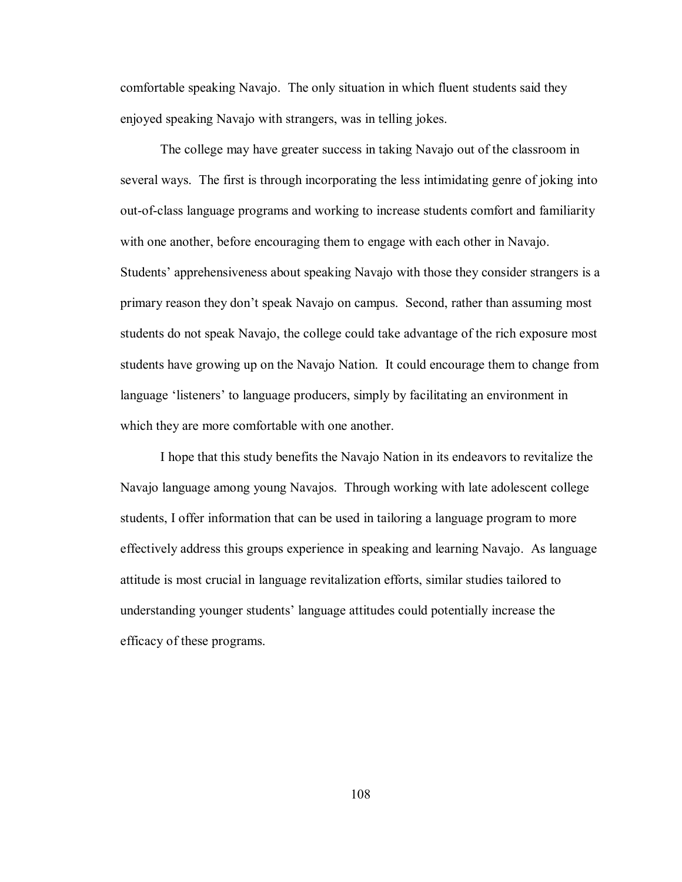comfortable speaking Navajo. The only situation in which fluent students said they enjoyed speaking Navajo with strangers, was in telling jokes.

The college may have greater success in taking Navajo out of the classroom in several ways. The first is through incorporating the less intimidating genre of joking into out-of-class language programs and working to increase students comfort and familiarity with one another, before encouraging them to engage with each other in Navajo. Students' apprehensiveness about speaking Navajo with those they consider strangers is a primary reason they don't speak Navajo on campus. Second, rather than assuming most students do not speak Navajo, the college could take advantage of the rich exposure most students have growing up on the Navajo Nation. It could encourage them to change from language 'listeners' to language producers, simply by facilitating an environment in which they are more comfortable with one another.

I hope that this study benefits the Navajo Nation in its endeavors to revitalize the Navajo language among young Navajos. Through working with late adolescent college students, I offer information that can be used in tailoring a language program to more effectively address this groups experience in speaking and learning Navajo. As language attitude is most crucial in language revitalization efforts, similar studies tailored to understanding younger students' language attitudes could potentially increase the efficacy of these programs.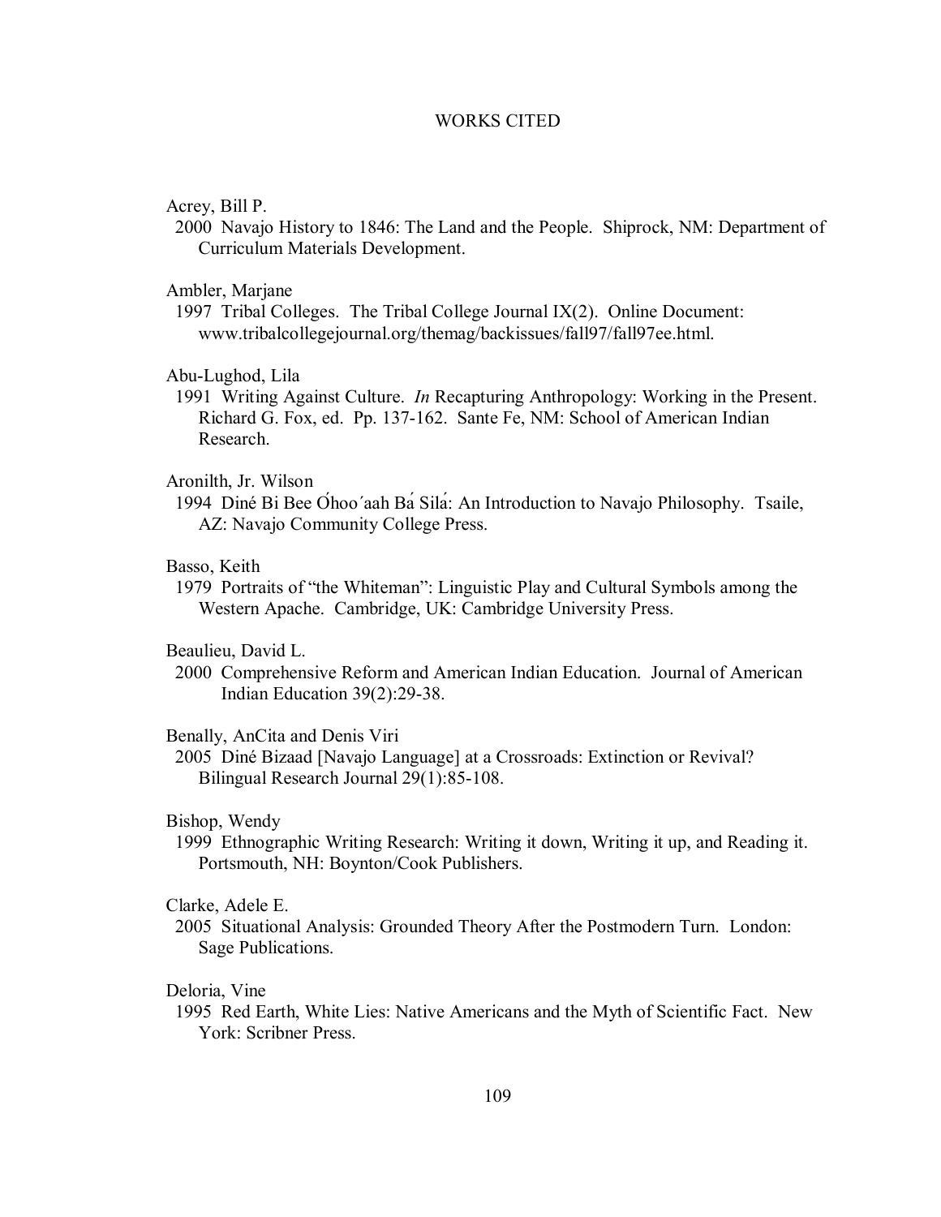# WORKS CITED

Acrey, Bill P.
2000 Navajo History to 1846: The Land and the People. Shiprock, NM: Department of Curriculum Materials Development.

Ambler, Marjane
1997 Tribal Colleges. The Tribal College Journal IX(2). Online Document: www.tribalcollegejournal.org/themag/backissues/fall97/fall97ee.html.

Abu-Lughod, Lila
1991 Writing Against Culture. *In* Recapturing Anthropology: Working in the Present. Richard G. Fox, ed. Pp. 137-162. Sante Fe, NM: School of American Indian Research.

Aronilth, Jr. Wilson
1994 Diné Bi Bee Óhoo´aah Bá Silá: An Introduction to Navajo Philosophy. Tsaile, AZ: Navajo Community College Press.

Basso, Keith
1979 Portraits of "the Whiteman": Linguistic Play and Cultural Symbols among the Western Apache. Cambridge, UK: Cambridge University Press.

Beaulieu, David L.
2000 Comprehensive Reform and American Indian Education. Journal of American Indian Education 39(2):29-38.

Benally, AnCita and Denis Viri
2005 Diné Bizaad [Navajo Language] at a Crossroads: Extinction or Revival? Bilingual Research Journal 29(1):85-108.

Bishop, Wendy
1999 Ethnographic Writing Research: Writing it down, Writing it up, and Reading it. Portsmouth, NH: Boynton/Cook Publishers.

Clarke, Adele E.
2005 Situational Analysis: Grounded Theory After the Postmodern Turn. London: Sage Publications.

Deloria, Vine
1995 Red Earth, White Lies: Native Americans and the Myth of Scientific Fact. New York: Scribner Press.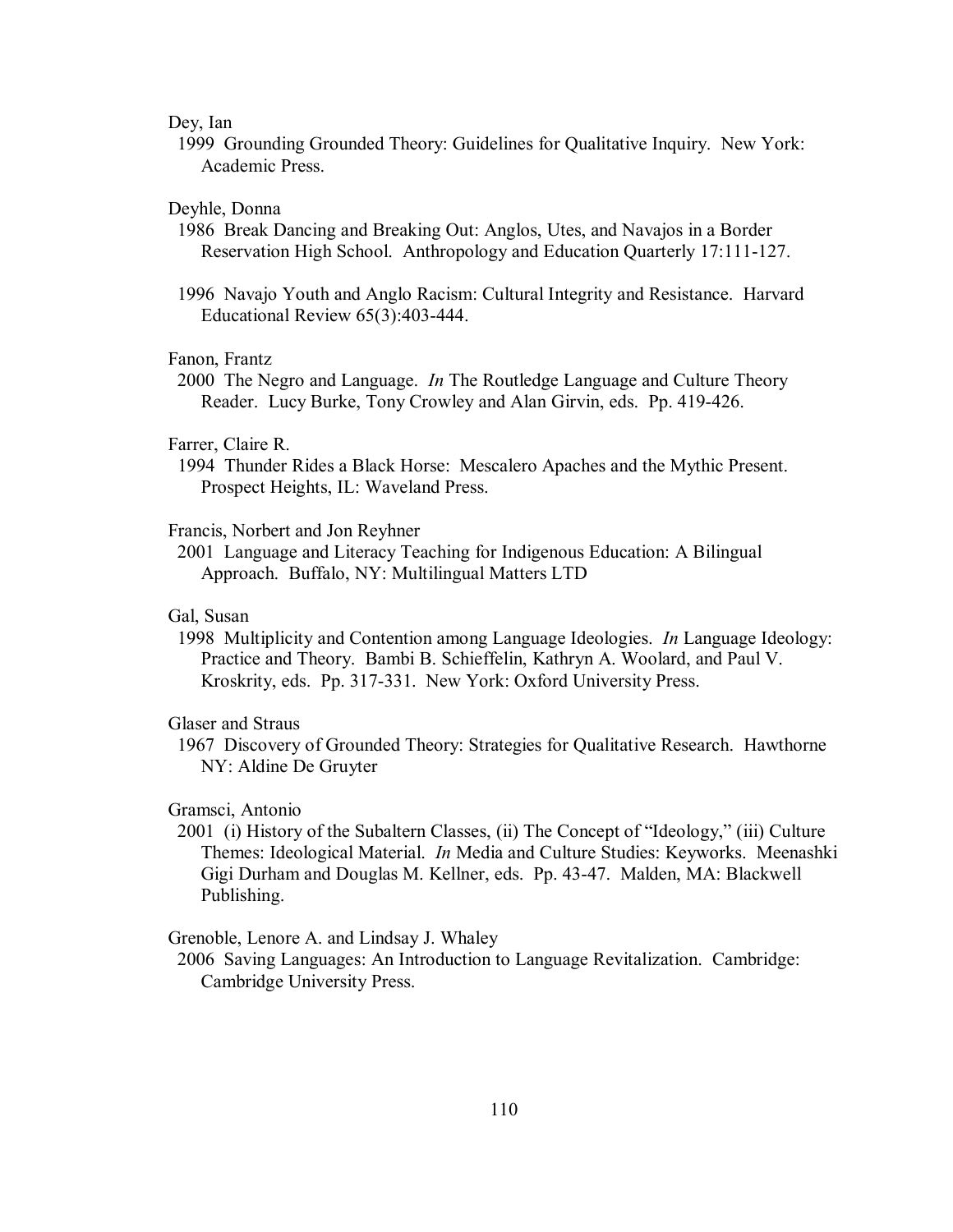Dey, Ian

1999 Grounding Grounded Theory: Guidelines for Qualitative Inquiry. New York: Academic Press.

Deyhle, Donna

1986 Break Dancing and Breaking Out: Anglos, Utes, and Navajos in a Border Reservation High School. Anthropology and Education Quarterly 17:111-127.

1996 Navajo Youth and Anglo Racism: Cultural Integrity and Resistance. Harvard Educational Review 65(3):403-444.

Fanon, Frantz

2000 The Negro and Language. *In* The Routledge Language and Culture Theory Reader. Lucy Burke, Tony Crowley and Alan Girvin, eds. Pp. 419-426.

Farrer, Claire R.

1994 Thunder Rides a Black Horse: Mescalero Apaches and the Mythic Present. Prospect Heights, IL: Waveland Press.

Francis, Norbert and Jon Reyhner

2001 Language and Literacy Teaching for Indigenous Education: A Bilingual Approach. Buffalo, NY: Multilingual Matters LTD

Gal, Susan

1998 Multiplicity and Contention among Language Ideologies. *In* Language Ideology: Practice and Theory. Bambi B. Schieffelin, Kathryn A. Woolard, and Paul V. Kroskrity, eds. Pp. 317-331. New York: Oxford University Press.

Glaser and Straus

1967 Discovery of Grounded Theory: Strategies for Qualitative Research. Hawthorne NY: Aldine De Gruyter

Gramsci, Antonio

2001 (i) History of the Subaltern Classes, (ii) The Concept of "Ideology," (iii) Culture Themes: Ideological Material. *In* Media and Culture Studies: Keyworks. Meenashki Gigi Durham and Douglas M. Kellner, eds. Pp. 43-47. Malden, MA: Blackwell Publishing.

Grenoble, Lenore A. and Lindsay J. Whaley

2006 Saving Languages: An Introduction to Language Revitalization. Cambridge: Cambridge University Press.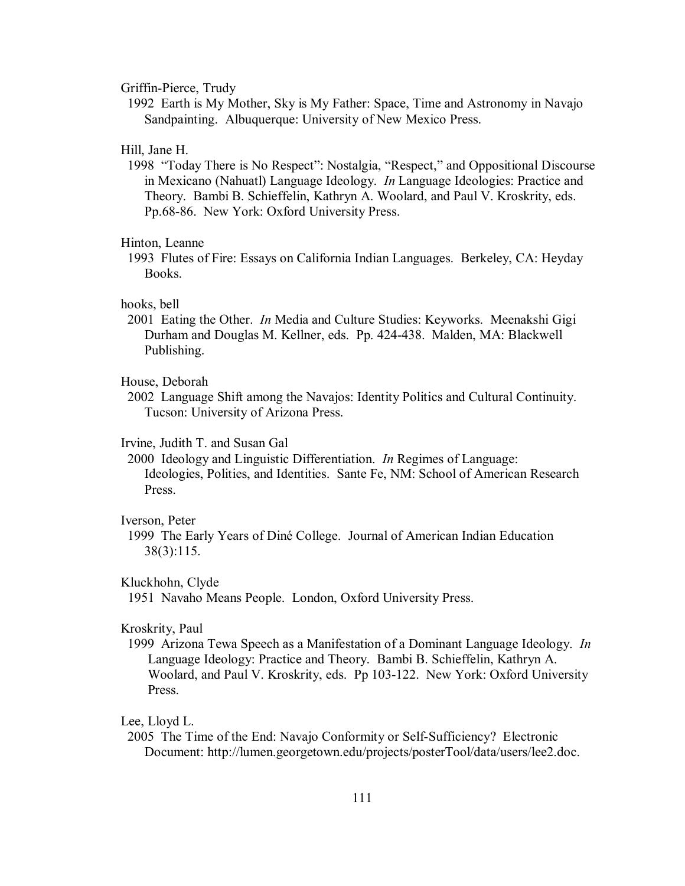Griffin-Pierce, Trudy

1992 Earth is My Mother, Sky is My Father: Space, Time and Astronomy in Navajo Sandpainting. Albuquerque: University of New Mexico Press.

Hill, Jane H.

1998 "Today There is No Respect": Nostalgia, "Respect," and Oppositional Discourse in Mexicano (Nahuatl) Language Ideology. *In* Language Ideologies: Practice and Theory. Bambi B. Schieffelin, Kathryn A. Woolard, and Paul V. Kroskrity, eds. Pp.68-86. New York: Oxford University Press.

Hinton, Leanne

1993 Flutes of Fire: Essays on California Indian Languages. Berkeley, CA: Heyday Books.

hooks, bell

2001 Eating the Other. *In* Media and Culture Studies: Keyworks. Meenakshi Gigi Durham and Douglas M. Kellner, eds. Pp. 424-438. Malden, MA: Blackwell Publishing.

House, Deborah

2002 Language Shift among the Navajos: Identity Politics and Cultural Continuity. Tucson: University of Arizona Press.

Irvine, Judith T. and Susan Gal

2000 Ideology and Linguistic Differentiation. *In* Regimes of Language: Ideologies, Polities, and Identities. Sante Fe, NM: School of American Research Press.

Iverson, Peter

1999 The Early Years of Diné College. Journal of American Indian Education 38(3):115.

Kluckhohn, Clyde

1951 Navaho Means People. London, Oxford University Press.

Kroskrity, Paul

1999 Arizona Tewa Speech as a Manifestation of a Dominant Language Ideology. *In* Language Ideology: Practice and Theory. Bambi B. Schieffelin, Kathryn A. Woolard, and Paul V. Kroskrity, eds. Pp 103-122. New York: Oxford University Press.

Lee, Lloyd L.

2005 The Time of the End: Navajo Conformity or Self-Sufficiency? Electronic Document: http://lumen.georgetown.edu/projects/posterTool/data/users/lee2.doc.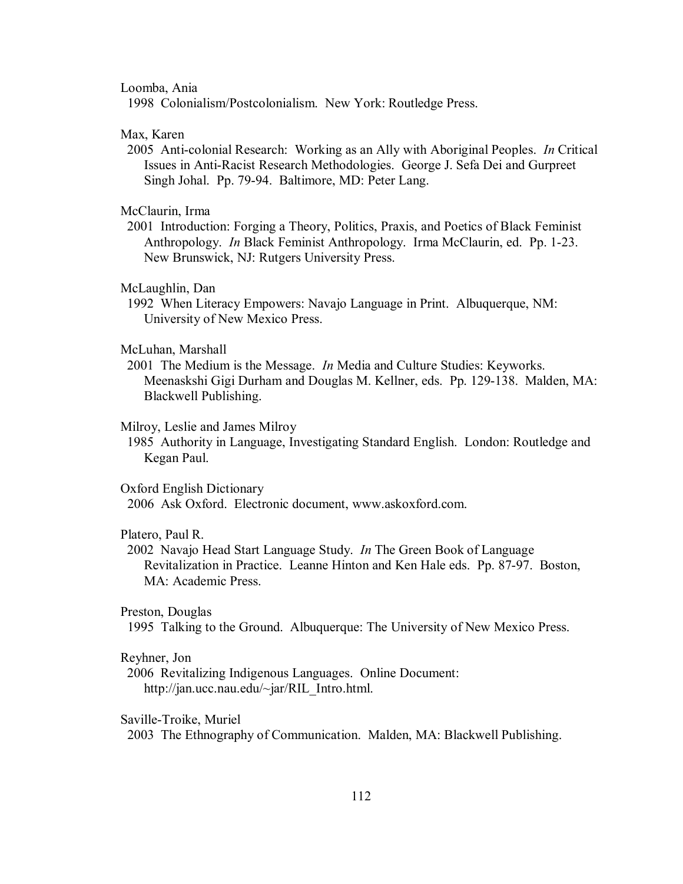Loomba, Ania
1998 Colonialism/Postcolonialism. New York: Routledge Press.

Max, Karen
2005 Anti-colonial Research: Working as an Ally with Aboriginal Peoples. *In* Critical Issues in Anti-Racist Research Methodologies. George J. Sefa Dei and Gurpreet Singh Johal. Pp. 79-94. Baltimore, MD: Peter Lang.

McClaurin, Irma
2001 Introduction: Forging a Theory, Politics, Praxis, and Poetics of Black Feminist Anthropology. *In* Black Feminist Anthropology. Irma McClaurin, ed. Pp. 1-23. New Brunswick, NJ: Rutgers University Press.

McLaughlin, Dan
1992 When Literacy Empowers: Navajo Language in Print. Albuquerque, NM: University of New Mexico Press.

McLuhan, Marshall
2001 The Medium is the Message. *In* Media and Culture Studies: Keyworks. Meenaskshi Gigi Durham and Douglas M. Kellner, eds. Pp. 129-138. Malden, MA: Blackwell Publishing.

Milroy, Leslie and James Milroy
1985 Authority in Language, Investigating Standard English. London: Routledge and Kegan Paul.

Oxford English Dictionary
2006 Ask Oxford. Electronic document, www.askoxford.com.

Platero, Paul R.
2002 Navajo Head Start Language Study. *In* The Green Book of Language Revitalization in Practice. Leanne Hinton and Ken Hale eds. Pp. 87-97. Boston, MA: Academic Press.

Preston, Douglas
1995 Talking to the Ground. Albuquerque: The University of New Mexico Press.

Reyhner, Jon
2006 Revitalizing Indigenous Languages. Online Document: http://jan.ucc.nau.edu/~jar/RIL_Intro.html.

Saville-Troike, Muriel
2003 The Ethnography of Communication. Malden, MA: Blackwell Publishing.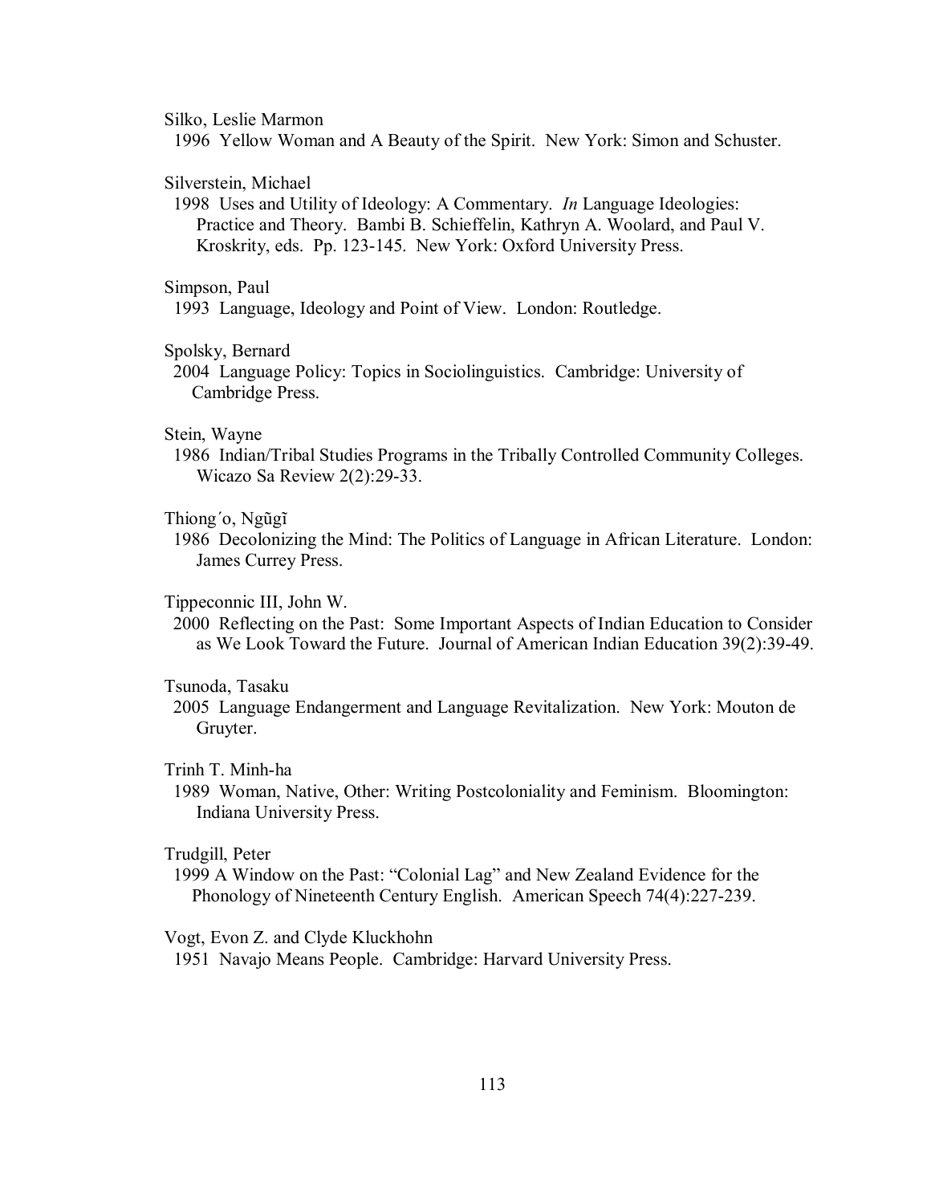Silko, Leslie Marmon

1996 Yellow Woman and A Beauty of the Spirit. New York: Simon and Schuster.

Silverstein, Michael

1998 Uses and Utility of Ideology: A Commentary. *In* Language Ideologies: Practice and Theory. Bambi B. Schieffelin, Kathryn A. Woolard, and Paul V. Kroskrity, eds. Pp. 123-145. New York: Oxford University Press.

Simpson, Paul

1993 Language, Ideology and Point of View. London: Routledge.

Spolsky, Bernard

2004 Language Policy: Topics in Sociolinguistics. Cambridge: University of Cambridge Press.

Stein, Wayne

1986 Indian/Tribal Studies Programs in the Tribally Controlled Community Colleges. Wicazo Sa Review 2(2):29-33.

Thiong´o, Ngũgĩ

1986 Decolonizing the Mind: The Politics of Language in African Literature. London: James Currey Press.

Tippeconnic III, John W.

2000 Reflecting on the Past: Some Important Aspects of Indian Education to Consider as We Look Toward the Future. Journal of American Indian Education 39(2):39-49.

Tsunoda, Tasaku

2005 Language Endangerment and Language Revitalization. New York: Mouton de Gruyter.

Trinh T. Minh-ha

1989 Woman, Native, Other: Writing Postcoloniality and Feminism. Bloomington: Indiana University Press.

Trudgill, Peter

1999 A Window on the Past: "Colonial Lag" and New Zealand Evidence for the Phonology of Nineteenth Century English. American Speech 74(4):227-239.

Vogt, Evon Z. and Clyde Kluckhohn

1951 Navajo Means People. Cambridge: Harvard University Press.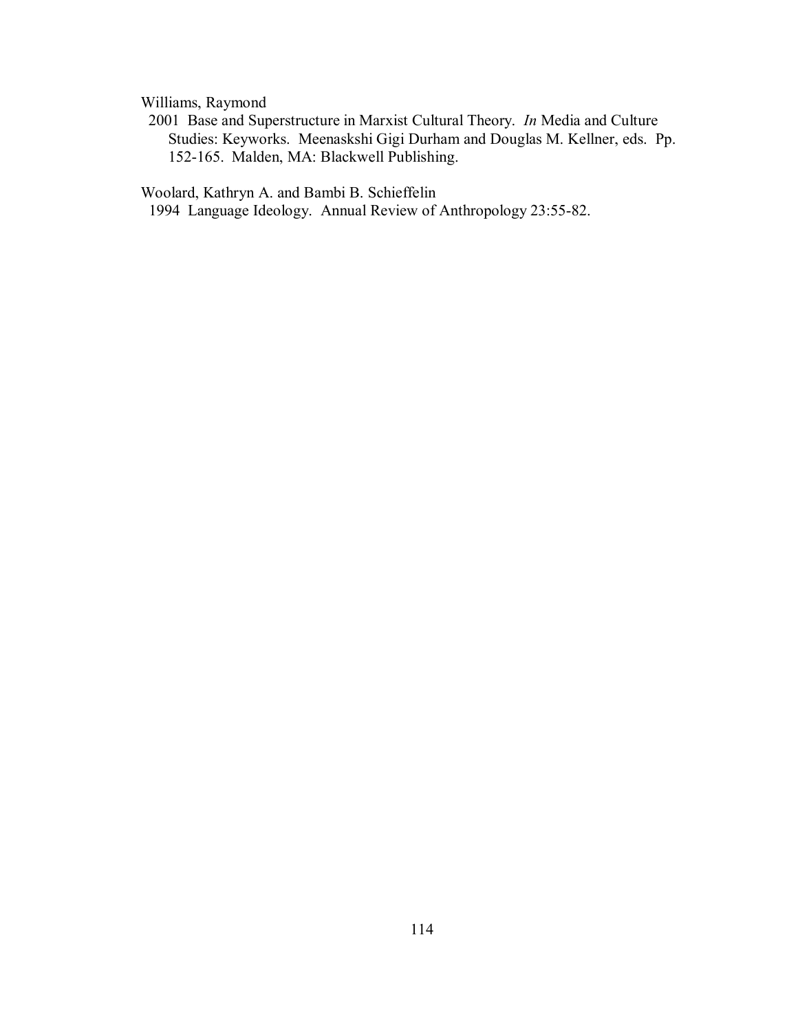Williams, Raymond

2001 Base and Superstructure in Marxist Cultural Theory. *In* Media and Culture Studies: Keyworks. Meenaskshi Gigi Durham and Douglas M. Kellner, eds. Pp. 152-165. Malden, MA: Blackwell Publishing.

Woolard, Kathryn A. and Bambi B. Schieffelin

1994 Language Ideology. Annual Review of Anthropology 23:55-82.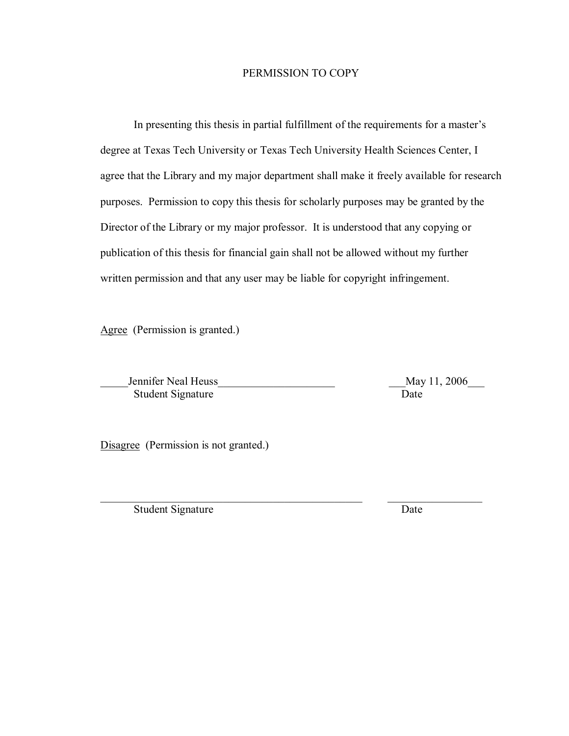# PERMISSION TO COPY

In presenting this thesis in partial fulfillment of the requirements for a master's degree at Texas Tech University or Texas Tech University Health Sciences Center, I agree that the Library and my major department shall make it freely available for research purposes. Permission to copy this thesis for scholarly purposes may be granted by the Director of the Library or my major professor. It is understood that any copying or publication of this thesis for financial gain shall not be allowed without my further written permission and that any user may be liable for copyright infringement.

Agree (Permission is granted.)

_____Jennifer Neal Heuss_____________________ ___May 11, 2006___

Student Signature Date

Disagree (Permission is not granted.)

_______________________________________________ _________________

Student Signature Date